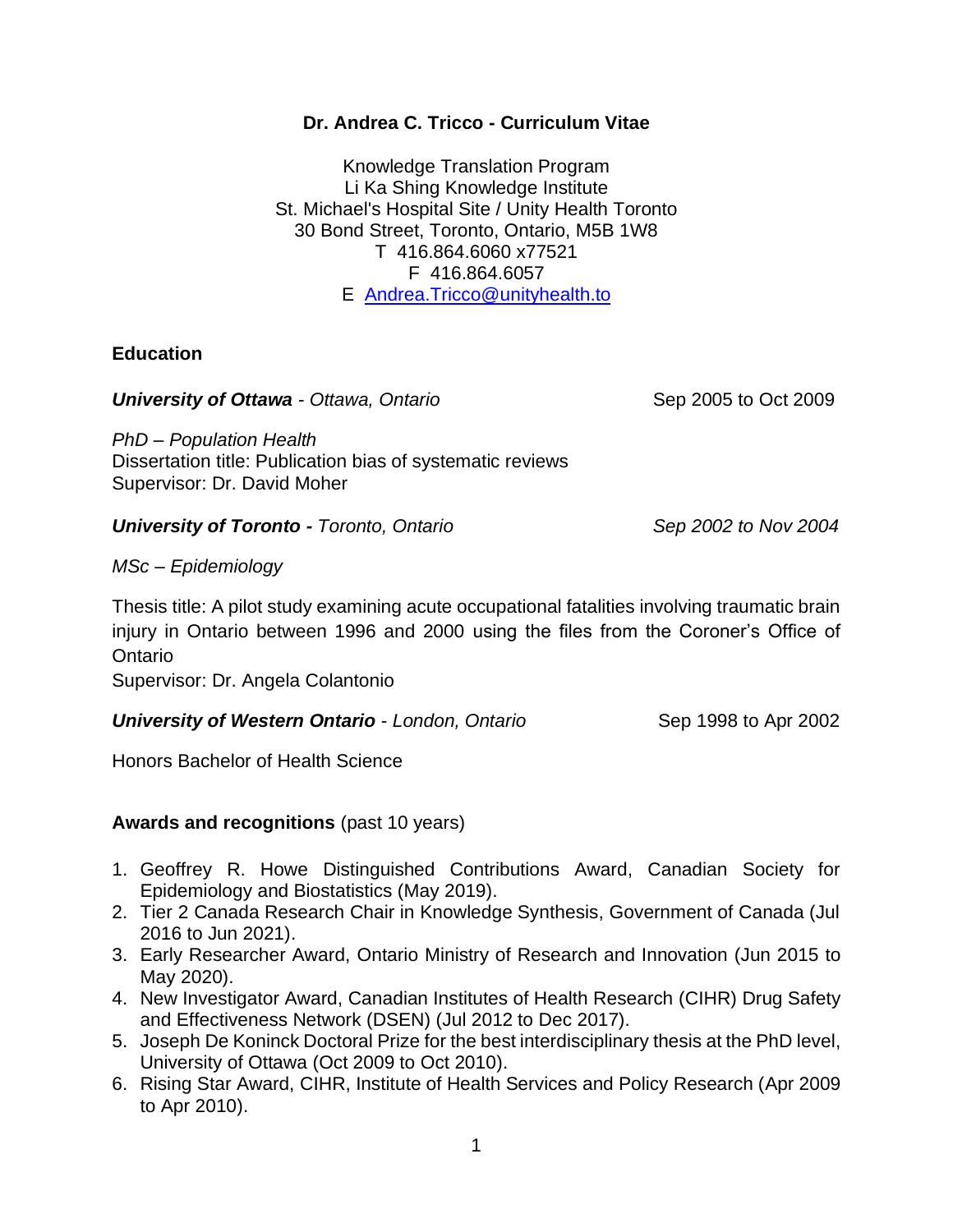# Dr. Andrea C. Tricco - Curriculum Vitae

Knowledge Translation Program
Li Ka Shing Knowledge Institute
St. Michael's Hospital Site / Unity Health Toronto
30 Bond Street, Toronto, Ontario, M5B 1W8
T 416.864.6060 x77521
F 416.864.6057
E Andrea.Tricco@unityhealth.to

## Education

***University of Ottawa*** *- Ottawa, Ontario* — Sep 2005 to Oct 2009

*PhD – Population Health*
Dissertation title: Publication bias of systematic reviews
Supervisor: Dr. David Moher

***University of Toronto*** ***-*** *Toronto, Ontario* — *Sep 2002 to Nov 2004*

*MSc – Epidemiology*

Thesis title: A pilot study examining acute occupational fatalities involving traumatic brain injury in Ontario between 1996 and 2000 using the files from the Coroner's Office of Ontario
Supervisor: Dr. Angela Colantonio

***University of Western Ontario*** *- London, Ontario* — Sep 1998 to Apr 2002

Honors Bachelor of Health Science

## Awards and recognitions (past 10 years)

1. Geoffrey R. Howe Distinguished Contributions Award, Canadian Society for Epidemiology and Biostatistics (May 2019).
2. Tier 2 Canada Research Chair in Knowledge Synthesis, Government of Canada (Jul 2016 to Jun 2021).
3. Early Researcher Award, Ontario Ministry of Research and Innovation (Jun 2015 to May 2020).
4. New Investigator Award, Canadian Institutes of Health Research (CIHR) Drug Safety and Effectiveness Network (DSEN) (Jul 2012 to Dec 2017).
5. Joseph De Koninck Doctoral Prize for the best interdisciplinary thesis at the PhD level, University of Ottawa (Oct 2009 to Oct 2010).
6. Rising Star Award, CIHR, Institute of Health Services and Policy Research (Apr 2009 to Apr 2010).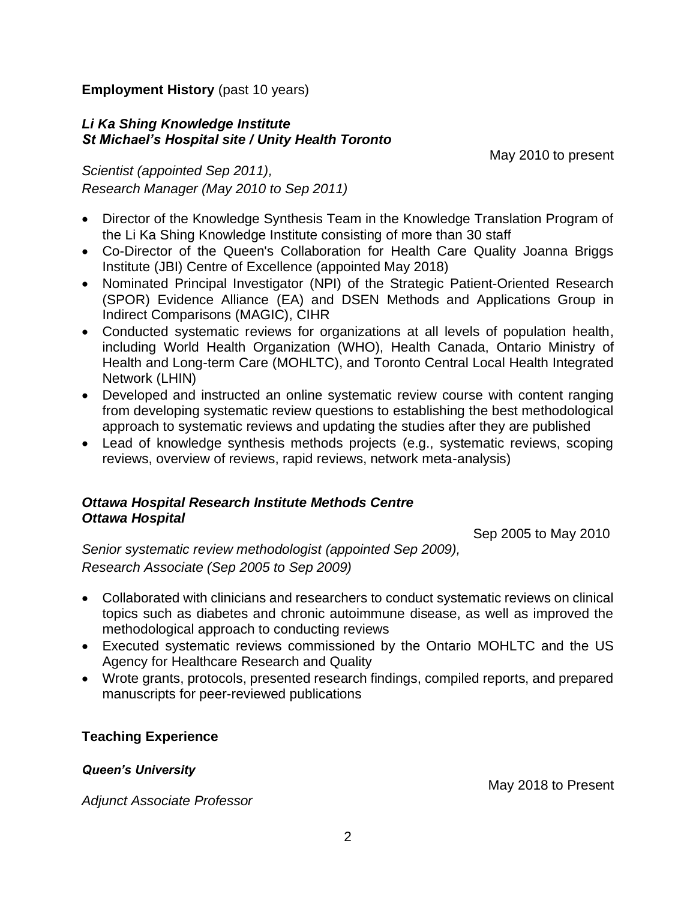## Employment History (past 10 years)

***Li Ka Shing Knowledge Institute***
***St Michael's Hospital site / Unity Health Toronto***

May 2010 to present

*Scientist (appointed Sep 2011),*
*Research Manager (May 2010 to Sep 2011)*

- Director of the Knowledge Synthesis Team in the Knowledge Translation Program of the Li Ka Shing Knowledge Institute consisting of more than 30 staff
- Co-Director of the Queen's Collaboration for Health Care Quality Joanna Briggs Institute (JBI) Centre of Excellence (appointed May 2018)
- Nominated Principal Investigator (NPI) of the Strategic Patient-Oriented Research (SPOR) Evidence Alliance (EA) and DSEN Methods and Applications Group in Indirect Comparisons (MAGIC), CIHR
- Conducted systematic reviews for organizations at all levels of population health, including World Health Organization (WHO), Health Canada, Ontario Ministry of Health and Long-term Care (MOHLTC), and Toronto Central Local Health Integrated Network (LHIN)
- Developed and instructed an online systematic review course with content ranging from developing systematic review questions to establishing the best methodological approach to systematic reviews and updating the studies after they are published
- Lead of knowledge synthesis methods projects (e.g., systematic reviews, scoping reviews, overview of reviews, rapid reviews, network meta-analysis)

***Ottawa Hospital Research Institute Methods Centre***
***Ottawa Hospital***

Sep 2005 to May 2010

*Senior systematic review methodologist (appointed Sep 2009),*
*Research Associate (Sep 2005 to Sep 2009)*

- Collaborated with clinicians and researchers to conduct systematic reviews on clinical topics such as diabetes and chronic autoimmune disease, as well as improved the methodological approach to conducting reviews
- Executed systematic reviews commissioned by the Ontario MOHLTC and the US Agency for Healthcare Research and Quality
- Wrote grants, protocols, presented research findings, compiled reports, and prepared manuscripts for peer-reviewed publications

## Teaching Experience

***Queen's University***

May 2018 to Present

*Adjunct Associate Professor*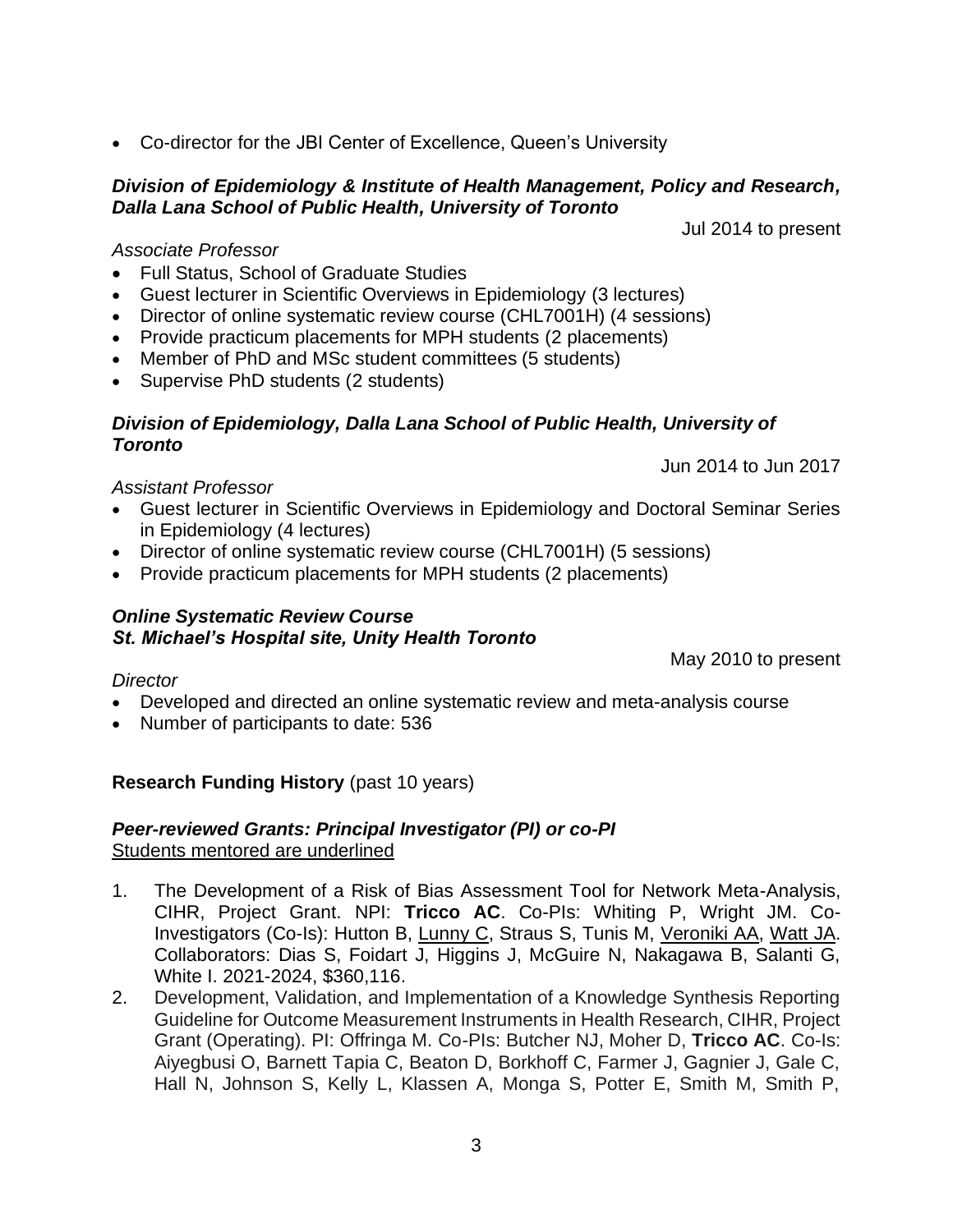- Co-director for the JBI Center of Excellence, Queen's University

***Division of Epidemiology & Institute of Health Management, Policy and Research, Dalla Lana School of Public Health, University of Toronto***

Jul 2014 to present

*Associate Professor*

- Full Status, School of Graduate Studies
- Guest lecturer in Scientific Overviews in Epidemiology (3 lectures)
- Director of online systematic review course (CHL7001H) (4 sessions)
- Provide practicum placements for MPH students (2 placements)
- Member of PhD and MSc student committees (5 students)
- Supervise PhD students (2 students)

***Division of Epidemiology, Dalla Lana School of Public Health, University of Toronto***

Jun 2014 to Jun 2017

*Assistant Professor*

- Guest lecturer in Scientific Overviews in Epidemiology and Doctoral Seminar Series in Epidemiology (4 lectures)
- Director of online systematic review course (CHL7001H) (5 sessions)
- Provide practicum placements for MPH students (2 placements)

***Online Systematic Review Course***
***St. Michael's Hospital site, Unity Health Toronto***

May 2010 to present

*Director*

- Developed and directed an online systematic review and meta-analysis course
- Number of participants to date: 536

**Research Funding History** (past 10 years)

***Peer-reviewed Grants: Principal Investigator (PI) or co-PI***
<u>Students mentored are underlined</u>

1. The Development of a Risk of Bias Assessment Tool for Network Meta-Analysis, CIHR, Project Grant. NPI: **Tricco AC**. Co-PIs: Whiting P, Wright JM. Co-Investigators (Co-Is): Hutton B, <u>Lunny C</u>, Straus S, Tunis M, <u>Veroniki AA</u>, <u>Watt JA</u>. Collaborators: Dias S, Foidart J, Higgins J, McGuire N, Nakagawa B, Salanti G, White I. 2021-2024, $360,116.
2. Development, Validation, and Implementation of a Knowledge Synthesis Reporting Guideline for Outcome Measurement Instruments in Health Research, CIHR, Project Grant (Operating). PI: Offringa M. Co-PIs: Butcher NJ, Moher D, **Tricco AC**. Co-Is: Aiyegbusi O, Barnett Tapia C, Beaton D, Borkhoff C, Farmer J, Gagnier J, Gale C, Hall N, Johnson S, Kelly L, Klassen A, Monga S, Potter E, Smith M, Smith P,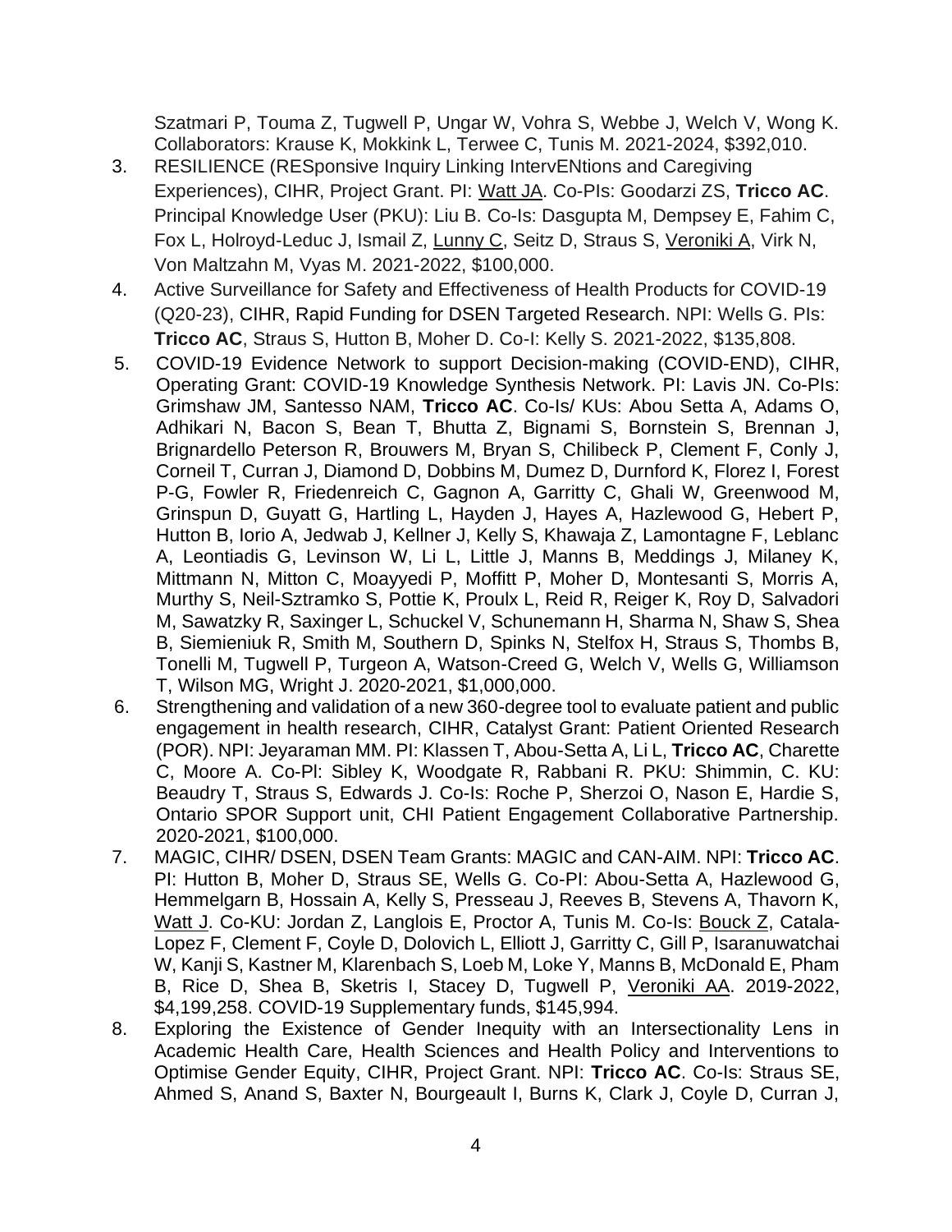Szatmari P, Touma Z, Tugwell P, Ungar W, Vohra S, Webbe J, Welch V, Wong K. Collaborators: Krause K, Mokkink L, Terwee C, Tunis M. 2021-2024, $392,010.

3. RESILIENCE (RESponsive Inquiry Linking IntervENtions and Caregiving Experiences), CIHR, Project Grant. PI: Watt JA. Co-PIs: Goodarzi ZS, **Tricco AC**. Principal Knowledge User (PKU): Liu B. Co-Is: Dasgupta M, Dempsey E, Fahim C, Fox L, Holroyd-Leduc J, Ismail Z, Lunny C, Seitz D, Straus S, Veroniki A, Virk N, Von Maltzahn M, Vyas M. 2021-2022, $100,000.
4. Active Surveillance for Safety and Effectiveness of Health Products for COVID-19 (Q20-23), CIHR, Rapid Funding for DSEN Targeted Research. NPI: Wells G. PIs: **Tricco AC**, Straus S, Hutton B, Moher D. Co-I: Kelly S. 2021-2022, $135,808.
5. COVID-19 Evidence Network to support Decision-making (COVID-END), CIHR, Operating Grant: COVID-19 Knowledge Synthesis Network. PI: Lavis JN. Co-PIs: Grimshaw JM, Santesso NAM, **Tricco AC**. Co-Is/ KUs: Abou Setta A, Adams O, Adhikari N, Bacon S, Bean T, Bhutta Z, Bignami S, Bornstein S, Brennan J, Brignardello Peterson R, Brouwers M, Bryan S, Chilibeck P, Clement F, Conly J, Corneil T, Curran J, Diamond D, Dobbins M, Dumez D, Durnford K, Florez I, Forest P-G, Fowler R, Friedenreich C, Gagnon A, Garritty C, Ghali W, Greenwood M, Grinspun D, Guyatt G, Hartling L, Hayden J, Hayes A, Hazlewood G, Hebert P, Hutton B, Iorio A, Jedwab J, Kellner J, Kelly S, Khawaja Z, Lamontagne F, Leblanc A, Leontiadis G, Levinson W, Li L, Little J, Manns B, Meddings J, Milaney K, Mittmann N, Mitton C, Moayyedi P, Moffitt P, Moher D, Montesanti S, Morris A, Murthy S, Neil-Sztramko S, Pottie K, Proulx L, Reid R, Reiger K, Roy D, Salvadori M, Sawatzky R, Saxinger L, Schuckel V, Schunemann H, Sharma N, Shaw S, Shea B, Siemieniuk R, Smith M, Southern D, Spinks N, Stelfox H, Straus S, Thombs B, Tonelli M, Tugwell P, Turgeon A, Watson-Creed G, Welch V, Wells G, Williamson T, Wilson MG, Wright J. 2020-2021, $1,000,000.
6. Strengthening and validation of a new 360-degree tool to evaluate patient and public engagement in health research, CIHR, Catalyst Grant: Patient Oriented Research (POR). NPI: Jeyaraman MM. PI: Klassen T, Abou-Setta A, Li L, **Tricco AC**, Charette C, Moore A. Co-Pl: Sibley K, Woodgate R, Rabbani R. PKU: Shimmin, C. KU: Beaudry T, Straus S, Edwards J. Co-Is: Roche P, Sherzoi O, Nason E, Hardie S, Ontario SPOR Support unit, CHI Patient Engagement Collaborative Partnership. 2020-2021, $100,000.
7. MAGIC, CIHR/ DSEN, DSEN Team Grants: MAGIC and CAN-AIM. NPI: **Tricco AC**. PI: Hutton B, Moher D, Straus SE, Wells G. Co-PI: Abou-Setta A, Hazlewood G, Hemmelgarn B, Hossain A, Kelly S, Presseau J, Reeves B, Stevens A, Thavorn K, Watt J. Co-KU: Jordan Z, Langlois E, Proctor A, Tunis M. Co-Is: Bouck Z, Catala-Lopez F, Clement F, Coyle D, Dolovich L, Elliott J, Garritty C, Gill P, Isaranuwatchai W, Kanji S, Kastner M, Klarenbach S, Loeb M, Loke Y, Manns B, McDonald E, Pham B, Rice D, Shea B, Sketris I, Stacey D, Tugwell P, Veroniki AA. 2019-2022, $4,199,258. COVID-19 Supplementary funds, $145,994.
8. Exploring the Existence of Gender Inequity with an Intersectionality Lens in Academic Health Care, Health Sciences and Health Policy and Interventions to Optimise Gender Equity, CIHR, Project Grant. NPI: **Tricco AC**. Co-Is: Straus SE, Ahmed S, Anand S, Baxter N, Bourgeault I, Burns K, Clark J, Coyle D, Curran J,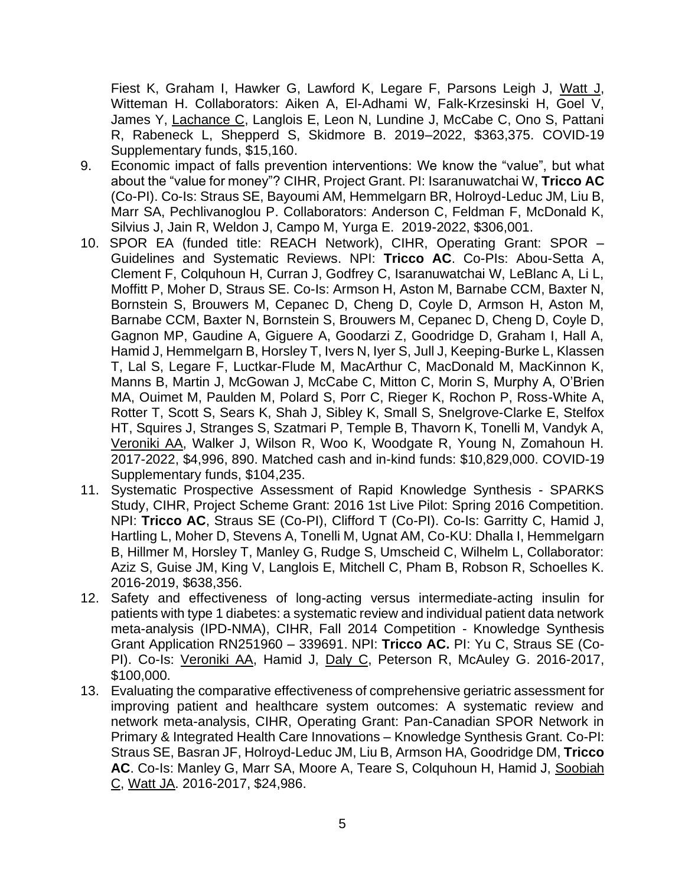Fiest K, Graham I, Hawker G, Lawford K, Legare F, Parsons Leigh J, <u>Watt J</u>, Witteman H. Collaborators: Aiken A, El-Adhami W, Falk-Krzesinski H, Goel V, James Y, <u>Lachance C</u>, Langlois E, Leon N, Lundine J, McCabe C, Ono S, Pattani R, Rabeneck L, Shepperd S, Skidmore B. 2019–2022, $363,375. COVID-19 Supplementary funds, $15,160.

9. Economic impact of falls prevention interventions: We know the "value", but what about the "value for money"? CIHR, Project Grant. PI: Isaranuwatchai W, **Tricco AC** (Co-PI). Co-Is: Straus SE, Bayoumi AM, Hemmelgarn BR, Holroyd-Leduc JM, Liu B, Marr SA, Pechlivanoglou P. Collaborators: Anderson C, Feldman F, McDonald K, Silvius J, Jain R, Weldon J, Campo M, Yurga E. 2019-2022, $306,001.
10. SPOR EA (funded title: REACH Network), CIHR, Operating Grant: SPOR – Guidelines and Systematic Reviews. NPI: **Tricco AC**. Co-PIs: Abou-Setta A, Clement F, Colquhoun H, Curran J, Godfrey C, Isaranuwatchai W, LeBlanc A, Li L, Moffitt P, Moher D, Straus SE. Co-Is: Armson H, Aston M, Barnabe CCM, Baxter N, Bornstein S, Brouwers M, Cepanec D, Cheng D, Coyle D, Armson H, Aston M, Barnabe CCM, Baxter N, Bornstein S, Brouwers M, Cepanec D, Cheng D, Coyle D, Gagnon MP, Gaudine A, Giguere A, Goodarzi Z, Goodridge D, Graham I, Hall A, Hamid J, Hemmelgarn B, Horsley T, Ivers N, Iyer S, Jull J, Keeping-Burke L, Klassen T, Lal S, Legare F, Luctkar-Flude M, MacArthur C, MacDonald M, MacKinnon K, Manns B, Martin J, McGowan J, McCabe C, Mitton C, Morin S, Murphy A, O'Brien MA, Ouimet M, Paulden M, Polard S, Porr C, Rieger K, Rochon P, Ross-White A, Rotter T, Scott S, Sears K, Shah J, Sibley K, Small S, Snelgrove-Clarke E, Stelfox HT, Squires J, Stranges S, Szatmari P, Temple B, Thavorn K, Tonelli M, Vandyk A, <u>Veroniki AA</u>, Walker J, Wilson R, Woo K, Woodgate R, Young N, Zomahoun H. 2017-2022, $4,996, 890. Matched cash and in-kind funds: $10,829,000. COVID-19 Supplementary funds, $104,235.
11. Systematic Prospective Assessment of Rapid Knowledge Synthesis - SPARKS Study, CIHR, Project Scheme Grant: 2016 1st Live Pilot: Spring 2016 Competition. NPI: **Tricco AC**, Straus SE (Co-PI), Clifford T (Co-PI). Co-Is: Garritty C, Hamid J, Hartling L, Moher D, Stevens A, Tonelli M, Ugnat AM, Co-KU: Dhalla I, Hemmelgarn B, Hillmer M, Horsley T, Manley G, Rudge S, Umscheid C, Wilhelm L, Collaborator: Aziz S, Guise JM, King V, Langlois E, Mitchell C, Pham B, Robson R, Schoelles K. 2016-2019, $638,356.
12. Safety and effectiveness of long-acting versus intermediate-acting insulin for patients with type 1 diabetes: a systematic review and individual patient data network meta-analysis (IPD-NMA), CIHR, Fall 2014 Competition - Knowledge Synthesis Grant Application RN251960 – 339691. NPI: **Tricco AC.** PI: Yu C, Straus SE (Co-PI). Co-Is: <u>Veroniki AA</u>, Hamid J, <u>Daly C</u>, Peterson R, McAuley G. 2016-2017, $100,000.
13. Evaluating the comparative effectiveness of comprehensive geriatric assessment for improving patient and healthcare system outcomes: A systematic review and network meta-analysis, CIHR, Operating Grant: Pan-Canadian SPOR Network in Primary & Integrated Health Care Innovations – Knowledge Synthesis Grant. Co-PI: Straus SE, Basran JF, Holroyd-Leduc JM, Liu B, Armson HA, Goodridge DM, **Tricco AC**. Co-Is: Manley G, Marr SA, Moore A, Teare S, Colquhoun H, Hamid J, <u>Soobiah C</u>, <u>Watt JA</u>. 2016-2017, $24,986.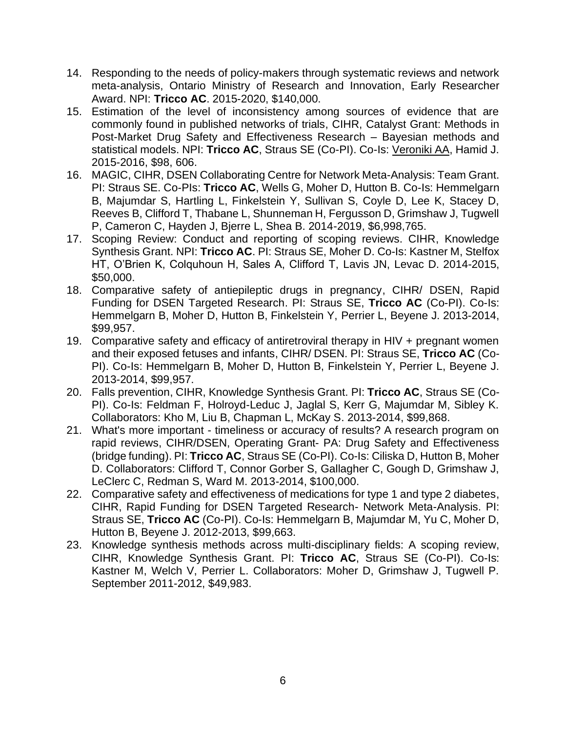14. Responding to the needs of policy-makers through systematic reviews and network meta-analysis, Ontario Ministry of Research and Innovation, Early Researcher Award. NPI: **Tricco AC**. 2015-2020, $140,000.
15. Estimation of the level of inconsistency among sources of evidence that are commonly found in published networks of trials, CIHR, Catalyst Grant: Methods in Post-Market Drug Safety and Effectiveness Research – Bayesian methods and statistical models. NPI: **Tricco AC**, Straus SE (Co-PI). Co-Is: <u>Veroniki AA</u>, Hamid J. 2015-2016, $98, 606.
16. MAGIC, CIHR, DSEN Collaborating Centre for Network Meta-Analysis: Team Grant. PI: Straus SE. Co-PIs: **Tricco AC**, Wells G, Moher D, Hutton B. Co-Is: Hemmelgarn B, Majumdar S, Hartling L, Finkelstein Y, Sullivan S, Coyle D, Lee K, Stacey D, Reeves B, Clifford T, Thabane L, Shunneman H, Fergusson D, Grimshaw J, Tugwell P, Cameron C, Hayden J, Bjerre L, Shea B. 2014-2019, $6,998,765.
17. Scoping Review: Conduct and reporting of scoping reviews. CIHR, Knowledge Synthesis Grant. NPI: **Tricco AC**. PI: Straus SE, Moher D. Co-Is: Kastner M, Stelfox HT, O'Brien K, Colquhoun H, Sales A, Clifford T, Lavis JN, Levac D. 2014-2015, $50,000.
18. Comparative safety of antiepileptic drugs in pregnancy, CIHR/ DSEN, Rapid Funding for DSEN Targeted Research. PI: Straus SE, **Tricco AC** (Co-PI). Co-Is: Hemmelgarn B, Moher D, Hutton B, Finkelstein Y, Perrier L, Beyene J. 2013-2014, $99,957.
19. Comparative safety and efficacy of antiretroviral therapy in HIV + pregnant women and their exposed fetuses and infants, CIHR/ DSEN. PI: Straus SE, **Tricco AC** (Co-PI). Co-Is: Hemmelgarn B, Moher D, Hutton B, Finkelstein Y, Perrier L, Beyene J. 2013-2014, $99,957.
20. Falls prevention, CIHR, Knowledge Synthesis Grant. PI: **Tricco AC**, Straus SE (Co-PI). Co-Is: Feldman F, Holroyd-Leduc J, Jaglal S, Kerr G, Majumdar M, Sibley K. Collaborators: Kho M, Liu B, Chapman L, McKay S. 2013-2014, $99,868.
21. What's more important - timeliness or accuracy of results? A research program on rapid reviews, CIHR/DSEN, Operating Grant- PA: Drug Safety and Effectiveness (bridge funding). PI: **Tricco AC**, Straus SE (Co-PI). Co-Is: Ciliska D, Hutton B, Moher D. Collaborators: Clifford T, Connor Gorber S, Gallagher C, Gough D, Grimshaw J, LeClerc C, Redman S, Ward M. 2013-2014, $100,000.
22. Comparative safety and effectiveness of medications for type 1 and type 2 diabetes, CIHR, Rapid Funding for DSEN Targeted Research- Network Meta-Analysis. PI: Straus SE, **Tricco AC** (Co-PI). Co-Is: Hemmelgarn B, Majumdar M, Yu C, Moher D, Hutton B, Beyene J. 2012-2013, $99,663.
23. Knowledge synthesis methods across multi-disciplinary fields: A scoping review, CIHR, Knowledge Synthesis Grant. PI: **Tricco AC**, Straus SE (Co-PI). Co-Is: Kastner M, Welch V, Perrier L. Collaborators: Moher D, Grimshaw J, Tugwell P. September 2011-2012, $49,983.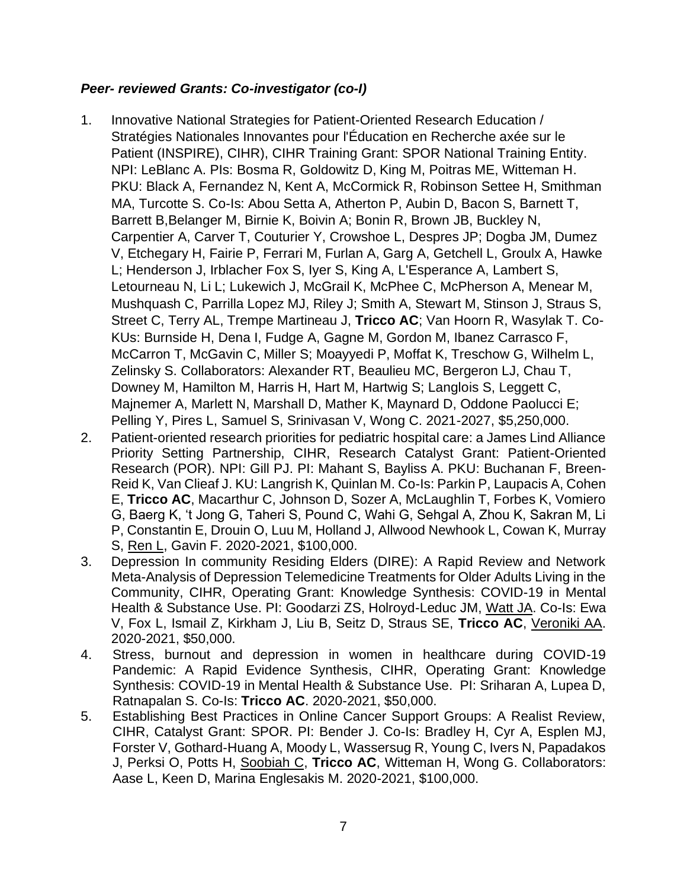***Peer- reviewed Grants: Co-investigator (co-I)***

1. Innovative National Strategies for Patient-Oriented Research Education / Stratégies Nationales Innovantes pour l'Éducation en Recherche axée sur le Patient (INSPIRE), CIHR), CIHR Training Grant: SPOR National Training Entity. NPI: LeBlanc A. PIs: Bosma R, Goldowitz D, King M, Poitras ME, Witteman H. PKU: Black A, Fernandez N, Kent A, McCormick R, Robinson Settee H, Smithman MA, Turcotte S. Co-Is: Abou Setta A, Atherton P, Aubin D, Bacon S, Barnett T, Barrett B,Belanger M, Birnie K, Boivin A; Bonin R, Brown JB, Buckley N, Carpentier A, Carver T, Couturier Y, Crowshoe L, Despres JP; Dogba JM, Dumez V, Etchegary H, Fairie P, Ferrari M, Furlan A, Garg A, Getchell L, Groulx A, Hawke L; Henderson J, Irblacher Fox S, Iyer S, King A, L'Esperance A, Lambert S, Letourneau N, Li L; Lukewich J, McGrail K, McPhee C, McPherson A, Menear M, Mushquash C, Parrilla Lopez MJ, Riley J; Smith A, Stewart M, Stinson J, Straus S, Street C, Terry AL, Trempe Martineau J, **Tricco AC**; Van Hoorn R, Wasylak T. Co-KUs: Burnside H, Dena I, Fudge A, Gagne M, Gordon M, Ibanez Carrasco F, McCarron T, McGavin C, Miller S; Moayyedi P, Moffat K, Treschow G, Wilhelm L, Zelinsky S. Collaborators: Alexander RT, Beaulieu MC, Bergeron LJ, Chau T, Downey M, Hamilton M, Harris H, Hart M, Hartwig S; Langlois S, Leggett C, Majnemer A, Marlett N, Marshall D, Mather K, Maynard D, Oddone Paolucci E; Pelling Y, Pires L, Samuel S, Srinivasan V, Wong C. 2021-2027, $5,250,000.
2. Patient-oriented research priorities for pediatric hospital care: a James Lind Alliance Priority Setting Partnership, CIHR, Research Catalyst Grant: Patient-Oriented Research (POR). NPI: Gill PJ. PI: Mahant S, Bayliss A. PKU: Buchanan F, Breen-Reid K, Van Clieaf J. KU: Langrish K, Quinlan M. Co-Is: Parkin P, Laupacis A, Cohen E, **Tricco AC**, Macarthur C, Johnson D, Sozer A, McLaughlin T, Forbes K, Vomiero G, Baerg K, 't Jong G, Taheri S, Pound C, Wahi G, Sehgal A, Zhou K, Sakran M, Li P, Constantin E, Drouin O, Luu M, Holland J, Allwood Newhook L, Cowan K, Murray S, <u>Ren L</u>, Gavin F. 2020-2021, $100,000.
3. Depression In community Residing Elders (DIRE): A Rapid Review and Network Meta-Analysis of Depression Telemedicine Treatments for Older Adults Living in the Community, CIHR, Operating Grant: Knowledge Synthesis: COVID-19 in Mental Health & Substance Use. PI: Goodarzi ZS, Holroyd-Leduc JM, <u>Watt JA</u>. Co-Is: Ewa V, Fox L, Ismail Z, Kirkham J, Liu B, Seitz D, Straus SE, **Tricco AC**, <u>Veroniki AA</u>. 2020-2021, $50,000.
4. Stress, burnout and depression in women in healthcare during COVID-19 Pandemic: A Rapid Evidence Synthesis, CIHR, Operating Grant: Knowledge Synthesis: COVID-19 in Mental Health & Substance Use. PI: Sriharan A, Lupea D, Ratnapalan S. Co-Is: **Tricco AC**. 2020-2021, $50,000.
5. Establishing Best Practices in Online Cancer Support Groups: A Realist Review, CIHR, Catalyst Grant: SPOR. PI: Bender J. Co-Is: Bradley H, Cyr A, Esplen MJ, Forster V, Gothard-Huang A, Moody L, Wassersug R, Young C, Ivers N, Papadakos J, Perksi O, Potts H, <u>Soobiah C</u>, **Tricco AC**, Witteman H, Wong G. Collaborators: Aase L, Keen D, Marina Englesakis M. 2020-2021, $100,000.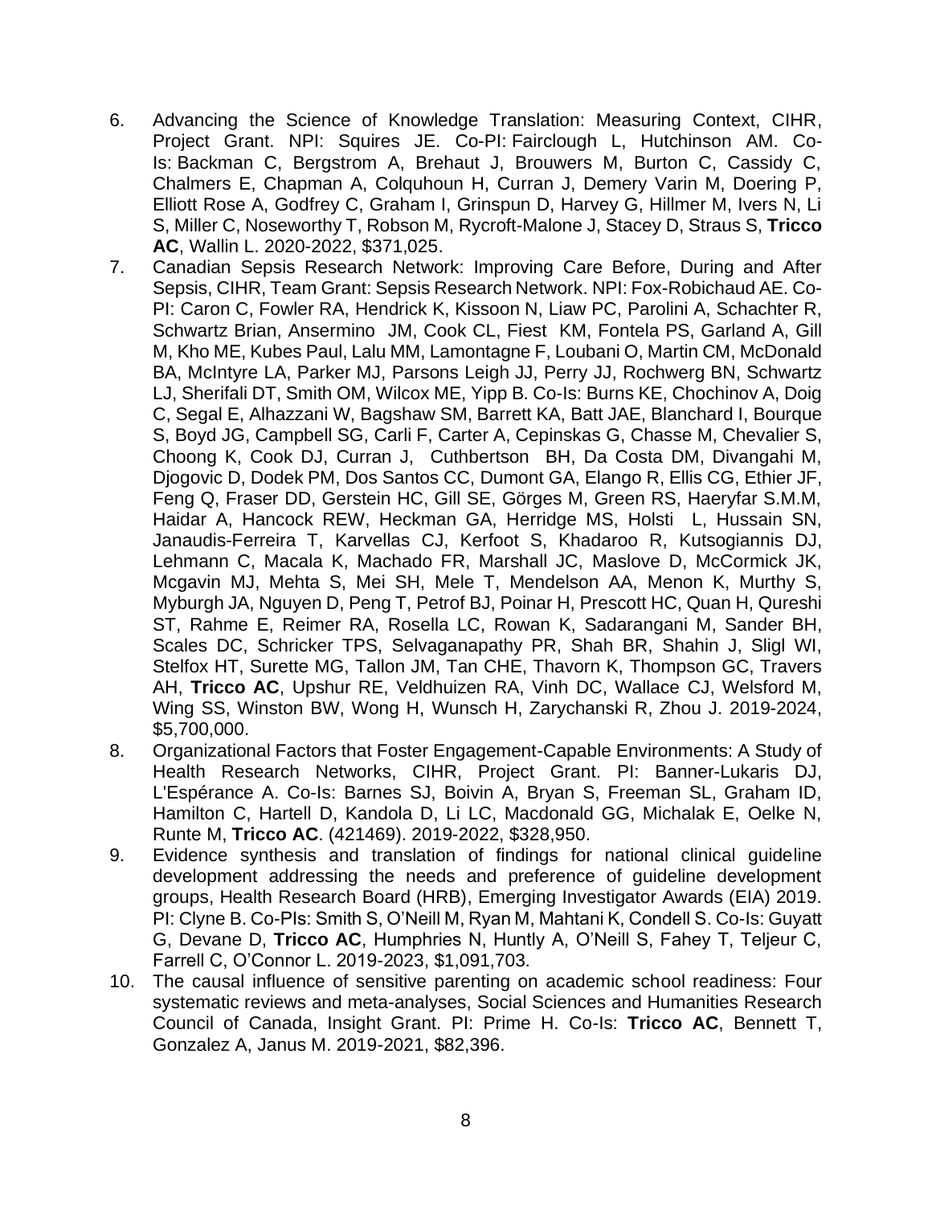6. Advancing the Science of Knowledge Translation: Measuring Context, CIHR, Project Grant. NPI: Squires JE. Co-PI: Fairclough L, Hutchinson AM. Co-Is: Backman C, Bergstrom A, Brehaut J, Brouwers M, Burton C, Cassidy C, Chalmers E, Chapman A, Colquhoun H, Curran J, Demery Varin M, Doering P, Elliott Rose A, Godfrey C, Graham I, Grinspun D, Harvey G, Hillmer M, Ivers N, Li S, Miller C, Noseworthy T, Robson M, Rycroft-Malone J, Stacey D, Straus S, **Tricco AC**, Wallin L. 2020-2022, $371,025.
7. Canadian Sepsis Research Network: Improving Care Before, During and After Sepsis, CIHR, Team Grant: Sepsis Research Network. NPI: Fox-Robichaud AE. Co-PI: Caron C, Fowler RA, Hendrick K, Kissoon N, Liaw PC, Parolini A, Schachter R, Schwartz Brian, Ansermino JM, Cook CL, Fiest KM, Fontela PS, Garland A, Gill M, Kho ME, Kubes Paul, Lalu MM, Lamontagne F, Loubani O, Martin CM, McDonald BA, McIntyre LA, Parker MJ, Parsons Leigh JJ, Perry JJ, Rochwerg BN, Schwartz LJ, Sherifali DT, Smith OM, Wilcox ME, Yipp B. Co-Is: Burns KE, Chochinov A, Doig C, Segal E, Alhazzani W, Bagshaw SM, Barrett KA, Batt JAE, Blanchard I, Bourque S, Boyd JG, Campbell SG, Carli F, Carter A, Cepinskas G, Chasse M, Chevalier S, Choong K, Cook DJ, Curran J, Cuthbertson BH, Da Costa DM, Divangahi M, Djogovic D, Dodek PM, Dos Santos CC, Dumont GA, Elango R, Ellis CG, Ethier JF, Feng Q, Fraser DD, Gerstein HC, Gill SE, Görges M, Green RS, Haeryfar S.M.M, Haidar A, Hancock REW, Heckman GA, Herridge MS, Holsti L, Hussain SN, Janaudis-Ferreira T, Karvellas CJ, Kerfoot S, Khadaroo R, Kutsogiannis DJ, Lehmann C, Macala K, Machado FR, Marshall JC, Maslove D, McCormick JK, Mcgavin MJ, Mehta S, Mei SH, Mele T, Mendelson AA, Menon K, Murthy S, Myburgh JA, Nguyen D, Peng T, Petrof BJ, Poinar H, Prescott HC, Quan H, Qureshi ST, Rahme E, Reimer RA, Rosella LC, Rowan K, Sadarangani M, Sander BH, Scales DC, Schricker TPS, Selvaganapathy PR, Shah BR, Shahin J, Sligl WI, Stelfox HT, Surette MG, Tallon JM, Tan CHE, Thavorn K, Thompson GC, Travers AH, **Tricco AC**, Upshur RE, Veldhuizen RA, Vinh DC, Wallace CJ, Welsford M, Wing SS, Winston BW, Wong H, Wunsch H, Zarychanski R, Zhou J. 2019-2024, $5,700,000.
8. Organizational Factors that Foster Engagement-Capable Environments: A Study of Health Research Networks, CIHR, Project Grant. PI: Banner-Lukaris DJ, L'Espérance A. Co-Is: Barnes SJ, Boivin A, Bryan S, Freeman SL, Graham ID, Hamilton C, Hartell D, Kandola D, Li LC, Macdonald GG, Michalak E, Oelke N, Runte M, **Tricco AC**. (421469). 2019-2022, $328,950.
9. Evidence synthesis and translation of findings for national clinical guideline development addressing the needs and preference of guideline development groups, Health Research Board (HRB), Emerging Investigator Awards (EIA) 2019. PI: Clyne B. Co-PIs: Smith S, O'Neill M, Ryan M, Mahtani K, Condell S. Co-Is: Guyatt G, Devane D, **Tricco AC**, Humphries N, Huntly A, O'Neill S, Fahey T, Teljeur C, Farrell C, O'Connor L. 2019-2023, $1,091,703.
10. The causal influence of sensitive parenting on academic school readiness: Four systematic reviews and meta-analyses, Social Sciences and Humanities Research Council of Canada, Insight Grant. PI: Prime H. Co-Is: **Tricco AC**, Bennett T, Gonzalez A, Janus M. 2019-2021, $82,396.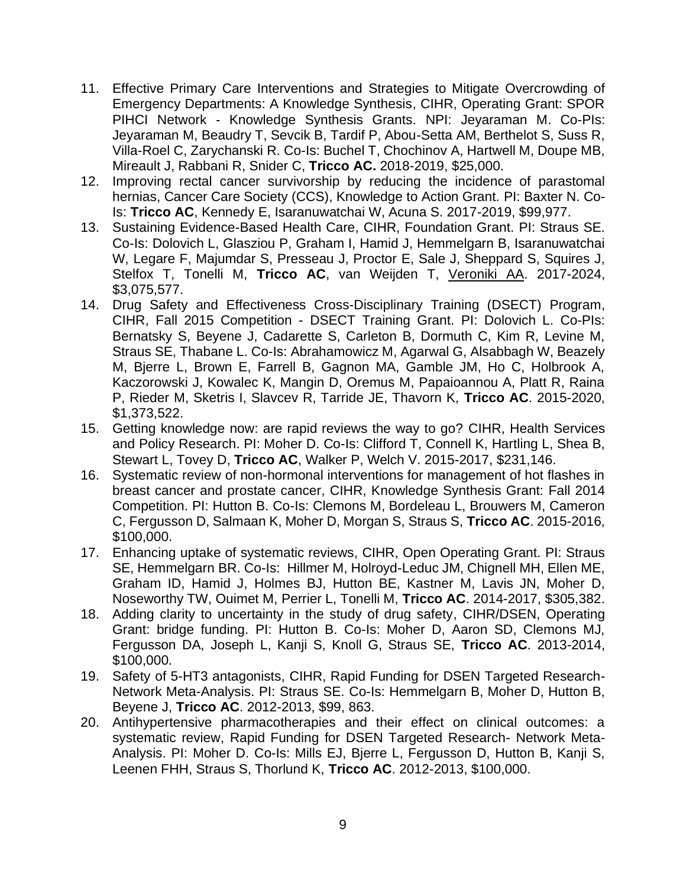11. Effective Primary Care Interventions and Strategies to Mitigate Overcrowding of Emergency Departments: A Knowledge Synthesis, CIHR, Operating Grant: SPOR PIHCI Network - Knowledge Synthesis Grants. NPI: Jeyaraman M. Co-PIs: Jeyaraman M, Beaudry T, Sevcik B, Tardif P, Abou-Setta AM, Berthelot S, Suss R, Villa-Roel C, Zarychanski R. Co-Is: Buchel T, Chochinov A, Hartwell M, Doupe MB, Mireault J, Rabbani R, Snider C, **Tricco AC.** 2018-2019, $25,000.
12. Improving rectal cancer survivorship by reducing the incidence of parastomal hernias, Cancer Care Society (CCS), Knowledge to Action Grant. PI: Baxter N. Co-Is: **Tricco AC**, Kennedy E, Isaranuwatchai W, Acuna S. 2017-2019, $99,977.
13. Sustaining Evidence-Based Health Care, CIHR, Foundation Grant. PI: Straus SE. Co-Is: Dolovich L, Glasziou P, Graham I, Hamid J, Hemmelgarn B, Isaranuwatchai W, Legare F, Majumdar S, Presseau J, Proctor E, Sale J, Sheppard S, Squires J, Stelfox T, Tonelli M, **Tricco AC**, van Weijden T, <u>Veroniki AA</u>. 2017-2024, $3,075,577.
14. Drug Safety and Effectiveness Cross-Disciplinary Training (DSECT) Program, CIHR, Fall 2015 Competition - DSECT Training Grant. PI: Dolovich L. Co-PIs: Bernatsky S, Beyene J, Cadarette S, Carleton B, Dormuth C, Kim R, Levine M, Straus SE, Thabane L. Co-Is: Abrahamowicz M, Agarwal G, Alsabbagh W, Beazely M, Bjerre L, Brown E, Farrell B, Gagnon MA, Gamble JM, Ho C, Holbrook A, Kaczorowski J, Kowalec K, Mangin D, Oremus M, Papaioannou A, Platt R, Raina P, Rieder M, Sketris I, Slavcev R, Tarride JE, Thavorn K, **Tricco AC**. 2015-2020, $1,373,522.
15. Getting knowledge now: are rapid reviews the way to go? CIHR, Health Services and Policy Research. PI: Moher D. Co-Is: Clifford T, Connell K, Hartling L, Shea B, Stewart L, Tovey D, **Tricco AC**, Walker P, Welch V. 2015-2017, $231,146.
16. Systematic review of non-hormonal interventions for management of hot flashes in breast cancer and prostate cancer, CIHR, Knowledge Synthesis Grant: Fall 2014 Competition. PI: Hutton B. Co-Is: Clemons M, Bordeleau L, Brouwers M, Cameron C, Fergusson D, Salmaan K, Moher D, Morgan S, Straus S, **Tricco AC**. 2015-2016, $100,000.
17. Enhancing uptake of systematic reviews, CIHR, Open Operating Grant. PI: Straus SE, Hemmelgarn BR. Co-Is: Hillmer M, Holroyd-Leduc JM, Chignell MH, Ellen ME, Graham ID, Hamid J, Holmes BJ, Hutton BE, Kastner M, Lavis JN, Moher D, Noseworthy TW, Ouimet M, Perrier L, Tonelli M, **Tricco AC**. 2014-2017, $305,382.
18. Adding clarity to uncertainty in the study of drug safety, CIHR/DSEN, Operating Grant: bridge funding. PI: Hutton B. Co-Is: Moher D, Aaron SD, Clemons MJ, Fergusson DA, Joseph L, Kanji S, Knoll G, Straus SE, **Tricco AC**. 2013-2014, $100,000.
19. Safety of 5-HT3 antagonists, CIHR, Rapid Funding for DSEN Targeted Research-Network Meta-Analysis. PI: Straus SE. Co-Is: Hemmelgarn B, Moher D, Hutton B, Beyene J, **Tricco AC**. 2012-2013, $99, 863.
20. Antihypertensive pharmacotherapies and their effect on clinical outcomes: a systematic review, Rapid Funding for DSEN Targeted Research- Network Meta-Analysis. PI: Moher D. Co-Is: Mills EJ, Bjerre L, Fergusson D, Hutton B, Kanji S, Leenen FHH, Straus S, Thorlund K, **Tricco AC**. 2012-2013, $100,000.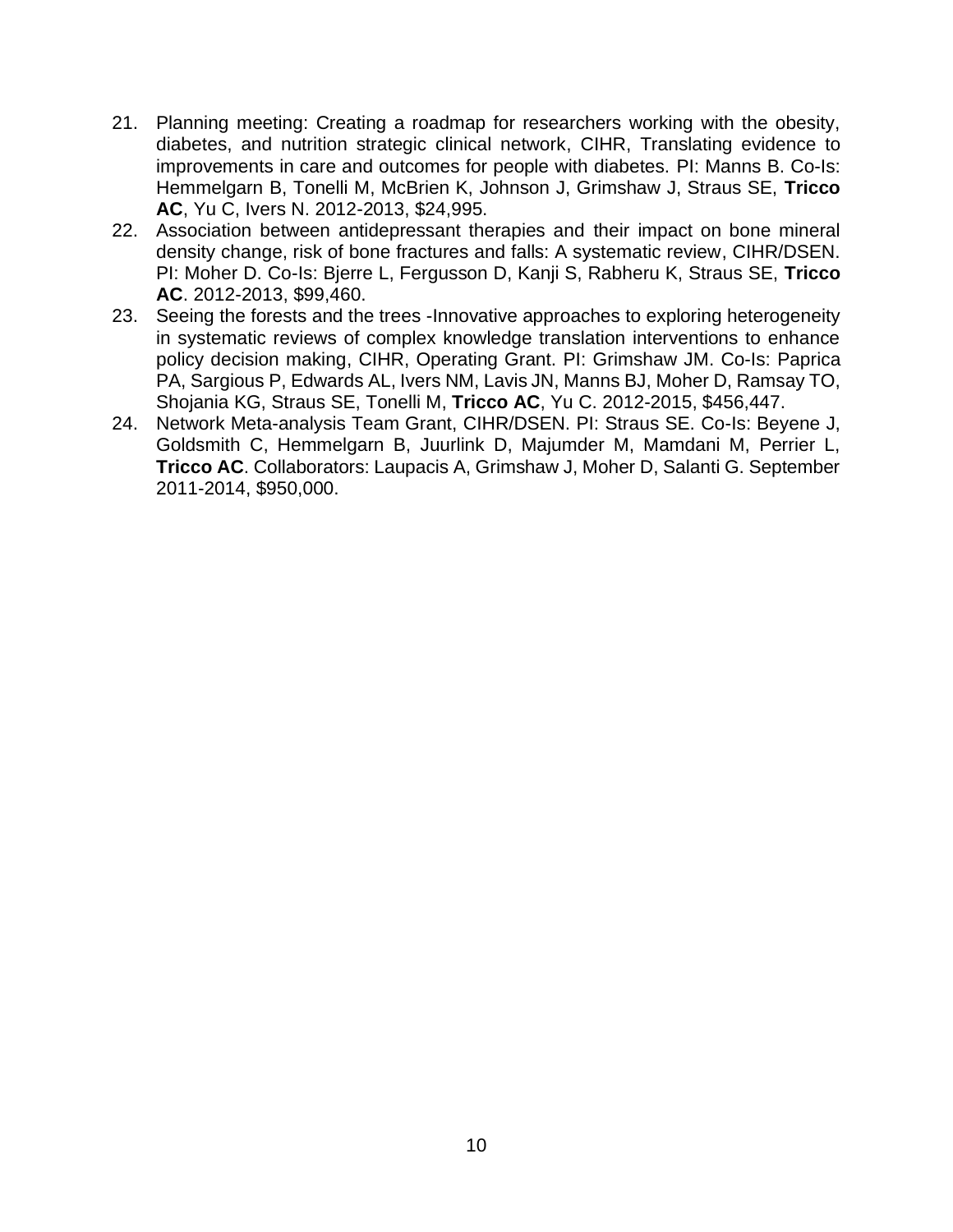21. Planning meeting: Creating a roadmap for researchers working with the obesity, diabetes, and nutrition strategic clinical network, CIHR, Translating evidence to improvements in care and outcomes for people with diabetes. PI: Manns B. Co-Is: Hemmelgarn B, Tonelli M, McBrien K, Johnson J, Grimshaw J, Straus SE, **Tricco AC**, Yu C, Ivers N. 2012-2013, $24,995.
22. Association between antidepressant therapies and their impact on bone mineral density change, risk of bone fractures and falls: A systematic review, CIHR/DSEN. PI: Moher D. Co-Is: Bjerre L, Fergusson D, Kanji S, Rabheru K, Straus SE, **Tricco AC**. 2012-2013, $99,460.
23. Seeing the forests and the trees -Innovative approaches to exploring heterogeneity in systematic reviews of complex knowledge translation interventions to enhance policy decision making, CIHR, Operating Grant. PI: Grimshaw JM. Co-Is: Paprica PA, Sargious P, Edwards AL, Ivers NM, Lavis JN, Manns BJ, Moher D, Ramsay TO, Shojania KG, Straus SE, Tonelli M, **Tricco AC**, Yu C. 2012-2015, $456,447.
24. Network Meta-analysis Team Grant, CIHR/DSEN. PI: Straus SE. Co-Is: Beyene J, Goldsmith C, Hemmelgarn B, Juurlink D, Majumder M, Mamdani M, Perrier L, **Tricco AC**. Collaborators: Laupacis A, Grimshaw J, Moher D, Salanti G. September 2011-2014, $950,000.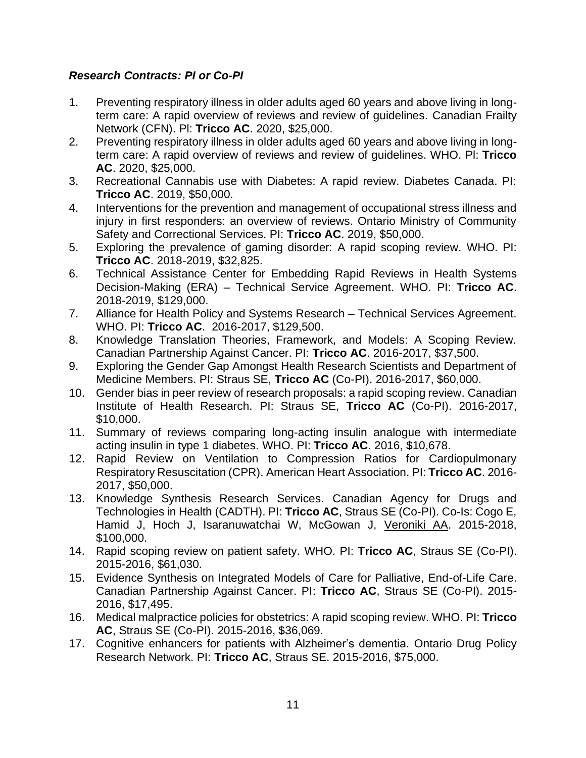***Research Contracts: PI or Co-PI***

1. Preventing respiratory illness in older adults aged 60 years and above living in long-term care: A rapid overview of reviews and review of guidelines. Canadian Frailty Network (CFN). PI: **Tricco AC**. 2020, $25,000.
2. Preventing respiratory illness in older adults aged 60 years and above living in long-term care: A rapid overview of reviews and review of guidelines. WHO. PI: **Tricco AC**. 2020, $25,000.
3. Recreational Cannabis use with Diabetes: A rapid review. Diabetes Canada. PI: **Tricco AC**. 2019, $50,000.
4. Interventions for the prevention and management of occupational stress illness and injury in first responders: an overview of reviews. Ontario Ministry of Community Safety and Correctional Services. PI: **Tricco AC**. 2019, $50,000.
5. Exploring the prevalence of gaming disorder: A rapid scoping review. WHO. PI: **Tricco AC**. 2018-2019, $32,825.
6. Technical Assistance Center for Embedding Rapid Reviews in Health Systems Decision-Making (ERA) – Technical Service Agreement. WHO. PI: **Tricco AC**. 2018-2019, $129,000.
7. Alliance for Health Policy and Systems Research – Technical Services Agreement. WHO. PI: **Tricco AC**. 2016-2017, $129,500.
8. Knowledge Translation Theories, Framework, and Models: A Scoping Review. Canadian Partnership Against Cancer. PI: **Tricco AC**. 2016-2017, $37,500.
9. Exploring the Gender Gap Amongst Health Research Scientists and Department of Medicine Members. PI: Straus SE, **Tricco AC** (Co-PI). 2016-2017, $60,000.
10. Gender bias in peer review of research proposals: a rapid scoping review. Canadian Institute of Health Research. PI: Straus SE, **Tricco AC** (Co-PI). 2016-2017, $10,000.
11. Summary of reviews comparing long-acting insulin analogue with intermediate acting insulin in type 1 diabetes. WHO. PI: **Tricco AC**. 2016, $10,678.
12. Rapid Review on Ventilation to Compression Ratios for Cardiopulmonary Respiratory Resuscitation (CPR). American Heart Association. PI: **Tricco AC**. 2016-2017, $50,000.
13. Knowledge Synthesis Research Services. Canadian Agency for Drugs and Technologies in Health (CADTH). PI: **Tricco AC**, Straus SE (Co-PI). Co-Is: Cogo E, Hamid J, Hoch J, Isaranuwatchai W, McGowan J, <u>Veroniki AA</u>. 2015-2018, $100,000.
14. Rapid scoping review on patient safety. WHO. PI: **Tricco AC**, Straus SE (Co-PI). 2015-2016, $61,030.
15. Evidence Synthesis on Integrated Models of Care for Palliative, End-of-Life Care. Canadian Partnership Against Cancer. PI: **Tricco AC**, Straus SE (Co-PI). 2015-2016, $17,495.
16. Medical malpractice policies for obstetrics: A rapid scoping review. WHO. PI: **Tricco AC**, Straus SE (Co-PI). 2015-2016, $36,069.
17. Cognitive enhancers for patients with Alzheimer's dementia. Ontario Drug Policy Research Network. PI: **Tricco AC**, Straus SE. 2015-2016, $75,000.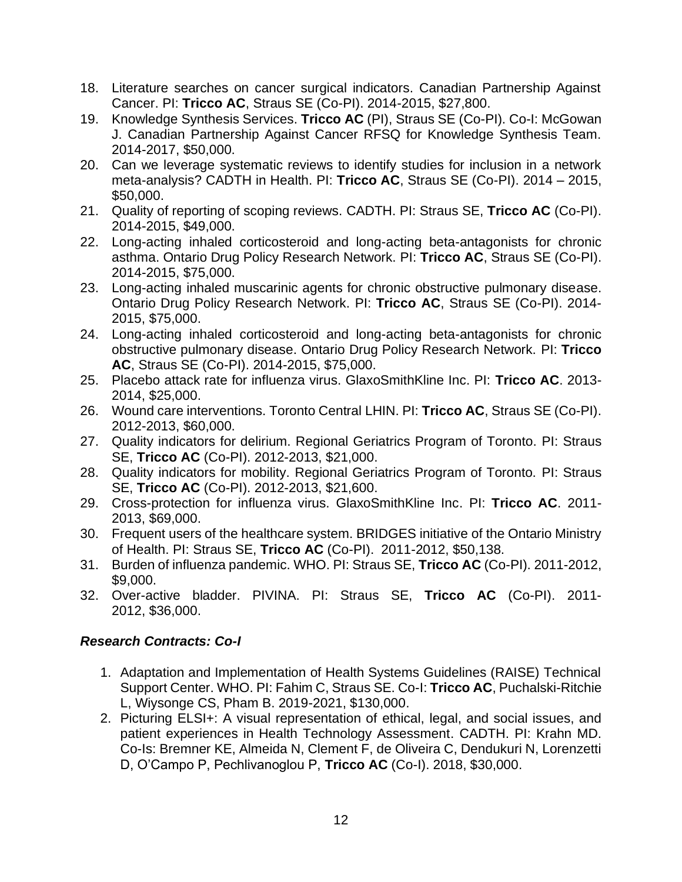18. Literature searches on cancer surgical indicators. Canadian Partnership Against Cancer. PI: **Tricco AC**, Straus SE (Co-PI). 2014-2015, $27,800.
19. Knowledge Synthesis Services. **Tricco AC** (PI), Straus SE (Co-PI). Co-I: McGowan J. Canadian Partnership Against Cancer RFSQ for Knowledge Synthesis Team. 2014-2017, $50,000.
20. Can we leverage systematic reviews to identify studies for inclusion in a network meta-analysis? CADTH in Health. PI: **Tricco AC**, Straus SE (Co-PI). 2014 – 2015, $50,000.
21. Quality of reporting of scoping reviews. CADTH. PI: Straus SE, **Tricco AC** (Co-PI). 2014-2015, $49,000.
22. Long-acting inhaled corticosteroid and long-acting beta-antagonists for chronic asthma. Ontario Drug Policy Research Network. PI: **Tricco AC**, Straus SE (Co-PI). 2014-2015, $75,000.
23. Long-acting inhaled muscarinic agents for chronic obstructive pulmonary disease. Ontario Drug Policy Research Network. PI: **Tricco AC**, Straus SE (Co-PI). 2014-2015, $75,000.
24. Long-acting inhaled corticosteroid and long-acting beta-antagonists for chronic obstructive pulmonary disease. Ontario Drug Policy Research Network. PI: **Tricco AC**, Straus SE (Co-PI). 2014-2015, $75,000.
25. Placebo attack rate for influenza virus. GlaxoSmithKline Inc. PI: **Tricco AC**. 2013-2014, $25,000.
26. Wound care interventions. Toronto Central LHIN. PI: **Tricco AC**, Straus SE (Co-PI). 2012-2013, $60,000.
27. Quality indicators for delirium. Regional Geriatrics Program of Toronto. PI: Straus SE, **Tricco AC** (Co-PI). 2012-2013, $21,000.
28. Quality indicators for mobility. Regional Geriatrics Program of Toronto. PI: Straus SE, **Tricco AC** (Co-PI). 2012-2013, $21,600.
29. Cross-protection for influenza virus. GlaxoSmithKline Inc. PI: **Tricco AC**. 2011-2013, $69,000.
30. Frequent users of the healthcare system. BRIDGES initiative of the Ontario Ministry of Health. PI: Straus SE, **Tricco AC** (Co-PI). 2011-2012, $50,138.
31. Burden of influenza pandemic. WHO. PI: Straus SE, **Tricco AC** (Co-PI). 2011-2012, $9,000.
32. Over-active bladder. PIVINA. PI: Straus SE, **Tricco AC** (Co-PI). 2011-2012, $36,000.

### *Research Contracts: Co-I*

1. Adaptation and Implementation of Health Systems Guidelines (RAISE) Technical Support Center. WHO. PI: Fahim C, Straus SE. Co-I: **Tricco AC**, Puchalski-Ritchie L, Wiysonge CS, Pham B. 2019-2021, $130,000.
2. Picturing ELSI+: A visual representation of ethical, legal, and social issues, and patient experiences in Health Technology Assessment. CADTH. PI: Krahn MD. Co-Is: Bremner KE, Almeida N, Clement F, de Oliveira C, Dendukuri N, Lorenzetti D, O'Campo P, Pechlivanoglou P, **Tricco AC** (Co-I). 2018, $30,000.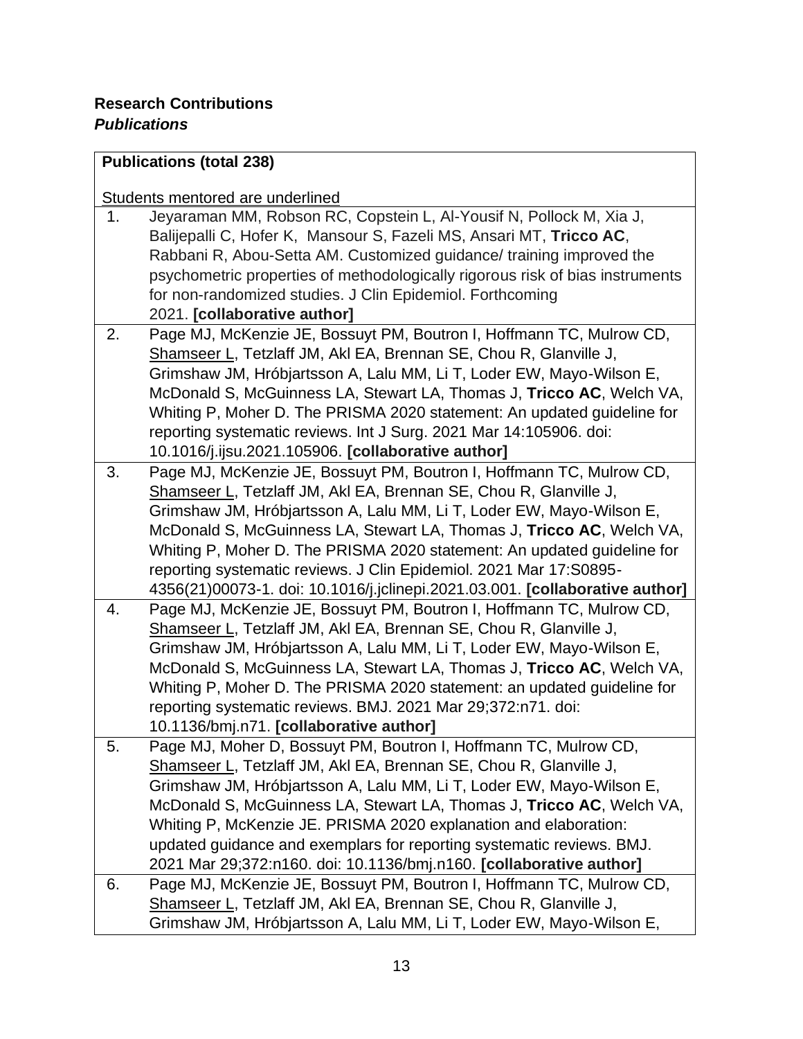**Research Contributions**
***Publications***

| **Publications (total 238)**<br><br><u>Students mentored are underlined</u> | |
|---|---|
| 1. | Jeyaraman MM, Robson RC, Copstein L, Al-Yousif N, Pollock M, Xia J, Balijepalli C, Hofer K, Mansour S, Fazeli MS, Ansari MT, **Tricco AC**, Rabbani R, Abou-Setta AM. Customized guidance/ training improved the psychometric properties of methodologically rigorous risk of bias instruments for non-randomized studies. J Clin Epidemiol. Forthcoming 2021. **[collaborative author]** |
| 2. | Page MJ, McKenzie JE, Bossuyt PM, Boutron I, Hoffmann TC, Mulrow CD, <u>Shamseer L</u>, Tetzlaff JM, Akl EA, Brennan SE, Chou R, Glanville J, Grimshaw JM, Hróbjartsson A, Lalu MM, Li T, Loder EW, Mayo-Wilson E, McDonald S, McGuinness LA, Stewart LA, Thomas J, **Tricco AC**, Welch VA, Whiting P, Moher D. The PRISMA 2020 statement: An updated guideline for reporting systematic reviews. Int J Surg. 2021 Mar 14:105906. doi: 10.1016/j.ijsu.2021.105906. **[collaborative author]** |
| 3. | Page MJ, McKenzie JE, Bossuyt PM, Boutron I, Hoffmann TC, Mulrow CD, <u>Shamseer L</u>, Tetzlaff JM, Akl EA, Brennan SE, Chou R, Glanville J, Grimshaw JM, Hróbjartsson A, Lalu MM, Li T, Loder EW, Mayo-Wilson E, McDonald S, McGuinness LA, Stewart LA, Thomas J, **Tricco AC**, Welch VA, Whiting P, Moher D. The PRISMA 2020 statement: An updated guideline for reporting systematic reviews. J Clin Epidemiol. 2021 Mar 17:S0895-4356(21)00073-1. doi: 10.1016/j.jclinepi.2021.03.001. **[collaborative author]** |
| 4. | Page MJ, McKenzie JE, Bossuyt PM, Boutron I, Hoffmann TC, Mulrow CD, <u>Shamseer L</u>, Tetzlaff JM, Akl EA, Brennan SE, Chou R, Glanville J, Grimshaw JM, Hróbjartsson A, Lalu MM, Li T, Loder EW, Mayo-Wilson E, McDonald S, McGuinness LA, Stewart LA, Thomas J, **Tricco AC**, Welch VA, Whiting P, Moher D. The PRISMA 2020 statement: an updated guideline for reporting systematic reviews. BMJ. 2021 Mar 29;372:n71. doi: 10.1136/bmj.n71. **[collaborative author]** |
| 5. | Page MJ, Moher D, Bossuyt PM, Boutron I, Hoffmann TC, Mulrow CD, <u>Shamseer L</u>, Tetzlaff JM, Akl EA, Brennan SE, Chou R, Glanville J, Grimshaw JM, Hróbjartsson A, Lalu MM, Li T, Loder EW, Mayo-Wilson E, McDonald S, McGuinness LA, Stewart LA, Thomas J, **Tricco AC**, Welch VA, Whiting P, McKenzie JE. PRISMA 2020 explanation and elaboration: updated guidance and exemplars for reporting systematic reviews. BMJ. 2021 Mar 29;372:n160. doi: 10.1136/bmj.n160. **[collaborative author]** |
| 6. | Page MJ, McKenzie JE, Bossuyt PM, Boutron I, Hoffmann TC, Mulrow CD, <u>Shamseer L</u>, Tetzlaff JM, Akl EA, Brennan SE, Chou R, Glanville J, Grimshaw JM, Hróbjartsson A, Lalu MM, Li T, Loder EW, Mayo-Wilson E, |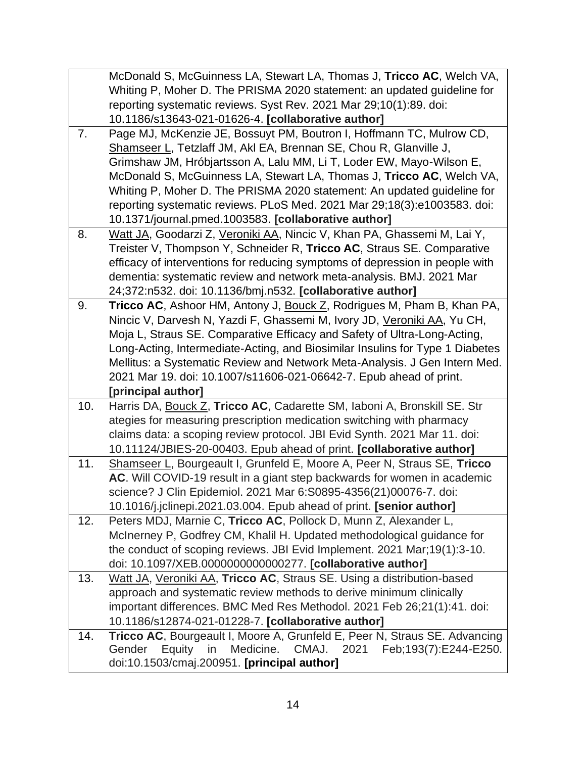|  |  |
|---|---|
|  | McDonald S, McGuinness LA, Stewart LA, Thomas J, **Tricco AC**, Welch VA, Whiting P, Moher D. The PRISMA 2020 statement: an updated guideline for reporting systematic reviews. Syst Rev. 2021 Mar 29;10(1):89. doi: 10.1186/s13643-021-01626-4. **[collaborative author]** |
| 7. | Page MJ, McKenzie JE, Bossuyt PM, Boutron I, Hoffmann TC, Mulrow CD, <u>Shamseer L</u>, Tetzlaff JM, Akl EA, Brennan SE, Chou R, Glanville J, Grimshaw JM, Hróbjartsson A, Lalu MM, Li T, Loder EW, Mayo-Wilson E, McDonald S, McGuinness LA, Stewart LA, Thomas J, **Tricco AC**, Welch VA, Whiting P, Moher D. The PRISMA 2020 statement: An updated guideline for reporting systematic reviews. PLoS Med. 2021 Mar 29;18(3):e1003583. doi: 10.1371/journal.pmed.1003583. **[collaborative author]** |
| 8. | <u>Watt JA</u>, Goodarzi Z, <u>Veroniki AA</u>, Nincic V, Khan PA, Ghassemi M, Lai Y, Treister V, Thompson Y, Schneider R, **Tricco AC**, Straus SE. Comparative efficacy of interventions for reducing symptoms of depression in people with dementia: systematic review and network meta-analysis. BMJ. 2021 Mar 24;372:n532. doi: 10.1136/bmj.n532. **[collaborative author]** |
| 9. | **Tricco AC**, Ashoor HM, Antony J, <u>Bouck Z</u>, Rodrigues M, Pham B, Khan PA, Nincic V, Darvesh N, Yazdi F, Ghassemi M, Ivory JD, <u>Veroniki AA</u>, Yu CH, Moja L, Straus SE. Comparative Efficacy and Safety of Ultra-Long-Acting, Long-Acting, Intermediate-Acting, and Biosimilar Insulins for Type 1 Diabetes Mellitus: a Systematic Review and Network Meta-Analysis. J Gen Intern Med. 2021 Mar 19. doi: 10.1007/s11606-021-06642-7. Epub ahead of print. **[principal author]** |
| 10. | Harris DA, <u>Bouck Z</u>, **Tricco AC**, Cadarette SM, Iaboni A, Bronskill SE. Str ategies for measuring prescription medication switching with pharmacy claims data: a scoping review protocol. JBI Evid Synth. 2021 Mar 11. doi: 10.11124/JBIES-20-00403. Epub ahead of print. **[collaborative author]** |
| 11. | <u>Shamseer L</u>, Bourgeault I, Grunfeld E, Moore A, Peer N, Straus SE, **Tricco AC**. Will COVID-19 result in a giant step backwards for women in academic science? J Clin Epidemiol. 2021 Mar 6:S0895-4356(21)00076-7. doi: 10.1016/j.jclinepi.2021.03.004. Epub ahead of print. **[senior author]** |
| 12. | Peters MDJ, Marnie C, **Tricco AC**, Pollock D, Munn Z, Alexander L, McInerney P, Godfrey CM, Khalil H. Updated methodological guidance for the conduct of scoping reviews. JBI Evid Implement. 2021 Mar;19(1):3-10. doi: 10.1097/XEB.0000000000000277. **[collaborative author]** |
| 13. | <u>Watt JA</u>, <u>Veroniki AA</u>, **Tricco AC**, Straus SE. Using a distribution-based approach and systematic review methods to derive minimum clinically important differences. BMC Med Res Methodol. 2021 Feb 26;21(1):41. doi: 10.1186/s12874-021-01228-7. **[collaborative author]** |
| 14. | **Tricco AC**, Bourgeault I, Moore A, Grunfeld E, Peer N, Straus SE. Advancing Gender Equity in Medicine. CMAJ. 2021 Feb;193(7):E244-E250. doi:10.1503/cmaj.200951. **[principal author]** |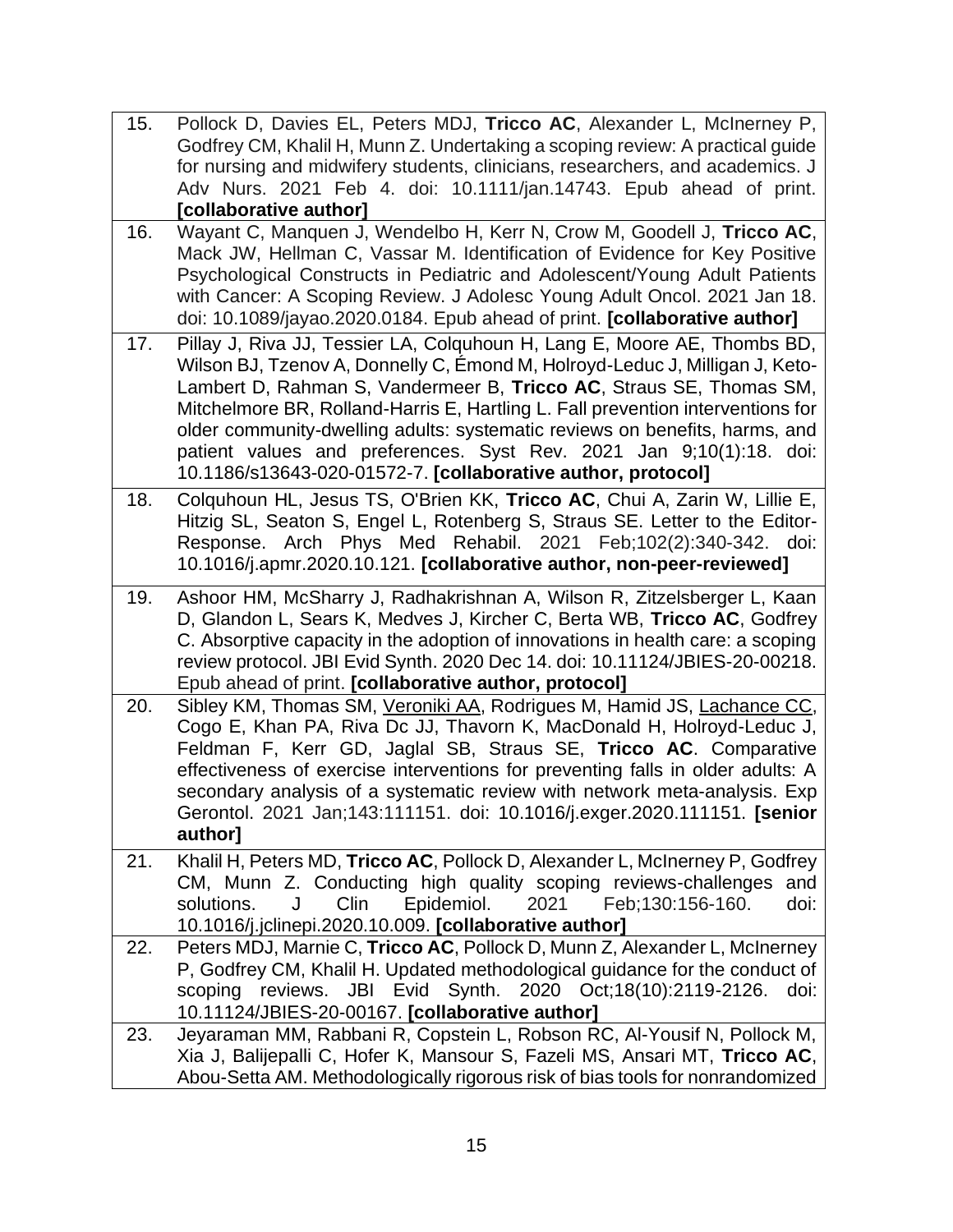| | |
|---|---|
| 15. | Pollock D, Davies EL, Peters MDJ, **Tricco AC**, Alexander L, McInerney P, Godfrey CM, Khalil H, Munn Z. Undertaking a scoping review: A practical guide for nursing and midwifery students, clinicians, researchers, and academics. J Adv Nurs. 2021 Feb 4. doi: 10.1111/jan.14743. Epub ahead of print. **[collaborative author]** |
| 16. | Wayant C, Manquen J, Wendelbo H, Kerr N, Crow M, Goodell J, **Tricco AC**, Mack JW, Hellman C, Vassar M. Identification of Evidence for Key Positive Psychological Constructs in Pediatric and Adolescent/Young Adult Patients with Cancer: A Scoping Review. J Adolesc Young Adult Oncol. 2021 Jan 18. doi: 10.1089/jayao.2020.0184. Epub ahead of print. **[collaborative author]** |
| 17. | Pillay J, Riva JJ, Tessier LA, Colquhoun H, Lang E, Moore AE, Thombs BD, Wilson BJ, Tzenov A, Donnelly C, Émond M, Holroyd-Leduc J, Milligan J, Keto-Lambert D, Rahman S, Vandermeer B, **Tricco AC**, Straus SE, Thomas SM, Mitchelmore BR, Rolland-Harris E, Hartling L. Fall prevention interventions for older community-dwelling adults: systematic reviews on benefits, harms, and patient values and preferences. Syst Rev. 2021 Jan 9;10(1):18. doi: 10.1186/s13643-020-01572-7. **[collaborative author, protocol]** |
| 18. | Colquhoun HL, Jesus TS, O'Brien KK, **Tricco AC**, Chui A, Zarin W, Lillie E, Hitzig SL, Seaton S, Engel L, Rotenberg S, Straus SE. Letter to the Editor-Response. Arch Phys Med Rehabil. 2021 Feb;102(2):340-342. doi: 10.1016/j.apmr.2020.10.121. **[collaborative author, non-peer-reviewed]** |
| 19. | Ashoor HM, McSharry J, Radhakrishnan A, Wilson R, Zitzelsberger L, Kaan D, Glandon L, Sears K, Medves J, Kircher C, Berta WB, **Tricco AC**, Godfrey C. Absorptive capacity in the adoption of innovations in health care: a scoping review protocol. JBI Evid Synth. 2020 Dec 14. doi: 10.11124/JBIES-20-00218. Epub ahead of print. **[collaborative author, protocol]** |
| 20. | Sibley KM, Thomas SM, <u>Veroniki AA</u>, Rodrigues M, Hamid JS, <u>Lachance CC</u>, Cogo E, Khan PA, Riva Dc JJ, Thavorn K, MacDonald H, Holroyd-Leduc J, Feldman F, Kerr GD, Jaglal SB, Straus SE, **Tricco AC**. Comparative effectiveness of exercise interventions for preventing falls in older adults: A secondary analysis of a systematic review with network meta-analysis. Exp Gerontol. 2021 Jan;143:111151. doi: 10.1016/j.exger.2020.111151. **[senior author]** |
| 21. | Khalil H, Peters MD, **Tricco AC**, Pollock D, Alexander L, McInerney P, Godfrey CM, Munn Z. Conducting high quality scoping reviews-challenges and solutions. J Clin Epidemiol. 2021 Feb;130:156-160. doi: 10.1016/j.jclinepi.2020.10.009. **[collaborative author]** |
| 22. | Peters MDJ, Marnie C, **Tricco AC**, Pollock D, Munn Z, Alexander L, McInerney P, Godfrey CM, Khalil H. Updated methodological guidance for the conduct of scoping reviews. JBI Evid Synth. 2020 Oct;18(10):2119-2126. doi: 10.11124/JBIES-20-00167. **[collaborative author]** |
| 23. | Jeyaraman MM, Rabbani R, Copstein L, Robson RC, Al-Yousif N, Pollock M, Xia J, Balijepalli C, Hofer K, Mansour S, Fazeli MS, Ansari MT, **Tricco AC**, Abou-Setta AM. Methodologically rigorous risk of bias tools for nonrandomized |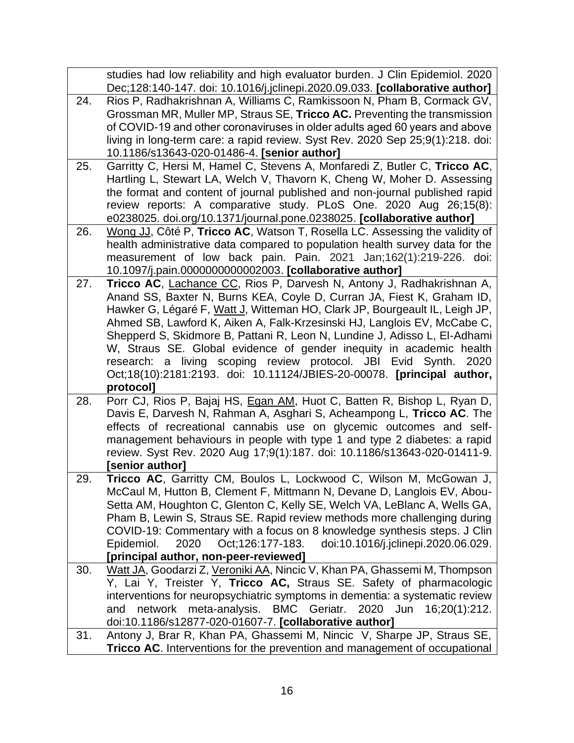| | |
|---|---|
| | studies had low reliability and high evaluator burden. J Clin Epidemiol. 2020 Dec;128:140-147. doi: 10.1016/j.jclinepi.2020.09.033. **[collaborative author]** |
| 24. | Rios P, Radhakrishnan A, Williams C, Ramkissoon N, Pham B, Cormack GV, Grossman MR, Muller MP, Straus SE, **Tricco AC.** Preventing the transmission of COVID-19 and other coronaviruses in older adults aged 60 years and above living in long-term care: a rapid review. Syst Rev. 2020 Sep 25;9(1):218. doi: 10.1186/s13643-020-01486-4. **[senior author]** |
| 25. | Garritty C, Hersi M, Hamel C, Stevens A, Monfaredi Z, Butler C, **Tricco AC**, Hartling L, Stewart LA, Welch V, Thavorn K, Cheng W, Moher D. Assessing the format and content of journal published and non-journal published rapid review reports: A comparative study. PLoS One. 2020 Aug 26;15(8): e0238025. doi.org/10.1371/journal.pone.0238025. **[collaborative author]** |
| 26. | <u>Wong JJ</u>, Côté P, **Tricco AC**, Watson T, Rosella LC. Assessing the validity of health administrative data compared to population health survey data for the measurement of low back pain. Pain. 2021 Jan;162(1):219-226. doi: 10.1097/j.pain.0000000000002003. **[collaborative author]** |
| 27. | **Tricco AC**, <u>Lachance CC</u>, Rios P, Darvesh N, Antony J, Radhakrishnan A, Anand SS, Baxter N, Burns KEA, Coyle D, Curran JA, Fiest K, Graham ID, Hawker G, Légaré F, <u>Watt J</u>, Witteman HO, Clark JP, Bourgeault IL, Leigh JP, Ahmed SB, Lawford K, Aiken A, Falk-Krzesinski HJ, Langlois EV, McCabe C, Shepperd S, Skidmore B, Pattani R, Leon N, Lundine J, Adisso L, El-Adhami W, Straus SE. Global evidence of gender inequity in academic health research: a living scoping review protocol. JBI Evid Synth. 2020 Oct;18(10):2181:2193. doi: 10.11124/JBIES-20-00078. **[principal author, protocol]** |
| 28. | Porr CJ, Rios P, Bajaj HS, <u>Egan AM</u>, Huot C, Batten R, Bishop L, Ryan D, Davis E, Darvesh N, Rahman A, Asghari S, Acheampong L, **Tricco AC**. The effects of recreational cannabis use on glycemic outcomes and self-management behaviours in people with type 1 and type 2 diabetes: a rapid review. Syst Rev. 2020 Aug 17;9(1):187. doi: 10.1186/s13643-020-01411-9. **[senior author]** |
| 29. | **Tricco AC**, Garritty CM, Boulos L, Lockwood C, Wilson M, McGowan J, McCaul M, Hutton B, Clement F, Mittmann N, Devane D, Langlois EV, Abou-Setta AM, Houghton C, Glenton C, Kelly SE, Welch VA, LeBlanc A, Wells GA, Pham B, Lewin S, Straus SE. Rapid review methods more challenging during COVID-19: Commentary with a focus on 8 knowledge synthesis steps. J Clin Epidemiol. 2020 Oct;126:177-183. doi:10.1016/j.jclinepi.2020.06.029. **[principal author, non-peer-reviewed]** |
| 30. | <u>Watt JA</u>, Goodarzi Z, <u>Veroniki AA</u>, Nincic V, Khan PA, Ghassemi M, Thompson Y, Lai Y, Treister Y, **Tricco AC,** Straus SE. Safety of pharmacologic interventions for neuropsychiatric symptoms in dementia: a systematic review and network meta-analysis. BMC Geriatr. 2020 Jun 16;20(1):212. doi:10.1186/s12877-020-01607-7. **[collaborative author]** |
| 31. | Antony J, Brar R, Khan PA, Ghassemi M, Nincic V, Sharpe JP, Straus SE, **Tricco AC**. Interventions for the prevention and management of occupational |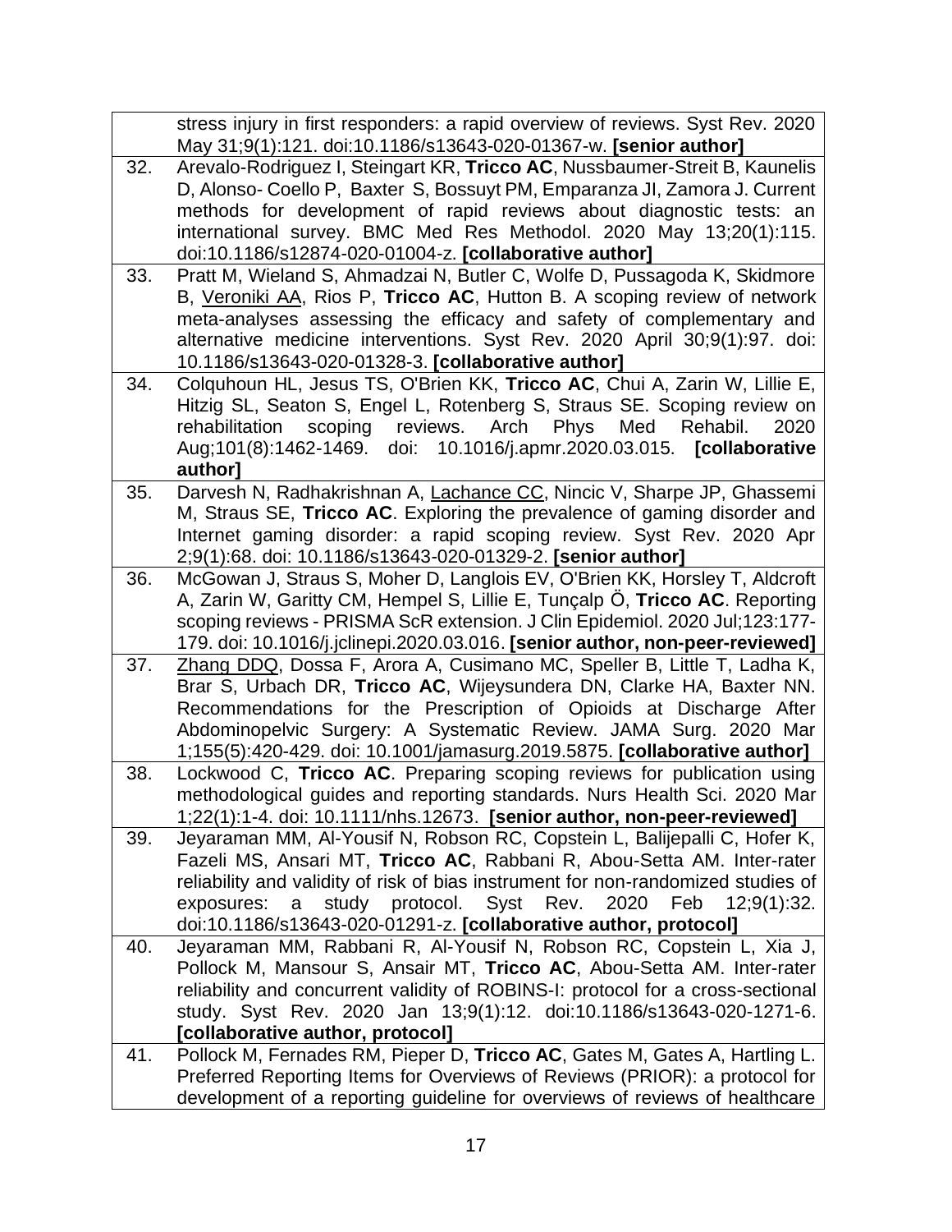| | |
|---|---|
| | stress injury in first responders: a rapid overview of reviews. Syst Rev. 2020 May 31;9(1):121. doi:10.1186/s13643-020-01367-w. **[senior author]** |
| 32. | Arevalo-Rodriguez I, Steingart KR, **Tricco AC**, Nussbaumer-Streit B, Kaunelis D, Alonso- Coello P, Baxter S, Bossuyt PM, Emparanza JI, Zamora J. Current methods for development of rapid reviews about diagnostic tests: an international survey. BMC Med Res Methodol. 2020 May 13;20(1):115. doi:10.1186/s12874-020-01004-z. **[collaborative author]** |
| 33. | Pratt M, Wieland S, Ahmadzai N, Butler C, Wolfe D, Pussagoda K, Skidmore B, <u>Veroniki AA</u>, Rios P, **Tricco AC**, Hutton B. A scoping review of network meta-analyses assessing the efficacy and safety of complementary and alternative medicine interventions. Syst Rev. 2020 April 30;9(1):97. doi: 10.1186/s13643-020-01328-3. **[collaborative author]** |
| 34. | Colquhoun HL, Jesus TS, O'Brien KK, **Tricco AC**, Chui A, Zarin W, Lillie E, Hitzig SL, Seaton S, Engel L, Rotenberg S, Straus SE. Scoping review on rehabilitation scoping reviews. Arch Phys Med Rehabil. 2020 Aug;101(8):1462-1469. doi: 10.1016/j.apmr.2020.03.015. **[collaborative author]** |
| 35. | Darvesh N, Radhakrishnan A, <u>Lachance CC</u>, Nincic V, Sharpe JP, Ghassemi M, Straus SE, **Tricco AC**. Exploring the prevalence of gaming disorder and Internet gaming disorder: a rapid scoping review. Syst Rev. 2020 Apr 2;9(1):68. doi: 10.1186/s13643-020-01329-2. **[senior author]** |
| 36. | McGowan J, Straus S, Moher D, Langlois EV, O'Brien KK, Horsley T, Aldcroft A, Zarin W, Garitty CM, Hempel S, Lillie E, Tunçalp Ö, **Tricco AC**. Reporting scoping reviews - PRISMA ScR extension. J Clin Epidemiol. 2020 Jul;123:177-179. doi: 10.1016/j.jclinepi.2020.03.016. **[senior author, non-peer-reviewed]** |
| 37. | <u>Zhang DDQ</u>, Dossa F, Arora A, Cusimano MC, Speller B, Little T, Ladha K, Brar S, Urbach DR, **Tricco AC**, Wijeysundera DN, Clarke HA, Baxter NN. Recommendations for the Prescription of Opioids at Discharge After Abdominopelvic Surgery: A Systematic Review. JAMA Surg. 2020 Mar 1;155(5):420-429. doi: 10.1001/jamasurg.2019.5875. **[collaborative author]** |
| 38. | Lockwood C, **Tricco AC**. Preparing scoping reviews for publication using methodological guides and reporting standards. Nurs Health Sci. 2020 Mar 1;22(1):1-4. doi: 10.1111/nhs.12673. **[senior author, non-peer-reviewed]** |
| 39. | Jeyaraman MM, Al-Yousif N, Robson RC, Copstein L, Balijepalli C, Hofer K, Fazeli MS, Ansari MT, **Tricco AC**, Rabbani R, Abou-Setta AM. Inter-rater reliability and validity of risk of bias instrument for non-randomized studies of exposures: a study protocol. Syst Rev. 2020 Feb 12;9(1):32. doi:10.1186/s13643-020-01291-z. **[collaborative author, protocol]** |
| 40. | Jeyaraman MM, Rabbani R, Al-Yousif N, Robson RC, Copstein L, Xia J, Pollock M, Mansour S, Ansair MT, **Tricco AC**, Abou-Setta AM. Inter-rater reliability and concurrent validity of ROBINS-I: protocol for a cross-sectional study. Syst Rev. 2020 Jan 13;9(1):12. doi:10.1186/s13643-020-1271-6. **[collaborative author, protocol]** |
| 41. | Pollock M, Fernades RM, Pieper D, **Tricco AC**, Gates M, Gates A, Hartling L. Preferred Reporting Items for Overviews of Reviews (PRIOR): a protocol for development of a reporting guideline for overviews of reviews of healthcare |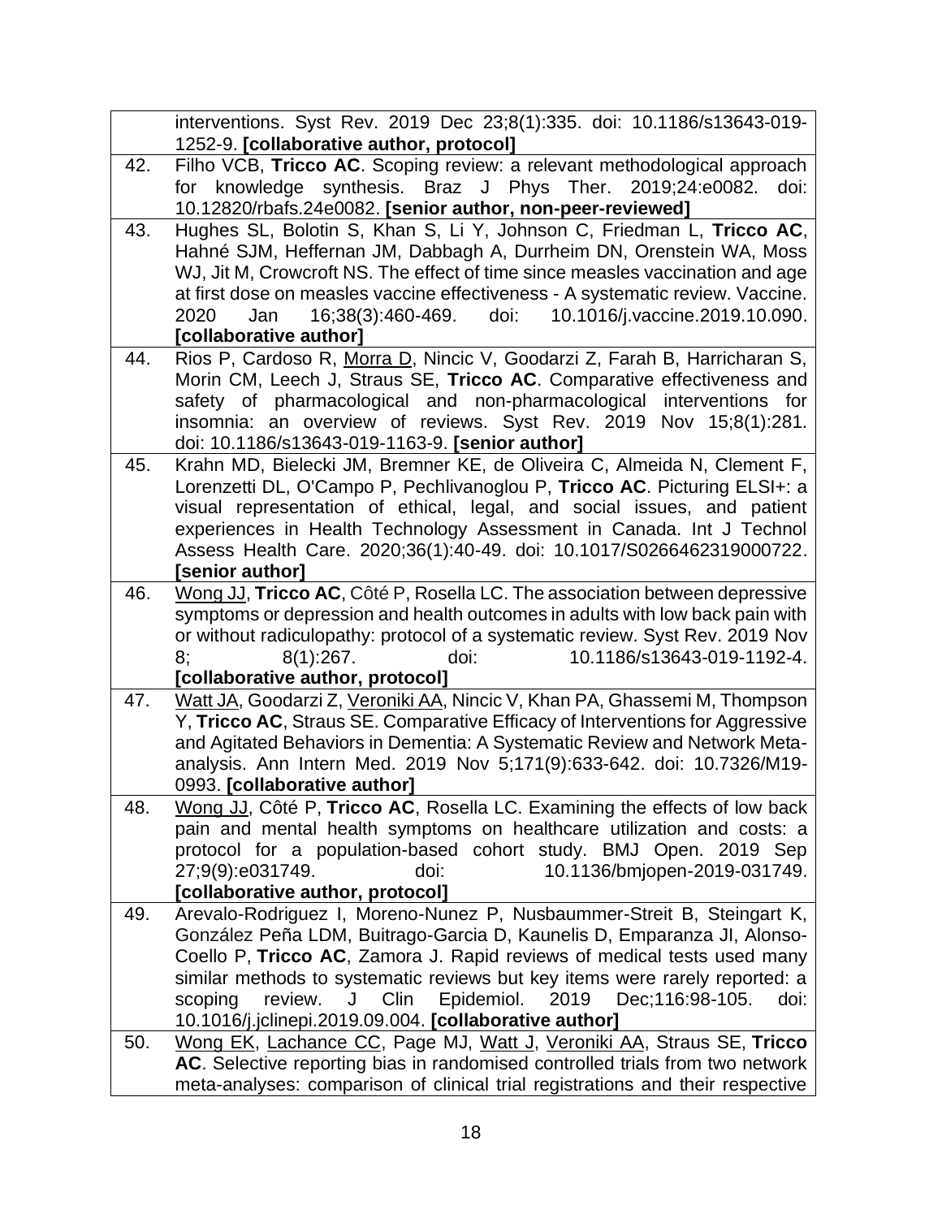| | |
|---|---|
| | interventions. Syst Rev. 2019 Dec 23;8(1):335. doi: 10.1186/s13643-019-1252-9. **[collaborative author, protocol]** |
| 42. | Filho VCB, **Tricco AC**. Scoping review: a relevant methodological approach for knowledge synthesis. Braz J Phys Ther. 2019;24:e0082. doi: 10.12820/rbafs.24e0082. **[senior author, non-peer-reviewed]** |
| 43. | Hughes SL, Bolotin S, Khan S, Li Y, Johnson C, Friedman L, **Tricco AC**, Hahné SJM, Heffernan JM, Dabbagh A, Durrheim DN, Orenstein WA, Moss WJ, Jit M, Crowcroft NS. The effect of time since measles vaccination and age at first dose on measles vaccine effectiveness - A systematic review. Vaccine. 2020 Jan 16;38(3):460-469. doi: 10.1016/j.vaccine.2019.10.090. **[collaborative author]** |
| 44. | Rios P, Cardoso R, <u>Morra D</u>, Nincic V, Goodarzi Z, Farah B, Harricharan S, Morin CM, Leech J, Straus SE, **Tricco AC**. Comparative effectiveness and safety of pharmacological and non-pharmacological interventions for insomnia: an overview of reviews. Syst Rev. 2019 Nov 15;8(1):281. doi: 10.1186/s13643-019-1163-9. **[senior author]** |
| 45. | Krahn MD, Bielecki JM, Bremner KE, de Oliveira C, Almeida N, Clement F, Lorenzetti DL, O'Campo P, Pechlivanoglou P, **Tricco AC**. Picturing ELSI+: a visual representation of ethical, legal, and social issues, and patient experiences in Health Technology Assessment in Canada. Int J Technol Assess Health Care. 2020;36(1):40-49. doi: 10.1017/S0266462319000722. **[senior author]** |
| 46. | <u>Wong JJ</u>, **Tricco AC**, Côté P, Rosella LC. The association between depressive symptoms or depression and health outcomes in adults with low back pain with or without radiculopathy: protocol of a systematic review. Syst Rev. 2019 Nov 8; 8(1):267. doi: 10.1186/s13643-019-1192-4. **[collaborative author, protocol]** |
| 47. | <u>Watt JA</u>, Goodarzi Z, <u>Veroniki AA</u>, Nincic V, Khan PA, Ghassemi M, Thompson Y, **Tricco AC**, Straus SE. Comparative Efficacy of Interventions for Aggressive and Agitated Behaviors in Dementia: A Systematic Review and Network Meta-analysis. Ann Intern Med. 2019 Nov 5;171(9):633-642. doi: 10.7326/M19-0993. **[collaborative author]** |
| 48. | <u>Wong JJ</u>, Côté P, **Tricco AC**, Rosella LC. Examining the effects of low back pain and mental health symptoms on healthcare utilization and costs: a protocol for a population-based cohort study. BMJ Open. 2019 Sep 27;9(9):e031749. doi: 10.1136/bmjopen-2019-031749. **[collaborative author, protocol]** |
| 49. | Arevalo-Rodriguez I, Moreno-Nunez P, Nusbaummer-Streit B, Steingart K, González Peña LDM, Buitrago-Garcia D, Kaunelis D, Emparanza JI, Alonso-Coello P, **Tricco AC**, Zamora J. Rapid reviews of medical tests used many similar methods to systematic reviews but key items were rarely reported: a scoping review. J Clin Epidemiol. 2019 Dec;116:98-105. doi: 10.1016/j.jclinepi.2019.09.004. **[collaborative author]** |
| 50. | <u>Wong EK</u>, <u>Lachance CC</u>, Page MJ, <u>Watt J</u>, <u>Veroniki AA</u>, Straus SE, **Tricco AC**. Selective reporting bias in randomised controlled trials from two network meta-analyses: comparison of clinical trial registrations and their respective |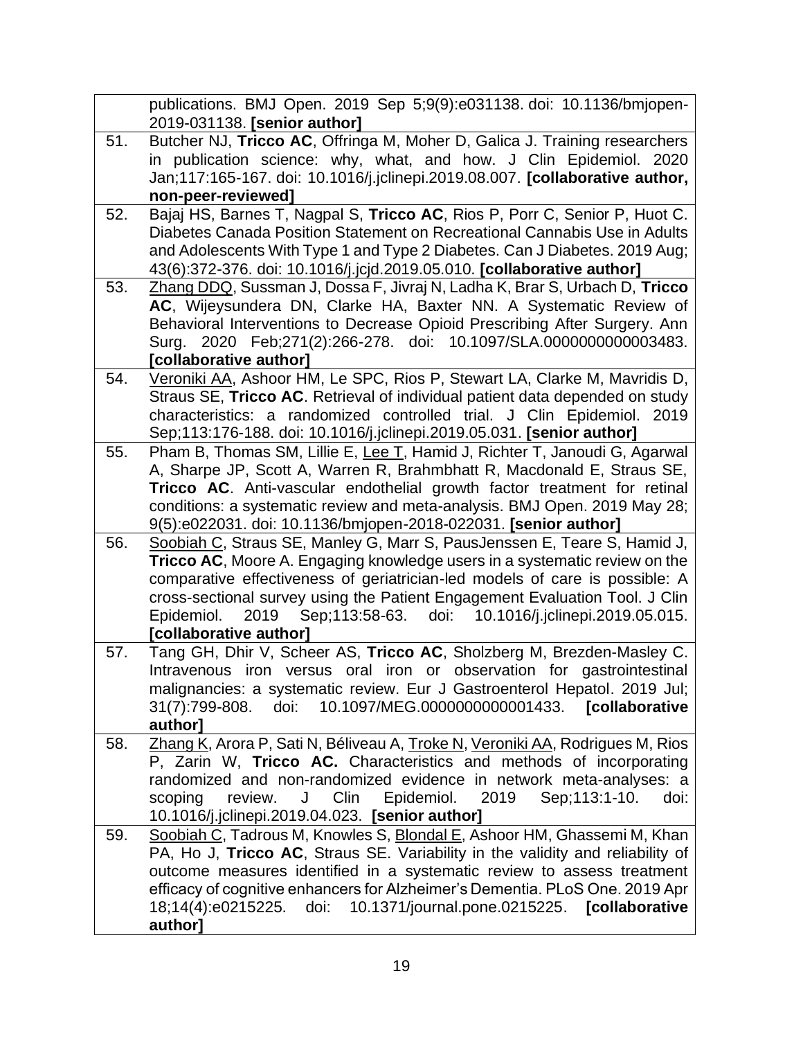| | |
|---|---|
| | publications. BMJ Open. 2019 Sep 5;9(9):e031138. doi: 10.1136/bmjopen-2019-031138. **[senior author]** |
| 51. | Butcher NJ, **Tricco AC**, Offringa M, Moher D, Galica J. Training researchers in publication science: why, what, and how. J Clin Epidemiol. 2020 Jan;117:165-167. doi: 10.1016/j.jclinepi.2019.08.007. **[collaborative author, non-peer-reviewed]** |
| 52. | Bajaj HS, Barnes T, Nagpal S, **Tricco AC**, Rios P, Porr C, Senior P, Huot C. Diabetes Canada Position Statement on Recreational Cannabis Use in Adults and Adolescents With Type 1 and Type 2 Diabetes. Can J Diabetes. 2019 Aug; 43(6):372-376. doi: 10.1016/j.jcjd.2019.05.010. **[collaborative author]** |
| 53. | <u>Zhang DDQ</u>, Sussman J, Dossa F, Jivraj N, Ladha K, Brar S, Urbach D, **Tricco AC**, Wijeysundera DN, Clarke HA, Baxter NN. A Systematic Review of Behavioral Interventions to Decrease Opioid Prescribing After Surgery. Ann Surg. 2020 Feb;271(2):266-278. doi: 10.1097/SLA.0000000000003483. **[collaborative author]** |
| 54. | <u>Veroniki AA</u>, Ashoor HM, Le SPC, Rios P, Stewart LA, Clarke M, Mavridis D, Straus SE, **Tricco AC**. Retrieval of individual patient data depended on study characteristics: a randomized controlled trial. J Clin Epidemiol. 2019 Sep;113:176-188. doi: 10.1016/j.jclinepi.2019.05.031. **[senior author]** |
| 55. | Pham B, Thomas SM, Lillie E, <u>Lee T</u>, Hamid J, Richter T, Janoudi G, Agarwal A, Sharpe JP, Scott A, Warren R, Brahmbhatt R, Macdonald E, Straus SE, **Tricco AC**. Anti-vascular endothelial growth factor treatment for retinal conditions: a systematic review and meta-analysis. BMJ Open. 2019 May 28; 9(5):e022031. doi: 10.1136/bmjopen-2018-022031. **[senior author]** |
| 56. | <u>Soobiah C</u>, Straus SE, Manley G, Marr S, PausJenssen E, Teare S, Hamid J, **Tricco AC**, Moore A. Engaging knowledge users in a systematic review on the comparative effectiveness of geriatrician-led models of care is possible: A cross-sectional survey using the Patient Engagement Evaluation Tool. J Clin Epidemiol. 2019 Sep;113:58-63. doi: 10.1016/j.jclinepi.2019.05.015. **[collaborative author]** |
| 57. | Tang GH, Dhir V, Scheer AS, **Tricco AC**, Sholzberg M, Brezden-Masley C. Intravenous iron versus oral iron or observation for gastrointestinal malignancies: a systematic review. Eur J Gastroenterol Hepatol. 2019 Jul; 31(7):799-808. doi: 10.1097/MEG.0000000000001433. **[collaborative author]** |
| 58. | <u>Zhang K</u>, Arora P, Sati N, Béliveau A, <u>Troke N</u>, <u>Veroniki AA</u>, Rodrigues M, Rios P, Zarin W, **Tricco AC.** Characteristics and methods of incorporating randomized and non-randomized evidence in network meta-analyses: a scoping review. J Clin Epidemiol. 2019 Sep;113:1-10. doi: 10.1016/j.jclinepi.2019.04.023. **[senior author]** |
| 59. | <u>Soobiah C</u>, Tadrous M, Knowles S, <u>Blondal E</u>, Ashoor HM, Ghassemi M, Khan PA, Ho J, **Tricco AC**, Straus SE. Variability in the validity and reliability of outcome measures identified in a systematic review to assess treatment efficacy of cognitive enhancers for Alzheimer's Dementia. PLoS One. 2019 Apr 18;14(4):e0215225. doi: 10.1371/journal.pone.0215225. **[collaborative author]** |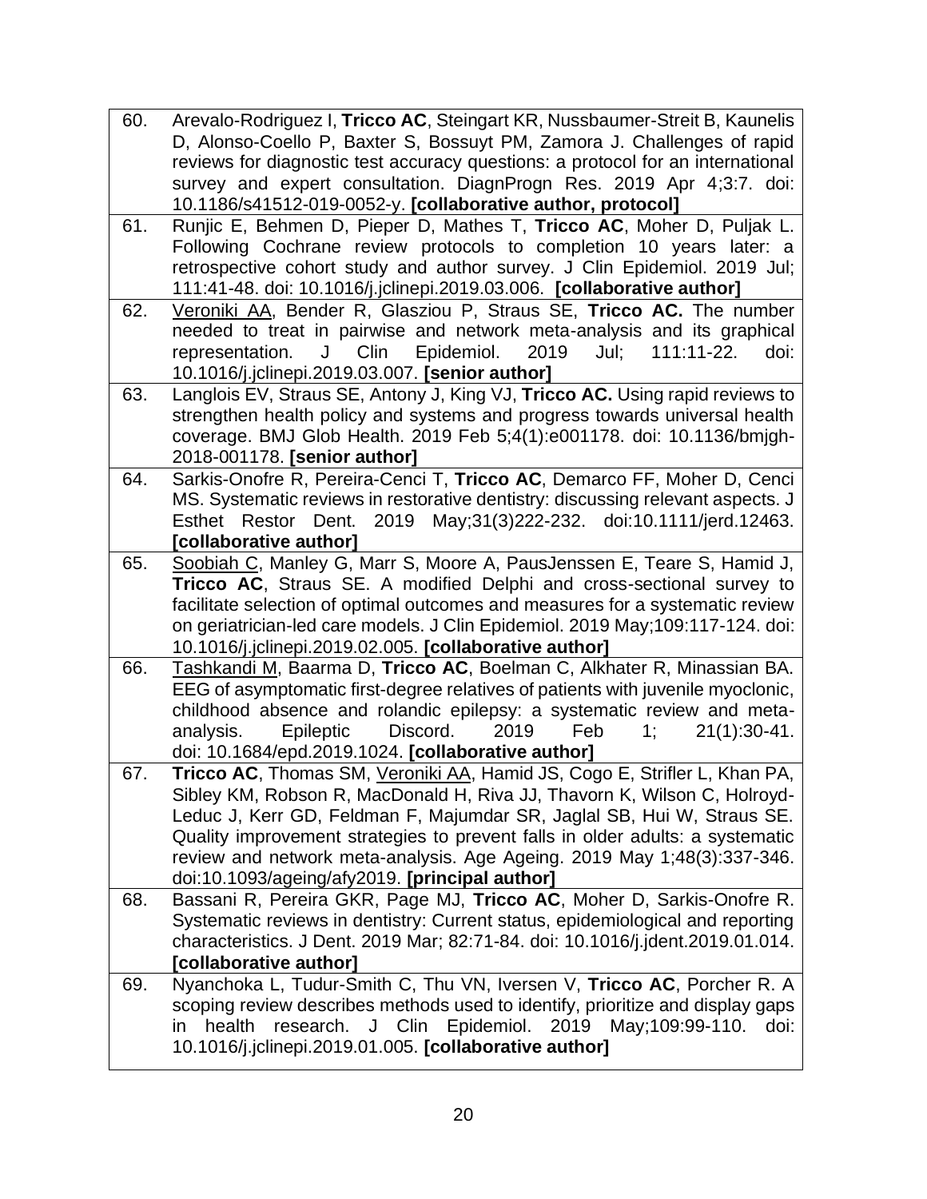| | |
|---|---|
| 60. | Arevalo-Rodriguez I, **Tricco AC**, Steingart KR, Nussbaumer-Streit B, Kaunelis D, Alonso-Coello P, Baxter S, Bossuyt PM, Zamora J. Challenges of rapid reviews for diagnostic test accuracy questions: a protocol for an international survey and expert consultation. DiagnProgn Res. 2019 Apr 4;3:7. doi: 10.1186/s41512-019-0052-y. **[collaborative author, protocol]** |
| 61. | Runjic E, Behmen D, Pieper D, Mathes T, **Tricco AC**, Moher D, Puljak L. Following Cochrane review protocols to completion 10 years later: a retrospective cohort study and author survey. J Clin Epidemiol. 2019 Jul; 111:41-48. doi: 10.1016/j.jclinepi.2019.03.006. **[collaborative author]** |
| 62. | <u>Veroniki AA</u>, Bender R, Glasziou P, Straus SE, **Tricco AC.** The number needed to treat in pairwise and network meta-analysis and its graphical representation. J Clin Epidemiol. 2019 Jul; 111:11-22. doi: 10.1016/j.jclinepi.2019.03.007. **[senior author]** |
| 63. | Langlois EV, Straus SE, Antony J, King VJ, **Tricco AC.** Using rapid reviews to strengthen health policy and systems and progress towards universal health coverage. BMJ Glob Health. 2019 Feb 5;4(1):e001178. doi: 10.1136/bmjgh-2018-001178. **[senior author]** |
| 64. | Sarkis-Onofre R, Pereira-Cenci T, **Tricco AC**, Demarco FF, Moher D, Cenci MS. Systematic reviews in restorative dentistry: discussing relevant aspects. J Esthet Restor Dent. 2019 May;31(3)222-232. doi:10.1111/jerd.12463. **[collaborative author]** |
| 65. | <u>Soobiah C</u>, Manley G, Marr S, Moore A, PausJenssen E, Teare S, Hamid J, **Tricco AC**, Straus SE. A modified Delphi and cross-sectional survey to facilitate selection of optimal outcomes and measures for a systematic review on geriatrician-led care models. J Clin Epidemiol. 2019 May;109:117-124. doi: 10.1016/j.jclinepi.2019.02.005. **[collaborative author]** |
| 66. | <u>Tashkandi M</u>, Baarma D, **Tricco AC**, Boelman C, Alkhater R, Minassian BA. EEG of asymptomatic first-degree relatives of patients with juvenile myoclonic, childhood absence and rolandic epilepsy: a systematic review and meta-analysis. Epileptic Discord. 2019 Feb 1; 21(1):30-41. doi: 10.1684/epd.2019.1024. **[collaborative author]** |
| 67. | **Tricco AC**, Thomas SM, <u>Veroniki AA</u>, Hamid JS, Cogo E, Strifler L, Khan PA, Sibley KM, Robson R, MacDonald H, Riva JJ, Thavorn K, Wilson C, Holroyd-Leduc J, Kerr GD, Feldman F, Majumdar SR, Jaglal SB, Hui W, Straus SE. Quality improvement strategies to prevent falls in older adults: a systematic review and network meta-analysis. Age Ageing. 2019 May 1;48(3):337-346. doi:10.1093/ageing/afy2019. **[principal author]** |
| 68. | Bassani R, Pereira GKR, Page MJ, **Tricco AC**, Moher D, Sarkis-Onofre R. Systematic reviews in dentistry: Current status, epidemiological and reporting characteristics. J Dent. 2019 Mar; 82:71-84. doi: 10.1016/j.jdent.2019.01.014. **[collaborative author]** |
| 69. | Nyanchoka L, Tudur-Smith C, Thu VN, Iversen V, **Tricco AC**, Porcher R. A scoping review describes methods used to identify, prioritize and display gaps in health research. J Clin Epidemiol. 2019 May;109:99-110. doi: 10.1016/j.jclinepi.2019.01.005. **[collaborative author]** |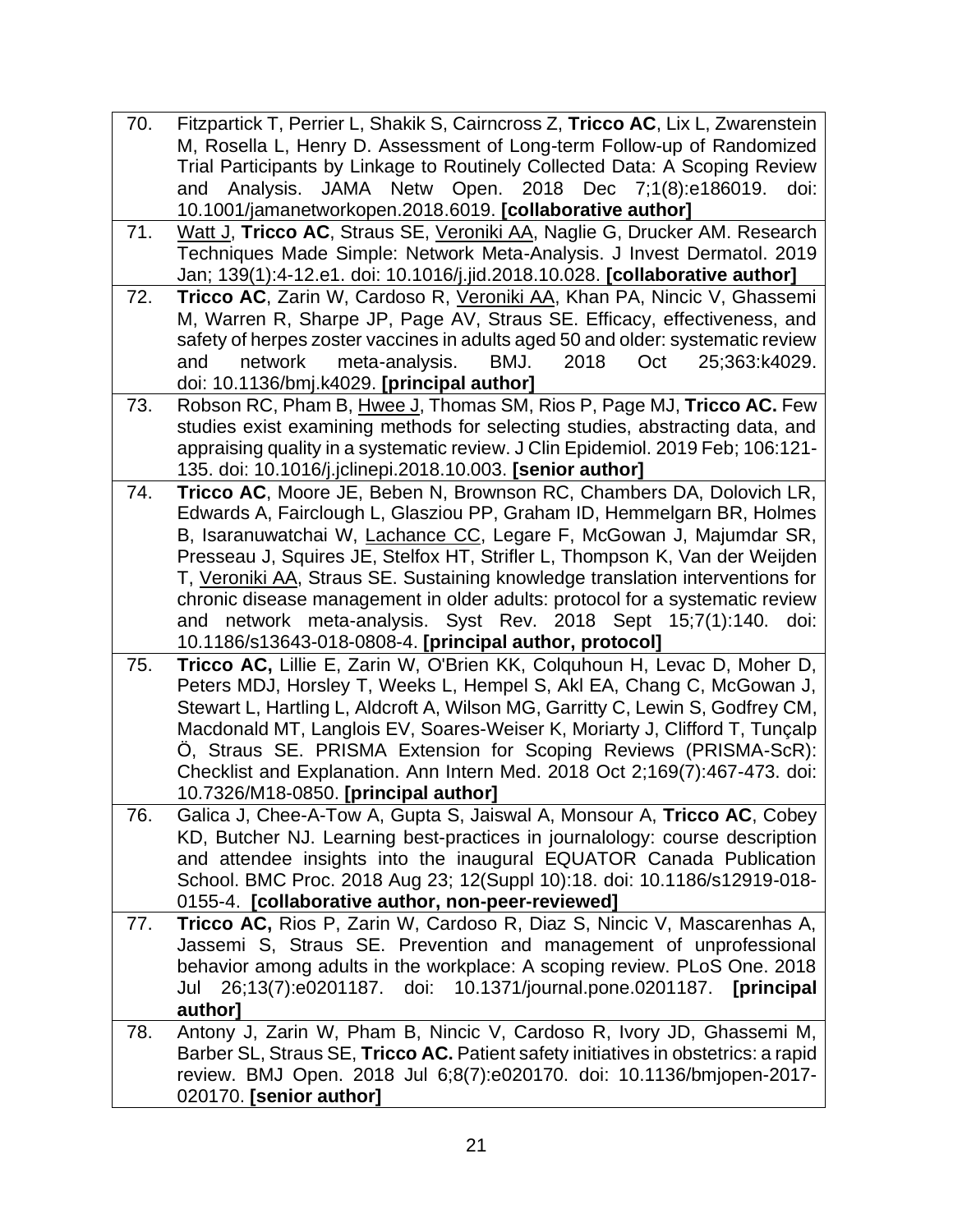| | |
|---|---|
| 70. | Fitzpartick T, Perrier L, Shakik S, Cairncross Z, **Tricco AC**, Lix L, Zwarenstein M, Rosella L, Henry D. Assessment of Long-term Follow-up of Randomized Trial Participants by Linkage to Routinely Collected Data: A Scoping Review and Analysis. JAMA Netw Open. 2018 Dec 7;1(8):e186019. doi: 10.1001/jamanetworkopen.2018.6019. **[collaborative author]** |
| 71. | <u>Watt J</u>, **Tricco AC**, Straus SE, <u>Veroniki AA</u>, Naglie G, Drucker AM. Research Techniques Made Simple: Network Meta-Analysis. J Invest Dermatol. 2019 Jan; 139(1):4-12.e1. doi: 10.1016/j.jid.2018.10.028. **[collaborative author]** |
| 72. | **Tricco AC**, Zarin W, Cardoso R, <u>Veroniki AA</u>, Khan PA, Nincic V, Ghassemi M, Warren R, Sharpe JP, Page AV, Straus SE. Efficacy, effectiveness, and safety of herpes zoster vaccines in adults aged 50 and older: systematic review and network meta-analysis. BMJ. 2018 Oct 25;363:k4029. doi: 10.1136/bmj.k4029. **[principal author]** |
| 73. | Robson RC, Pham B, <u>Hwee J</u>, Thomas SM, Rios P, Page MJ, **Tricco AC.** Few studies exist examining methods for selecting studies, abstracting data, and appraising quality in a systematic review. J Clin Epidemiol. 2019 Feb; 106:121-135. doi: 10.1016/j.jclinepi.2018.10.003. **[senior author]** |
| 74. | **Tricco AC**, Moore JE, Beben N, Brownson RC, Chambers DA, Dolovich LR, Edwards A, Fairclough L, Glasziou PP, Graham ID, Hemmelgarn BR, Holmes B, Isaranuwatchai W, <u>Lachance CC</u>, Legare F, McGowan J, Majumdar SR, Presseau J, Squires JE, Stelfox HT, Strifler L, Thompson K, Van der Weijden T, <u>Veroniki AA</u>, Straus SE. Sustaining knowledge translation interventions for chronic disease management in older adults: protocol for a systematic review and network meta-analysis. Syst Rev. 2018 Sept 15;7(1):140. doi: 10.1186/s13643-018-0808-4. **[principal author, protocol]** |
| 75. | **Tricco AC,** Lillie E, Zarin W, O'Brien KK, Colquhoun H, Levac D, Moher D, Peters MDJ, Horsley T, Weeks L, Hempel S, Akl EA, Chang C, McGowan J, Stewart L, Hartling L, Aldcroft A, Wilson MG, Garritty C, Lewin S, Godfrey CM, Macdonald MT, Langlois EV, Soares-Weiser K, Moriarty J, Clifford T, Tunçalp Ö, Straus SE. PRISMA Extension for Scoping Reviews (PRISMA-ScR): Checklist and Explanation. Ann Intern Med. 2018 Oct 2;169(7):467-473. doi: 10.7326/M18-0850. **[principal author]** |
| 76. | Galica J, Chee-A-Tow A, Gupta S, Jaiswal A, Monsour A, **Tricco AC**, Cobey KD, Butcher NJ. Learning best-practices in journalology: course description and attendee insights into the inaugural EQUATOR Canada Publication School. BMC Proc. 2018 Aug 23; 12(Suppl 10):18. doi: 10.1186/s12919-018-0155-4. **[collaborative author, non-peer-reviewed]** |
| 77. | **Tricco AC,** Rios P, Zarin W, Cardoso R, Diaz S, Nincic V, Mascarenhas A, Jassemi S, Straus SE. Prevention and management of unprofessional behavior among adults in the workplace: A scoping review. PLoS One. 2018 Jul 26;13(7):e0201187. doi: 10.1371/journal.pone.0201187. **[principal author]** |
| 78. | Antony J, Zarin W, Pham B, Nincic V, Cardoso R, Ivory JD, Ghassemi M, Barber SL, Straus SE, **Tricco AC.** Patient safety initiatives in obstetrics: a rapid review. BMJ Open. 2018 Jul 6;8(7):e020170. doi: 10.1136/bmjopen-2017-020170. **[senior author]** |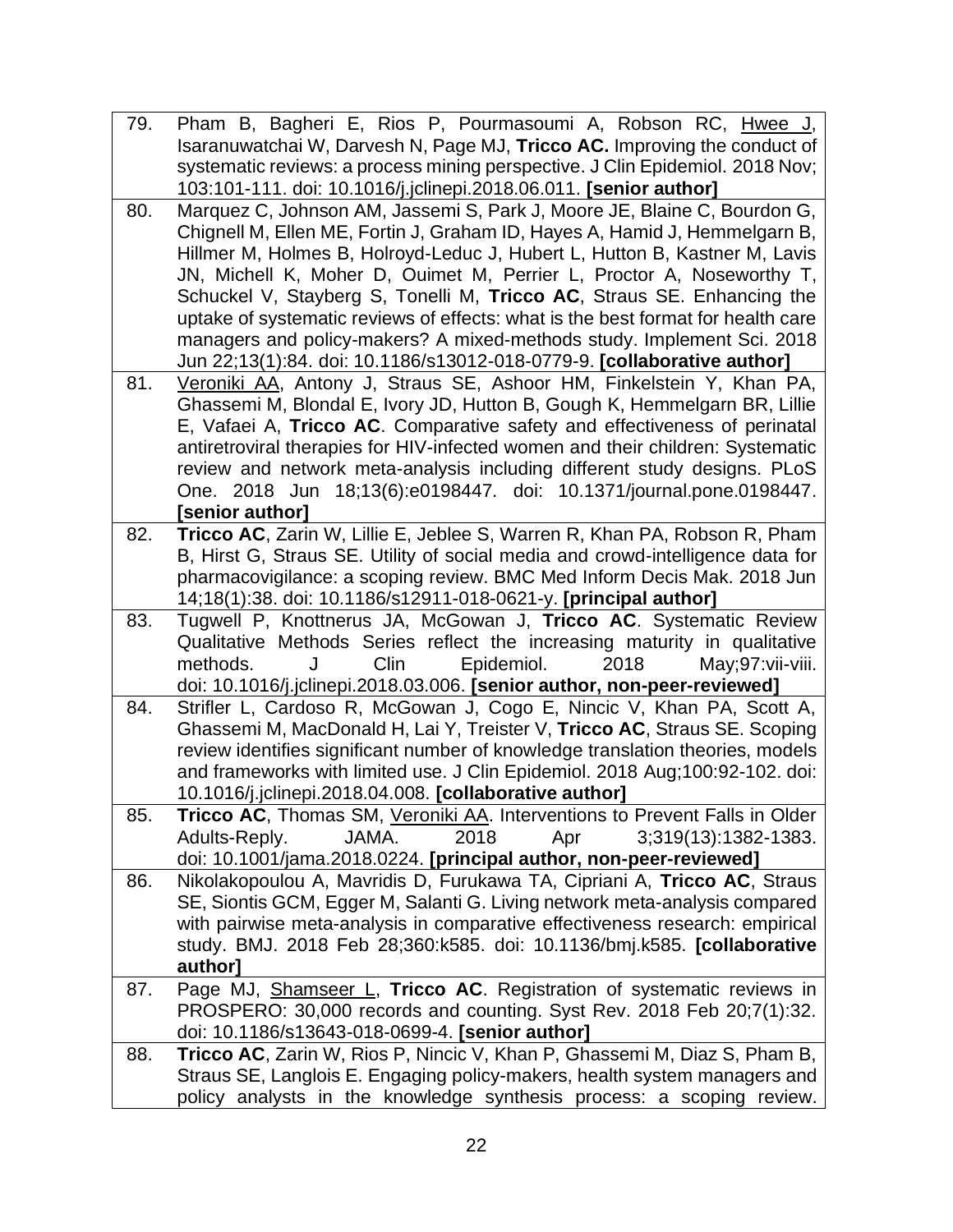| | |
|---|---|
| 79. | Pham B, Bagheri E, Rios P, Pourmasoumi A, Robson RC, <u>Hwee J</u>, Isaranuwatchai W, Darvesh N, Page MJ, **Tricco AC.** Improving the conduct of systematic reviews: a process mining perspective. J Clin Epidemiol. 2018 Nov; 103:101-111. doi: 10.1016/j.jclinepi.2018.06.011. **[senior author]** |
| 80. | Marquez C, Johnson AM, Jassemi S, Park J, Moore JE, Blaine C, Bourdon G, Chignell M, Ellen ME, Fortin J, Graham ID, Hayes A, Hamid J, Hemmelgarn B, Hillmer M, Holmes B, Holroyd-Leduc J, Hubert L, Hutton B, Kastner M, Lavis JN, Michell K, Moher D, Ouimet M, Perrier L, Proctor A, Noseworthy T, Schuckel V, Stayberg S, Tonelli M, **Tricco AC**, Straus SE. Enhancing the uptake of systematic reviews of effects: what is the best format for health care managers and policy-makers? A mixed-methods study. Implement Sci. 2018 Jun 22;13(1):84. doi: 10.1186/s13012-018-0779-9. **[collaborative author]** |
| 81. | <u>Veroniki AA</u>, Antony J, Straus SE, Ashoor HM, Finkelstein Y, Khan PA, Ghassemi M, Blondal E, Ivory JD, Hutton B, Gough K, Hemmelgarn BR, Lillie E, Vafaei A, **Tricco AC**. Comparative safety and effectiveness of perinatal antiretroviral therapies for HIV-infected women and their children: Systematic review and network meta-analysis including different study designs. PLoS One. 2018 Jun 18;13(6):e0198447. doi: 10.1371/journal.pone.0198447. **[senior author]** |
| 82. | **Tricco AC**, Zarin W, Lillie E, Jeblee S, Warren R, Khan PA, Robson R, Pham B, Hirst G, Straus SE. Utility of social media and crowd-intelligence data for pharmacovigilance: a scoping review. BMC Med Inform Decis Mak. 2018 Jun 14;18(1):38. doi: 10.1186/s12911-018-0621-y. **[principal author]** |
| 83. | Tugwell P, Knottnerus JA, McGowan J, **Tricco AC**. Systematic Review Qualitative Methods Series reflect the increasing maturity in qualitative methods. J Clin Epidemiol. 2018 May;97:vii-viii. doi: 10.1016/j.jclinepi.2018.03.006. **[senior author, non-peer-reviewed]** |
| 84. | Strifler L, Cardoso R, McGowan J, Cogo E, Nincic V, Khan PA, Scott A, Ghassemi M, MacDonald H, Lai Y, Treister V, **Tricco AC**, Straus SE. Scoping review identifies significant number of knowledge translation theories, models and frameworks with limited use. J Clin Epidemiol. 2018 Aug;100:92-102. doi: 10.1016/j.jclinepi.2018.04.008. **[collaborative author]** |
| 85. | **Tricco AC**, Thomas SM, <u>Veroniki AA</u>. Interventions to Prevent Falls in Older Adults-Reply. JAMA. 2018 Apr 3;319(13):1382-1383. doi: 10.1001/jama.2018.0224. **[principal author, non-peer-reviewed]** |
| 86. | Nikolakopoulou A, Mavridis D, Furukawa TA, Cipriani A, **Tricco AC**, Straus SE, Siontis GCM, Egger M, Salanti G. Living network meta-analysis compared with pairwise meta-analysis in comparative effectiveness research: empirical study. BMJ. 2018 Feb 28;360:k585. doi: 10.1136/bmj.k585. **[collaborative author]** |
| 87. | Page MJ, <u>Shamseer L</u>, **Tricco AC**. Registration of systematic reviews in PROSPERO: 30,000 records and counting. Syst Rev. 2018 Feb 20;7(1):32. doi: 10.1186/s13643-018-0699-4. **[senior author]** |
| 88. | **Tricco AC**, Zarin W, Rios P, Nincic V, Khan P, Ghassemi M, Diaz S, Pham B, Straus SE, Langlois E. Engaging policy-makers, health system managers and policy analysts in the knowledge synthesis process: a scoping review. |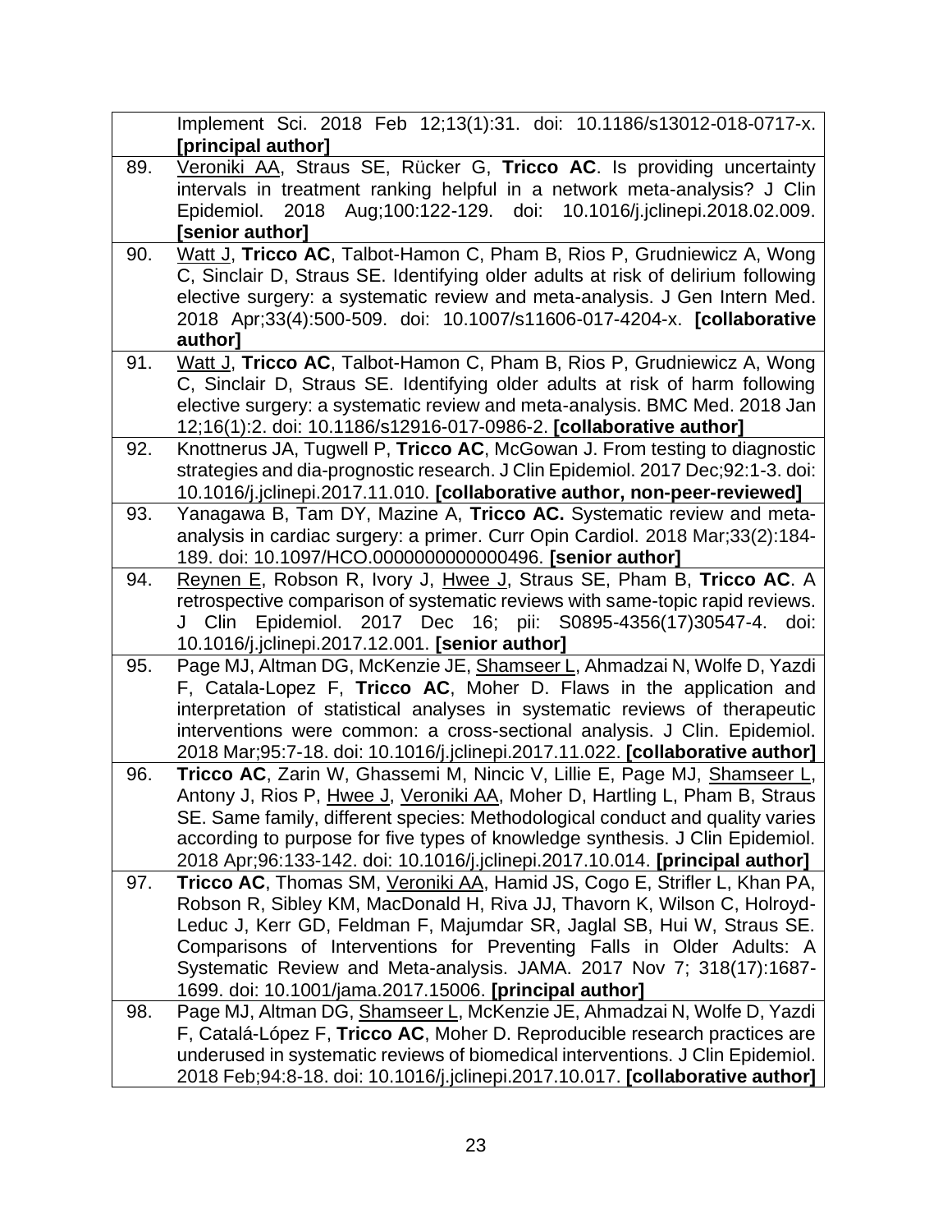| | |
|---|---|
| | Implement Sci. 2018 Feb 12;13(1):31. doi: 10.1186/s13012-018-0717-x. **[principal author]** |
| 89. | <u>Veroniki AA</u>, Straus SE, Rücker G, **Tricco AC**. Is providing uncertainty intervals in treatment ranking helpful in a network meta-analysis? J Clin Epidemiol. 2018 Aug;100:122-129. doi: 10.1016/j.jclinepi.2018.02.009. **[senior author]** |
| 90. | <u>Watt J</u>, **Tricco AC**, Talbot-Hamon C, Pham B, Rios P, Grudniewicz A, Wong C, Sinclair D, Straus SE. Identifying older adults at risk of delirium following elective surgery: a systematic review and meta-analysis. J Gen Intern Med. 2018 Apr;33(4):500-509. doi: 10.1007/s11606-017-4204-x. **[collaborative author]** |
| 91. | <u>Watt J</u>, **Tricco AC**, Talbot-Hamon C, Pham B, Rios P, Grudniewicz A, Wong C, Sinclair D, Straus SE. Identifying older adults at risk of harm following elective surgery: a systematic review and meta-analysis. BMC Med. 2018 Jan 12;16(1):2. doi: 10.1186/s12916-017-0986-2. **[collaborative author]** |
| 92. | Knottnerus JA, Tugwell P, **Tricco AC**, McGowan J. From testing to diagnostic strategies and dia-prognostic research. J Clin Epidemiol. 2017 Dec;92:1-3. doi: 10.1016/j.jclinepi.2017.11.010. **[collaborative author, non-peer-reviewed]** |
| 93. | Yanagawa B, Tam DY, Mazine A, **Tricco AC.** Systematic review and meta-analysis in cardiac surgery: a primer. Curr Opin Cardiol. 2018 Mar;33(2):184-189. doi: 10.1097/HCO.0000000000000496. **[senior author]** |
| 94. | <u>Reynen E</u>, Robson R, Ivory J, <u>Hwee J</u>, Straus SE, Pham B, **Tricco AC**. A retrospective comparison of systematic reviews with same-topic rapid reviews. J Clin Epidemiol. 2017 Dec 16; pii: S0895-4356(17)30547-4. doi: 10.1016/j.jclinepi.2017.12.001. **[senior author]** |
| 95. | Page MJ, Altman DG, McKenzie JE, <u>Shamseer L</u>, Ahmadzai N, Wolfe D, Yazdi F, Catala-Lopez F, **Tricco AC**, Moher D. Flaws in the application and interpretation of statistical analyses in systematic reviews of therapeutic interventions were common: a cross-sectional analysis. J Clin. Epidemiol. 2018 Mar;95:7-18. doi: 10.1016/j.jclinepi.2017.11.022. **[collaborative author]** |
| 96. | **Tricco AC**, Zarin W, Ghassemi M, Nincic V, Lillie E, Page MJ, <u>Shamseer L</u>, Antony J, Rios P, <u>Hwee J</u>, <u>Veroniki AA</u>, Moher D, Hartling L, Pham B, Straus SE. Same family, different species: Methodological conduct and quality varies according to purpose for five types of knowledge synthesis. J Clin Epidemiol. 2018 Apr;96:133-142. doi: 10.1016/j.jclinepi.2017.10.014. **[principal author]** |
| 97. | **Tricco AC**, Thomas SM, <u>Veroniki AA</u>, Hamid JS, Cogo E, Strifler L, Khan PA, Robson R, Sibley KM, MacDonald H, Riva JJ, Thavorn K, Wilson C, Holroyd-Leduc J, Kerr GD, Feldman F, Majumdar SR, Jaglal SB, Hui W, Straus SE. Comparisons of Interventions for Preventing Falls in Older Adults: A Systematic Review and Meta-analysis. JAMA. 2017 Nov 7; 318(17):1687-1699. doi: 10.1001/jama.2017.15006. **[principal author]** |
| 98. | Page MJ, Altman DG, <u>Shamseer L</u>, McKenzie JE, Ahmadzai N, Wolfe D, Yazdi F, Catalá-López F, **Tricco AC**, Moher D. Reproducible research practices are underused in systematic reviews of biomedical interventions. J Clin Epidemiol. 2018 Feb;94:8-18. doi: 10.1016/j.jclinepi.2017.10.017. **[collaborative author]** |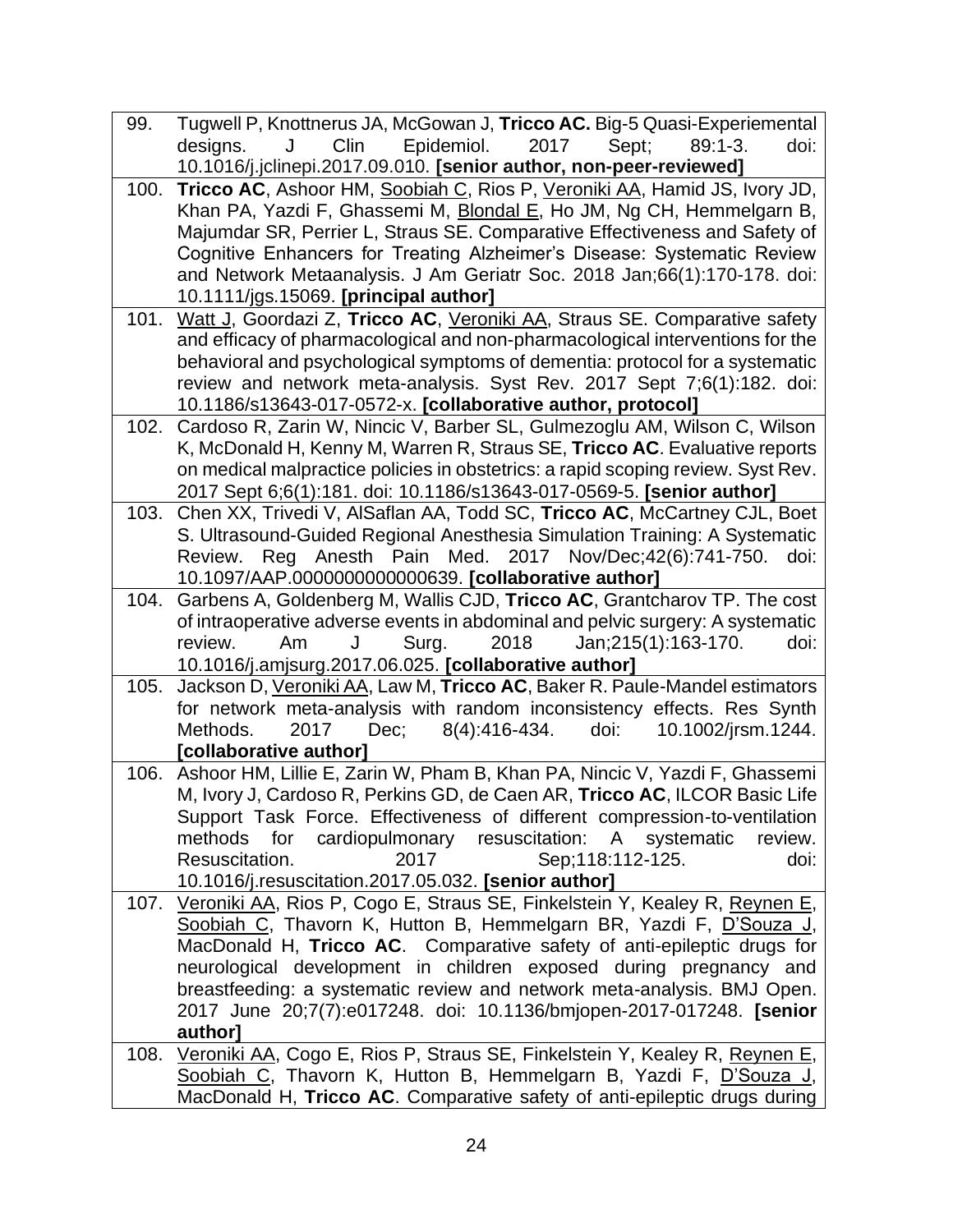| | |
|---|---|
| 99. | Tugwell P, Knottnerus JA, McGowan J, **Tricco AC.** Big-5 Quasi-Experiemental designs. J Clin Epidemiol. 2017 Sept; 89:1-3. doi: 10.1016/j.jclinepi.2017.09.010. **[senior author, non-peer-reviewed]** |
| 100. | **Tricco AC**, Ashoor HM, Soobiah C, Rios P, Veroniki AA, Hamid JS, Ivory JD, Khan PA, Yazdi F, Ghassemi M, Blondal E, Ho JM, Ng CH, Hemmelgarn B, Majumdar SR, Perrier L, Straus SE. Comparative Effectiveness and Safety of Cognitive Enhancers for Treating Alzheimer's Disease: Systematic Review and Network Metaanalysis. J Am Geriatr Soc. 2018 Jan;66(1):170-178. doi: 10.1111/jgs.15069. **[principal author]** |
| 101. | Watt J, Goordazi Z, **Tricco AC**, Veroniki AA, Straus SE. Comparative safety and efficacy of pharmacological and non-pharmacological interventions for the behavioral and psychological symptoms of dementia: protocol for a systematic review and network meta-analysis. Syst Rev. 2017 Sept 7;6(1):182. doi: 10.1186/s13643-017-0572-x. **[collaborative author, protocol]** |
| 102. | Cardoso R, Zarin W, Nincic V, Barber SL, Gulmezoglu AM, Wilson C, Wilson K, McDonald H, Kenny M, Warren R, Straus SE, **Tricco AC**. Evaluative reports on medical malpractice policies in obstetrics: a rapid scoping review. Syst Rev. 2017 Sept 6;6(1):181. doi: 10.1186/s13643-017-0569-5. **[senior author]** |
| 103. | Chen XX, Trivedi V, AlSaflan AA, Todd SC, **Tricco AC**, McCartney CJL, Boet S. Ultrasound-Guided Regional Anesthesia Simulation Training: A Systematic Review. Reg Anesth Pain Med. 2017 Nov/Dec;42(6):741-750. doi: 10.1097/AAP.0000000000000639. **[collaborative author]** |
| 104. | Garbens A, Goldenberg M, Wallis CJD, **Tricco AC**, Grantcharov TP. The cost of intraoperative adverse events in abdominal and pelvic surgery: A systematic review. Am J Surg. 2018 Jan;215(1):163-170. doi: 10.1016/j.amjsurg.2017.06.025. **[collaborative author]** |
| 105. | Jackson D, Veroniki AA, Law M, **Tricco AC**, Baker R. Paule-Mandel estimators for network meta-analysis with random inconsistency effects. Res Synth Methods. 2017 Dec; 8(4):416-434. doi: 10.1002/jrsm.1244. **[collaborative author]** |
| 106. | Ashoor HM, Lillie E, Zarin W, Pham B, Khan PA, Nincic V, Yazdi F, Ghassemi M, Ivory J, Cardoso R, Perkins GD, de Caen AR, **Tricco AC**, ILCOR Basic Life Support Task Force. Effectiveness of different compression-to-ventilation methods for cardiopulmonary resuscitation: A systematic review. Resuscitation. 2017 Sep;118:112-125. doi: 10.1016/j.resuscitation.2017.05.032. **[senior author]** |
| 107. | Veroniki AA, Rios P, Cogo E, Straus SE, Finkelstein Y, Kealey R, Reynen E, Soobiah C, Thavorn K, Hutton B, Hemmelgarn BR, Yazdi F, D'Souza J, MacDonald H, **Tricco AC**. Comparative safety of anti-epileptic drugs for neurological development in children exposed during pregnancy and breastfeeding: a systematic review and network meta-analysis. BMJ Open. 2017 June 20;7(7):e017248. doi: 10.1136/bmjopen-2017-017248. **[senior author]** |
| 108. | Veroniki AA, Cogo E, Rios P, Straus SE, Finkelstein Y, Kealey R, Reynen E, Soobiah C, Thavorn K, Hutton B, Hemmelgarn B, Yazdi F, D'Souza J, MacDonald H, **Tricco AC**. Comparative safety of anti-epileptic drugs during |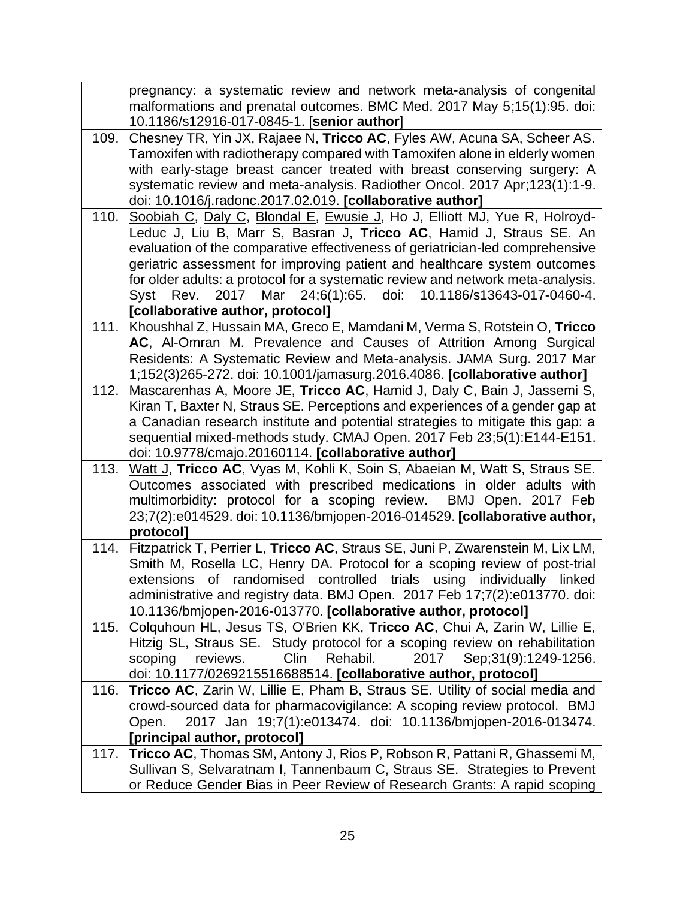| | |
|---|---|
| | pregnancy: a systematic review and network meta-analysis of congenital malformations and prenatal outcomes. BMC Med. 2017 May 5;15(1):95. doi: 10.1186/s12916-017-0845-1. [**senior author**] |
| 109. | Chesney TR, Yin JX, Rajaee N, **Tricco AC**, Fyles AW, Acuna SA, Scheer AS. Tamoxifen with radiotherapy compared with Tamoxifen alone in elderly women with early-stage breast cancer treated with breast conserving surgery: A systematic review and meta-analysis. Radiother Oncol. 2017 Apr;123(1):1-9. doi: 10.1016/j.radonc.2017.02.019. **[collaborative author]** |
| 110. | <u>Soobiah C</u>, <u>Daly C</u>, <u>Blondal E</u>, <u>Ewusie J</u>, Ho J, Elliott MJ, Yue R, Holroyd-Leduc J, Liu B, Marr S, Basran J, **Tricco AC**, Hamid J, Straus SE. An evaluation of the comparative effectiveness of geriatrician-led comprehensive geriatric assessment for improving patient and healthcare system outcomes for older adults: a protocol for a systematic review and network meta-analysis. Syst Rev. 2017 Mar 24;6(1):65. doi: 10.1186/s13643-017-0460-4. **[collaborative author, protocol]** |
| 111. | Khoushhal Z, Hussain MA, Greco E, Mamdani M, Verma S, Rotstein O, **Tricco AC**, Al-Omran M. Prevalence and Causes of Attrition Among Surgical Residents: A Systematic Review and Meta-analysis. JAMA Surg. 2017 Mar 1;152(3)265-272. doi: 10.1001/jamasurg.2016.4086. **[collaborative author]** |
| 112. | Mascarenhas A, Moore JE, **Tricco AC**, Hamid J, <u>Daly C</u>, Bain J, Jassemi S, Kiran T, Baxter N, Straus SE. Perceptions and experiences of a gender gap at a Canadian research institute and potential strategies to mitigate this gap: a sequential mixed-methods study. CMAJ Open. 2017 Feb 23;5(1):E144-E151. doi: 10.9778/cmajo.20160114. **[collaborative author]** |
| 113. | <u>Watt J</u>, **Tricco AC**, Vyas M, Kohli K, Soin S, Abaeian M, Watt S, Straus SE. Outcomes associated with prescribed medications in older adults with multimorbidity: protocol for a scoping review. BMJ Open. 2017 Feb 23;7(2):e014529. doi: 10.1136/bmjopen-2016-014529. **[collaborative author, protocol]** |
| 114. | Fitzpatrick T, Perrier L, **Tricco AC**, Straus SE, Juni P, Zwarenstein M, Lix LM, Smith M, Rosella LC, Henry DA. Protocol for a scoping review of post-trial extensions of randomised controlled trials using individually linked administrative and registry data. BMJ Open. 2017 Feb 17;7(2):e013770. doi: 10.1136/bmjopen-2016-013770. **[collaborative author, protocol]** |
| 115. | Colquhoun HL, Jesus TS, O'Brien KK, **Tricco AC**, Chui A, Zarin W, Lillie E, Hitzig SL, Straus SE. Study protocol for a scoping review on rehabilitation scoping reviews. Clin Rehabil. 2017 Sep;31(9):1249-1256. doi: 10.1177/0269215516688514. **[collaborative author, protocol]** |
| 116. | **Tricco AC**, Zarin W, Lillie E, Pham B, Straus SE. Utility of social media and crowd-sourced data for pharmacovigilance: A scoping review protocol. BMJ Open. 2017 Jan 19;7(1):e013474. doi: 10.1136/bmjopen-2016-013474. **[principal author, protocol]** |
| 117. | **Tricco AC**, Thomas SM, Antony J, Rios P, Robson R, Pattani R, Ghassemi M, Sullivan S, Selvaratnam I, Tannenbaum C, Straus SE. Strategies to Prevent or Reduce Gender Bias in Peer Review of Research Grants: A rapid scoping |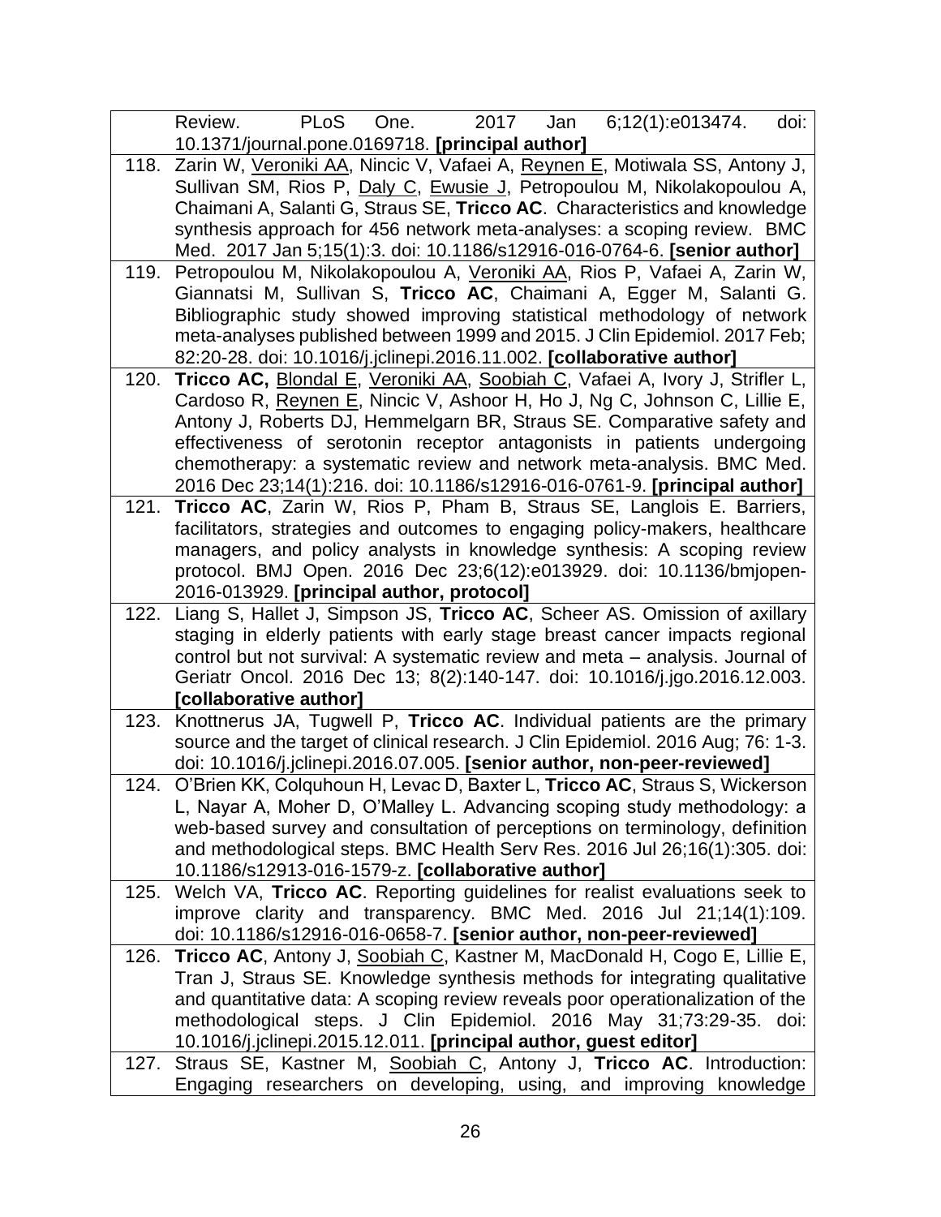| | |
|---|---|
| | Review. PLoS One. 2017 Jan 6;12(1):e013474. doi: 10.1371/journal.pone.0169718. **[principal author]** |
| 118. | Zarin W, Veroniki AA, Nincic V, Vafaei A, Reynen E, Motiwala SS, Antony J, Sullivan SM, Rios P, Daly C, Ewusie J, Petropoulou M, Nikolakopoulou A, Chaimani A, Salanti G, Straus SE, **Tricco AC**. Characteristics and knowledge synthesis approach for 456 network meta-analyses: a scoping review. BMC Med. 2017 Jan 5;15(1):3. doi: 10.1186/s12916-016-0764-6. **[senior author]** |
| 119. | Petropoulou M, Nikolakopoulou A, Veroniki AA, Rios P, Vafaei A, Zarin W, Giannatsi M, Sullivan S, **Tricco AC**, Chaimani A, Egger M, Salanti G. Bibliographic study showed improving statistical methodology of network meta-analyses published between 1999 and 2015. J Clin Epidemiol. 2017 Feb; 82:20-28. doi: 10.1016/j.jclinepi.2016.11.002. **[collaborative author]** |
| 120. | **Tricco AC,** Blondal E, Veroniki AA, Soobiah C, Vafaei A, Ivory J, Strifler L, Cardoso R, Reynen E, Nincic V, Ashoor H, Ho J, Ng C, Johnson C, Lillie E, Antony J, Roberts DJ, Hemmelgarn BR, Straus SE. Comparative safety and effectiveness of serotonin receptor antagonists in patients undergoing chemotherapy: a systematic review and network meta-analysis. BMC Med. 2016 Dec 23;14(1):216. doi: 10.1186/s12916-016-0761-9. **[principal author]** |
| 121. | **Tricco AC**, Zarin W, Rios P, Pham B, Straus SE, Langlois E. Barriers, facilitators, strategies and outcomes to engaging policy-makers, healthcare managers, and policy analysts in knowledge synthesis: A scoping review protocol. BMJ Open. 2016 Dec 23;6(12):e013929. doi: 10.1136/bmjopen-2016-013929. **[principal author, protocol]** |
| 122. | Liang S, Hallet J, Simpson JS, **Tricco AC**, Scheer AS. Omission of axillary staging in elderly patients with early stage breast cancer impacts regional control but not survival: A systematic review and meta – analysis. Journal of Geriatr Oncol. 2016 Dec 13; 8(2):140-147. doi: 10.1016/j.jgo.2016.12.003. **[collaborative author]** |
| 123. | Knottnerus JA, Tugwell P, **Tricco AC**. Individual patients are the primary source and the target of clinical research. J Clin Epidemiol. 2016 Aug; 76: 1-3. doi: 10.1016/j.jclinepi.2016.07.005. **[senior author, non-peer-reviewed]** |
| 124. | O'Brien KK, Colquhoun H, Levac D, Baxter L, **Tricco AC**, Straus S, Wickerson L, Nayar A, Moher D, O'Malley L. Advancing scoping study methodology: a web-based survey and consultation of perceptions on terminology, definition and methodological steps. BMC Health Serv Res. 2016 Jul 26;16(1):305. doi: 10.1186/s12913-016-1579-z. **[collaborative author]** |
| 125. | Welch VA, **Tricco AC**. Reporting guidelines for realist evaluations seek to improve clarity and transparency. BMC Med. 2016 Jul 21;14(1):109. doi: 10.1186/s12916-016-0658-7. **[senior author, non-peer-reviewed]** |
| 126. | **Tricco AC**, Antony J, Soobiah C, Kastner M, MacDonald H, Cogo E, Lillie E, Tran J, Straus SE. Knowledge synthesis methods for integrating qualitative and quantitative data: A scoping review reveals poor operationalization of the methodological steps. J Clin Epidemiol. 2016 May 31;73:29-35. doi: 10.1016/j.jclinepi.2015.12.011. **[principal author, guest editor]** |
| 127. | Straus SE, Kastner M, Soobiah C, Antony J, **Tricco AC**. Introduction: Engaging researchers on developing, using, and improving knowledge |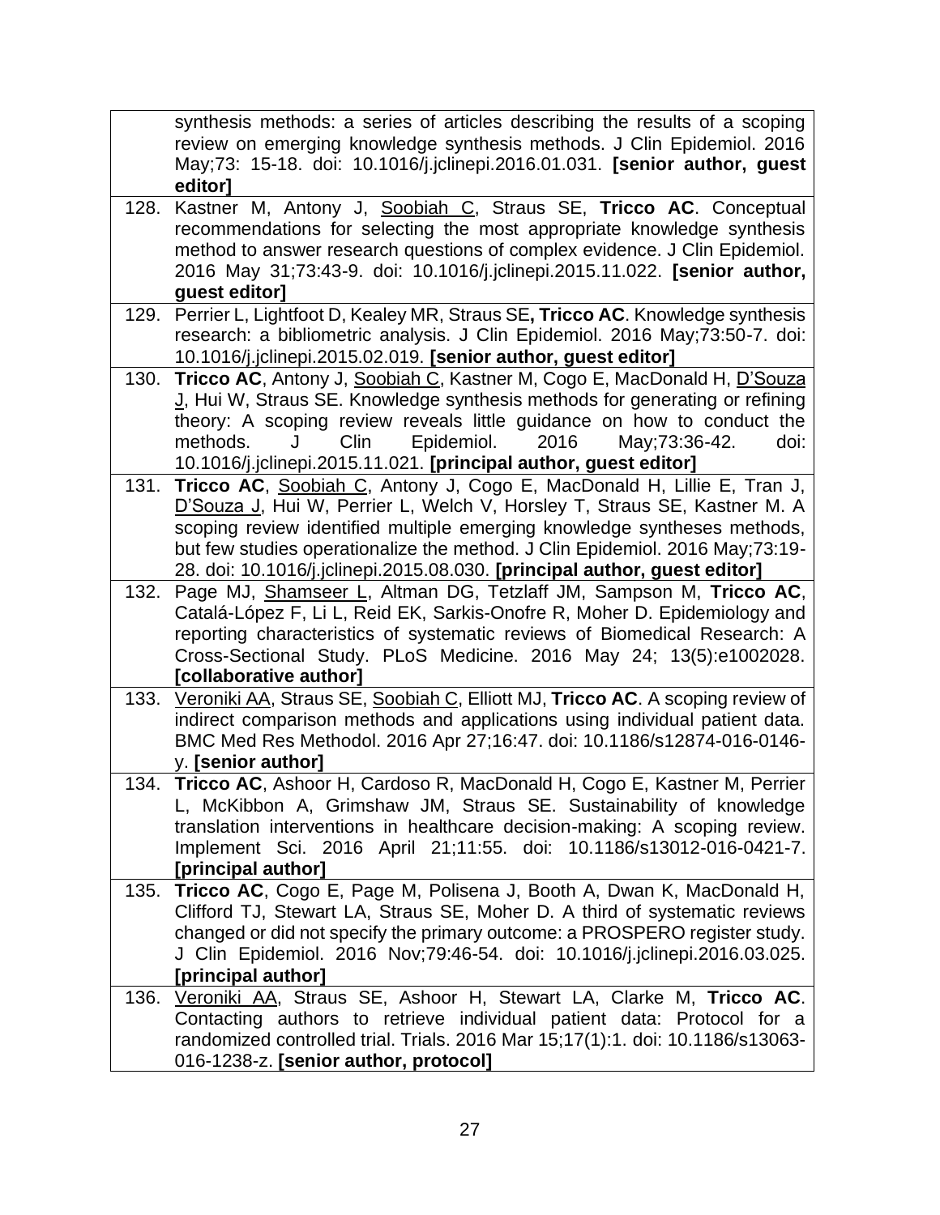| | |
|---|---|
| | synthesis methods: a series of articles describing the results of a scoping review on emerging knowledge synthesis methods. J Clin Epidemiol. 2016 May;73: 15-18. doi: 10.1016/j.jclinepi.2016.01.031. **[senior author, guest editor]** |
| 128. | Kastner M, Antony J, <u>Soobiah C</u>, Straus SE, **Tricco AC**. Conceptual recommendations for selecting the most appropriate knowledge synthesis method to answer research questions of complex evidence. J Clin Epidemiol. 2016 May 31;73:43-9. doi: 10.1016/j.jclinepi.2015.11.022. **[senior author, guest editor]** |
| 129. | Perrier L, Lightfoot D, Kealey MR, Straus SE**, Tricco AC**. Knowledge synthesis research: a bibliometric analysis. J Clin Epidemiol. 2016 May;73:50-7. doi: 10.1016/j.jclinepi.2015.02.019. **[senior author, guest editor]** |
| 130. | **Tricco AC**, Antony J, <u>Soobiah C</u>, Kastner M, Cogo E, MacDonald H, <u>D'Souza J</u>, Hui W, Straus SE. Knowledge synthesis methods for generating or refining theory: A scoping review reveals little guidance on how to conduct the methods. J Clin Epidemiol. 2016 May;73:36-42. doi: 10.1016/j.jclinepi.2015.11.021. **[principal author, guest editor]** |
| 131. | **Tricco AC**, <u>Soobiah C</u>, Antony J, Cogo E, MacDonald H, Lillie E, Tran J, <u>D'Souza J</u>, Hui W, Perrier L, Welch V, Horsley T, Straus SE, Kastner M. A scoping review identified multiple emerging knowledge syntheses methods, but few studies operationalize the method. J Clin Epidemiol. 2016 May;73:19-28. doi: 10.1016/j.jclinepi.2015.08.030. **[principal author, guest editor]** |
| 132. | Page MJ, <u>Shamseer L</u>, Altman DG, Tetzlaff JM, Sampson M, **Tricco AC**, Catalá-López F, Li L, Reid EK, Sarkis-Onofre R, Moher D. Epidemiology and reporting characteristics of systematic reviews of Biomedical Research: A Cross-Sectional Study. PLoS Medicine. 2016 May 24; 13(5):e1002028. **[collaborative author]** |
| 133. | <u>Veroniki AA</u>, Straus SE, <u>Soobiah C</u>, Elliott MJ, **Tricco AC**. A scoping review of indirect comparison methods and applications using individual patient data. BMC Med Res Methodol. 2016 Apr 27;16:47. doi: 10.1186/s12874-016-0146-y. **[senior author]** |
| 134. | **Tricco AC**, Ashoor H, Cardoso R, MacDonald H, Cogo E, Kastner M, Perrier L, McKibbon A, Grimshaw JM, Straus SE. Sustainability of knowledge translation interventions in healthcare decision-making: A scoping review. Implement Sci. 2016 April 21;11:55. doi: 10.1186/s13012-016-0421-7. **[principal author]** |
| 135. | **Tricco AC**, Cogo E, Page M, Polisena J, Booth A, Dwan K, MacDonald H, Clifford TJ, Stewart LA, Straus SE, Moher D. A third of systematic reviews changed or did not specify the primary outcome: a PROSPERO register study. J Clin Epidemiol. 2016 Nov;79:46-54. doi: 10.1016/j.jclinepi.2016.03.025. **[principal author]** |
| 136. | <u>Veroniki AA</u>, Straus SE, Ashoor H, Stewart LA, Clarke M, **Tricco AC**. Contacting authors to retrieve individual patient data: Protocol for a randomized controlled trial. Trials. 2016 Mar 15;17(1):1. doi: 10.1186/s13063-016-1238-z. **[senior author, protocol]** |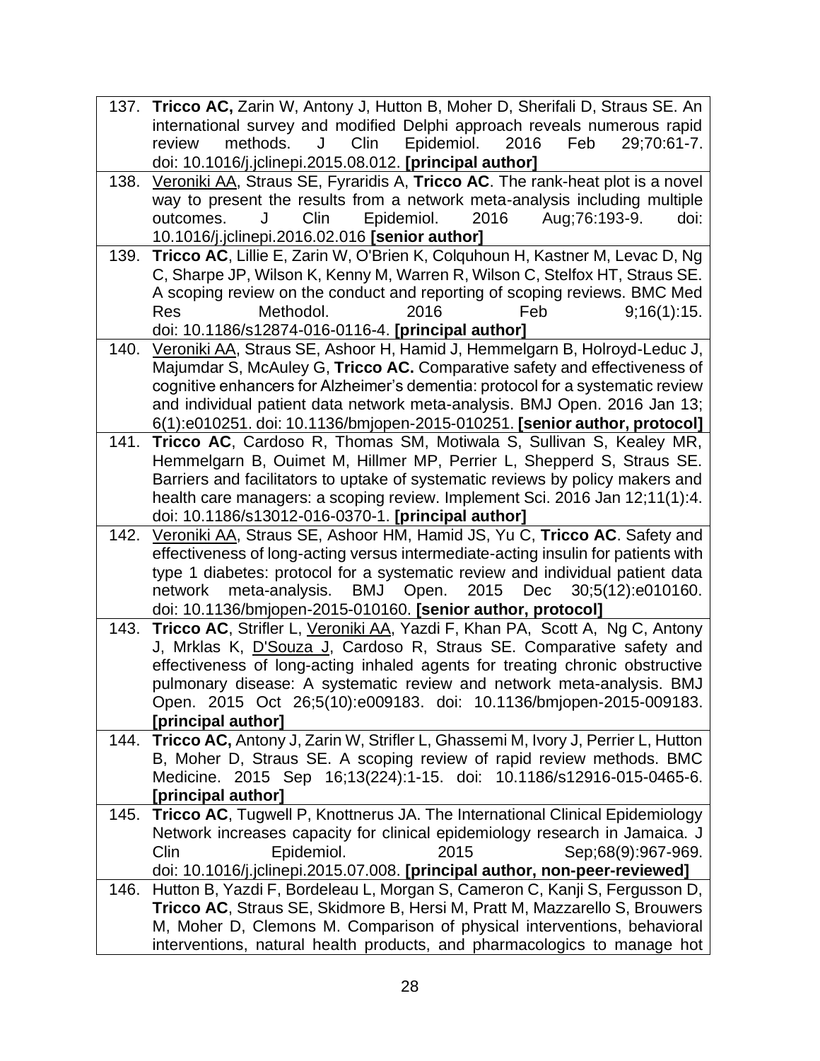| | |
|---|---|
| 137. | **Tricco AC,** Zarin W, Antony J, Hutton B, Moher D, Sherifali D, Straus SE. An international survey and modified Delphi approach reveals numerous rapid review methods. J Clin Epidemiol. 2016 Feb 29;70:61-7. doi: 10.1016/j.jclinepi.2015.08.012. **[principal author]** |
| 138. | <u>Veroniki AA</u>, Straus SE, Fyraridis A, **Tricco AC**. The rank-heat plot is a novel way to present the results from a network meta-analysis including multiple outcomes. J Clin Epidemiol. 2016 Aug;76:193-9. doi: 10.1016/j.jclinepi.2016.02.016 **[senior author]** |
| 139. | **Tricco AC**, Lillie E, Zarin W, O'Brien K, Colquhoun H, Kastner M, Levac D, Ng C, Sharpe JP, Wilson K, Kenny M, Warren R, Wilson C, Stelfox HT, Straus SE. A scoping review on the conduct and reporting of scoping reviews. BMC Med Res Methodol. 2016 Feb 9;16(1):15. doi: 10.1186/s12874-016-0116-4. **[principal author]** |
| 140. | <u>Veroniki AA</u>, Straus SE, Ashoor H, Hamid J, Hemmelgarn B, Holroyd-Leduc J, Majumdar S, McAuley G, **Tricco AC.** Comparative safety and effectiveness of cognitive enhancers for Alzheimer's dementia: protocol for a systematic review and individual patient data network meta-analysis. BMJ Open. 2016 Jan 13; 6(1):e010251. doi: 10.1136/bmjopen-2015-010251. **[senior author, protocol]** |
| 141. | **Tricco AC**, Cardoso R, Thomas SM, Motiwala S, Sullivan S, Kealey MR, Hemmelgarn B, Ouimet M, Hillmer MP, Perrier L, Shepperd S, Straus SE. Barriers and facilitators to uptake of systematic reviews by policy makers and health care managers: a scoping review. Implement Sci. 2016 Jan 12;11(1):4. doi: 10.1186/s13012-016-0370-1. **[principal author]** |
| 142. | <u>Veroniki AA</u>, Straus SE, Ashoor HM, Hamid JS, Yu C, **Tricco AC**. Safety and effectiveness of long-acting versus intermediate-acting insulin for patients with type 1 diabetes: protocol for a systematic review and individual patient data network meta-analysis. BMJ Open. 2015 Dec 30;5(12):e010160. doi: 10.1136/bmjopen-2015-010160. **[senior author, protocol]** |
| 143. | **Tricco AC**, Strifler L, <u>Veroniki AA</u>, Yazdi F, Khan PA, Scott A, Ng C, Antony J, Mrklas K, <u>D'Souza J</u>, Cardoso R, Straus SE. Comparative safety and effectiveness of long-acting inhaled agents for treating chronic obstructive pulmonary disease: A systematic review and network meta-analysis. BMJ Open. 2015 Oct 26;5(10):e009183. doi: 10.1136/bmjopen-2015-009183. **[principal author]** |
| 144. | **Tricco AC,** Antony J, Zarin W, Strifler L, Ghassemi M, Ivory J, Perrier L, Hutton B, Moher D, Straus SE. A scoping review of rapid review methods. BMC Medicine. 2015 Sep 16;13(224):1-15. doi: 10.1186/s12916-015-0465-6. **[principal author]** |
| 145. | **Tricco AC**, Tugwell P, Knottnerus JA. The International Clinical Epidemiology Network increases capacity for clinical epidemiology research in Jamaica. J Clin Epidemiol. 2015 Sep;68(9):967-969. doi: 10.1016/j.jclinepi.2015.07.008. **[principal author, non-peer-reviewed]** |
| 146. | Hutton B, Yazdi F, Bordeleau L, Morgan S, Cameron C, Kanji S, Fergusson D, **Tricco AC**, Straus SE, Skidmore B, Hersi M, Pratt M, Mazzarello S, Brouwers M, Moher D, Clemons M. Comparison of physical interventions, behavioral interventions, natural health products, and pharmacologics to manage hot |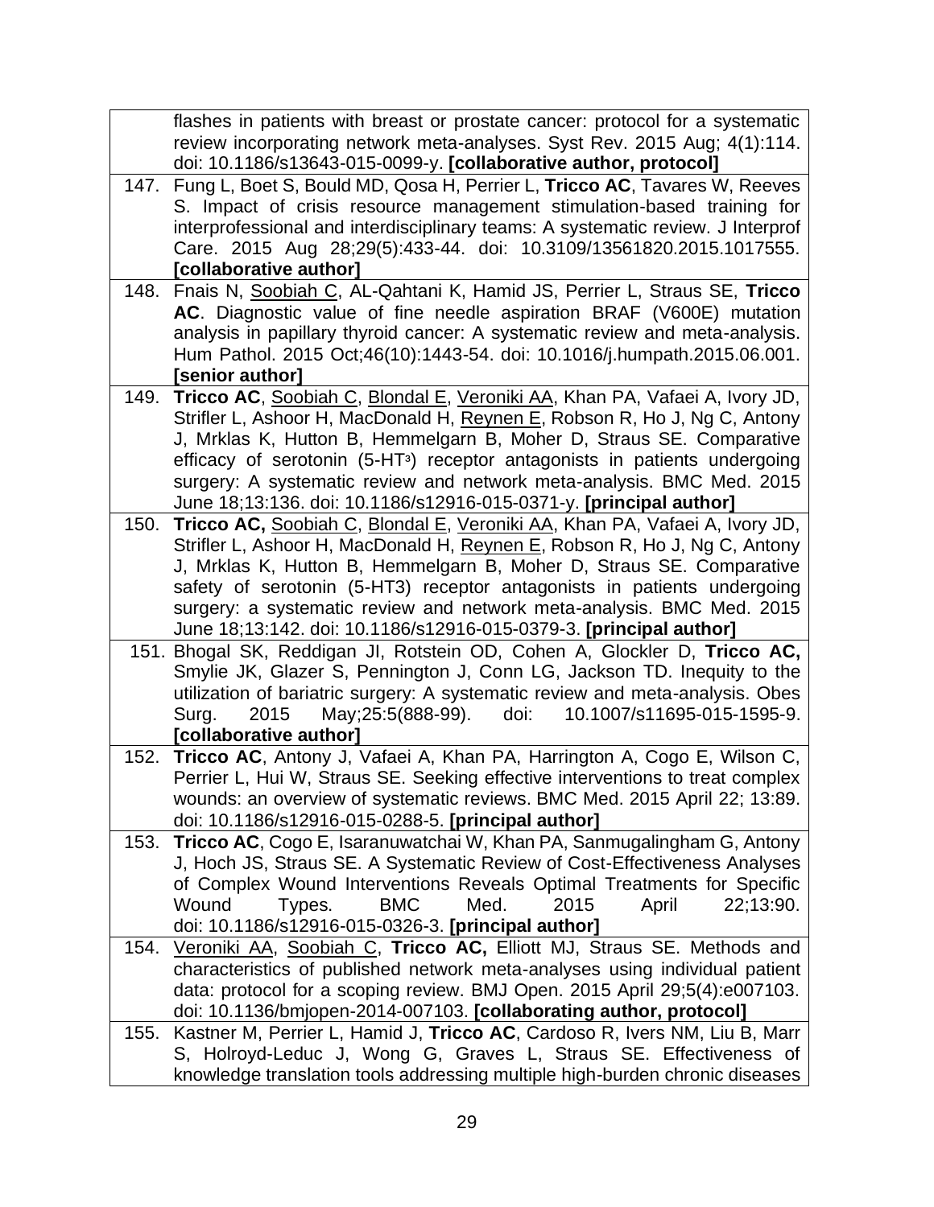| | |
|---|---|
| | flashes in patients with breast or prostate cancer: protocol for a systematic review incorporating network meta-analyses. Syst Rev. 2015 Aug; 4(1):114. doi: 10.1186/s13643-015-0099-y. **[collaborative author, protocol]** |
| 147. | Fung L, Boet S, Bould MD, Qosa H, Perrier L, **Tricco AC**, Tavares W, Reeves S. Impact of crisis resource management stimulation-based training for interprofessional and interdisciplinary teams: A systematic review. J Interprof Care. 2015 Aug 28;29(5):433-44. doi: 10.3109/13561820.2015.1017555. **[collaborative author]** |
| 148. | Fnais N, <u>Soobiah C</u>, AL-Qahtani K, Hamid JS, Perrier L, Straus SE, **Tricco AC**. Diagnostic value of fine needle aspiration BRAF (V600E) mutation analysis in papillary thyroid cancer: A systematic review and meta-analysis. Hum Pathol. 2015 Oct;46(10):1443-54. doi: 10.1016/j.humpath.2015.06.001. **[senior author]** |
| 149. | **Tricco AC**, <u>Soobiah C</u>, <u>Blondal E</u>, <u>Veroniki AA</u>, Khan PA, Vafaei A, Ivory JD, Strifler L, Ashoor H, MacDonald H, <u>Reynen E</u>, Robson R, Ho J, Ng C, Antony J, Mrklas K, Hutton B, Hemmelgarn B, Moher D, Straus SE. Comparative efficacy of serotonin (5-HT3) receptor antagonists in patients undergoing surgery: A systematic review and network meta-analysis. BMC Med. 2015 June 18;13:136. doi: 10.1186/s12916-015-0371-y. **[principal author]** |
| 150. | **Tricco AC,** <u>Soobiah C</u>, <u>Blondal E</u>, <u>Veroniki AA</u>, Khan PA, Vafaei A, Ivory JD, Strifler L, Ashoor H, MacDonald H, <u>Reynen E</u>, Robson R, Ho J, Ng C, Antony J, Mrklas K, Hutton B, Hemmelgarn B, Moher D, Straus SE. Comparative safety of serotonin (5-HT3) receptor antagonists in patients undergoing surgery: a systematic review and network meta-analysis. BMC Med. 2015 June 18;13:142. doi: 10.1186/s12916-015-0379-3. **[principal author]** |
| 151. | Bhogal SK, Reddigan JI, Rotstein OD, Cohen A, Glockler D, **Tricco AC,** Smylie JK, Glazer S, Pennington J, Conn LG, Jackson TD. Inequity to the utilization of bariatric surgery: A systematic review and meta-analysis. Obes Surg. 2015 May;25:5(888-99). doi: 10.1007/s11695-015-1595-9. **[collaborative author]** |
| 152. | **Tricco AC**, Antony J, Vafaei A, Khan PA, Harrington A, Cogo E, Wilson C, Perrier L, Hui W, Straus SE. Seeking effective interventions to treat complex wounds: an overview of systematic reviews. BMC Med. 2015 April 22; 13:89. doi: 10.1186/s12916-015-0288-5. **[principal author]** |
| 153. | **Tricco AC**, Cogo E, Isaranuwatchai W, Khan PA, Sanmugalingham G, Antony J, Hoch JS, Straus SE. A Systematic Review of Cost-Effectiveness Analyses of Complex Wound Interventions Reveals Optimal Treatments for Specific Wound Types. BMC Med. 2015 April 22;13:90. doi: 10.1186/s12916-015-0326-3. **[principal author]** |
| 154. | <u>Veroniki AA</u>, <u>Soobiah C</u>, **Tricco AC,** Elliott MJ, Straus SE. Methods and characteristics of published network meta-analyses using individual patient data: protocol for a scoping review. BMJ Open. 2015 April 29;5(4):e007103. doi: 10.1136/bmjopen-2014-007103. **[collaborating author, protocol]** |
| 155. | Kastner M, Perrier L, Hamid J, **Tricco AC**, Cardoso R, Ivers NM, Liu B, Marr S, Holroyd-Leduc J, Wong G, Graves L, Straus SE. Effectiveness of knowledge translation tools addressing multiple high-burden chronic diseases |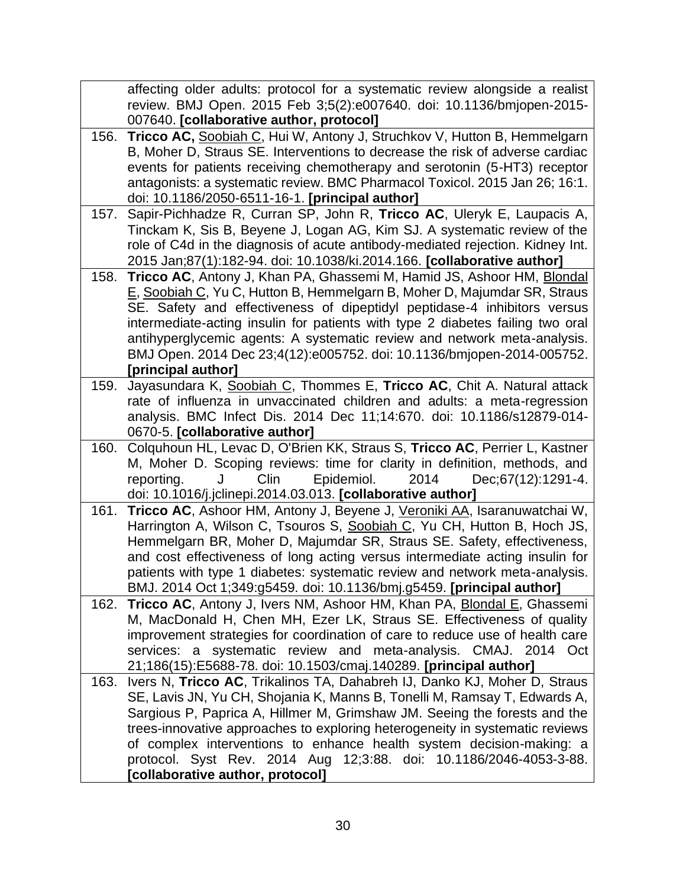| | |
|---|---|
| | affecting older adults: protocol for a systematic review alongside a realist review. BMJ Open. 2015 Feb 3;5(2):e007640. doi: 10.1136/bmjopen-2015-007640. **[collaborative author, protocol]** |
| 156. | **Tricco AC,** <u>Soobiah C</u>, Hui W, Antony J, Struchkov V, Hutton B, Hemmelgarn B, Moher D, Straus SE. Interventions to decrease the risk of adverse cardiac events for patients receiving chemotherapy and serotonin (5-HT3) receptor antagonists: a systematic review. BMC Pharmacol Toxicol. 2015 Jan 26; 16:1. doi: 10.1186/2050-6511-16-1. **[principal author]** |
| 157. | Sapir-Pichhadze R, Curran SP, John R, **Tricco AC**, Uleryk E, Laupacis A, Tinckam K, Sis B, Beyene J, Logan AG, Kim SJ. A systematic review of the role of C4d in the diagnosis of acute antibody-mediated rejection. Kidney Int. 2015 Jan;87(1):182-94. doi: 10.1038/ki.2014.166. **[collaborative author]** |
| 158. | **Tricco AC**, Antony J, Khan PA, Ghassemi M, Hamid JS, Ashoor HM, <u>Blondal E</u>, <u>Soobiah C</u>, Yu C, Hutton B, Hemmelgarn B, Moher D, Majumdar SR, Straus SE. Safety and effectiveness of dipeptidyl peptidase-4 inhibitors versus intermediate-acting insulin for patients with type 2 diabetes failing two oral antihyperglycemic agents: A systematic review and network meta-analysis. BMJ Open. 2014 Dec 23;4(12):e005752. doi: 10.1136/bmjopen-2014-005752. **[principal author]** |
| 159. | Jayasundara K, <u>Soobiah C</u>, Thommes E, **Tricco AC**, Chit A. Natural attack rate of influenza in unvaccinated children and adults: a meta-regression analysis. BMC Infect Dis. 2014 Dec 11;14:670. doi: 10.1186/s12879-014-0670-5. **[collaborative author]** |
| 160. | Colquhoun HL, Levac D, O'Brien KK, Straus S, **Tricco AC**, Perrier L, Kastner M, Moher D. Scoping reviews: time for clarity in definition, methods, and reporting. J Clin Epidemiol. 2014 Dec;67(12):1291-4. doi: 10.1016/j.jclinepi.2014.03.013. **[collaborative author]** |
| 161. | **Tricco AC**, Ashoor HM, Antony J, Beyene J, <u>Veroniki AA</u>, Isaranuwatchai W, Harrington A, Wilson C, Tsouros S, <u>Soobiah C</u>, Yu CH, Hutton B, Hoch JS, Hemmelgarn BR, Moher D, Majumdar SR, Straus SE. Safety, effectiveness, and cost effectiveness of long acting versus intermediate acting insulin for patients with type 1 diabetes: systematic review and network meta-analysis. BMJ. 2014 Oct 1;349:g5459. doi: 10.1136/bmj.g5459. **[principal author]** |
| 162. | **Tricco AC**, Antony J, Ivers NM, Ashoor HM, Khan PA, <u>Blondal E</u>, Ghassemi M, MacDonald H, Chen MH, Ezer LK, Straus SE. Effectiveness of quality improvement strategies for coordination of care to reduce use of health care services: a systematic review and meta-analysis. CMAJ. 2014 Oct 21;186(15):E5688-78. doi: 10.1503/cmaj.140289. **[principal author]** |
| 163. | Ivers N, **Tricco AC**, Trikalinos TA, Dahabreh IJ, Danko KJ, Moher D, Straus SE, Lavis JN, Yu CH, Shojania K, Manns B, Tonelli M, Ramsay T, Edwards A, Sargious P, Paprica A, Hillmer M, Grimshaw JM. Seeing the forests and the trees-innovative approaches to exploring heterogeneity in systematic reviews of complex interventions to enhance health system decision-making: a protocol. Syst Rev. 2014 Aug 12;3:88. doi: 10.1186/2046-4053-3-88. **[collaborative author, protocol]** |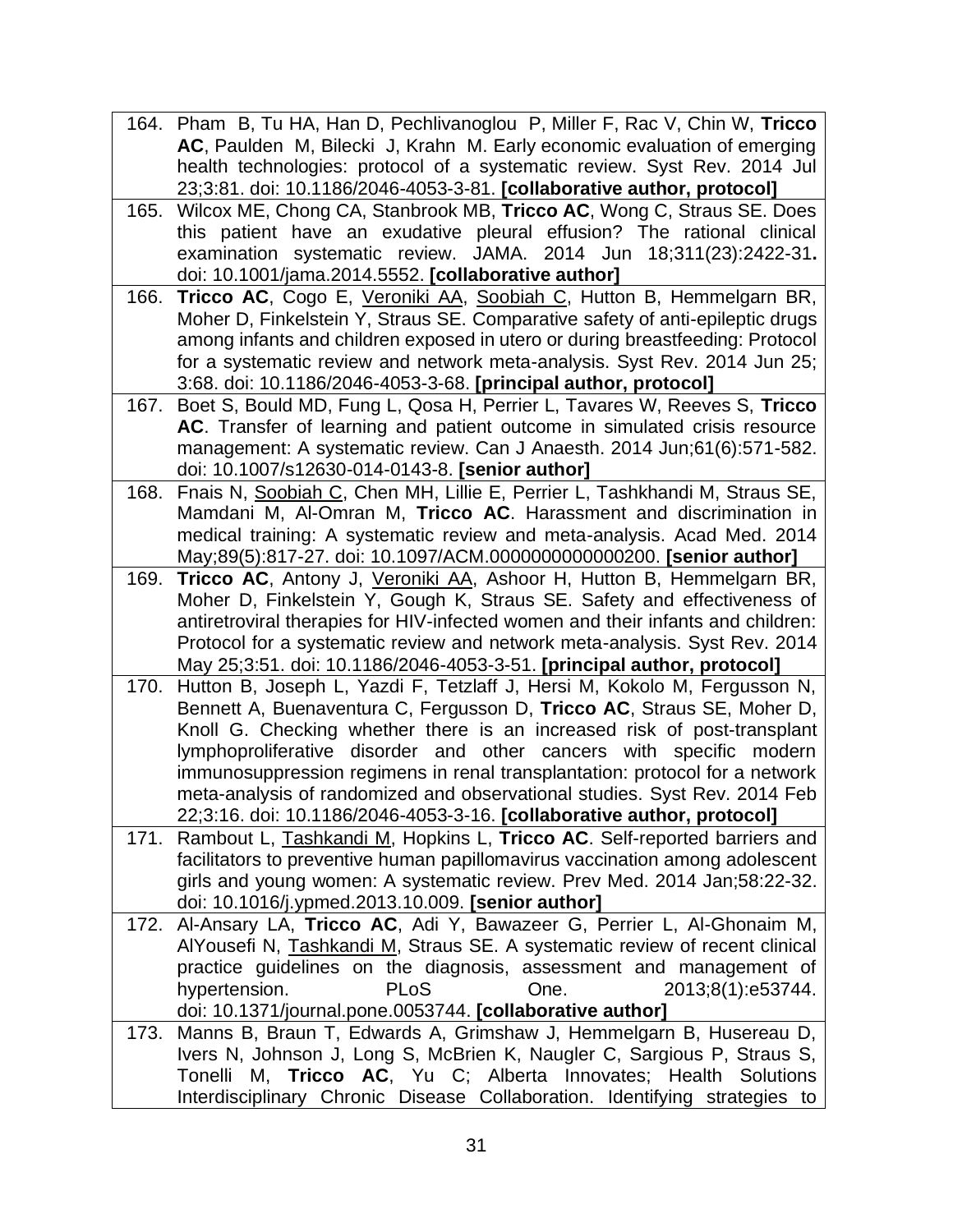| | |
|---|---|
| 164. | Pham B, Tu HA, Han D, Pechlivanoglou P, Miller F, Rac V, Chin W, **Tricco AC**, Paulden M, Bilecki J, Krahn M. Early economic evaluation of emerging health technologies: protocol of a systematic review. Syst Rev. 2014 Jul 23;3:81. doi: 10.1186/2046-4053-3-81. **[collaborative author, protocol]** |
| 165. | Wilcox ME, Chong CA, Stanbrook MB, **Tricco AC**, Wong C, Straus SE. Does this patient have an exudative pleural effusion? The rational clinical examination systematic review. JAMA. 2014 Jun 18;311(23):2422-31**.** doi: 10.1001/jama.2014.5552. **[collaborative author]** |
| 166. | **Tricco AC**, Cogo E, <u>Veroniki AA</u>, <u>Soobiah C</u>, Hutton B, Hemmelgarn BR, Moher D, Finkelstein Y, Straus SE. Comparative safety of anti-epileptic drugs among infants and children exposed in utero or during breastfeeding: Protocol for a systematic review and network meta-analysis. Syst Rev. 2014 Jun 25; 3:68. doi: 10.1186/2046-4053-3-68. **[principal author, protocol]** |
| 167. | Boet S, Bould MD, Fung L, Qosa H, Perrier L, Tavares W, Reeves S, **Tricco AC**. Transfer of learning and patient outcome in simulated crisis resource management: A systematic review. Can J Anaesth. 2014 Jun;61(6):571-582. doi: 10.1007/s12630-014-0143-8. **[senior author]** |
| 168. | Fnais N, <u>Soobiah C</u>, Chen MH, Lillie E, Perrier L, Tashkhandi M, Straus SE, Mamdani M, Al-Omran M, **Tricco AC**. Harassment and discrimination in medical training: A systematic review and meta-analysis. Acad Med. 2014 May;89(5):817-27. doi: 10.1097/ACM.0000000000000200. **[senior author]** |
| 169. | **Tricco AC**, Antony J, <u>Veroniki AA</u>, Ashoor H, Hutton B, Hemmelgarn BR, Moher D, Finkelstein Y, Gough K, Straus SE. Safety and effectiveness of antiretroviral therapies for HIV-infected women and their infants and children: Protocol for a systematic review and network meta-analysis. Syst Rev. 2014 May 25;3:51. doi: 10.1186/2046-4053-3-51. **[principal author, protocol]** |
| 170. | Hutton B, Joseph L, Yazdi F, Tetzlaff J, Hersi M, Kokolo M, Fergusson N, Bennett A, Buenaventura C, Fergusson D, **Tricco AC**, Straus SE, Moher D, Knoll G. Checking whether there is an increased risk of post-transplant lymphoproliferative disorder and other cancers with specific modern immunosuppression regimens in renal transplantation: protocol for a network meta-analysis of randomized and observational studies. Syst Rev. 2014 Feb 22;3:16. doi: 10.1186/2046-4053-3-16. **[collaborative author, protocol]** |
| 171. | Rambout L, <u>Tashkandi M</u>, Hopkins L, **Tricco AC**. Self-reported barriers and facilitators to preventive human papillomavirus vaccination among adolescent girls and young women: A systematic review. Prev Med. 2014 Jan;58:22-32. doi: 10.1016/j.ypmed.2013.10.009. **[senior author]** |
| 172. | Al-Ansary LA, **Tricco AC**, Adi Y, Bawazeer G, Perrier L, Al-Ghonaim M, AlYousefi N, <u>Tashkandi M</u>, Straus SE. A systematic review of recent clinical practice guidelines on the diagnosis, assessment and management of hypertension. PLoS One. 2013;8(1):e53744. doi: 10.1371/journal.pone.0053744. **[collaborative author]** |
| 173. | Manns B, Braun T, Edwards A, Grimshaw J, Hemmelgarn B, Husereau D, Ivers N, Johnson J, Long S, McBrien K, Naugler C, Sargious P, Straus S, Tonelli M, **Tricco AC**, Yu C; Alberta Innovates; Health Solutions Interdisciplinary Chronic Disease Collaboration. Identifying strategies to |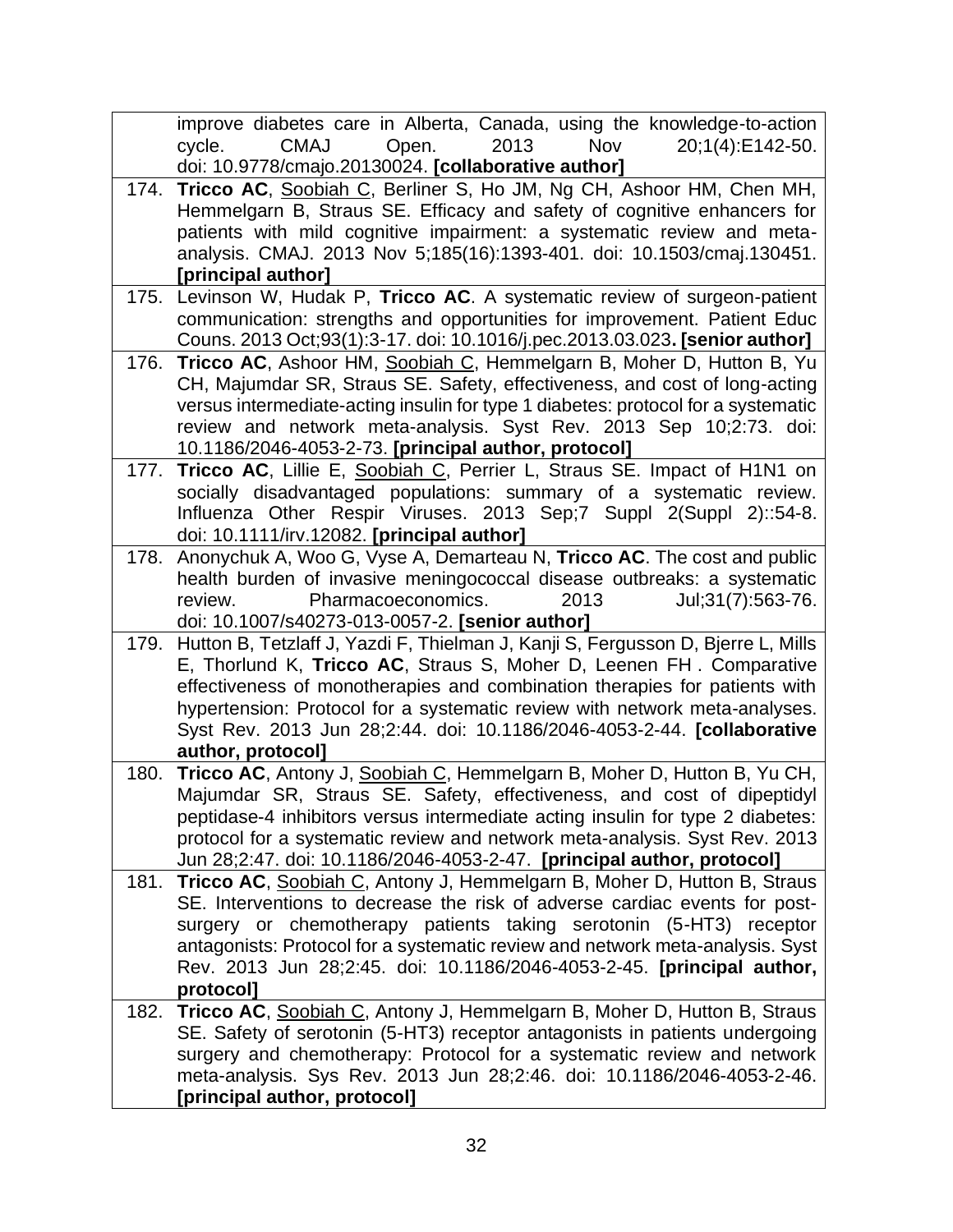| | |
|---|---|
| | improve diabetes care in Alberta, Canada, using the knowledge-to-action cycle. CMAJ Open. 2013 Nov 20;1(4):E142-50. doi: 10.9778/cmajo.20130024. **[collaborative author]** |
| 174. | **Tricco AC**, <u>Soobiah C</u>, Berliner S, Ho JM, Ng CH, Ashoor HM, Chen MH, Hemmelgarn B, Straus SE. Efficacy and safety of cognitive enhancers for patients with mild cognitive impairment: a systematic review and meta-analysis. CMAJ. 2013 Nov 5;185(16):1393-401. doi: 10.1503/cmaj.130451. **[principal author]** |
| 175. | Levinson W, Hudak P, **Tricco AC**. A systematic review of surgeon-patient communication: strengths and opportunities for improvement. Patient Educ Couns. 2013 Oct;93(1):3-17. doi: 10.1016/j.pec.2013.03.023**. [senior author]** |
| 176. | **Tricco AC**, Ashoor HM, <u>Soobiah C</u>, Hemmelgarn B, Moher D, Hutton B, Yu CH, Majumdar SR, Straus SE. Safety, effectiveness, and cost of long-acting versus intermediate-acting insulin for type 1 diabetes: protocol for a systematic review and network meta-analysis. Syst Rev. 2013 Sep 10;2:73. doi: 10.1186/2046-4053-2-73. **[principal author, protocol]** |
| 177. | **Tricco AC**, Lillie E, <u>Soobiah C</u>, Perrier L, Straus SE. Impact of H1N1 on socially disadvantaged populations: summary of a systematic review. Influenza Other Respir Viruses. 2013 Sep;7 Suppl 2(Suppl 2)::54-8. doi: 10.1111/irv.12082. **[principal author]** |
| 178. | Anonychuk A, Woo G, Vyse A, Demarteau N, **Tricco AC**. The cost and public health burden of invasive meningococcal disease outbreaks: a systematic review. Pharmacoeconomics. 2013 Jul;31(7):563-76. doi: 10.1007/s40273-013-0057-2. **[senior author]** |
| 179. | Hutton B, Tetzlaff J, Yazdi F, Thielman J, Kanji S, Fergusson D, Bjerre L, Mills E, Thorlund K, **Tricco AC**, Straus S, Moher D, Leenen FH . Comparative effectiveness of monotherapies and combination therapies for patients with hypertension: Protocol for a systematic review with network meta-analyses. Syst Rev. 2013 Jun 28;2:44. doi: 10.1186/2046-4053-2-44. **[collaborative author, protocol]** |
| 180. | **Tricco AC**, Antony J, <u>Soobiah C</u>, Hemmelgarn B, Moher D, Hutton B, Yu CH, Majumdar SR, Straus SE. Safety, effectiveness, and cost of dipeptidyl peptidase-4 inhibitors versus intermediate acting insulin for type 2 diabetes: protocol for a systematic review and network meta-analysis. Syst Rev. 2013 Jun 28;2:47. doi: 10.1186/2046-4053-2-47. **[principal author, protocol]** |
| 181. | **Tricco AC**, <u>Soobiah C</u>, Antony J, Hemmelgarn B, Moher D, Hutton B, Straus SE. Interventions to decrease the risk of adverse cardiac events for post-surgery or chemotherapy patients taking serotonin (5-HT3) receptor antagonists: Protocol for a systematic review and network meta-analysis. Syst Rev. 2013 Jun 28;2:45. doi: 10.1186/2046-4053-2-45. **[principal author, protocol]** |
| 182. | **Tricco AC**, <u>Soobiah C</u>, Antony J, Hemmelgarn B, Moher D, Hutton B, Straus SE. Safety of serotonin (5-HT3) receptor antagonists in patients undergoing surgery and chemotherapy: Protocol for a systematic review and network meta-analysis. Sys Rev. 2013 Jun 28;2:46. doi: 10.1186/2046-4053-2-46. **[principal author, protocol]** |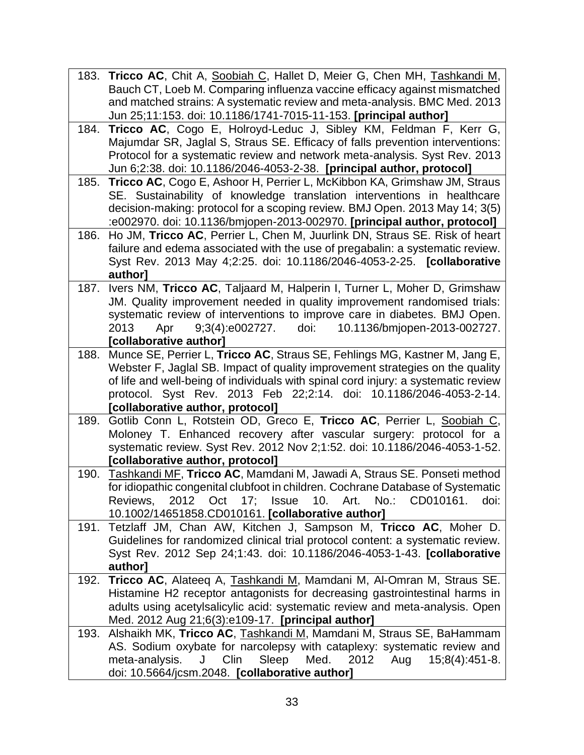183. **Tricco AC**, Chit A, <u>Soobiah C</u>, Hallet D, Meier G, Chen MH, <u>Tashkandi M</u>, Bauch CT, Loeb M. Comparing influenza vaccine efficacy against mismatched and matched strains: A systematic review and meta-analysis. BMC Med. 2013 Jun 25;11:153. doi: 10.1186/1741-7015-11-153. **[principal author]**

184. **Tricco AC**, Cogo E, Holroyd-Leduc J, Sibley KM, Feldman F, Kerr G, Majumdar SR, Jaglal S, Straus SE. Efficacy of falls prevention interventions: Protocol for a systematic review and network meta-analysis. Syst Rev. 2013 Jun 6;2:38. doi: 10.1186/2046-4053-2-38. **[principal author, protocol]**

185. **Tricco AC**, Cogo E, Ashoor H, Perrier L, McKibbon KA, Grimshaw JM, Straus SE. Sustainability of knowledge translation interventions in healthcare decision-making: protocol for a scoping review. BMJ Open. 2013 May 14; 3(5) :e002970. doi: 10.1136/bmjopen-2013-002970. **[principal author, protocol]**

186. Ho JM, **Tricco AC**, Perrier L, Chen M, Juurlink DN, Straus SE. Risk of heart failure and edema associated with the use of pregabalin: a systematic review. Syst Rev. 2013 May 4;2:25. doi: 10.1186/2046-4053-2-25. **[collaborative author]**

187. Ivers NM, **Tricco AC**, Taljaard M, Halperin I, Turner L, Moher D, Grimshaw JM. Quality improvement needed in quality improvement randomised trials: systematic review of interventions to improve care in diabetes. BMJ Open. 2013 Apr 9;3(4):e002727. doi: 10.1136/bmjopen-2013-002727. **[collaborative author]**

188. Munce SE, Perrier L, **Tricco AC**, Straus SE, Fehlings MG, Kastner M, Jang E, Webster F, Jaglal SB. Impact of quality improvement strategies on the quality of life and well-being of individuals with spinal cord injury: a systematic review protocol. Syst Rev. 2013 Feb 22;2:14. doi: 10.1186/2046-4053-2-14. **[collaborative author, protocol]**

189. Gotlib Conn L, Rotstein OD, Greco E, **Tricco AC**, Perrier L, <u>Soobiah C</u>, Moloney T. Enhanced recovery after vascular surgery: protocol for a systematic review. Syst Rev. 2012 Nov 2;1:52. doi: 10.1186/2046-4053-1-52. **[collaborative author, protocol]**

190. <u>Tashkandi MF</u>, **Tricco AC**, Mamdani M, Jawadi A, Straus SE. Ponseti method for idiopathic congenital clubfoot in children. Cochrane Database of Systematic Reviews, 2012 Oct 17; Issue 10. Art. No.: CD010161. doi: 10.1002/14651858.CD010161. **[collaborative author]**

191. Tetzlaff JM, Chan AW, Kitchen J, Sampson M, **Tricco AC**, Moher D. Guidelines for randomized clinical trial protocol content: a systematic review. Syst Rev. 2012 Sep 24;1:43. doi: 10.1186/2046-4053-1-43. **[collaborative author]**

192. **Tricco AC**, Alateeq A, <u>Tashkandi M</u>, Mamdani M, Al-Omran M, Straus SE. Histamine H2 receptor antagonists for decreasing gastrointestinal harms in adults using acetylsalicylic acid: systematic review and meta-analysis. Open Med. 2012 Aug 21;6(3):e109-17. **[principal author]**

193. Alshaikh MK, **Tricco AC**, <u>Tashkandi M</u>, Mamdani M, Straus SE, BaHammam AS. Sodium oxybate for narcolepsy with cataplexy: systematic review and meta-analysis. J Clin Sleep Med. 2012 Aug 15;8(4):451-8. doi: 10.5664/jcsm.2048. **[collaborative author]**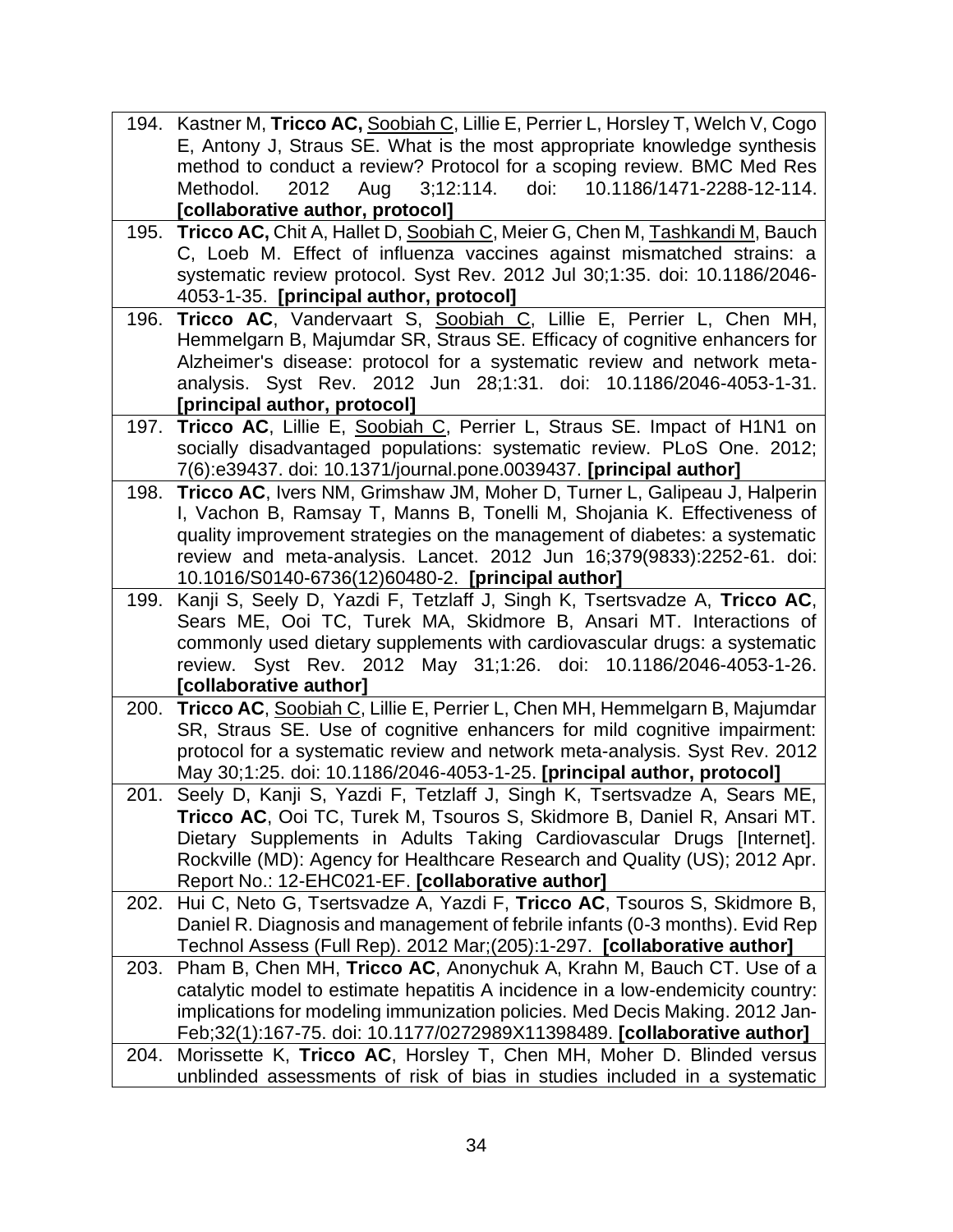| | |
|---|---|
| 194. | Kastner M, **Tricco AC,** Soobiah C, Lillie E, Perrier L, Horsley T, Welch V, Cogo E, Antony J, Straus SE. What is the most appropriate knowledge synthesis method to conduct a review? Protocol for a scoping review. BMC Med Res Methodol. 2012 Aug 3;12:114. doi: 10.1186/1471-2288-12-114. **[collaborative author, protocol]** |
| 195. | **Tricco AC,** Chit A, Hallet D, Soobiah C, Meier G, Chen M, Tashkandi M, Bauch C, Loeb M. Effect of influenza vaccines against mismatched strains: a systematic review protocol. Syst Rev. 2012 Jul 30;1:35. doi: 10.1186/2046-4053-1-35. **[principal author, protocol]** |
| 196. | **Tricco AC**, Vandervaart S, Soobiah C, Lillie E, Perrier L, Chen MH, Hemmelgarn B, Majumdar SR, Straus SE. Efficacy of cognitive enhancers for Alzheimer's disease: protocol for a systematic review and network meta-analysis. Syst Rev. 2012 Jun 28;1:31. doi: 10.1186/2046-4053-1-31. **[principal author, protocol]** |
| 197. | **Tricco AC**, Lillie E, Soobiah C, Perrier L, Straus SE. Impact of H1N1 on socially disadvantaged populations: systematic review. PLoS One. 2012; 7(6):e39437. doi: 10.1371/journal.pone.0039437. **[principal author]** |
| 198. | **Tricco AC**, Ivers NM, Grimshaw JM, Moher D, Turner L, Galipeau J, Halperin I, Vachon B, Ramsay T, Manns B, Tonelli M, Shojania K. Effectiveness of quality improvement strategies on the management of diabetes: a systematic review and meta-analysis. Lancet. 2012 Jun 16;379(9833):2252-61. doi: 10.1016/S0140-6736(12)60480-2. **[principal author]** |
| 199. | Kanji S, Seely D, Yazdi F, Tetzlaff J, Singh K, Tsertsvadze A, **Tricco AC**, Sears ME, Ooi TC, Turek MA, Skidmore B, Ansari MT. Interactions of commonly used dietary supplements with cardiovascular drugs: a systematic review. Syst Rev. 2012 May 31;1:26. doi: 10.1186/2046-4053-1-26. **[collaborative author]** |
| 200. | **Tricco AC**, Soobiah C, Lillie E, Perrier L, Chen MH, Hemmelgarn B, Majumdar SR, Straus SE. Use of cognitive enhancers for mild cognitive impairment: protocol for a systematic review and network meta-analysis. Syst Rev. 2012 May 30;1:25. doi: 10.1186/2046-4053-1-25. **[principal author, protocol]** |
| 201. | Seely D, Kanji S, Yazdi F, Tetzlaff J, Singh K, Tsertsvadze A, Sears ME, **Tricco AC**, Ooi TC, Turek M, Tsouros S, Skidmore B, Daniel R, Ansari MT. Dietary Supplements in Adults Taking Cardiovascular Drugs [Internet]. Rockville (MD): Agency for Healthcare Research and Quality (US); 2012 Apr. Report No.: 12-EHC021-EF. **[collaborative author]** |
| 202. | Hui C, Neto G, Tsertsvadze A, Yazdi F, **Tricco AC**, Tsouros S, Skidmore B, Daniel R. Diagnosis and management of febrile infants (0-3 months). Evid Rep Technol Assess (Full Rep). 2012 Mar;(205):1-297. **[collaborative author]** |
| 203. | Pham B, Chen MH, **Tricco AC**, Anonychuk A, Krahn M, Bauch CT. Use of a catalytic model to estimate hepatitis A incidence in a low-endemicity country: implications for modeling immunization policies. Med Decis Making. 2012 Jan-Feb;32(1):167-75. doi: 10.1177/0272989X11398489. **[collaborative author]** |
| 204. | Morissette K, **Tricco AC**, Horsley T, Chen MH, Moher D. Blinded versus unblinded assessments of risk of bias in studies included in a systematic |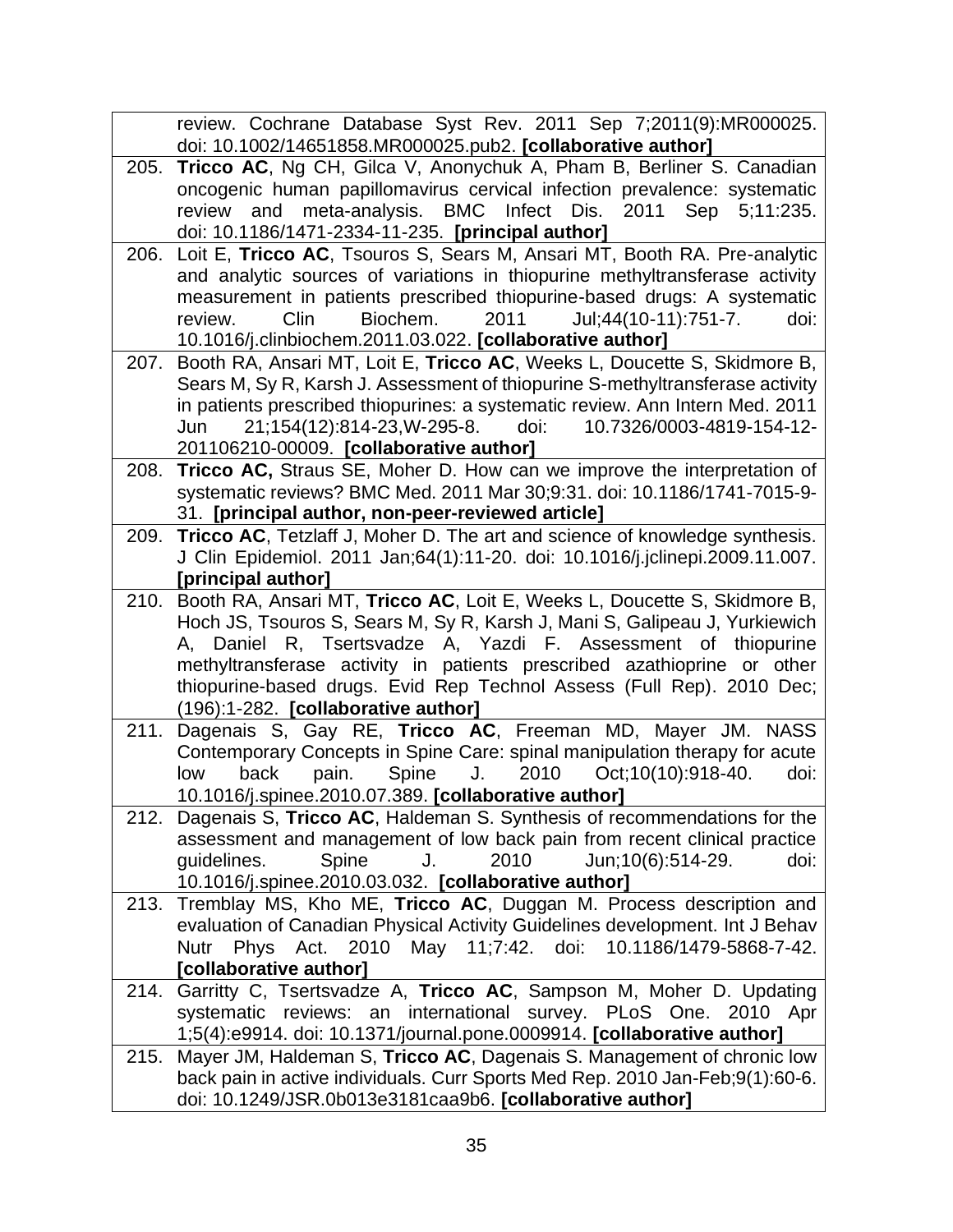|  |  |
|---|---|
|  | review. Cochrane Database Syst Rev. 2011 Sep 7;2011(9):MR000025. doi: 10.1002/14651858.MR000025.pub2. **[collaborative author]** |
| 205. | **Tricco AC**, Ng CH, Gilca V, Anonychuk A, Pham B, Berliner S. Canadian oncogenic human papillomavirus cervical infection prevalence: systematic review and meta-analysis. BMC Infect Dis. 2011 Sep 5;11:235. doi: 10.1186/1471-2334-11-235. **[principal author]** |
| 206. | Loit E, **Tricco AC**, Tsouros S, Sears M, Ansari MT, Booth RA. Pre-analytic and analytic sources of variations in thiopurine methyltransferase activity measurement in patients prescribed thiopurine-based drugs: A systematic review. Clin Biochem. 2011 Jul;44(10-11):751-7. doi: 10.1016/j.clinbiochem.2011.03.022. **[collaborative author]** |
| 207. | Booth RA, Ansari MT, Loit E, **Tricco AC**, Weeks L, Doucette S, Skidmore B, Sears M, Sy R, Karsh J. Assessment of thiopurine S-methyltransferase activity in patients prescribed thiopurines: a systematic review. Ann Intern Med. 2011 Jun 21;154(12):814-23,W-295-8. doi: 10.7326/0003-4819-154-12-201106210-00009. **[collaborative author]** |
| 208. | **Tricco AC,** Straus SE, Moher D. How can we improve the interpretation of systematic reviews? BMC Med. 2011 Mar 30;9:31. doi: 10.1186/1741-7015-9-31. **[principal author, non-peer-reviewed article]** |
| 209. | **Tricco AC**, Tetzlaff J, Moher D. The art and science of knowledge synthesis. J Clin Epidemiol. 2011 Jan;64(1):11-20. doi: 10.1016/j.jclinepi.2009.11.007. **[principal author]** |
| 210. | Booth RA, Ansari MT, **Tricco AC**, Loit E, Weeks L, Doucette S, Skidmore B, Hoch JS, Tsouros S, Sears M, Sy R, Karsh J, Mani S, Galipeau J, Yurkiewich A, Daniel R, Tsertsvadze A, Yazdi F. Assessment of thiopurine methyltransferase activity in patients prescribed azathioprine or other thiopurine-based drugs. Evid Rep Technol Assess (Full Rep). 2010 Dec; (196):1-282. **[collaborative author]** |
| 211. | Dagenais S, Gay RE, **Tricco AC**, Freeman MD, Mayer JM. NASS Contemporary Concepts in Spine Care: spinal manipulation therapy for acute low back pain. Spine J. 2010 Oct;10(10):918-40. doi: 10.1016/j.spinee.2010.07.389. **[collaborative author]** |
| 212. | Dagenais S, **Tricco AC**, Haldeman S. Synthesis of recommendations for the assessment and management of low back pain from recent clinical practice guidelines. Spine J. 2010 Jun;10(6):514-29. doi: 10.1016/j.spinee.2010.03.032. **[collaborative author]** |
| 213. | Tremblay MS, Kho ME, **Tricco AC**, Duggan M. Process description and evaluation of Canadian Physical Activity Guidelines development. Int J Behav Nutr Phys Act. 2010 May 11;7:42. doi: 10.1186/1479-5868-7-42. **[collaborative author]** |
| 214. | Garritty C, Tsertsvadze A, **Tricco AC**, Sampson M, Moher D. Updating systematic reviews: an international survey. PLoS One. 2010 Apr 1;5(4):e9914. doi: 10.1371/journal.pone.0009914. **[collaborative author]** |
| 215. | Mayer JM, Haldeman S, **Tricco AC**, Dagenais S. Management of chronic low back pain in active individuals. Curr Sports Med Rep. 2010 Jan-Feb;9(1):60-6. doi: 10.1249/JSR.0b013e3181caa9b6. **[collaborative author]** |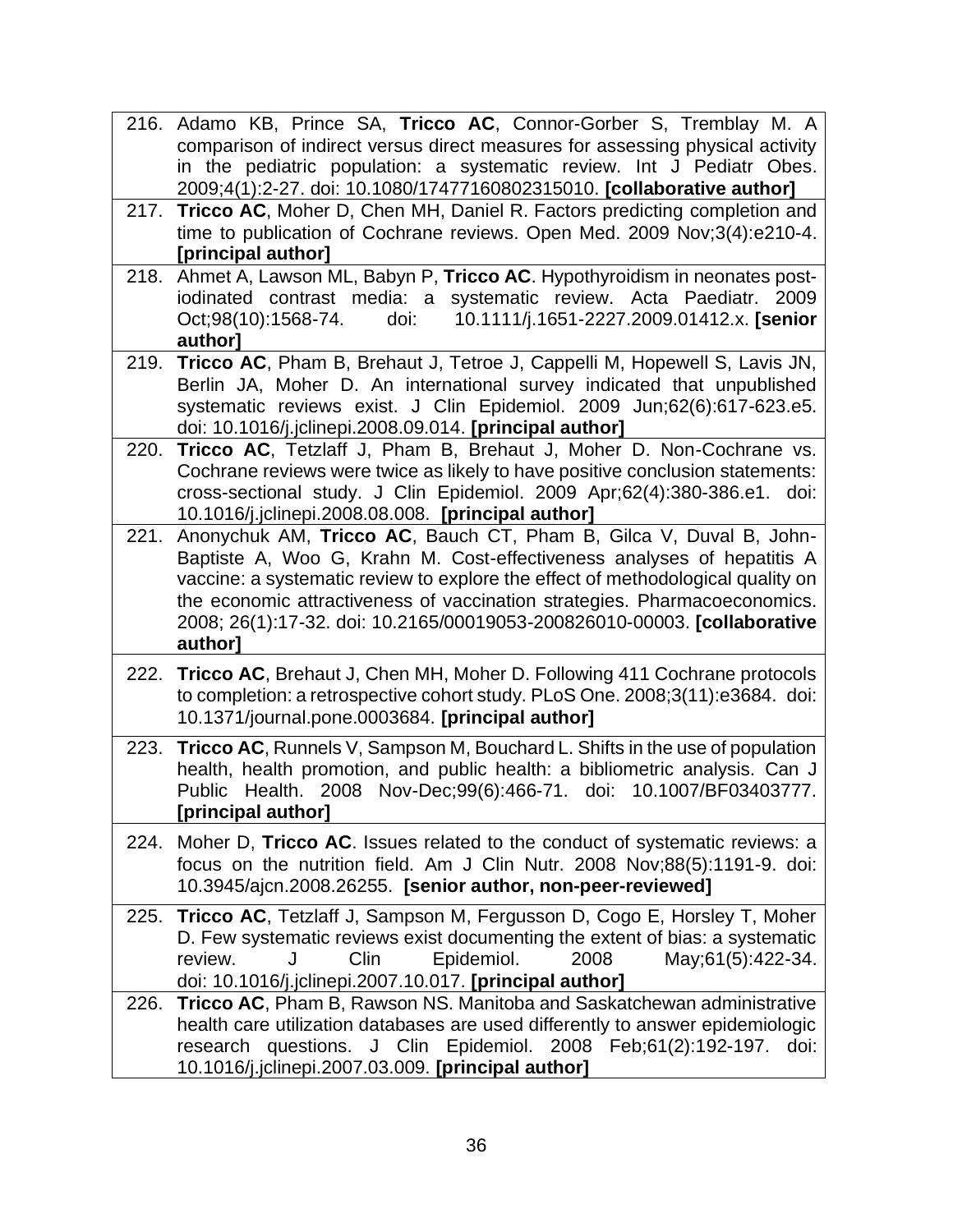216. Adamo KB, Prince SA, **Tricco AC**, Connor-Gorber S, Tremblay M. A comparison of indirect versus direct measures for assessing physical activity in the pediatric population: a systematic review. Int J Pediatr Obes. 2009;4(1):2-27. doi: 10.1080/17477160802315010. **[collaborative author]**

217. **Tricco AC**, Moher D, Chen MH, Daniel R. Factors predicting completion and time to publication of Cochrane reviews. Open Med. 2009 Nov;3(4):e210-4. **[principal author]**

218. Ahmet A, Lawson ML, Babyn P, **Tricco AC**. Hypothyroidism in neonates post-iodinated contrast media: a systematic review. Acta Paediatr. 2009 Oct;98(10):1568-74. doi: 10.1111/j.1651-2227.2009.01412.x. **[senior author]**

219. **Tricco AC**, Pham B, Brehaut J, Tetroe J, Cappelli M, Hopewell S, Lavis JN, Berlin JA, Moher D. An international survey indicated that unpublished systematic reviews exist. J Clin Epidemiol. 2009 Jun;62(6):617-623.e5. doi: 10.1016/j.jclinepi.2008.09.014. **[principal author]**

220. **Tricco AC**, Tetzlaff J, Pham B, Brehaut J, Moher D. Non-Cochrane vs. Cochrane reviews were twice as likely to have positive conclusion statements: cross-sectional study. J Clin Epidemiol. 2009 Apr;62(4):380-386.e1. doi: 10.1016/j.jclinepi.2008.08.008. **[principal author]**

221. Anonychuk AM, **Tricco AC**, Bauch CT, Pham B, Gilca V, Duval B, John-Baptiste A, Woo G, Krahn M. Cost-effectiveness analyses of hepatitis A vaccine: a systematic review to explore the effect of methodological quality on the economic attractiveness of vaccination strategies. Pharmacoeconomics. 2008; 26(1):17-32. doi: 10.2165/00019053-200826010-00003. **[collaborative author]**

222. **Tricco AC**, Brehaut J, Chen MH, Moher D. Following 411 Cochrane protocols to completion: a retrospective cohort study. PLoS One. 2008;3(11):e3684. doi: 10.1371/journal.pone.0003684. **[principal author]**

223. **Tricco AC**, Runnels V, Sampson M, Bouchard L. Shifts in the use of population health, health promotion, and public health: a bibliometric analysis. Can J Public Health. 2008 Nov-Dec;99(6):466-71. doi: 10.1007/BF03403777. **[principal author]**

224. Moher D, **Tricco AC**. Issues related to the conduct of systematic reviews: a focus on the nutrition field. Am J Clin Nutr. 2008 Nov;88(5):1191-9. doi: 10.3945/ajcn.2008.26255. **[senior author, non-peer-reviewed]**

225. **Tricco AC**, Tetzlaff J, Sampson M, Fergusson D, Cogo E, Horsley T, Moher D. Few systematic reviews exist documenting the extent of bias: a systematic review. J Clin Epidemiol. 2008 May;61(5):422-34. doi: 10.1016/j.jclinepi.2007.10.017. **[principal author]**

226. **Tricco AC**, Pham B, Rawson NS. Manitoba and Saskatchewan administrative health care utilization databases are used differently to answer epidemiologic research questions. J Clin Epidemiol. 2008 Feb;61(2):192-197. doi: 10.1016/j.jclinepi.2007.03.009. **[principal author]**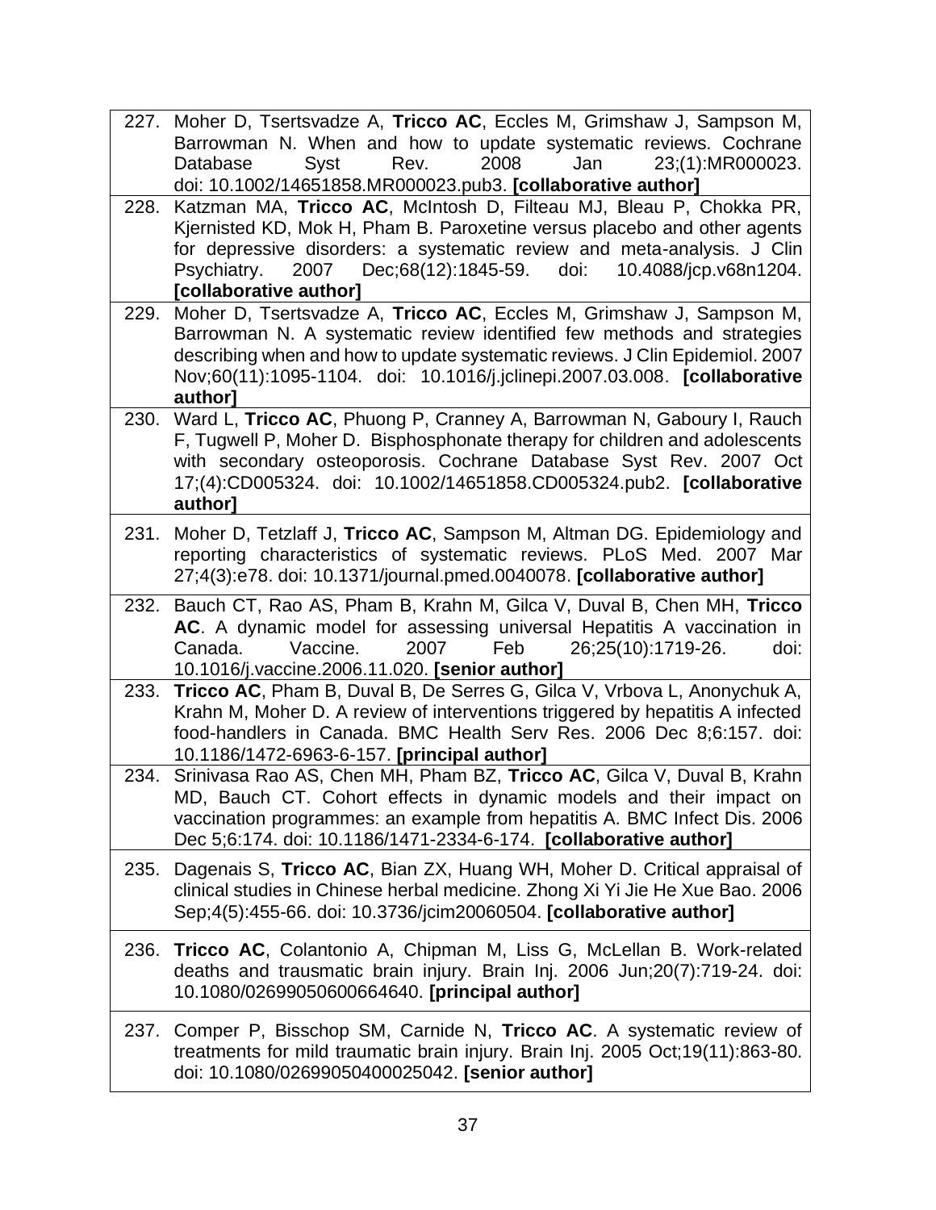| | |
|---|---|
| 227. | Moher D, Tsertsvadze A, **Tricco AC**, Eccles M, Grimshaw J, Sampson M, Barrowman N. When and how to update systematic reviews. Cochrane Database Syst Rev. 2008 Jan 23;(1):MR000023. doi: 10.1002/14651858.MR000023.pub3. **[collaborative author]** |
| 228. | Katzman MA, **Tricco AC**, McIntosh D, Filteau MJ, Bleau P, Chokka PR, Kjernisted KD, Mok H, Pham B. Paroxetine versus placebo and other agents for depressive disorders: a systematic review and meta-analysis. J Clin Psychiatry. 2007 Dec;68(12):1845-59. doi: 10.4088/jcp.v68n1204. **[collaborative author]** |
| 229. | Moher D, Tsertsvadze A, **Tricco AC**, Eccles M, Grimshaw J, Sampson M, Barrowman N. A systematic review identified few methods and strategies describing when and how to update systematic reviews. J Clin Epidemiol. 2007 Nov;60(11):1095-1104. doi: 10.1016/j.jclinepi.2007.03.008. **[collaborative author]** |
| 230. | Ward L, **Tricco AC**, Phuong P, Cranney A, Barrowman N, Gaboury I, Rauch F, Tugwell P, Moher D. Bisphosphonate therapy for children and adolescents with secondary osteoporosis. Cochrane Database Syst Rev. 2007 Oct 17;(4):CD005324. doi: 10.1002/14651858.CD005324.pub2. **[collaborative author]** |
| 231. | Moher D, Tetzlaff J, **Tricco AC**, Sampson M, Altman DG. Epidemiology and reporting characteristics of systematic reviews. PLoS Med. 2007 Mar 27;4(3):e78. doi: 10.1371/journal.pmed.0040078. **[collaborative author]** |
| 232. | Bauch CT, Rao AS, Pham B, Krahn M, Gilca V, Duval B, Chen MH, **Tricco AC**. A dynamic model for assessing universal Hepatitis A vaccination in Canada. Vaccine. 2007 Feb 26;25(10):1719-26. doi: 10.1016/j.vaccine.2006.11.020. **[senior author]** |
| 233. | **Tricco AC**, Pham B, Duval B, De Serres G, Gilca V, Vrbova L, Anonychuk A, Krahn M, Moher D. A review of interventions triggered by hepatitis A infected food-handlers in Canada. BMC Health Serv Res. 2006 Dec 8;6:157. doi: 10.1186/1472-6963-6-157. **[principal author]** |
| 234. | Srinivasa Rao AS, Chen MH, Pham BZ, **Tricco AC**, Gilca V, Duval B, Krahn MD, Bauch CT. Cohort effects in dynamic models and their impact on vaccination programmes: an example from hepatitis A. BMC Infect Dis. 2006 Dec 5;6:174. doi: 10.1186/1471-2334-6-174. **[collaborative author]** |
| 235. | Dagenais S, **Tricco AC**, Bian ZX, Huang WH, Moher D. Critical appraisal of clinical studies in Chinese herbal medicine. Zhong Xi Yi Jie He Xue Bao. 2006 Sep;4(5):455-66. doi: 10.3736/jcim20060504. **[collaborative author]** |
| 236. | **Tricco AC**, Colantonio A, Chipman M, Liss G, McLellan B. Work-related deaths and trausmatic brain injury. Brain Inj. 2006 Jun;20(7):719-24. doi: 10.1080/02699050600664640. **[principal author]** |
| 237. | Comper P, Bisschop SM, Carnide N, **Tricco AC**. A systematic review of treatments for mild traumatic brain injury. Brain Inj. 2005 Oct;19(11):863-80. doi: 10.1080/02699050400025042. **[senior author]** |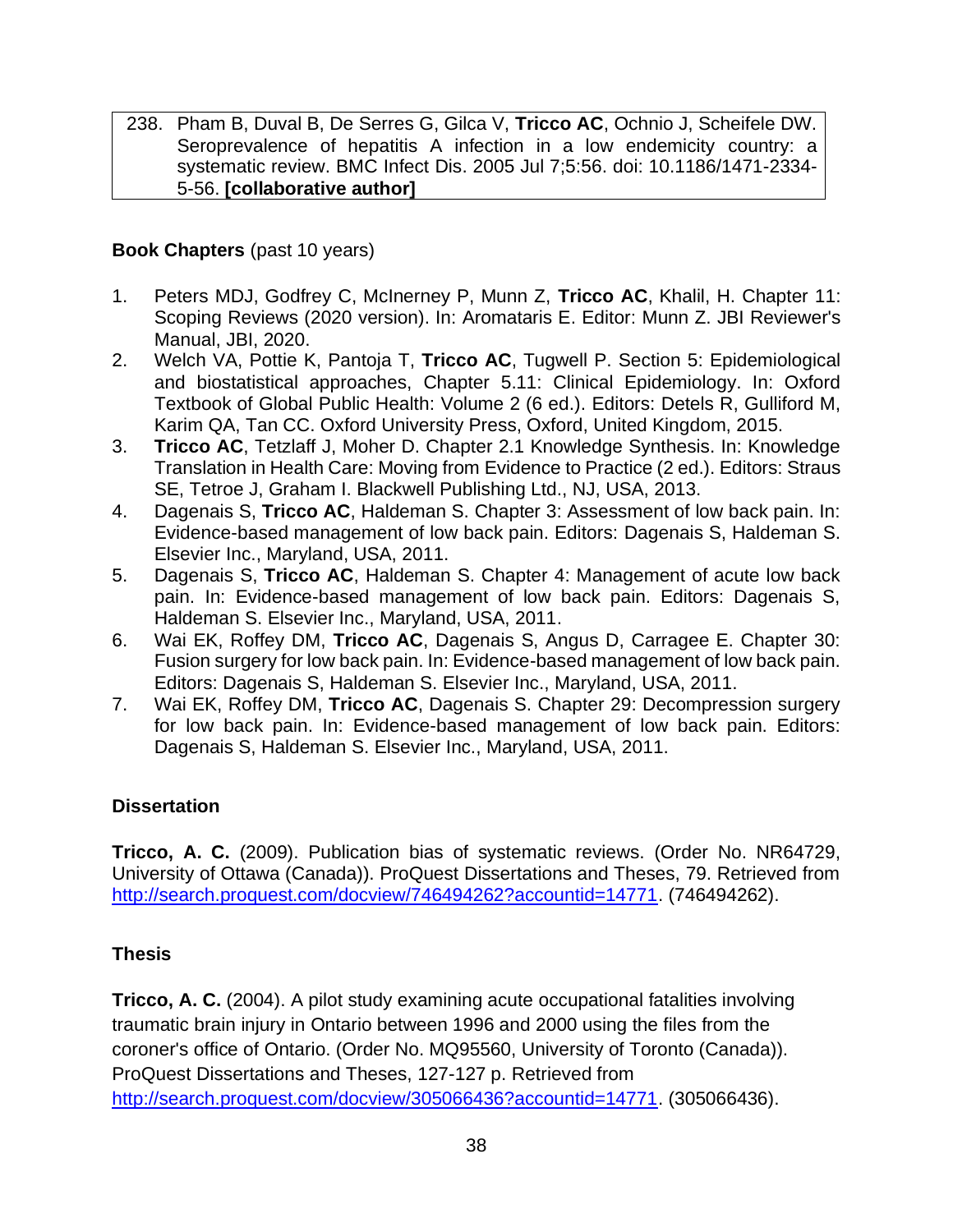238. Pham B, Duval B, De Serres G, Gilca V, **Tricco AC**, Ochnio J, Scheifele DW. Seroprevalence of hepatitis A infection in a low endemicity country: a systematic review. BMC Infect Dis. 2005 Jul 7;5:56. doi: 10.1186/1471-2334-5-56. **[collaborative author]**

**Book Chapters** (past 10 years)

1. Peters MDJ, Godfrey C, McInerney P, Munn Z, **Tricco AC**, Khalil, H. Chapter 11: Scoping Reviews (2020 version). In: Aromataris E. Editor: Munn Z. JBI Reviewer's Manual, JBI, 2020.
2. Welch VA, Pottie K, Pantoja T, **Tricco AC**, Tugwell P. Section 5: Epidemiological and biostatistical approaches, Chapter 5.11: Clinical Epidemiology. In: Oxford Textbook of Global Public Health: Volume 2 (6 ed.). Editors: Detels R, Gulliford M, Karim QA, Tan CC. Oxford University Press, Oxford, United Kingdom, 2015.
3. **Tricco AC**, Tetzlaff J, Moher D. Chapter 2.1 Knowledge Synthesis. In: Knowledge Translation in Health Care: Moving from Evidence to Practice (2 ed.). Editors: Straus SE, Tetroe J, Graham I. Blackwell Publishing Ltd., NJ, USA, 2013.
4. Dagenais S, **Tricco AC**, Haldeman S. Chapter 3: Assessment of low back pain. In: Evidence-based management of low back pain. Editors: Dagenais S, Haldeman S. Elsevier Inc., Maryland, USA, 2011.
5. Dagenais S, **Tricco AC**, Haldeman S. Chapter 4: Management of acute low back pain. In: Evidence-based management of low back pain. Editors: Dagenais S, Haldeman S. Elsevier Inc., Maryland, USA, 2011.
6. Wai EK, Roffey DM, **Tricco AC**, Dagenais S, Angus D, Carragee E. Chapter 30: Fusion surgery for low back pain. In: Evidence-based management of low back pain. Editors: Dagenais S, Haldeman S. Elsevier Inc., Maryland, USA, 2011.
7. Wai EK, Roffey DM, **Tricco AC**, Dagenais S. Chapter 29: Decompression surgery for low back pain. In: Evidence-based management of low back pain. Editors: Dagenais S, Haldeman S. Elsevier Inc., Maryland, USA, 2011.

**Dissertation**

**Tricco, A. C.** (2009). Publication bias of systematic reviews. (Order No. NR64729, University of Ottawa (Canada)). ProQuest Dissertations and Theses, 79. Retrieved from http://search.proquest.com/docview/746494262?accountid=14771. (746494262).

**Thesis**

**Tricco, A. C.** (2004). A pilot study examining acute occupational fatalities involving traumatic brain injury in Ontario between 1996 and 2000 using the files from the coroner's office of Ontario. (Order No. MQ95560, University of Toronto (Canada)). ProQuest Dissertations and Theses, 127-127 p. Retrieved from http://search.proquest.com/docview/305066436?accountid=14771. (305066436).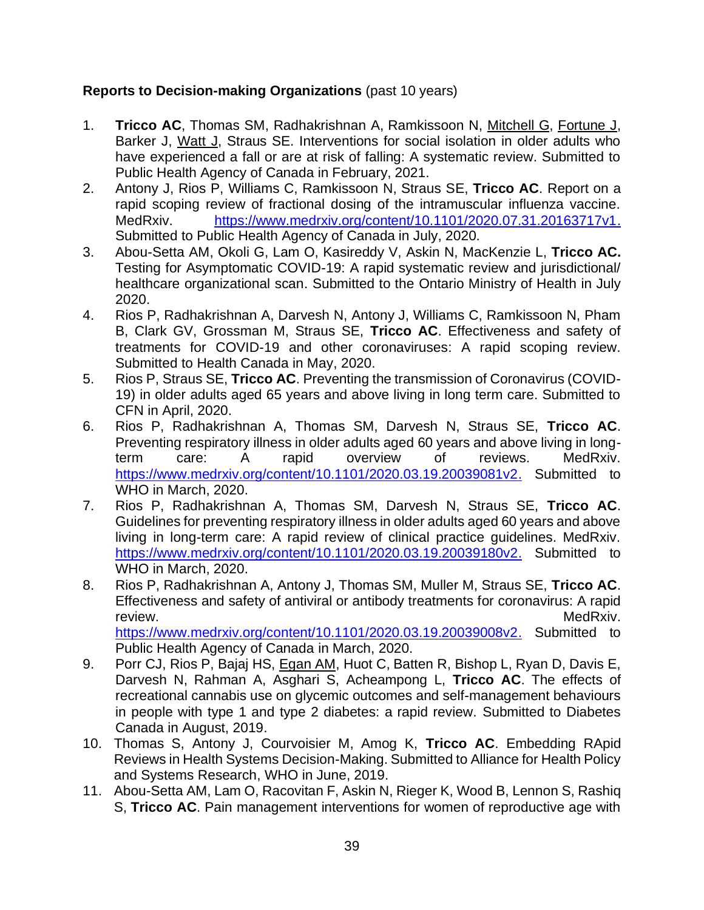**Reports to Decision-making Organizations** (past 10 years)

1. **Tricco AC**, Thomas SM, Radhakrishnan A, Ramkissoon N, <u>Mitchell G</u>, <u>Fortune J</u>, Barker J, <u>Watt J</u>, Straus SE. Interventions for social isolation in older adults who have experienced a fall or are at risk of falling: A systematic review. Submitted to Public Health Agency of Canada in February, 2021.
2. Antony J, Rios P, Williams C, Ramkissoon N, Straus SE, **Tricco AC**. Report on a rapid scoping review of fractional dosing of the intramuscular influenza vaccine. MedRxiv. https://www.medrxiv.org/content/10.1101/2020.07.31.20163717v1. Submitted to Public Health Agency of Canada in July, 2020.
3. Abou-Setta AM, Okoli G, Lam O, Kasireddy V, Askin N, MacKenzie L, **Tricco AC.** Testing for Asymptomatic COVID-19: A rapid systematic review and jurisdictional/ healthcare organizational scan. Submitted to the Ontario Ministry of Health in July 2020.
4. Rios P, Radhakrishnan A, Darvesh N, Antony J, Williams C, Ramkissoon N, Pham B, Clark GV, Grossman M, Straus SE, **Tricco AC**. Effectiveness and safety of treatments for COVID-19 and other coronaviruses: A rapid scoping review. Submitted to Health Canada in May, 2020.
5. Rios P, Straus SE, **Tricco AC**. Preventing the transmission of Coronavirus (COVID-19) in older adults aged 65 years and above living in long term care. Submitted to CFN in April, 2020.
6. Rios P, Radhakrishnan A, Thomas SM, Darvesh N, Straus SE, **Tricco AC**. Preventing respiratory illness in older adults aged 60 years and above living in long-term care: A rapid overview of reviews. MedRxiv. https://www.medrxiv.org/content/10.1101/2020.03.19.20039081v2. Submitted to WHO in March, 2020.
7. Rios P, Radhakrishnan A, Thomas SM, Darvesh N, Straus SE, **Tricco AC**. Guidelines for preventing respiratory illness in older adults aged 60 years and above living in long-term care: A rapid review of clinical practice guidelines. MedRxiv. https://www.medrxiv.org/content/10.1101/2020.03.19.20039180v2. Submitted to WHO in March, 2020.
8. Rios P, Radhakrishnan A, Antony J, Thomas SM, Muller M, Straus SE, **Tricco AC**. Effectiveness and safety of antiviral or antibody treatments for coronavirus: A rapid review. MedRxiv. https://www.medrxiv.org/content/10.1101/2020.03.19.20039008v2. Submitted to Public Health Agency of Canada in March, 2020.
9. Porr CJ, Rios P, Bajaj HS, <u>Egan AM</u>, Huot C, Batten R, Bishop L, Ryan D, Davis E, Darvesh N, Rahman A, Asghari S, Acheampong L, **Tricco AC**. The effects of recreational cannabis use on glycemic outcomes and self-management behaviours in people with type 1 and type 2 diabetes: a rapid review. Submitted to Diabetes Canada in August, 2019.
10. Thomas S, Antony J, Courvoisier M, Amog K, **Tricco AC**. Embedding RApid Reviews in Health Systems Decision-Making. Submitted to Alliance for Health Policy and Systems Research, WHO in June, 2019.
11. Abou-Setta AM, Lam O, Racovitan F, Askin N, Rieger K, Wood B, Lennon S, Rashiq S, **Tricco AC**. Pain management interventions for women of reproductive age with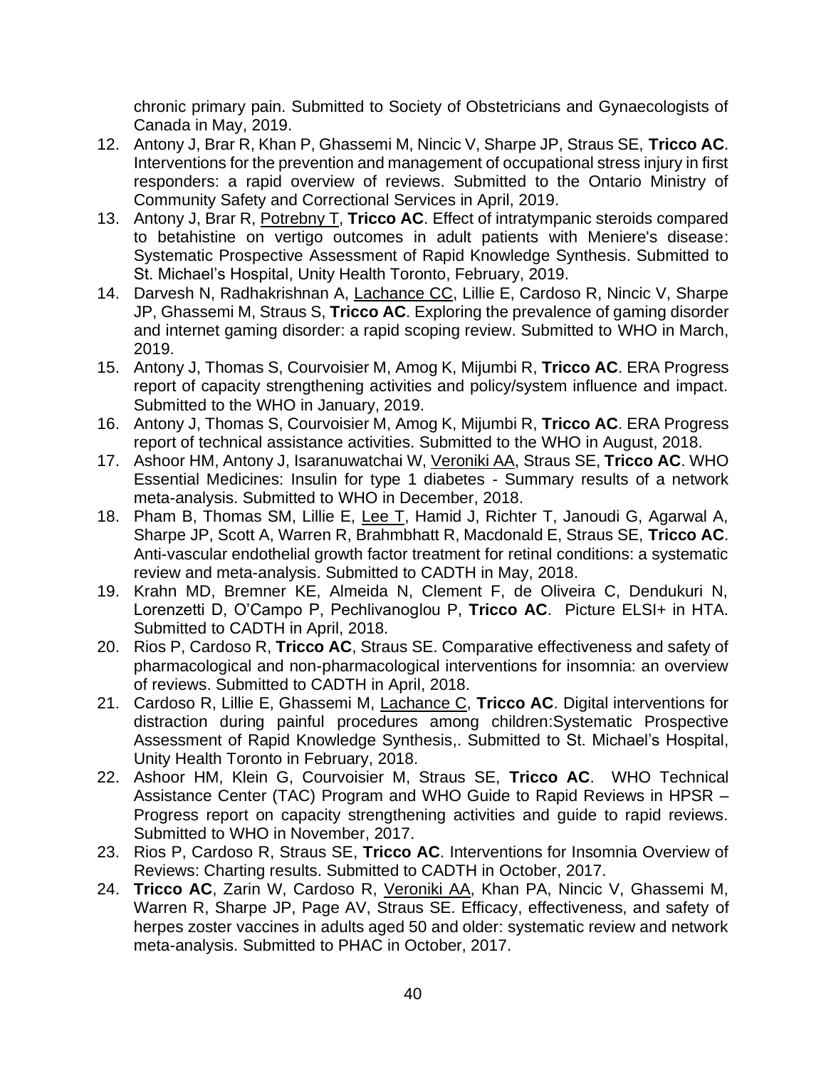chronic primary pain. Submitted to Society of Obstetricians and Gynaecologists of Canada in May, 2019.

12. Antony J, Brar R, Khan P, Ghassemi M, Nincic V, Sharpe JP, Straus SE, **Tricco AC**. Interventions for the prevention and management of occupational stress injury in first responders: a rapid overview of reviews. Submitted to the Ontario Ministry of Community Safety and Correctional Services in April, 2019.
13. Antony J, Brar R, Potrebny T, **Tricco AC**. Effect of intratympanic steroids compared to betahistine on vertigo outcomes in adult patients with Meniere's disease: Systematic Prospective Assessment of Rapid Knowledge Synthesis. Submitted to St. Michael's Hospital, Unity Health Toronto, February, 2019.
14. Darvesh N, Radhakrishnan A, Lachance CC, Lillie E, Cardoso R, Nincic V, Sharpe JP, Ghassemi M, Straus S, **Tricco AC**. Exploring the prevalence of gaming disorder and internet gaming disorder: a rapid scoping review. Submitted to WHO in March, 2019.
15. Antony J, Thomas S, Courvoisier M, Amog K, Mijumbi R, **Tricco AC**. ERA Progress report of capacity strengthening activities and policy/system influence and impact. Submitted to the WHO in January, 2019.
16. Antony J, Thomas S, Courvoisier M, Amog K, Mijumbi R, **Tricco AC**. ERA Progress report of technical assistance activities. Submitted to the WHO in August, 2018.
17. Ashoor HM, Antony J, Isaranuwatchai W, Veroniki AA, Straus SE, **Tricco AC**. WHO Essential Medicines: Insulin for type 1 diabetes - Summary results of a network meta-analysis. Submitted to WHO in December, 2018.
18. Pham B, Thomas SM, Lillie E, Lee T, Hamid J, Richter T, Janoudi G, Agarwal A, Sharpe JP, Scott A, Warren R, Brahmbhatt R, Macdonald E, Straus SE, **Tricco AC**. Anti-vascular endothelial growth factor treatment for retinal conditions: a systematic review and meta-analysis. Submitted to CADTH in May, 2018.
19. Krahn MD, Bremner KE, Almeida N, Clement F, de Oliveira C, Dendukuri N, Lorenzetti D, O'Campo P, Pechlivanoglou P, **Tricco AC**. Picture ELSI+ in HTA. Submitted to CADTH in April, 2018.
20. Rios P, Cardoso R, **Tricco AC**, Straus SE. Comparative effectiveness and safety of pharmacological and non-pharmacological interventions for insomnia: an overview of reviews. Submitted to CADTH in April, 2018.
21. Cardoso R, Lillie E, Ghassemi M, Lachance C, **Tricco AC**. Digital interventions for distraction during painful procedures among children:Systematic Prospective Assessment of Rapid Knowledge Synthesis,. Submitted to St. Michael's Hospital, Unity Health Toronto in February, 2018.
22. Ashoor HM, Klein G, Courvoisier M, Straus SE, **Tricco AC**. WHO Technical Assistance Center (TAC) Program and WHO Guide to Rapid Reviews in HPSR – Progress report on capacity strengthening activities and guide to rapid reviews. Submitted to WHO in November, 2017.
23. Rios P, Cardoso R, Straus SE, **Tricco AC**. Interventions for Insomnia Overview of Reviews: Charting results. Submitted to CADTH in October, 2017.
24. **Tricco AC**, Zarin W, Cardoso R, Veroniki AA, Khan PA, Nincic V, Ghassemi M, Warren R, Sharpe JP, Page AV, Straus SE. Efficacy, effectiveness, and safety of herpes zoster vaccines in adults aged 50 and older: systematic review and network meta-analysis. Submitted to PHAC in October, 2017.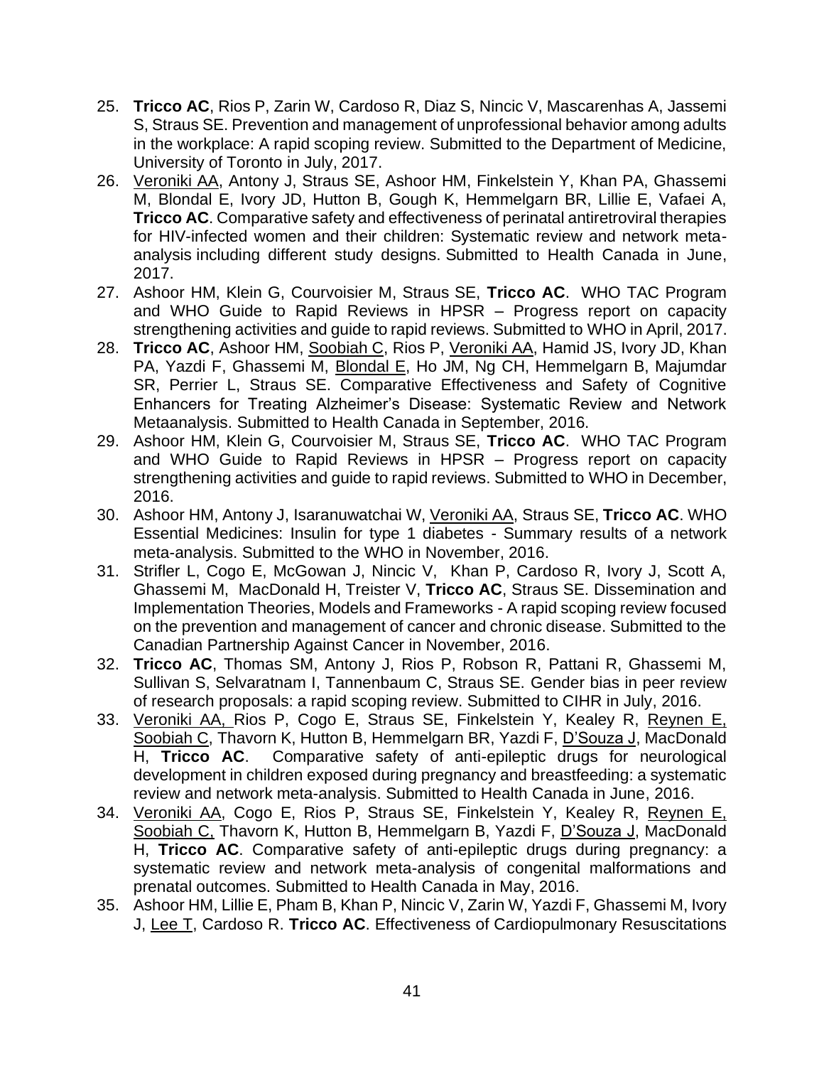25. **Tricco AC**, Rios P, Zarin W, Cardoso R, Diaz S, Nincic V, Mascarenhas A, Jassemi S, Straus SE. Prevention and management of unprofessional behavior among adults in the workplace: A rapid scoping review. Submitted to the Department of Medicine, University of Toronto in July, 2017.
26. <u>Veroniki AA</u>, Antony J, Straus SE, Ashoor HM, Finkelstein Y, Khan PA, Ghassemi M, Blondal E, Ivory JD, Hutton B, Gough K, Hemmelgarn BR, Lillie E, Vafaei A, **Tricco AC**. Comparative safety and effectiveness of perinatal antiretroviral therapies for HIV-infected women and their children: Systematic review and network meta-analysis including different study designs. Submitted to Health Canada in June, 2017.
27. Ashoor HM, Klein G, Courvoisier M, Straus SE, **Tricco AC**. WHO TAC Program and WHO Guide to Rapid Reviews in HPSR – Progress report on capacity strengthening activities and guide to rapid reviews. Submitted to WHO in April, 2017.
28. **Tricco AC**, Ashoor HM, <u>Soobiah C</u>, Rios P, <u>Veroniki AA</u>, Hamid JS, Ivory JD, Khan PA, Yazdi F, Ghassemi M, <u>Blondal E</u>, Ho JM, Ng CH, Hemmelgarn B, Majumdar SR, Perrier L, Straus SE. Comparative Effectiveness and Safety of Cognitive Enhancers for Treating Alzheimer's Disease: Systematic Review and Network Metaanalysis. Submitted to Health Canada in September, 2016.
29. Ashoor HM, Klein G, Courvoisier M, Straus SE, **Tricco AC**. WHO TAC Program and WHO Guide to Rapid Reviews in HPSR – Progress report on capacity strengthening activities and guide to rapid reviews. Submitted to WHO in December, 2016.
30. Ashoor HM, Antony J, Isaranuwatchai W, <u>Veroniki AA</u>, Straus SE, **Tricco AC**. WHO Essential Medicines: Insulin for type 1 diabetes - Summary results of a network meta-analysis. Submitted to the WHO in November, 2016.
31. Strifler L, Cogo E, McGowan J, Nincic V, Khan P, Cardoso R, Ivory J, Scott A, Ghassemi M, MacDonald H, Treister V, **Tricco AC**, Straus SE. Dissemination and Implementation Theories, Models and Frameworks - A rapid scoping review focused on the prevention and management of cancer and chronic disease. Submitted to the Canadian Partnership Against Cancer in November, 2016.
32. **Tricco AC**, Thomas SM, Antony J, Rios P, Robson R, Pattani R, Ghassemi M, Sullivan S, Selvaratnam I, Tannenbaum C, Straus SE. Gender bias in peer review of research proposals: a rapid scoping review. Submitted to CIHR in July, 2016.
33. <u>Veroniki AA,</u> Rios P, Cogo E, Straus SE, Finkelstein Y, Kealey R, <u>Reynen E,</u> <u>Soobiah C</u>, Thavorn K, Hutton B, Hemmelgarn BR, Yazdi F, <u>D'Souza J</u>, MacDonald H, **Tricco AC**. Comparative safety of anti-epileptic drugs for neurological development in children exposed during pregnancy and breastfeeding: a systematic review and network meta-analysis. Submitted to Health Canada in June, 2016.
34. <u>Veroniki AA</u>, Cogo E, Rios P, Straus SE, Finkelstein Y, Kealey R, <u>Reynen E,</u> <u>Soobiah C,</u> Thavorn K, Hutton B, Hemmelgarn B, Yazdi F, <u>D'Souza J</u>, MacDonald H, **Tricco AC**. Comparative safety of anti-epileptic drugs during pregnancy: a systematic review and network meta-analysis of congenital malformations and prenatal outcomes. Submitted to Health Canada in May, 2016.
35. Ashoor HM, Lillie E, Pham B, Khan P, Nincic V, Zarin W, Yazdi F, Ghassemi M, Ivory J, <u>Lee T</u>, Cardoso R. **Tricco AC**. Effectiveness of Cardiopulmonary Resuscitations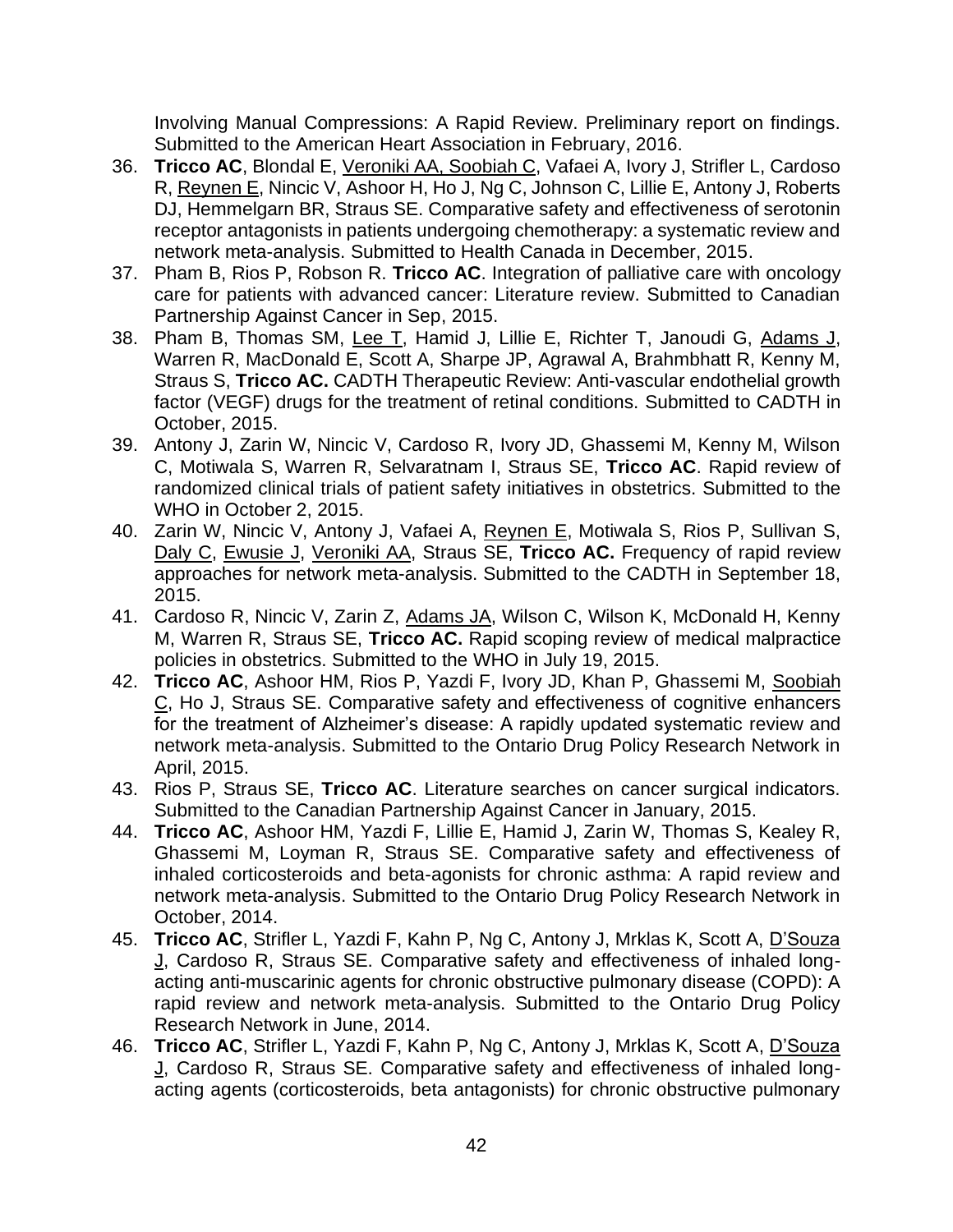Involving Manual Compressions: A Rapid Review. Preliminary report on findings. Submitted to the American Heart Association in February, 2016.

36. **Tricco AC**, Blondal E, Veroniki AA, Soobiah C, Vafaei A, Ivory J, Strifler L, Cardoso R, Reynen E, Nincic V, Ashoor H, Ho J, Ng C, Johnson C, Lillie E, Antony J, Roberts DJ, Hemmelgarn BR, Straus SE. Comparative safety and effectiveness of serotonin receptor antagonists in patients undergoing chemotherapy: a systematic review and network meta-analysis. Submitted to Health Canada in December, 2015.
37. Pham B, Rios P, Robson R. **Tricco AC**. Integration of palliative care with oncology care for patients with advanced cancer: Literature review. Submitted to Canadian Partnership Against Cancer in Sep, 2015.
38. Pham B, Thomas SM, Lee T, Hamid J, Lillie E, Richter T, Janoudi G, Adams J, Warren R, MacDonald E, Scott A, Sharpe JP, Agrawal A, Brahmbhatt R, Kenny M, Straus S, **Tricco AC.** CADTH Therapeutic Review: Anti-vascular endothelial growth factor (VEGF) drugs for the treatment of retinal conditions. Submitted to CADTH in October, 2015.
39. Antony J, Zarin W, Nincic V, Cardoso R, Ivory JD, Ghassemi M, Kenny M, Wilson C, Motiwala S, Warren R, Selvaratnam I, Straus SE, **Tricco AC**. Rapid review of randomized clinical trials of patient safety initiatives in obstetrics. Submitted to the WHO in October 2, 2015.
40. Zarin W, Nincic V, Antony J, Vafaei A, Reynen E, Motiwala S, Rios P, Sullivan S, Daly C, Ewusie J, Veroniki AA, Straus SE, **Tricco AC.** Frequency of rapid review approaches for network meta-analysis. Submitted to the CADTH in September 18, 2015.
41. Cardoso R, Nincic V, Zarin Z, Adams JA, Wilson C, Wilson K, McDonald H, Kenny M, Warren R, Straus SE, **Tricco AC.** Rapid scoping review of medical malpractice policies in obstetrics. Submitted to the WHO in July 19, 2015.
42. **Tricco AC**, Ashoor HM, Rios P, Yazdi F, Ivory JD, Khan P, Ghassemi M, Soobiah C, Ho J, Straus SE. Comparative safety and effectiveness of cognitive enhancers for the treatment of Alzheimer's disease: A rapidly updated systematic review and network meta-analysis. Submitted to the Ontario Drug Policy Research Network in April, 2015.
43. Rios P, Straus SE, **Tricco AC**. Literature searches on cancer surgical indicators. Submitted to the Canadian Partnership Against Cancer in January, 2015.
44. **Tricco AC**, Ashoor HM, Yazdi F, Lillie E, Hamid J, Zarin W, Thomas S, Kealey R, Ghassemi M, Loyman R, Straus SE. Comparative safety and effectiveness of inhaled corticosteroids and beta-agonists for chronic asthma: A rapid review and network meta-analysis. Submitted to the Ontario Drug Policy Research Network in October, 2014.
45. **Tricco AC**, Strifler L, Yazdi F, Kahn P, Ng C, Antony J, Mrklas K, Scott A, D'Souza J, Cardoso R, Straus SE. Comparative safety and effectiveness of inhaled long-acting anti-muscarinic agents for chronic obstructive pulmonary disease (COPD): A rapid review and network meta-analysis. Submitted to the Ontario Drug Policy Research Network in June, 2014.
46. **Tricco AC**, Strifler L, Yazdi F, Kahn P, Ng C, Antony J, Mrklas K, Scott A, D'Souza J, Cardoso R, Straus SE. Comparative safety and effectiveness of inhaled long-acting agents (corticosteroids, beta antagonists) for chronic obstructive pulmonary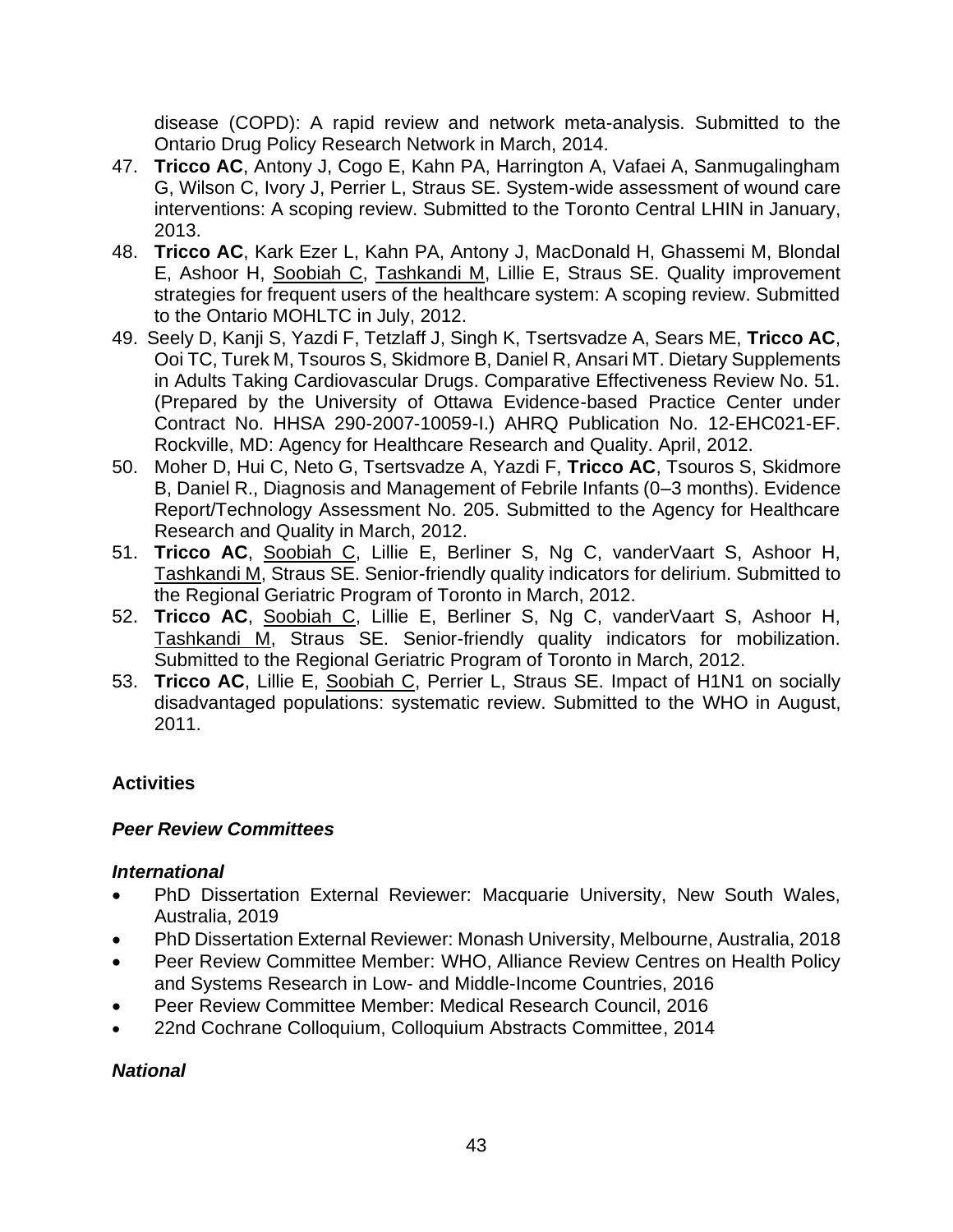disease (COPD): A rapid review and network meta-analysis. Submitted to the Ontario Drug Policy Research Network in March, 2014.

47. **Tricco AC**, Antony J, Cogo E, Kahn PA, Harrington A, Vafaei A, Sanmugalingham G, Wilson C, Ivory J, Perrier L, Straus SE. System-wide assessment of wound care interventions: A scoping review. Submitted to the Toronto Central LHIN in January, 2013.
48. **Tricco AC**, Kark Ezer L, Kahn PA, Antony J, MacDonald H, Ghassemi M, Blondal E, Ashoor H, <u>Soobiah C</u>, <u>Tashkandi M</u>, Lillie E, Straus SE. Quality improvement strategies for frequent users of the healthcare system: A scoping review. Submitted to the Ontario MOHLTC in July, 2012.
49. Seely D, Kanji S, Yazdi F, Tetzlaff J, Singh K, Tsertsvadze A, Sears ME, **Tricco AC**, Ooi TC, Turek M, Tsouros S, Skidmore B, Daniel R, Ansari MT. Dietary Supplements in Adults Taking Cardiovascular Drugs. Comparative Effectiveness Review No. 51. (Prepared by the University of Ottawa Evidence-based Practice Center under Contract No. HHSA 290-2007-10059-I.) AHRQ Publication No. 12-EHC021-EF. Rockville, MD: Agency for Healthcare Research and Quality. April, 2012.
50. Moher D, Hui C, Neto G, Tsertsvadze A, Yazdi F, **Tricco AC**, Tsouros S, Skidmore B, Daniel R., Diagnosis and Management of Febrile Infants (0–3 months). Evidence Report/Technology Assessment No. 205. Submitted to the Agency for Healthcare Research and Quality in March, 2012.
51. **Tricco AC**, <u>Soobiah C</u>, Lillie E, Berliner S, Ng C, vanderVaart S, Ashoor H, <u>Tashkandi M</u>, Straus SE. Senior-friendly quality indicators for delirium. Submitted to the Regional Geriatric Program of Toronto in March, 2012.
52. **Tricco AC**, <u>Soobiah C</u>, Lillie E, Berliner S, Ng C, vanderVaart S, Ashoor H, <u>Tashkandi M</u>, Straus SE. Senior-friendly quality indicators for mobilization. Submitted to the Regional Geriatric Program of Toronto in March, 2012.
53. **Tricco AC**, Lillie E, <u>Soobiah C</u>, Perrier L, Straus SE. Impact of H1N1 on socially disadvantaged populations: systematic review. Submitted to the WHO in August, 2011.

## Activities

### *Peer Review Committees*

#### *International*

- PhD Dissertation External Reviewer: Macquarie University, New South Wales, Australia, 2019
- PhD Dissertation External Reviewer: Monash University, Melbourne, Australia, 2018
- Peer Review Committee Member: WHO, Alliance Review Centres on Health Policy and Systems Research in Low- and Middle-Income Countries, 2016
- Peer Review Committee Member: Medical Research Council, 2016
- 22nd Cochrane Colloquium, Colloquium Abstracts Committee, 2014

#### *National*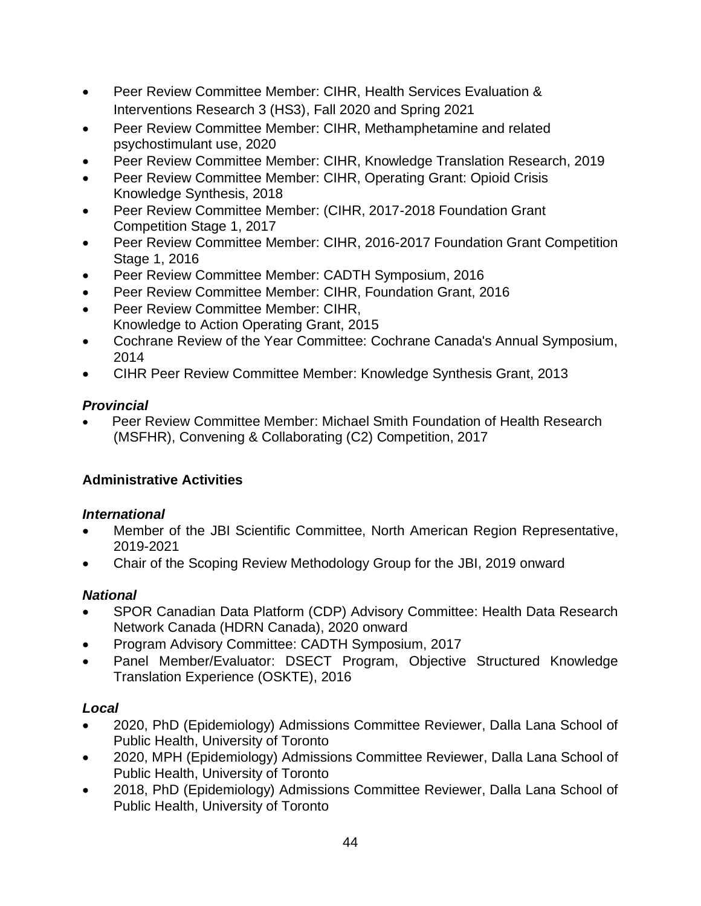- Peer Review Committee Member: CIHR, Health Services Evaluation & Interventions Research 3 (HS3), Fall 2020 and Spring 2021
- Peer Review Committee Member: CIHR, Methamphetamine and related psychostimulant use, 2020
- Peer Review Committee Member: CIHR, Knowledge Translation Research, 2019
- Peer Review Committee Member: CIHR, Operating Grant: Opioid Crisis Knowledge Synthesis, 2018
- Peer Review Committee Member: (CIHR, 2017-2018 Foundation Grant Competition Stage 1, 2017
- Peer Review Committee Member: CIHR, 2016-2017 Foundation Grant Competition Stage 1, 2016
- Peer Review Committee Member: CADTH Symposium, 2016
- Peer Review Committee Member: CIHR, Foundation Grant, 2016
- Peer Review Committee Member: CIHR, Knowledge to Action Operating Grant, 2015
- Cochrane Review of the Year Committee: Cochrane Canada's Annual Symposium, 2014
- CIHR Peer Review Committee Member: Knowledge Synthesis Grant, 2013

***Provincial***

- Peer Review Committee Member: Michael Smith Foundation of Health Research (MSFHR), Convening & Collaborating (C2) Competition, 2017

**Administrative Activities**

***International***

- Member of the JBI Scientific Committee, North American Region Representative, 2019-2021
- Chair of the Scoping Review Methodology Group for the JBI, 2019 onward

***National***

- SPOR Canadian Data Platform (CDP) Advisory Committee: Health Data Research Network Canada (HDRN Canada), 2020 onward
- Program Advisory Committee: CADTH Symposium, 2017
- Panel Member/Evaluator: DSECT Program, Objective Structured Knowledge Translation Experience (OSKTE), 2016

***Local***

- 2020, PhD (Epidemiology) Admissions Committee Reviewer, Dalla Lana School of Public Health, University of Toronto
- 2020, MPH (Epidemiology) Admissions Committee Reviewer, Dalla Lana School of Public Health, University of Toronto
- 2018, PhD (Epidemiology) Admissions Committee Reviewer, Dalla Lana School of Public Health, University of Toronto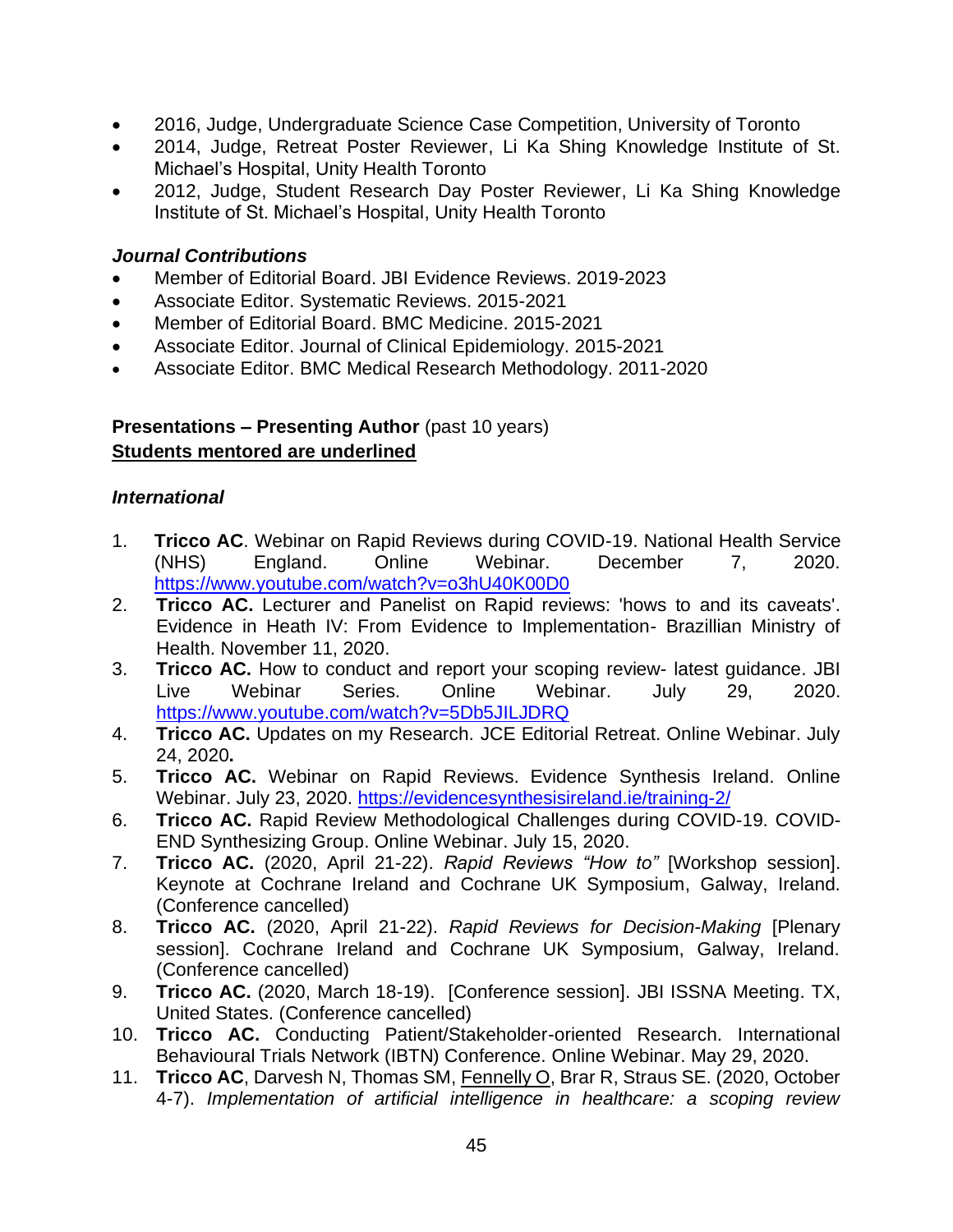- 2016, Judge, Undergraduate Science Case Competition, University of Toronto
- 2014, Judge, Retreat Poster Reviewer, Li Ka Shing Knowledge Institute of St. Michael's Hospital, Unity Health Toronto
- 2012, Judge, Student Research Day Poster Reviewer, Li Ka Shing Knowledge Institute of St. Michael's Hospital, Unity Health Toronto

***Journal Contributions***

- Member of Editorial Board. JBI Evidence Reviews. 2019-2023
- Associate Editor. Systematic Reviews. 2015-2021
- Member of Editorial Board. BMC Medicine. 2015-2021
- Associate Editor. Journal of Clinical Epidemiology. 2015-2021
- Associate Editor. BMC Medical Research Methodology. 2011-2020

**Presentations – Presenting Author** (past 10 years)
<u>**Students mentored are underlined**</u>

***International***

1. **Tricco AC**. Webinar on Rapid Reviews during COVID-19. National Health Service (NHS) England. Online Webinar. December 7, 2020. https://www.youtube.com/watch?v=o3hU40K00D0
2. **Tricco AC.** Lecturer and Panelist on Rapid reviews: 'hows to and its caveats'. Evidence in Heath IV: From Evidence to Implementation- Brazillian Ministry of Health. November 11, 2020.
3. **Tricco AC.** How to conduct and report your scoping review- latest guidance. JBI Live Webinar Series. Online Webinar. July 29, 2020. https://www.youtube.com/watch?v=5Db5JILJDRQ
4. **Tricco AC.** Updates on my Research. JCE Editorial Retreat. Online Webinar. July 24, 2020**.**
5. **Tricco AC.** Webinar on Rapid Reviews. Evidence Synthesis Ireland. Online Webinar. July 23, 2020. https://evidencesynthesisireland.ie/training-2/
6. **Tricco AC.** Rapid Review Methodological Challenges during COVID-19. COVID-END Synthesizing Group. Online Webinar. July 15, 2020.
7. **Tricco AC.** (2020, April 21-22). *Rapid Reviews "How to"* [Workshop session]. Keynote at Cochrane Ireland and Cochrane UK Symposium, Galway, Ireland. (Conference cancelled)
8. **Tricco AC.** (2020, April 21-22). *Rapid Reviews for Decision-Making* [Plenary session]. Cochrane Ireland and Cochrane UK Symposium, Galway, Ireland. (Conference cancelled)
9. **Tricco AC.** (2020, March 18-19). [Conference session]. JBI ISSNA Meeting. TX, United States. (Conference cancelled)
10. **Tricco AC.** Conducting Patient/Stakeholder-oriented Research. International Behavioural Trials Network (IBTN) Conference. Online Webinar. May 29, 2020.
11. **Tricco AC**, Darvesh N, Thomas SM, <u>Fennelly O</u>, Brar R, Straus SE. (2020, October 4-7). *Implementation of artificial intelligence in healthcare: a scoping review*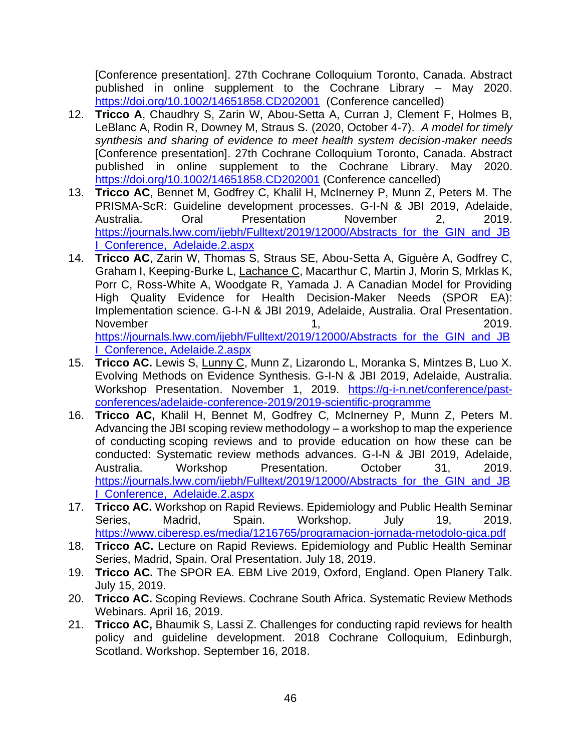[Conference presentation]. 27th Cochrane Colloquium Toronto, Canada. Abstract published in online supplement to the Cochrane Library – May 2020. https://doi.org/10.1002/14651858.CD202001 (Conference cancelled)

12. **Tricco A**, Chaudhry S, Zarin W, Abou-Setta A, Curran J, Clement F, Holmes B, LeBlanc A, Rodin R, Downey M, Straus S. (2020, October 4-7). *A model for timely synthesis and sharing of evidence to meet health system decision-maker needs* [Conference presentation]. 27th Cochrane Colloquium Toronto, Canada. Abstract published in online supplement to the Cochrane Library. May 2020. https://doi.org/10.1002/14651858.CD202001 (Conference cancelled)
13. **Tricco AC**, Bennet M, Godfrey C, Khalil H, McInerney P, Munn Z, Peters M. The PRISMA-ScR: Guideline development processes. G-I-N & JBI 2019, Adelaide, Australia. Oral Presentation November 2, 2019. https://journals.lww.com/ijebh/Fulltext/2019/12000/Abstracts_for_the_GIN_and_JBI_Conference,_Adelaide.2.aspx
14. **Tricco AC**, Zarin W, Thomas S, Straus SE, Abou-Setta A, Giguère A, Godfrey C, Graham I, Keeping-Burke L, Lachance C, Macarthur C, Martin J, Morin S, Mrklas K, Porr C, Ross-White A, Woodgate R, Yamada J. A Canadian Model for Providing High Quality Evidence for Health Decision-Maker Needs (SPOR EA): Implementation science. G-I-N & JBI 2019, Adelaide, Australia. Oral Presentation. November 1, 2019. https://journals.lww.com/ijebh/Fulltext/2019/12000/Abstracts_for_the_GIN_and_JBI_Conference,_Adelaide.2.aspx
15. **Tricco AC.** Lewis S, Lunny C, Munn Z, Lizarondo L, Moranka S, Mintzes B, Luo X. Evolving Methods on Evidence Synthesis. G-I-N & JBI 2019, Adelaide, Australia. Workshop Presentation. November 1, 2019. https://g-i-n.net/conference/past-conferences/adelaide-conference-2019/2019-scientific-programme
16. **Tricco AC,** Khalil H, Bennet M, Godfrey C, McInerney P, Munn Z, Peters M. Advancing the JBI scoping review methodology – a workshop to map the experience of conducting scoping reviews and to provide education on how these can be conducted: Systematic review methods advances. G-I-N & JBI 2019, Adelaide, Australia. Workshop Presentation. October 31, 2019. https://journals.lww.com/ijebh/Fulltext/2019/12000/Abstracts_for_the_GIN_and_JBI_Conference,_Adelaide.2.aspx
17. **Tricco AC.** Workshop on Rapid Reviews. Epidemiology and Public Health Seminar Series, Madrid, Spain. Workshop. July 19, 2019. https://www.ciberesp.es/media/1216765/programacion-jornada-metodolo-gica.pdf
18. **Tricco AC.** Lecture on Rapid Reviews. Epidemiology and Public Health Seminar Series, Madrid, Spain. Oral Presentation. July 18, 2019.
19. **Tricco AC.** The SPOR EA. EBM Live 2019, Oxford, England. Open Planery Talk. July 15, 2019.
20. **Tricco AC.** Scoping Reviews. Cochrane South Africa. Systematic Review Methods Webinars. April 16, 2019.
21. **Tricco AC,** Bhaumik S, Lassi Z. Challenges for conducting rapid reviews for health policy and guideline development. 2018 Cochrane Colloquium, Edinburgh, Scotland. Workshop. September 16, 2018.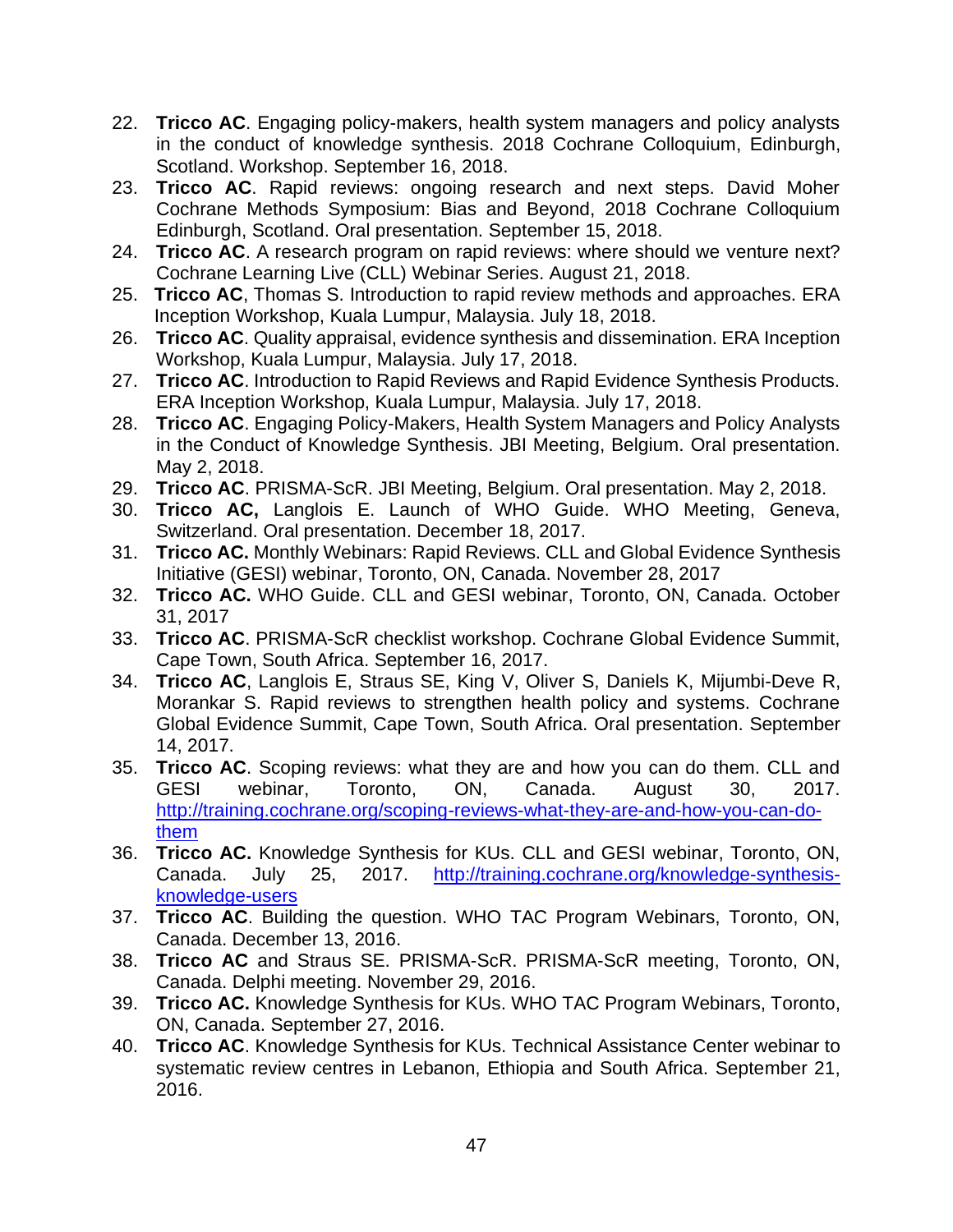22. **Tricco AC**. Engaging policy-makers, health system managers and policy analysts in the conduct of knowledge synthesis. 2018 Cochrane Colloquium, Edinburgh, Scotland. Workshop. September 16, 2018.
23. **Tricco AC**. Rapid reviews: ongoing research and next steps. David Moher Cochrane Methods Symposium: Bias and Beyond, 2018 Cochrane Colloquium Edinburgh, Scotland. Oral presentation. September 15, 2018.
24. **Tricco AC**. A research program on rapid reviews: where should we venture next? Cochrane Learning Live (CLL) Webinar Series. August 21, 2018.
25. **Tricco AC**, Thomas S. Introduction to rapid review methods and approaches. ERA Inception Workshop, Kuala Lumpur, Malaysia. July 18, 2018.
26. **Tricco AC**. Quality appraisal, evidence synthesis and dissemination. ERA Inception Workshop, Kuala Lumpur, Malaysia. July 17, 2018.
27. **Tricco AC**. Introduction to Rapid Reviews and Rapid Evidence Synthesis Products. ERA Inception Workshop, Kuala Lumpur, Malaysia. July 17, 2018.
28. **Tricco AC**. Engaging Policy-Makers, Health System Managers and Policy Analysts in the Conduct of Knowledge Synthesis. JBI Meeting, Belgium. Oral presentation. May 2, 2018.
29. **Tricco AC**. PRISMA-ScR. JBI Meeting, Belgium. Oral presentation. May 2, 2018.
30. **Tricco AC,** Langlois E. Launch of WHO Guide. WHO Meeting, Geneva, Switzerland. Oral presentation. December 18, 2017.
31. **Tricco AC.** Monthly Webinars: Rapid Reviews. CLL and Global Evidence Synthesis Initiative (GESI) webinar, Toronto, ON, Canada. November 28, 2017
32. **Tricco AC.** WHO Guide. CLL and GESI webinar, Toronto, ON, Canada. October 31, 2017
33. **Tricco AC**. PRISMA-ScR checklist workshop. Cochrane Global Evidence Summit, Cape Town, South Africa. September 16, 2017.
34. **Tricco AC**, Langlois E, Straus SE, King V, Oliver S, Daniels K, Mijumbi-Deve R, Morankar S. Rapid reviews to strengthen health policy and systems. Cochrane Global Evidence Summit, Cape Town, South Africa. Oral presentation. September 14, 2017.
35. **Tricco AC**. Scoping reviews: what they are and how you can do them. CLL and GESI webinar, Toronto, ON, Canada. August 30, 2017. http://training.cochrane.org/scoping-reviews-what-they-are-and-how-you-can-do-them
36. **Tricco AC.** Knowledge Synthesis for KUs. CLL and GESI webinar, Toronto, ON, Canada. July 25, 2017. http://training.cochrane.org/knowledge-synthesis-knowledge-users
37. **Tricco AC**. Building the question. WHO TAC Program Webinars, Toronto, ON, Canada. December 13, 2016.
38. **Tricco AC** and Straus SE. PRISMA-ScR. PRISMA-ScR meeting, Toronto, ON, Canada. Delphi meeting. November 29, 2016.
39. **Tricco AC.** Knowledge Synthesis for KUs. WHO TAC Program Webinars, Toronto, ON, Canada. September 27, 2016.
40. **Tricco AC**. Knowledge Synthesis for KUs. Technical Assistance Center webinar to systematic review centres in Lebanon, Ethiopia and South Africa. September 21, 2016.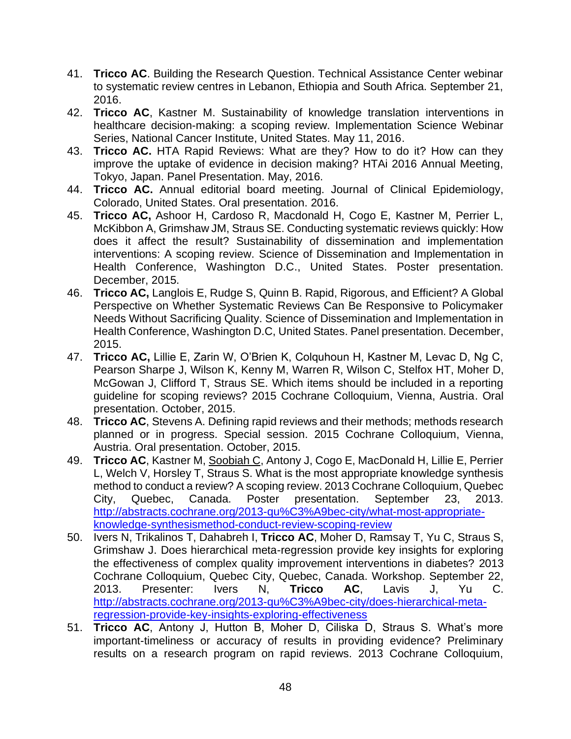41. **Tricco AC**. Building the Research Question. Technical Assistance Center webinar to systematic review centres in Lebanon, Ethiopia and South Africa. September 21, 2016.
42. **Tricco AC**, Kastner M. Sustainability of knowledge translation interventions in healthcare decision-making: a scoping review. Implementation Science Webinar Series, National Cancer Institute, United States. May 11, 2016.
43. **Tricco AC.** HTA Rapid Reviews: What are they? How to do it? How can they improve the uptake of evidence in decision making? HTAi 2016 Annual Meeting, Tokyo, Japan. Panel Presentation. May, 2016.
44. **Tricco AC.** Annual editorial board meeting. Journal of Clinical Epidemiology, Colorado, United States. Oral presentation. 2016.
45. **Tricco AC,** Ashoor H, Cardoso R, Macdonald H, Cogo E, Kastner M, Perrier L, McKibbon A, Grimshaw JM, Straus SE. Conducting systematic reviews quickly: How does it affect the result? Sustainability of dissemination and implementation interventions: A scoping review. Science of Dissemination and Implementation in Health Conference, Washington D.C., United States. Poster presentation. December, 2015.
46. **Tricco AC,** Langlois E, Rudge S, Quinn B. Rapid, Rigorous, and Efficient? A Global Perspective on Whether Systematic Reviews Can Be Responsive to Policymaker Needs Without Sacrificing Quality. Science of Dissemination and Implementation in Health Conference, Washington D.C, United States. Panel presentation. December, 2015.
47. **Tricco AC,** Lillie E, Zarin W, O'Brien K, Colquhoun H, Kastner M, Levac D, Ng C, Pearson Sharpe J, Wilson K, Kenny M, Warren R, Wilson C, Stelfox HT, Moher D, McGowan J, Clifford T, Straus SE. Which items should be included in a reporting guideline for scoping reviews? 2015 Cochrane Colloquium, Vienna, Austria. Oral presentation. October, 2015.
48. **Tricco AC**, Stevens A. Defining rapid reviews and their methods; methods research planned or in progress. Special session. 2015 Cochrane Colloquium, Vienna, Austria. Oral presentation. October, 2015.
49. **Tricco AC**, Kastner M, <u>Soobiah C</u>, Antony J, Cogo E, MacDonald H, Lillie E, Perrier L, Welch V, Horsley T, Straus S. What is the most appropriate knowledge synthesis method to conduct a review? A scoping review. 2013 Cochrane Colloquium, Quebec City, Quebec, Canada. Poster presentation. September 23, 2013. http://abstracts.cochrane.org/2013-qu%C3%A9bec-city/what-most-appropriate-knowledge-synthesismethod-conduct-review-scoping-review
50. Ivers N, Trikalinos T, Dahabreh I, **Tricco AC**, Moher D, Ramsay T, Yu C, Straus S, Grimshaw J. Does hierarchical meta-regression provide key insights for exploring the effectiveness of complex quality improvement interventions in diabetes? 2013 Cochrane Colloquium, Quebec City, Quebec, Canada. Workshop. September 22, 2013. Presenter: Ivers N, **Tricco AC**, Lavis J, Yu C. http://abstracts.cochrane.org/2013-qu%C3%A9bec-city/does-hierarchical-meta-regression-provide-key-insights-exploring-effectiveness
51. **Tricco AC**, Antony J, Hutton B, Moher D, Ciliska D, Straus S. What's more important-timeliness or accuracy of results in providing evidence? Preliminary results on a research program on rapid reviews. 2013 Cochrane Colloquium,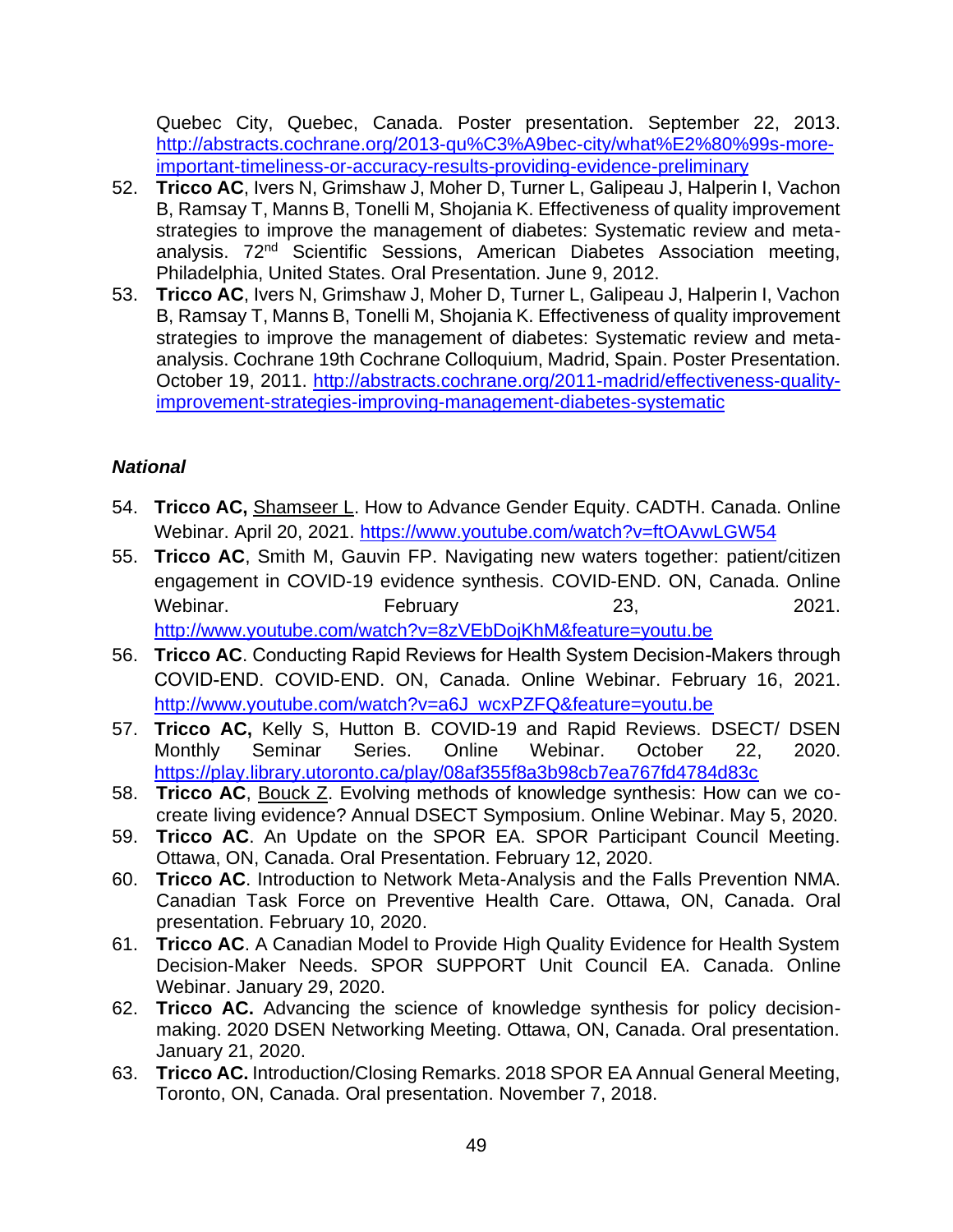Quebec City, Quebec, Canada. Poster presentation. September 22, 2013. http://abstracts.cochrane.org/2013-qu%C3%A9bec-city/what%E2%80%99s-more-important-timeliness-or-accuracy-results-providing-evidence-preliminary

52. **Tricco AC**, Ivers N, Grimshaw J, Moher D, Turner L, Galipeau J, Halperin I, Vachon B, Ramsay T, Manns B, Tonelli M, Shojania K. Effectiveness of quality improvement strategies to improve the management of diabetes: Systematic review and meta-analysis. 72nd Scientific Sessions, American Diabetes Association meeting, Philadelphia, United States. Oral Presentation. June 9, 2012.
53. **Tricco AC**, Ivers N, Grimshaw J, Moher D, Turner L, Galipeau J, Halperin I, Vachon B, Ramsay T, Manns B, Tonelli M, Shojania K. Effectiveness of quality improvement strategies to improve the management of diabetes: Systematic review and meta-analysis. Cochrane 19th Cochrane Colloquium, Madrid, Spain. Poster Presentation. October 19, 2011. http://abstracts.cochrane.org/2011-madrid/effectiveness-quality-improvement-strategies-improving-management-diabetes-systematic

### *National*

54. **Tricco AC,** Shamseer L. How to Advance Gender Equity. CADTH. Canada. Online Webinar. April 20, 2021. https://www.youtube.com/watch?v=ftOAvwLGW54
55. **Tricco AC**, Smith M, Gauvin FP. Navigating new waters together: patient/citizen engagement in COVID-19 evidence synthesis. COVID-END. ON, Canada. Online Webinar. February 23, 2021. http://www.youtube.com/watch?v=8zVEbDojKhM&feature=youtu.be
56. **Tricco AC**. Conducting Rapid Reviews for Health System Decision-Makers through COVID-END. COVID-END. ON, Canada. Online Webinar. February 16, 2021. http://www.youtube.com/watch?v=a6J_wcxPZFQ&feature=youtu.be
57. **Tricco AC,** Kelly S, Hutton B. COVID-19 and Rapid Reviews. DSECT/ DSEN Monthly Seminar Series. Online Webinar. October 22, 2020. https://play.library.utoronto.ca/play/08af355f8a3b98cb7ea767fd4784d83c
58. **Tricco AC**, Bouck Z. Evolving methods of knowledge synthesis: How can we co-create living evidence? Annual DSECT Symposium. Online Webinar. May 5, 2020.
59. **Tricco AC**. An Update on the SPOR EA. SPOR Participant Council Meeting. Ottawa, ON, Canada. Oral Presentation. February 12, 2020.
60. **Tricco AC**. Introduction to Network Meta-Analysis and the Falls Prevention NMA. Canadian Task Force on Preventive Health Care. Ottawa, ON, Canada. Oral presentation. February 10, 2020.
61. **Tricco AC**. A Canadian Model to Provide High Quality Evidence for Health System Decision-Maker Needs. SPOR SUPPORT Unit Council EA. Canada. Online Webinar. January 29, 2020.
62. **Tricco AC.** Advancing the science of knowledge synthesis for policy decision-making. 2020 DSEN Networking Meeting. Ottawa, ON, Canada. Oral presentation. January 21, 2020.
63. **Tricco AC.** Introduction/Closing Remarks. 2018 SPOR EA Annual General Meeting, Toronto, ON, Canada. Oral presentation. November 7, 2018.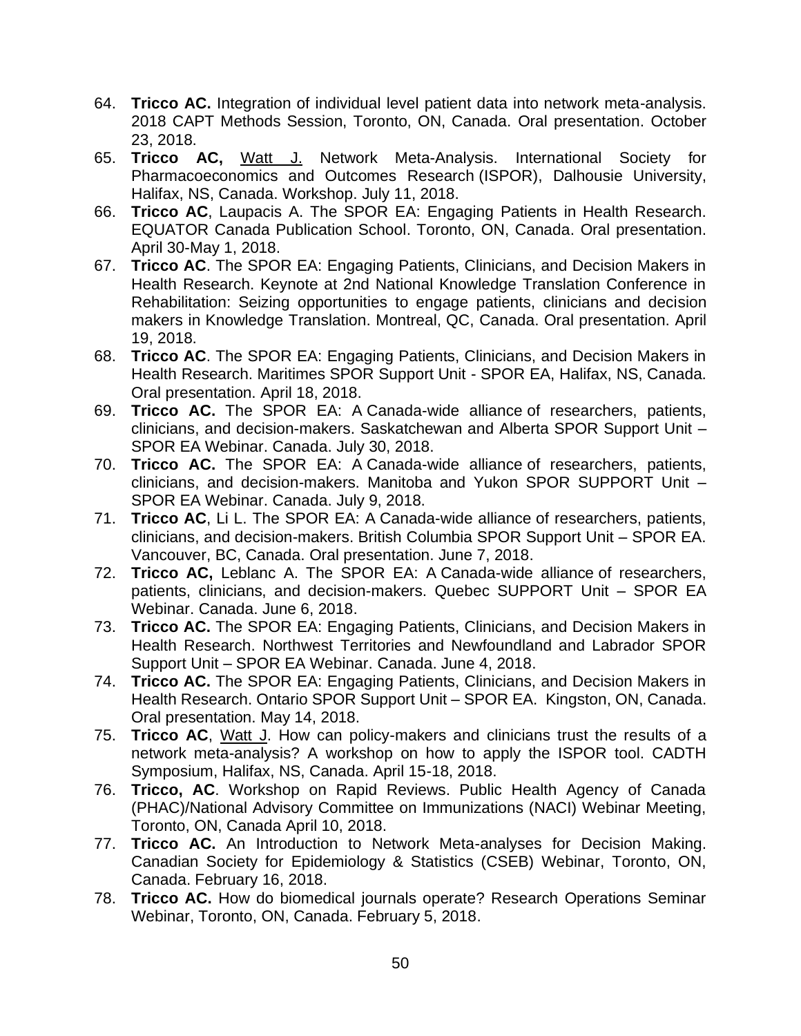64. **Tricco AC.** Integration of individual level patient data into network meta-analysis. 2018 CAPT Methods Session, Toronto, ON, Canada. Oral presentation. October 23, 2018.
65. **Tricco AC,** <u>Watt J.</u> Network Meta-Analysis. International Society for Pharmacoeconomics and Outcomes Research (ISPOR), Dalhousie University, Halifax, NS, Canada. Workshop. July 11, 2018.
66. **Tricco AC**, Laupacis A. The SPOR EA: Engaging Patients in Health Research. EQUATOR Canada Publication School. Toronto, ON, Canada. Oral presentation. April 30-May 1, 2018.
67. **Tricco AC**. The SPOR EA: Engaging Patients, Clinicians, and Decision Makers in Health Research. Keynote at 2nd National Knowledge Translation Conference in Rehabilitation: Seizing opportunities to engage patients, clinicians and decision makers in Knowledge Translation. Montreal, QC, Canada. Oral presentation. April 19, 2018.
68. **Tricco AC**. The SPOR EA: Engaging Patients, Clinicians, and Decision Makers in Health Research. Maritimes SPOR Support Unit - SPOR EA, Halifax, NS, Canada. Oral presentation. April 18, 2018.
69. **Tricco AC.** The SPOR EA: A Canada-wide alliance of researchers, patients, clinicians, and decision-makers. Saskatchewan and Alberta SPOR Support Unit – SPOR EA Webinar. Canada. July 30, 2018.
70. **Tricco AC.** The SPOR EA: A Canada-wide alliance of researchers, patients, clinicians, and decision-makers. Manitoba and Yukon SPOR SUPPORT Unit – SPOR EA Webinar. Canada. July 9, 2018.
71. **Tricco AC**, Li L. The SPOR EA: A Canada-wide alliance of researchers, patients, clinicians, and decision-makers. British Columbia SPOR Support Unit – SPOR EA. Vancouver, BC, Canada. Oral presentation. June 7, 2018.
72. **Tricco AC,** Leblanc A. The SPOR EA: A Canada-wide alliance of researchers, patients, clinicians, and decision-makers. Quebec SUPPORT Unit – SPOR EA Webinar. Canada. June 6, 2018.
73. **Tricco AC.** The SPOR EA: Engaging Patients, Clinicians, and Decision Makers in Health Research. Northwest Territories and Newfoundland and Labrador SPOR Support Unit – SPOR EA Webinar. Canada. June 4, 2018.
74. **Tricco AC.** The SPOR EA: Engaging Patients, Clinicians, and Decision Makers in Health Research. Ontario SPOR Support Unit – SPOR EA. Kingston, ON, Canada. Oral presentation. May 14, 2018.
75. **Tricco AC**, <u>Watt J</u>. How can policy-makers and clinicians trust the results of a network meta-analysis? A workshop on how to apply the ISPOR tool. CADTH Symposium, Halifax, NS, Canada. April 15-18, 2018.
76. **Tricco, AC**. Workshop on Rapid Reviews. Public Health Agency of Canada (PHAC)/National Advisory Committee on Immunizations (NACI) Webinar Meeting, Toronto, ON, Canada April 10, 2018.
77. **Tricco AC.** An Introduction to Network Meta-analyses for Decision Making. Canadian Society for Epidemiology & Statistics (CSEB) Webinar, Toronto, ON, Canada. February 16, 2018.
78. **Tricco AC.** How do biomedical journals operate? Research Operations Seminar Webinar, Toronto, ON, Canada. February 5, 2018.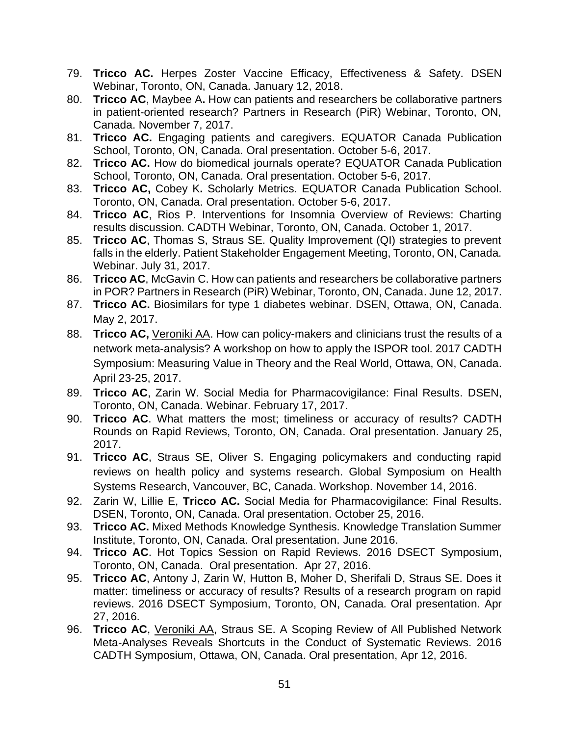79. **Tricco AC.** Herpes Zoster Vaccine Efficacy, Effectiveness & Safety. DSEN Webinar, Toronto, ON, Canada. January 12, 2018.
80. **Tricco AC**, Maybee A**.** How can patients and researchers be collaborative partners in patient-oriented research? Partners in Research (PiR) Webinar, Toronto, ON, Canada. November 7, 2017.
81. **Tricco AC.** Engaging patients and caregivers. EQUATOR Canada Publication School, Toronto, ON, Canada. Oral presentation. October 5-6, 2017.
82. **Tricco AC.** How do biomedical journals operate? EQUATOR Canada Publication School, Toronto, ON, Canada. Oral presentation. October 5-6, 2017.
83. **Tricco AC,** Cobey K**.** Scholarly Metrics. EQUATOR Canada Publication School. Toronto, ON, Canada. Oral presentation. October 5-6, 2017.
84. **Tricco AC**, Rios P. Interventions for Insomnia Overview of Reviews: Charting results discussion. CADTH Webinar, Toronto, ON, Canada. October 1, 2017.
85. **Tricco AC**, Thomas S, Straus SE. Quality Improvement (QI) strategies to prevent falls in the elderly. Patient Stakeholder Engagement Meeting, Toronto, ON, Canada. Webinar. July 31, 2017.
86. **Tricco AC**, McGavin C. How can patients and researchers be collaborative partners in POR? Partners in Research (PiR) Webinar, Toronto, ON, Canada. June 12, 2017.
87. **Tricco AC.** Biosimilars for type 1 diabetes webinar. DSEN, Ottawa, ON, Canada. May 2, 2017.
88. **Tricco AC,** Veroniki AA. How can policy-makers and clinicians trust the results of a network meta-analysis? A workshop on how to apply the ISPOR tool. 2017 CADTH Symposium: Measuring Value in Theory and the Real World, Ottawa, ON, Canada. April 23-25, 2017.
89. **Tricco AC**, Zarin W. Social Media for Pharmacovigilance: Final Results. DSEN, Toronto, ON, Canada. Webinar. February 17, 2017.
90. **Tricco AC**. What matters the most; timeliness or accuracy of results? CADTH Rounds on Rapid Reviews, Toronto, ON, Canada. Oral presentation. January 25, 2017.
91. **Tricco AC**, Straus SE, Oliver S. Engaging policymakers and conducting rapid reviews on health policy and systems research. Global Symposium on Health Systems Research, Vancouver, BC, Canada. Workshop. November 14, 2016.
92. Zarin W, Lillie E, **Tricco AC.** Social Media for Pharmacovigilance: Final Results. DSEN, Toronto, ON, Canada. Oral presentation. October 25, 2016.
93. **Tricco AC.** Mixed Methods Knowledge Synthesis. Knowledge Translation Summer Institute, Toronto, ON, Canada. Oral presentation. June 2016.
94. **Tricco AC**. Hot Topics Session on Rapid Reviews. 2016 DSECT Symposium, Toronto, ON, Canada. Oral presentation. Apr 27, 2016.
95. **Tricco AC**, Antony J, Zarin W, Hutton B, Moher D, Sherifali D, Straus SE. Does it matter: timeliness or accuracy of results? Results of a research program on rapid reviews. 2016 DSECT Symposium, Toronto, ON, Canada. Oral presentation. Apr 27, 2016.
96. **Tricco AC**, Veroniki AA, Straus SE. A Scoping Review of All Published Network Meta-Analyses Reveals Shortcuts in the Conduct of Systematic Reviews. 2016 CADTH Symposium, Ottawa, ON, Canada. Oral presentation, Apr 12, 2016.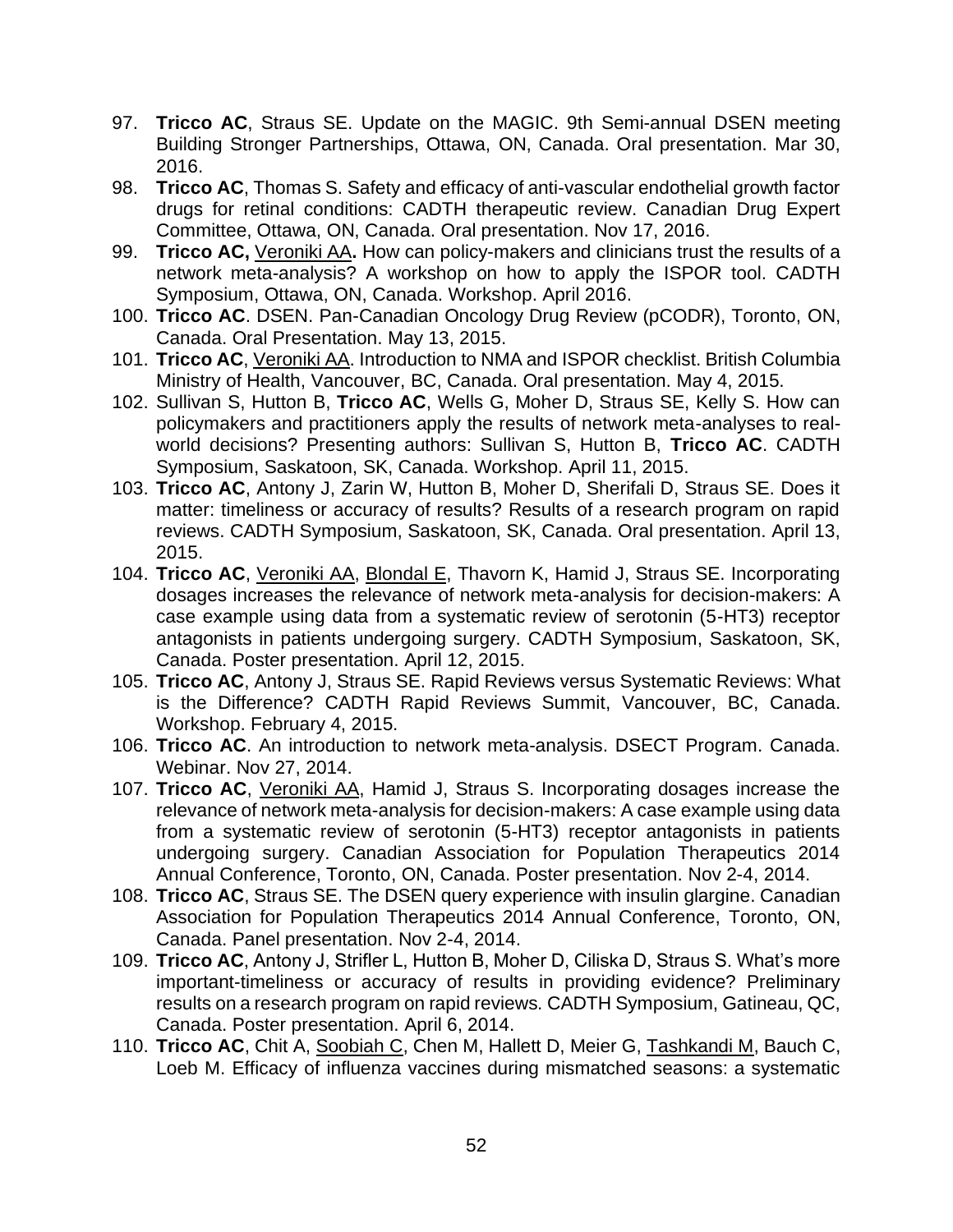97. **Tricco AC**, Straus SE. Update on the MAGIC. 9th Semi-annual DSEN meeting Building Stronger Partnerships, Ottawa, ON, Canada. Oral presentation. Mar 30, 2016.
98. **Tricco AC**, Thomas S. Safety and efficacy of anti-vascular endothelial growth factor drugs for retinal conditions: CADTH therapeutic review. Canadian Drug Expert Committee, Ottawa, ON, Canada. Oral presentation. Nov 17, 2016.
99. **Tricco AC,** Veroniki AA**.** How can policy-makers and clinicians trust the results of a network meta-analysis? A workshop on how to apply the ISPOR tool. CADTH Symposium, Ottawa, ON, Canada. Workshop. April 2016.
100. **Tricco AC**. DSEN. Pan-Canadian Oncology Drug Review (pCODR), Toronto, ON, Canada. Oral Presentation. May 13, 2015.
101. **Tricco AC**, Veroniki AA. Introduction to NMA and ISPOR checklist. British Columbia Ministry of Health, Vancouver, BC, Canada. Oral presentation. May 4, 2015.
102. Sullivan S, Hutton B, **Tricco AC**, Wells G, Moher D, Straus SE, Kelly S. How can policymakers and practitioners apply the results of network meta-analyses to real-world decisions? Presenting authors: Sullivan S, Hutton B, **Tricco AC**. CADTH Symposium, Saskatoon, SK, Canada. Workshop. April 11, 2015.
103. **Tricco AC**, Antony J, Zarin W, Hutton B, Moher D, Sherifali D, Straus SE. Does it matter: timeliness or accuracy of results? Results of a research program on rapid reviews. CADTH Symposium, Saskatoon, SK, Canada. Oral presentation. April 13, 2015.
104. **Tricco AC**, Veroniki AA, Blondal E, Thavorn K, Hamid J, Straus SE. Incorporating dosages increases the relevance of network meta-analysis for decision-makers: A case example using data from a systematic review of serotonin (5-HT3) receptor antagonists in patients undergoing surgery. CADTH Symposium, Saskatoon, SK, Canada. Poster presentation. April 12, 2015.
105. **Tricco AC**, Antony J, Straus SE. Rapid Reviews versus Systematic Reviews: What is the Difference? CADTH Rapid Reviews Summit, Vancouver, BC, Canada. Workshop. February 4, 2015.
106. **Tricco AC**. An introduction to network meta-analysis. DSECT Program. Canada. Webinar. Nov 27, 2014.
107. **Tricco AC**, Veroniki AA, Hamid J, Straus S. Incorporating dosages increase the relevance of network meta-analysis for decision-makers: A case example using data from a systematic review of serotonin (5-HT3) receptor antagonists in patients undergoing surgery. Canadian Association for Population Therapeutics 2014 Annual Conference, Toronto, ON, Canada. Poster presentation. Nov 2-4, 2014.
108. **Tricco AC**, Straus SE. The DSEN query experience with insulin glargine. Canadian Association for Population Therapeutics 2014 Annual Conference, Toronto, ON, Canada. Panel presentation. Nov 2-4, 2014.
109. **Tricco AC**, Antony J, Strifler L, Hutton B, Moher D, Ciliska D, Straus S. What's more important-timeliness or accuracy of results in providing evidence? Preliminary results on a research program on rapid reviews. CADTH Symposium, Gatineau, QC, Canada. Poster presentation. April 6, 2014.
110. **Tricco AC**, Chit A, Soobiah C, Chen M, Hallett D, Meier G, Tashkandi M, Bauch C, Loeb M. Efficacy of influenza vaccines during mismatched seasons: a systematic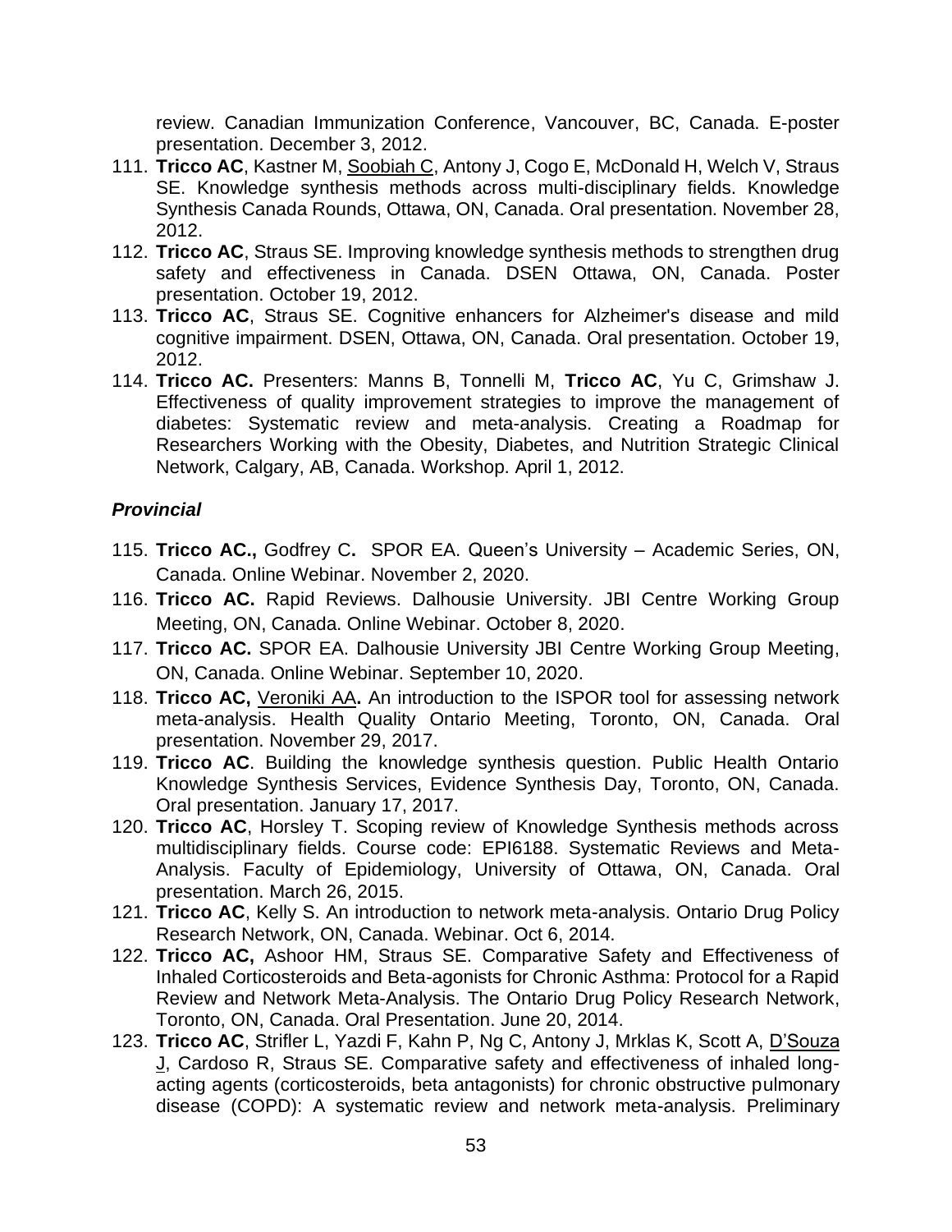review. Canadian Immunization Conference, Vancouver, BC, Canada. E-poster presentation. December 3, 2012.

111. **Tricco AC**, Kastner M, Soobiah C, Antony J, Cogo E, McDonald H, Welch V, Straus SE. Knowledge synthesis methods across multi-disciplinary fields. Knowledge Synthesis Canada Rounds, Ottawa, ON, Canada. Oral presentation. November 28, 2012.
112. **Tricco AC**, Straus SE. Improving knowledge synthesis methods to strengthen drug safety and effectiveness in Canada. DSEN Ottawa, ON, Canada. Poster presentation. October 19, 2012.
113. **Tricco AC**, Straus SE. Cognitive enhancers for Alzheimer's disease and mild cognitive impairment. DSEN, Ottawa, ON, Canada. Oral presentation. October 19, 2012.
114. **Tricco AC.** Presenters: Manns B, Tonnelli M, **Tricco AC**, Yu C, Grimshaw J. Effectiveness of quality improvement strategies to improve the management of diabetes: Systematic review and meta-analysis. Creating a Roadmap for Researchers Working with the Obesity, Diabetes, and Nutrition Strategic Clinical Network, Calgary, AB, Canada. Workshop. April 1, 2012.

***Provincial***

115. **Tricco AC.,** Godfrey C**.** SPOR EA. Queen's University – Academic Series, ON, Canada. Online Webinar. November 2, 2020.
116. **Tricco AC.** Rapid Reviews. Dalhousie University. JBI Centre Working Group Meeting, ON, Canada. Online Webinar. October 8, 2020.
117. **Tricco AC.** SPOR EA. Dalhousie University JBI Centre Working Group Meeting, ON, Canada. Online Webinar. September 10, 2020.
118. **Tricco AC,** Veroniki AA**.** An introduction to the ISPOR tool for assessing network meta-analysis. Health Quality Ontario Meeting, Toronto, ON, Canada. Oral presentation. November 29, 2017.
119. **Tricco AC**. Building the knowledge synthesis question. Public Health Ontario Knowledge Synthesis Services, Evidence Synthesis Day, Toronto, ON, Canada. Oral presentation. January 17, 2017.
120. **Tricco AC**, Horsley T. Scoping review of Knowledge Synthesis methods across multidisciplinary fields. Course code: EPI6188. Systematic Reviews and Meta-Analysis. Faculty of Epidemiology, University of Ottawa, ON, Canada. Oral presentation. March 26, 2015.
121. **Tricco AC**, Kelly S. An introduction to network meta-analysis. Ontario Drug Policy Research Network, ON, Canada. Webinar. Oct 6, 2014.
122. **Tricco AC,** Ashoor HM, Straus SE. Comparative Safety and Effectiveness of Inhaled Corticosteroids and Beta-agonists for Chronic Asthma: Protocol for a Rapid Review and Network Meta-Analysis. The Ontario Drug Policy Research Network, Toronto, ON, Canada. Oral Presentation. June 20, 2014.
123. **Tricco AC**, Strifler L, Yazdi F, Kahn P, Ng C, Antony J, Mrklas K, Scott A, D'Souza J, Cardoso R, Straus SE. Comparative safety and effectiveness of inhaled long-acting agents (corticosteroids, beta antagonists) for chronic obstructive pulmonary disease (COPD): A systematic review and network meta-analysis. Preliminary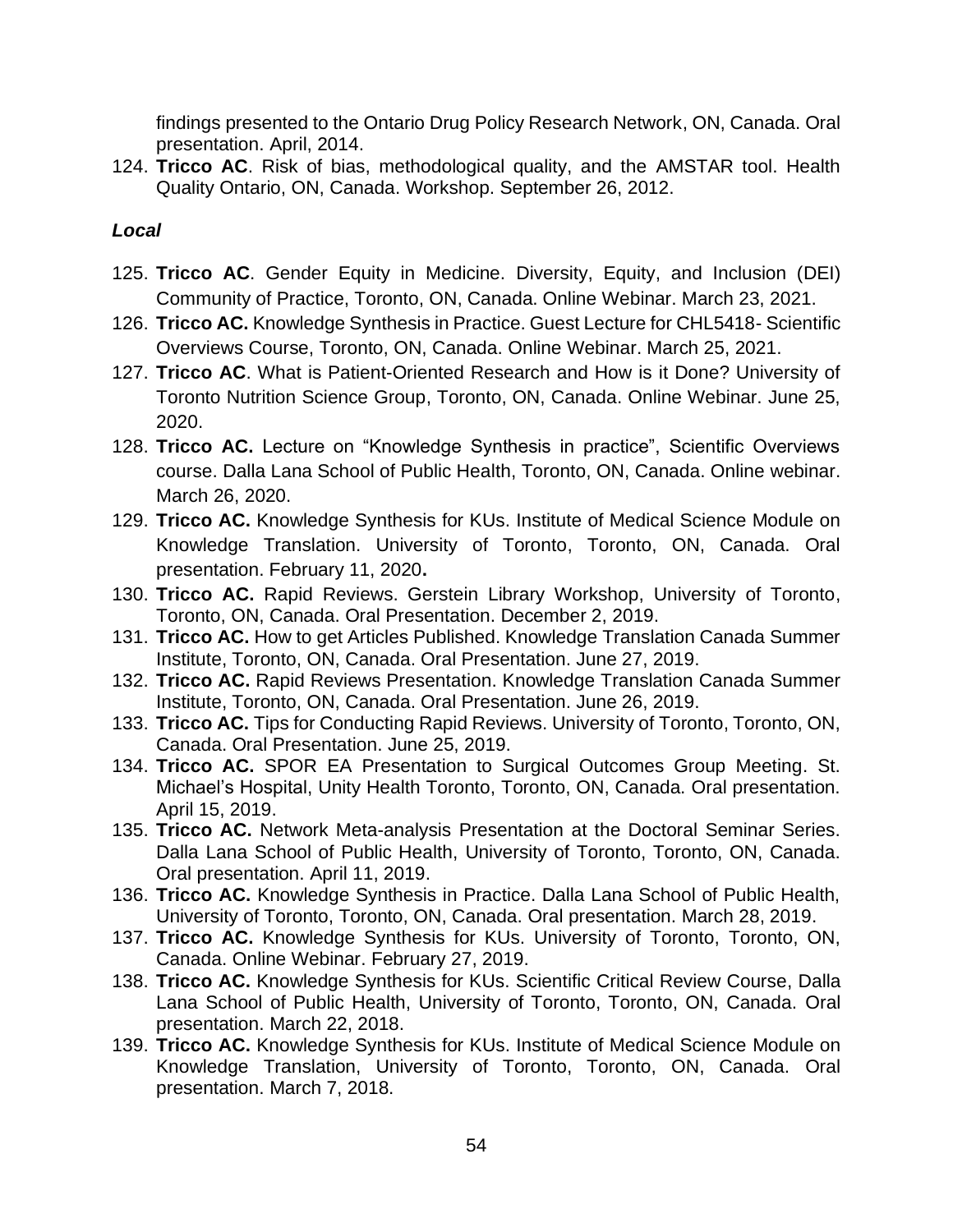findings presented to the Ontario Drug Policy Research Network, ON, Canada. Oral presentation. April, 2014.

124. **Tricco AC**. Risk of bias, methodological quality, and the AMSTAR tool. Health Quality Ontario, ON, Canada. Workshop. September 26, 2012.

### *Local*

125. **Tricco AC**. Gender Equity in Medicine. Diversity, Equity, and Inclusion (DEI) Community of Practice, Toronto, ON, Canada. Online Webinar. March 23, 2021.
126. **Tricco AC.** Knowledge Synthesis in Practice. Guest Lecture for CHL5418- Scientific Overviews Course, Toronto, ON, Canada. Online Webinar. March 25, 2021.
127. **Tricco AC**. What is Patient-Oriented Research and How is it Done? University of Toronto Nutrition Science Group, Toronto, ON, Canada. Online Webinar. June 25, 2020.
128. **Tricco AC.** Lecture on "Knowledge Synthesis in practice", Scientific Overviews course. Dalla Lana School of Public Health, Toronto, ON, Canada. Online webinar. March 26, 2020.
129. **Tricco AC.** Knowledge Synthesis for KUs. Institute of Medical Science Module on Knowledge Translation. University of Toronto, Toronto, ON, Canada. Oral presentation. February 11, 2020**.**
130. **Tricco AC.** Rapid Reviews. Gerstein Library Workshop, University of Toronto, Toronto, ON, Canada. Oral Presentation. December 2, 2019.
131. **Tricco AC.** How to get Articles Published. Knowledge Translation Canada Summer Institute, Toronto, ON, Canada. Oral Presentation. June 27, 2019.
132. **Tricco AC.** Rapid Reviews Presentation. Knowledge Translation Canada Summer Institute, Toronto, ON, Canada. Oral Presentation. June 26, 2019.
133. **Tricco AC.** Tips for Conducting Rapid Reviews. University of Toronto, Toronto, ON, Canada. Oral Presentation. June 25, 2019.
134. **Tricco AC.** SPOR EA Presentation to Surgical Outcomes Group Meeting. St. Michael's Hospital, Unity Health Toronto, Toronto, ON, Canada. Oral presentation. April 15, 2019.
135. **Tricco AC.** Network Meta-analysis Presentation at the Doctoral Seminar Series. Dalla Lana School of Public Health, University of Toronto, Toronto, ON, Canada. Oral presentation. April 11, 2019.
136. **Tricco AC.** Knowledge Synthesis in Practice. Dalla Lana School of Public Health, University of Toronto, Toronto, ON, Canada. Oral presentation. March 28, 2019.
137. **Tricco AC.** Knowledge Synthesis for KUs. University of Toronto, Toronto, ON, Canada. Online Webinar. February 27, 2019.
138. **Tricco AC.** Knowledge Synthesis for KUs. Scientific Critical Review Course, Dalla Lana School of Public Health, University of Toronto, Toronto, ON, Canada. Oral presentation. March 22, 2018.
139. **Tricco AC.** Knowledge Synthesis for KUs. Institute of Medical Science Module on Knowledge Translation, University of Toronto, Toronto, ON, Canada. Oral presentation. March 7, 2018.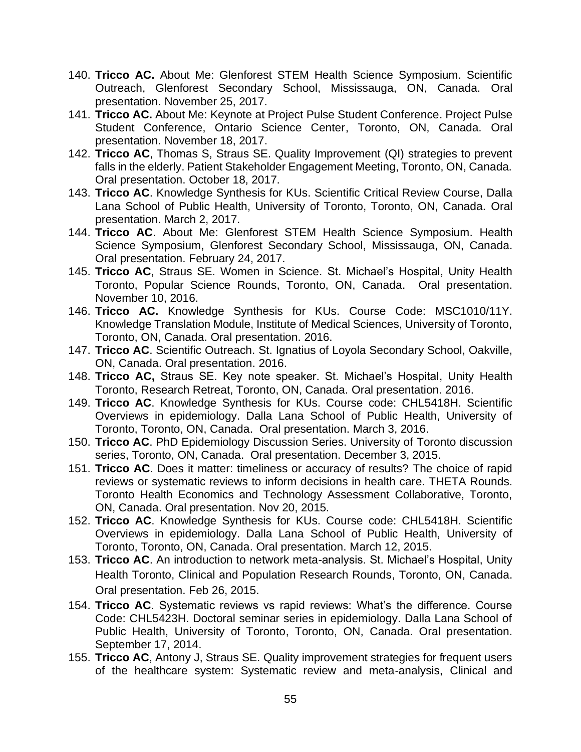140. **Tricco AC.** About Me: Glenforest STEM Health Science Symposium. Scientific Outreach, Glenforest Secondary School, Mississauga, ON, Canada. Oral presentation. November 25, 2017.
141. **Tricco AC.** About Me: Keynote at Project Pulse Student Conference. Project Pulse Student Conference, Ontario Science Center, Toronto, ON, Canada. Oral presentation. November 18, 2017.
142. **Tricco AC**, Thomas S, Straus SE. Quality Improvement (QI) strategies to prevent falls in the elderly. Patient Stakeholder Engagement Meeting, Toronto, ON, Canada. Oral presentation. October 18, 2017.
143. **Tricco AC**. Knowledge Synthesis for KUs. Scientific Critical Review Course, Dalla Lana School of Public Health, University of Toronto, Toronto, ON, Canada. Oral presentation. March 2, 2017.
144. **Tricco AC**. About Me: Glenforest STEM Health Science Symposium. Health Science Symposium, Glenforest Secondary School, Mississauga, ON, Canada. Oral presentation. February 24, 2017.
145. **Tricco AC**, Straus SE. Women in Science. St. Michael's Hospital, Unity Health Toronto, Popular Science Rounds, Toronto, ON, Canada. Oral presentation. November 10, 2016.
146. **Tricco AC.** Knowledge Synthesis for KUs. Course Code: MSC1010/11Y. Knowledge Translation Module, Institute of Medical Sciences, University of Toronto, Toronto, ON, Canada. Oral presentation. 2016.
147. **Tricco AC**. Scientific Outreach. St. Ignatius of Loyola Secondary School, Oakville, ON, Canada. Oral presentation. 2016.
148. **Tricco AC,** Straus SE. Key note speaker. St. Michael's Hospital, Unity Health Toronto, Research Retreat, Toronto, ON, Canada. Oral presentation. 2016.
149. **Tricco AC**. Knowledge Synthesis for KUs. Course code: CHL5418H. Scientific Overviews in epidemiology. Dalla Lana School of Public Health, University of Toronto, Toronto, ON, Canada. Oral presentation. March 3, 2016.
150. **Tricco AC**. PhD Epidemiology Discussion Series. University of Toronto discussion series, Toronto, ON, Canada. Oral presentation. December 3, 2015.
151. **Tricco AC**. Does it matter: timeliness or accuracy of results? The choice of rapid reviews or systematic reviews to inform decisions in health care. THETA Rounds. Toronto Health Economics and Technology Assessment Collaborative, Toronto, ON, Canada. Oral presentation. Nov 20, 2015.
152. **Tricco AC**. Knowledge Synthesis for KUs. Course code: CHL5418H. Scientific Overviews in epidemiology. Dalla Lana School of Public Health, University of Toronto, Toronto, ON, Canada. Oral presentation. March 12, 2015.
153. **Tricco AC**. An introduction to network meta-analysis. St. Michael's Hospital, Unity Health Toronto, Clinical and Population Research Rounds, Toronto, ON, Canada. Oral presentation. Feb 26, 2015.
154. **Tricco AC**. Systematic reviews vs rapid reviews: What's the difference. Course Code: CHL5423H. Doctoral seminar series in epidemiology. Dalla Lana School of Public Health, University of Toronto, Toronto, ON, Canada. Oral presentation. September 17, 2014.
155. **Tricco AC**, Antony J, Straus SE. Quality improvement strategies for frequent users of the healthcare system: Systematic review and meta-analysis, Clinical and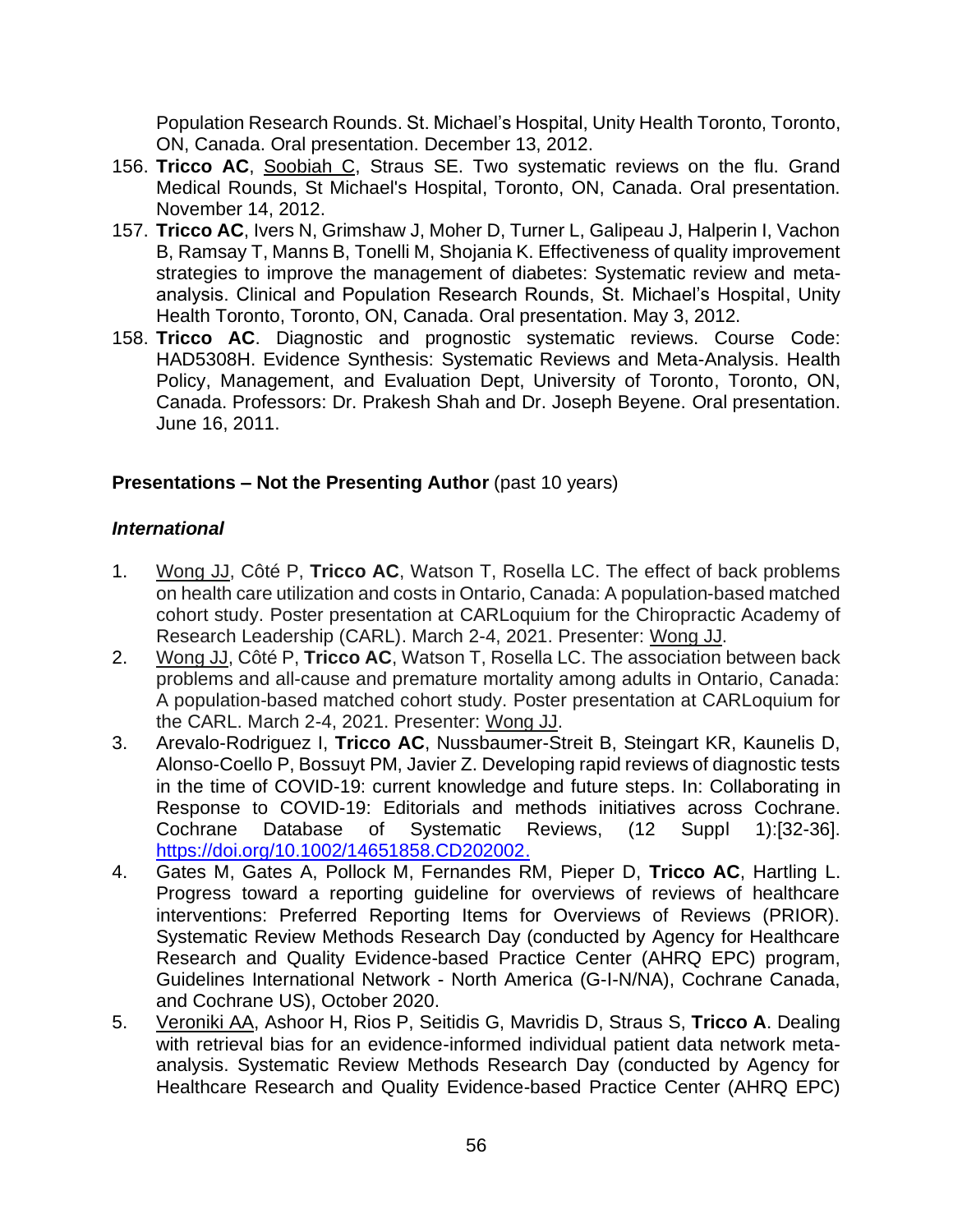Population Research Rounds. St. Michael's Hospital, Unity Health Toronto, Toronto, ON, Canada. Oral presentation. December 13, 2012.

156. **Tricco AC**, <u>Soobiah C</u>, Straus SE. Two systematic reviews on the flu. Grand Medical Rounds, St Michael's Hospital, Toronto, ON, Canada. Oral presentation. November 14, 2012.
157. **Tricco AC**, Ivers N, Grimshaw J, Moher D, Turner L, Galipeau J, Halperin I, Vachon B, Ramsay T, Manns B, Tonelli M, Shojania K. Effectiveness of quality improvement strategies to improve the management of diabetes: Systematic review and meta-analysis. Clinical and Population Research Rounds, St. Michael's Hospital, Unity Health Toronto, Toronto, ON, Canada. Oral presentation. May 3, 2012.
158. **Tricco AC**. Diagnostic and prognostic systematic reviews. Course Code: HAD5308H. Evidence Synthesis: Systematic Reviews and Meta-Analysis. Health Policy, Management, and Evaluation Dept, University of Toronto, Toronto, ON, Canada. Professors: Dr. Prakesh Shah and Dr. Joseph Beyene. Oral presentation. June 16, 2011.

**Presentations – Not the Presenting Author** (past 10 years)

***International***

1. <u>Wong JJ</u>, Côté P, **Tricco AC**, Watson T, Rosella LC. The effect of back problems on health care utilization and costs in Ontario, Canada: A population-based matched cohort study. Poster presentation at CARLoquium for the Chiropractic Academy of Research Leadership (CARL). March 2-4, 2021. Presenter: <u>Wong JJ</u>.
2. <u>Wong JJ</u>, Côté P, **Tricco AC**, Watson T, Rosella LC. The association between back problems and all-cause and premature mortality among adults in Ontario, Canada: A population-based matched cohort study. Poster presentation at CARLoquium for the CARL. March 2-4, 2021. Presenter: <u>Wong JJ</u>.
3. Arevalo-Rodriguez I, **Tricco AC**, Nussbaumer-Streit B, Steingart KR, Kaunelis D, Alonso-Coello P, Bossuyt PM, Javier Z. Developing rapid reviews of diagnostic tests in the time of COVID-19: current knowledge and future steps. In: Collaborating in Response to COVID-19: Editorials and methods initiatives across Cochrane. Cochrane Database of Systematic Reviews, (12 Suppl 1):[32-36]. https://doi.org/10.1002/14651858.CD202002.
4. Gates M, Gates A, Pollock M, Fernandes RM, Pieper D, **Tricco AC**, Hartling L. Progress toward a reporting guideline for overviews of reviews of healthcare interventions: Preferred Reporting Items for Overviews of Reviews (PRIOR). Systematic Review Methods Research Day (conducted by Agency for Healthcare Research and Quality Evidence-based Practice Center (AHRQ EPC) program, Guidelines International Network - North America (G-I-N/NA), Cochrane Canada, and Cochrane US), October 2020.
5. <u>Veroniki AA</u>, Ashoor H, Rios P, Seitidis G, Mavridis D, Straus S, **Tricco A**. Dealing with retrieval bias for an evidence-informed individual patient data network meta-analysis. Systematic Review Methods Research Day (conducted by Agency for Healthcare Research and Quality Evidence-based Practice Center (AHRQ EPC)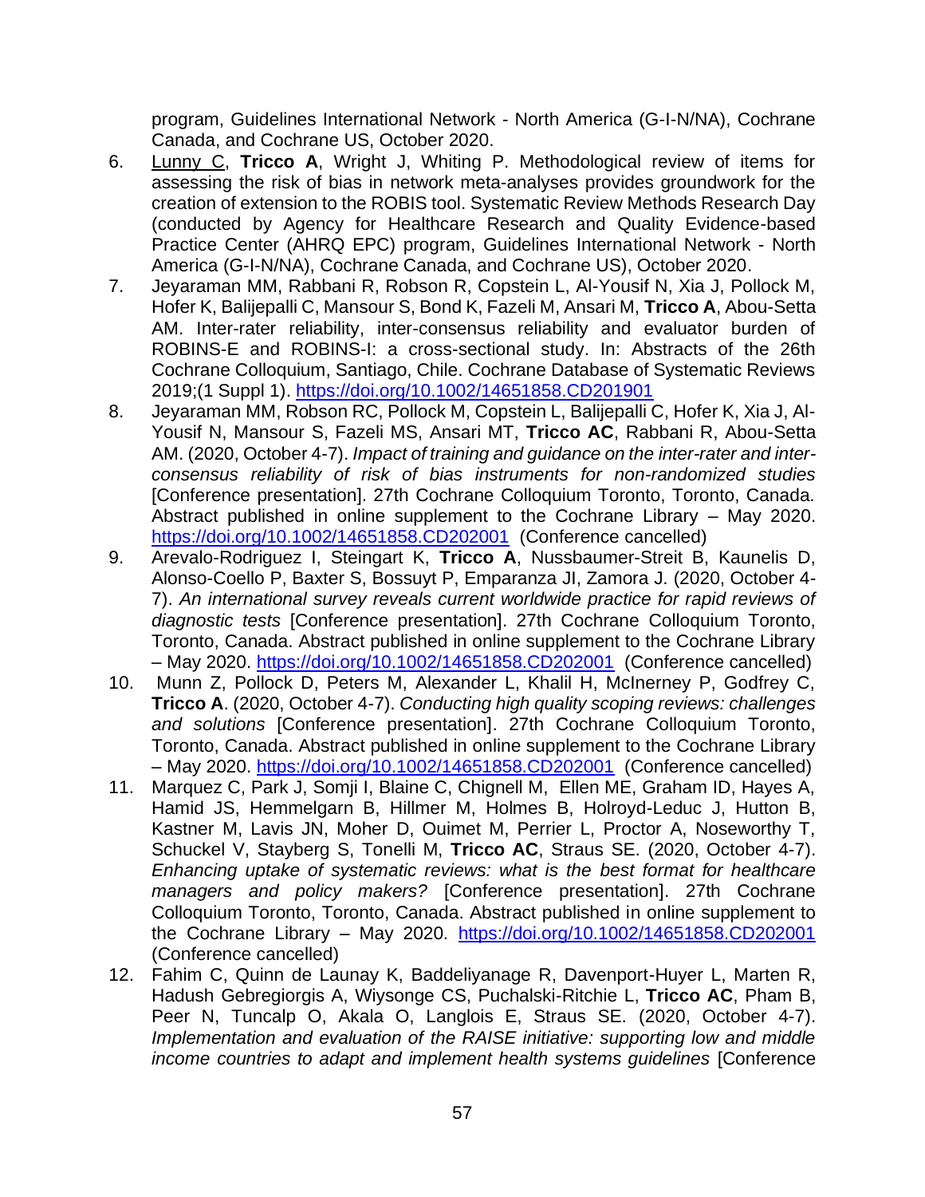program, Guidelines International Network - North America (G-I-N/NA), Cochrane Canada, and Cochrane US, October 2020.

6. <u>Lunny C</u>, **Tricco A**, Wright J, Whiting P. Methodological review of items for assessing the risk of bias in network meta-analyses provides groundwork for the creation of extension to the ROBIS tool. Systematic Review Methods Research Day (conducted by Agency for Healthcare Research and Quality Evidence-based Practice Center (AHRQ EPC) program, Guidelines International Network - North America (G-I-N/NA), Cochrane Canada, and Cochrane US), October 2020.
7. Jeyaraman MM, Rabbani R, Robson R, Copstein L, Al-Yousif N, Xia J, Pollock M, Hofer K, Balijepalli C, Mansour S, Bond K, Fazeli M, Ansari M, **Tricco A**, Abou-Setta AM. Inter-rater reliability, inter-consensus reliability and evaluator burden of ROBINS-E and ROBINS-I: a cross-sectional study. In: Abstracts of the 26th Cochrane Colloquium, Santiago, Chile. Cochrane Database of Systematic Reviews 2019;(1 Suppl 1). https://doi.org/10.1002/14651858.CD201901
8. Jeyaraman MM, Robson RC, Pollock M, Copstein L, Balijepalli C, Hofer K, Xia J, Al-Yousif N, Mansour S, Fazeli MS, Ansari MT, **Tricco AC**, Rabbani R, Abou-Setta AM. (2020, October 4-7). *Impact of training and guidance on the inter-rater and inter-consensus reliability of risk of bias instruments for non-randomized studies* [Conference presentation]. 27th Cochrane Colloquium Toronto, Toronto, Canada. Abstract published in online supplement to the Cochrane Library – May 2020. https://doi.org/10.1002/14651858.CD202001 (Conference cancelled)
9. Arevalo-Rodriguez I, Steingart K, **Tricco A**, Nussbaumer-Streit B, Kaunelis D, Alonso-Coello P, Baxter S, Bossuyt P, Emparanza JI, Zamora J. (2020, October 4-7). *An international survey reveals current worldwide practice for rapid reviews of diagnostic tests* [Conference presentation]. 27th Cochrane Colloquium Toronto, Toronto, Canada. Abstract published in online supplement to the Cochrane Library – May 2020. https://doi.org/10.1002/14651858.CD202001 (Conference cancelled)
10. Munn Z, Pollock D, Peters M, Alexander L, Khalil H, McInerney P, Godfrey C, **Tricco A**. (2020, October 4-7). *Conducting high quality scoping reviews: challenges and solutions* [Conference presentation]. 27th Cochrane Colloquium Toronto, Toronto, Canada. Abstract published in online supplement to the Cochrane Library – May 2020. https://doi.org/10.1002/14651858.CD202001 (Conference cancelled)
11. Marquez C, Park J, Somji I, Blaine C, Chignell M, Ellen ME, Graham ID, Hayes A, Hamid JS, Hemmelgarn B, Hillmer M, Holmes B, Holroyd-Leduc J, Hutton B, Kastner M, Lavis JN, Moher D, Ouimet M, Perrier L, Proctor A, Noseworthy T, Schuckel V, Stayberg S, Tonelli M, **Tricco AC**, Straus SE. (2020, October 4-7). *Enhancing uptake of systematic reviews: what is the best format for healthcare managers and policy makers?* [Conference presentation]. 27th Cochrane Colloquium Toronto, Toronto, Canada. Abstract published in online supplement to the Cochrane Library – May 2020. https://doi.org/10.1002/14651858.CD202001 (Conference cancelled)
12. Fahim C, Quinn de Launay K, Baddeliyanage R, Davenport-Huyer L, Marten R, Hadush Gebregiorgis A, Wiysonge CS, Puchalski-Ritchie L, **Tricco AC**, Pham B, Peer N, Tuncalp O, Akala O, Langlois E, Straus SE. (2020, October 4-7). *Implementation and evaluation of the RAISE initiative: supporting low and middle income countries to adapt and implement health systems guidelines* [Conference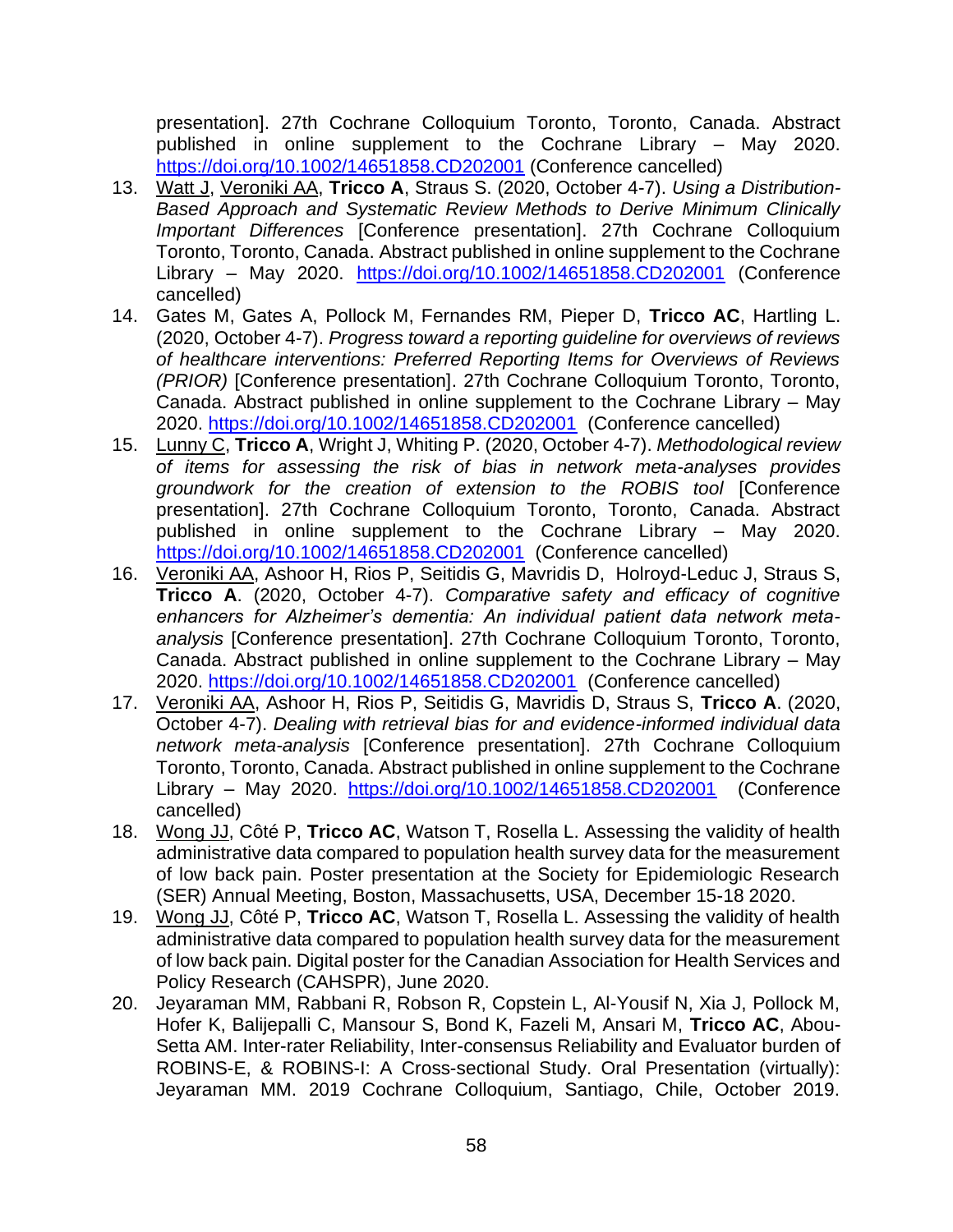presentation]. 27th Cochrane Colloquium Toronto, Toronto, Canada. Abstract published in online supplement to the Cochrane Library – May 2020. https://doi.org/10.1002/14651858.CD202001 (Conference cancelled)

13. Watt J, Veroniki AA, **Tricco A**, Straus S. (2020, October 4-7). *Using a Distribution-Based Approach and Systematic Review Methods to Derive Minimum Clinically Important Differences* [Conference presentation]. 27th Cochrane Colloquium Toronto, Toronto, Canada. Abstract published in online supplement to the Cochrane Library – May 2020. https://doi.org/10.1002/14651858.CD202001 (Conference cancelled)
14. Gates M, Gates A, Pollock M, Fernandes RM, Pieper D, **Tricco AC**, Hartling L. (2020, October 4-7). *Progress toward a reporting guideline for overviews of reviews of healthcare interventions: Preferred Reporting Items for Overviews of Reviews (PRIOR)* [Conference presentation]. 27th Cochrane Colloquium Toronto, Toronto, Canada. Abstract published in online supplement to the Cochrane Library – May 2020. https://doi.org/10.1002/14651858.CD202001 (Conference cancelled)
15. Lunny C, **Tricco A**, Wright J, Whiting P. (2020, October 4-7). *Methodological review of items for assessing the risk of bias in network meta-analyses provides groundwork for the creation of extension to the ROBIS tool* [Conference presentation]. 27th Cochrane Colloquium Toronto, Toronto, Canada. Abstract published in online supplement to the Cochrane Library – May 2020. https://doi.org/10.1002/14651858.CD202001 (Conference cancelled)
16. Veroniki AA, Ashoor H, Rios P, Seitidis G, Mavridis D, Holroyd-Leduc J, Straus S, **Tricco A**. (2020, October 4-7). *Comparative safety and efficacy of cognitive enhancers for Alzheimer's dementia: An individual patient data network meta-analysis* [Conference presentation]. 27th Cochrane Colloquium Toronto, Toronto, Canada. Abstract published in online supplement to the Cochrane Library – May 2020. https://doi.org/10.1002/14651858.CD202001 (Conference cancelled)
17. Veroniki AA, Ashoor H, Rios P, Seitidis G, Mavridis D, Straus S, **Tricco A**. (2020, October 4-7). *Dealing with retrieval bias for and evidence-informed individual data network meta-analysis* [Conference presentation]. 27th Cochrane Colloquium Toronto, Toronto, Canada. Abstract published in online supplement to the Cochrane Library – May 2020. https://doi.org/10.1002/14651858.CD202001 (Conference cancelled)
18. Wong JJ, Côté P, **Tricco AC**, Watson T, Rosella L. Assessing the validity of health administrative data compared to population health survey data for the measurement of low back pain. Poster presentation at the Society for Epidemiologic Research (SER) Annual Meeting, Boston, Massachusetts, USA, December 15-18 2020.
19. Wong JJ, Côté P, **Tricco AC**, Watson T, Rosella L. Assessing the validity of health administrative data compared to population health survey data for the measurement of low back pain. Digital poster for the Canadian Association for Health Services and Policy Research (CAHSPR), June 2020.
20. Jeyaraman MM, Rabbani R, Robson R, Copstein L, Al-Yousif N, Xia J, Pollock M, Hofer K, Balijepalli C, Mansour S, Bond K, Fazeli M, Ansari M, **Tricco AC**, Abou-Setta AM. Inter-rater Reliability, Inter-consensus Reliability and Evaluator burden of ROBINS-E, & ROBINS-I: A Cross-sectional Study. Oral Presentation (virtually): Jeyaraman MM. 2019 Cochrane Colloquium, Santiago, Chile, October 2019.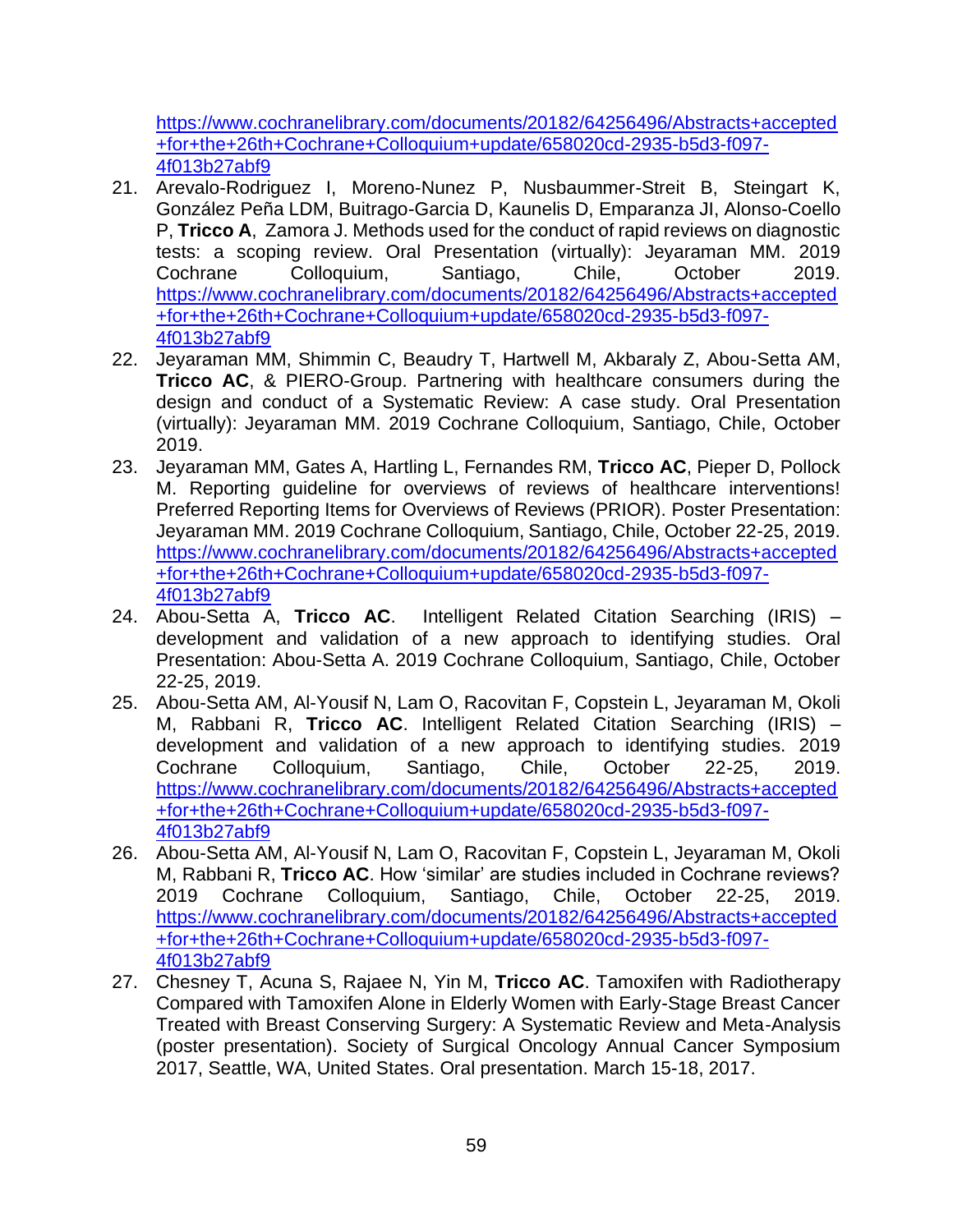https://www.cochranelibrary.com/documents/20182/64256496/Abstracts+accepted+for+the+26th+Cochrane+Colloquium+update/658020cd-2935-b5d3-f097-4f013b27abf9

21. Arevalo-Rodriguez I, Moreno-Nunez P, Nusbaummer-Streit B, Steingart K, González Peña LDM, Buitrago-Garcia D, Kaunelis D, Emparanza JI, Alonso-Coello P, **Tricco A**, Zamora J. Methods used for the conduct of rapid reviews on diagnostic tests: a scoping review. Oral Presentation (virtually): Jeyaraman MM. 2019 Cochrane Colloquium, Santiago, Chile, October 2019. https://www.cochranelibrary.com/documents/20182/64256496/Abstracts+accepted+for+the+26th+Cochrane+Colloquium+update/658020cd-2935-b5d3-f097-4f013b27abf9
22. Jeyaraman MM, Shimmin C, Beaudry T, Hartwell M, Akbaraly Z, Abou-Setta AM, **Tricco AC**, & PIERO-Group. Partnering with healthcare consumers during the design and conduct of a Systematic Review: A case study. Oral Presentation (virtually): Jeyaraman MM. 2019 Cochrane Colloquium, Santiago, Chile, October 2019.
23. Jeyaraman MM, Gates A, Hartling L, Fernandes RM, **Tricco AC**, Pieper D, Pollock M. Reporting guideline for overviews of reviews of healthcare interventions! Preferred Reporting Items for Overviews of Reviews (PRIOR). Poster Presentation: Jeyaraman MM. 2019 Cochrane Colloquium, Santiago, Chile, October 22-25, 2019. https://www.cochranelibrary.com/documents/20182/64256496/Abstracts+accepted+for+the+26th+Cochrane+Colloquium+update/658020cd-2935-b5d3-f097-4f013b27abf9
24. Abou-Setta A, **Tricco AC**. Intelligent Related Citation Searching (IRIS) – development and validation of a new approach to identifying studies. Oral Presentation: Abou-Setta A. 2019 Cochrane Colloquium, Santiago, Chile, October 22-25, 2019.
25. Abou-Setta AM, Al-Yousif N, Lam O, Racovitan F, Copstein L, Jeyaraman M, Okoli M, Rabbani R, **Tricco AC**. Intelligent Related Citation Searching (IRIS) – development and validation of a new approach to identifying studies. 2019 Cochrane Colloquium, Santiago, Chile, October 22-25, 2019. https://www.cochranelibrary.com/documents/20182/64256496/Abstracts+accepted+for+the+26th+Cochrane+Colloquium+update/658020cd-2935-b5d3-f097-4f013b27abf9
26. Abou-Setta AM, Al-Yousif N, Lam O, Racovitan F, Copstein L, Jeyaraman M, Okoli M, Rabbani R, **Tricco AC**. How 'similar' are studies included in Cochrane reviews? 2019 Cochrane Colloquium, Santiago, Chile, October 22-25, 2019. https://www.cochranelibrary.com/documents/20182/64256496/Abstracts+accepted+for+the+26th+Cochrane+Colloquium+update/658020cd-2935-b5d3-f097-4f013b27abf9
27. Chesney T, Acuna S, Rajaee N, Yin M, **Tricco AC**. Tamoxifen with Radiotherapy Compared with Tamoxifen Alone in Elderly Women with Early-Stage Breast Cancer Treated with Breast Conserving Surgery: A Systematic Review and Meta-Analysis (poster presentation). Society of Surgical Oncology Annual Cancer Symposium 2017, Seattle, WA, United States. Oral presentation. March 15-18, 2017.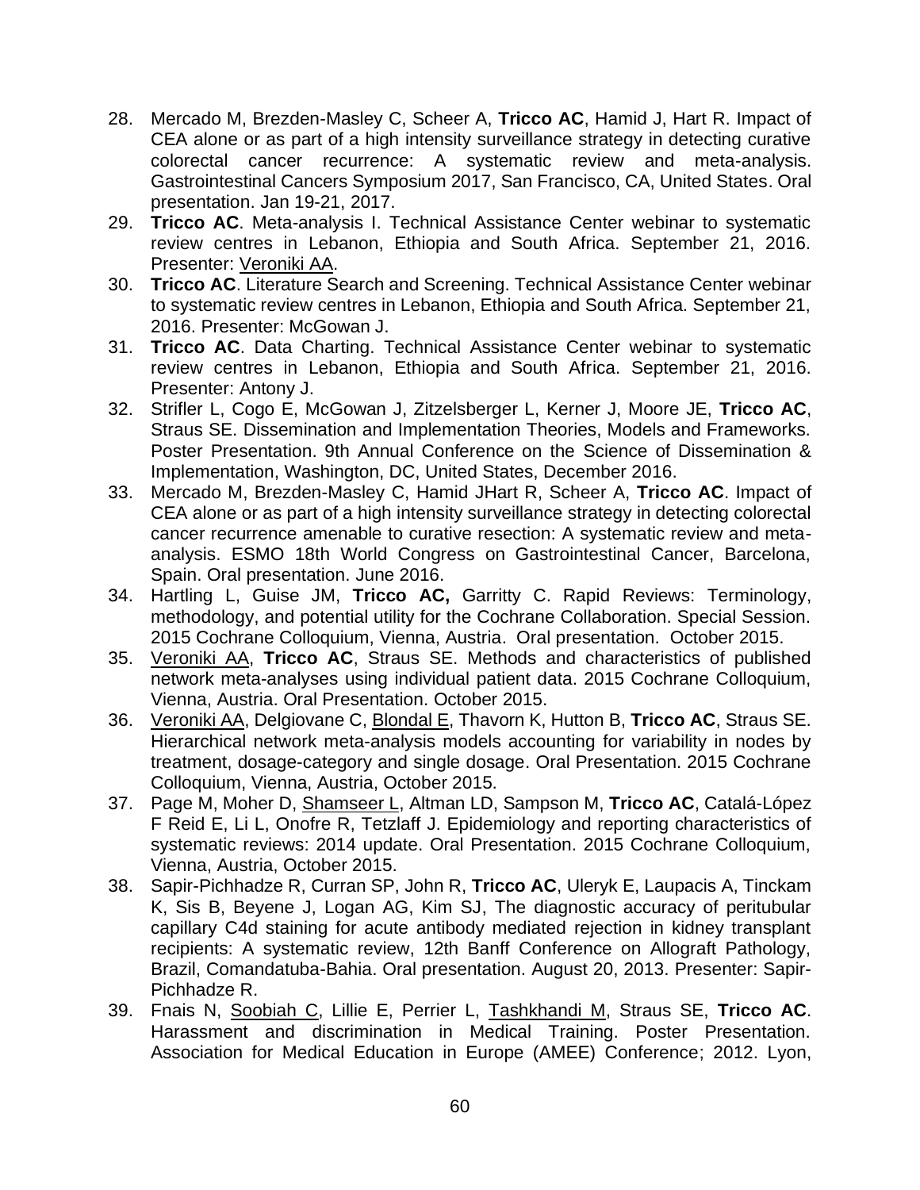28. Mercado M, Brezden-Masley C, Scheer A, **Tricco AC**, Hamid J, Hart R. Impact of CEA alone or as part of a high intensity surveillance strategy in detecting curative colorectal cancer recurrence: A systematic review and meta-analysis. Gastrointestinal Cancers Symposium 2017, San Francisco, CA, United States. Oral presentation. Jan 19-21, 2017.
29. **Tricco AC**. Meta-analysis I. Technical Assistance Center webinar to systematic review centres in Lebanon, Ethiopia and South Africa. September 21, 2016. Presenter: <u>Veroniki AA</u>.
30. **Tricco AC**. Literature Search and Screening. Technical Assistance Center webinar to systematic review centres in Lebanon, Ethiopia and South Africa. September 21, 2016. Presenter: McGowan J.
31. **Tricco AC**. Data Charting. Technical Assistance Center webinar to systematic review centres in Lebanon, Ethiopia and South Africa. September 21, 2016. Presenter: Antony J.
32. Strifler L, Cogo E, McGowan J, Zitzelsberger L, Kerner J, Moore JE, **Tricco AC**, Straus SE. Dissemination and Implementation Theories, Models and Frameworks. Poster Presentation. 9th Annual Conference on the Science of Dissemination & Implementation, Washington, DC, United States, December 2016.
33. Mercado M, Brezden-Masley C, Hamid JHart R, Scheer A, **Tricco AC**. Impact of CEA alone or as part of a high intensity surveillance strategy in detecting colorectal cancer recurrence amenable to curative resection: A systematic review and meta-analysis. ESMO 18th World Congress on Gastrointestinal Cancer, Barcelona, Spain. Oral presentation. June 2016.
34. Hartling L, Guise JM, **Tricco AC,** Garritty C. Rapid Reviews: Terminology, methodology, and potential utility for the Cochrane Collaboration. Special Session. 2015 Cochrane Colloquium, Vienna, Austria. Oral presentation. October 2015.
35. <u>Veroniki AA</u>, **Tricco AC**, Straus SE. Methods and characteristics of published network meta-analyses using individual patient data. 2015 Cochrane Colloquium, Vienna, Austria. Oral Presentation. October 2015.
36. <u>Veroniki AA</u>, Delgiovane C, <u>Blondal E</u>, Thavorn K, Hutton B, **Tricco AC**, Straus SE. Hierarchical network meta-analysis models accounting for variability in nodes by treatment, dosage-category and single dosage. Oral Presentation. 2015 Cochrane Colloquium, Vienna, Austria, October 2015.
37. Page M, Moher D, <u>Shamseer L</u>, Altman LD, Sampson M, **Tricco AC**, Catalá-López F Reid E, Li L, Onofre R, Tetzlaff J. Epidemiology and reporting characteristics of systematic reviews: 2014 update. Oral Presentation. 2015 Cochrane Colloquium, Vienna, Austria, October 2015.
38. Sapir-Pichhadze R, Curran SP, John R, **Tricco AC**, Uleryk E, Laupacis A, Tinckam K, Sis B, Beyene J, Logan AG, Kim SJ, The diagnostic accuracy of peritubular capillary C4d staining for acute antibody mediated rejection in kidney transplant recipients: A systematic review, 12th Banff Conference on Allograft Pathology, Brazil, Comandatuba-Bahia. Oral presentation. August 20, 2013. Presenter: Sapir-Pichhadze R.
39. Fnais N, <u>Soobiah C</u>, Lillie E, Perrier L, <u>Tashkhandi M</u>, Straus SE, **Tricco AC**. Harassment and discrimination in Medical Training. Poster Presentation. Association for Medical Education in Europe (AMEE) Conference; 2012. Lyon,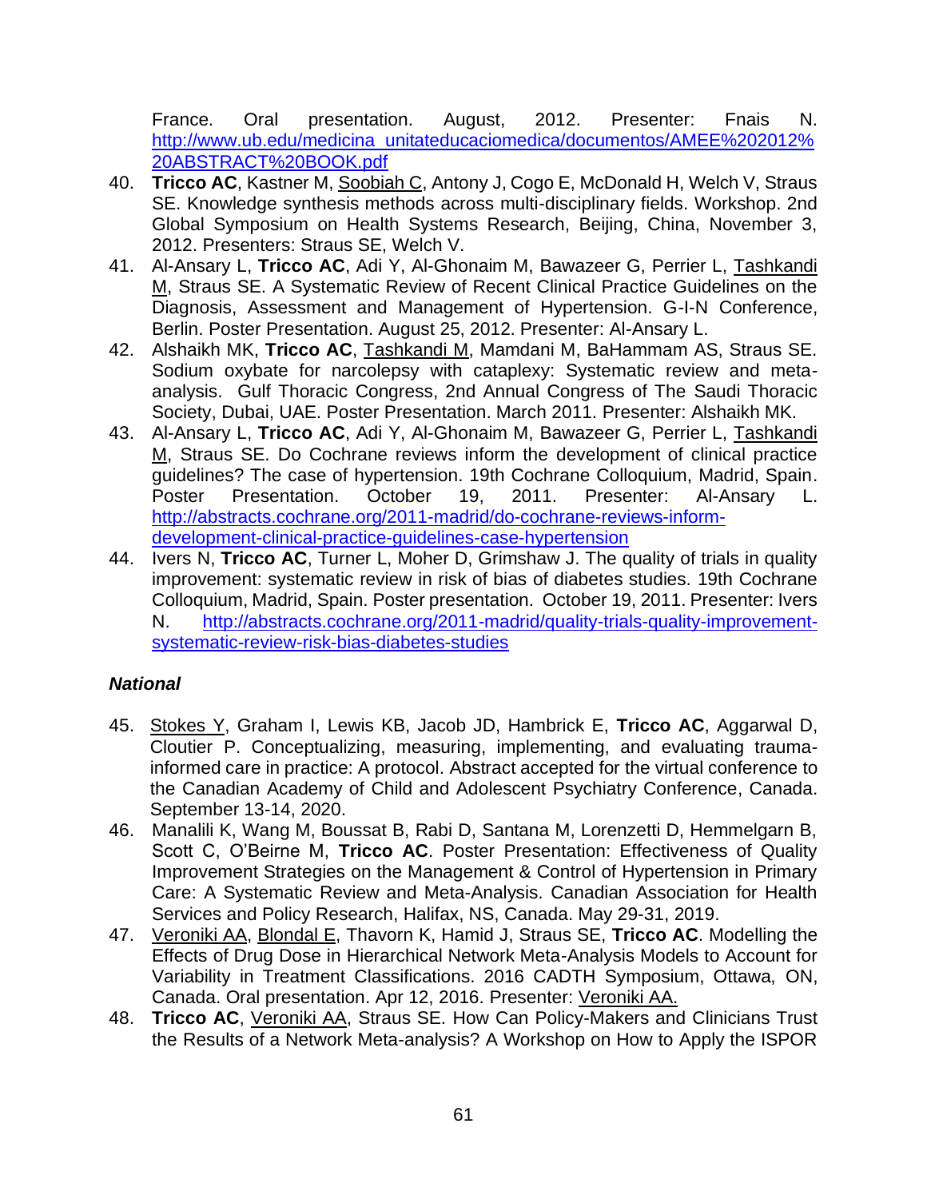France. Oral presentation. August, 2012. Presenter: Fnais N. http://www.ub.edu/medicina_unitateducaciomedica/documentos/AMEE%202012%20ABSTRACT%20BOOK.pdf

40. **Tricco AC**, Kastner M, Soobiah C, Antony J, Cogo E, McDonald H, Welch V, Straus SE. Knowledge synthesis methods across multi-disciplinary fields. Workshop. 2nd Global Symposium on Health Systems Research, Beijing, China, November 3, 2012. Presenters: Straus SE, Welch V.
41. Al-Ansary L, **Tricco AC**, Adi Y, Al-Ghonaim M, Bawazeer G, Perrier L, Tashkandi M, Straus SE. A Systematic Review of Recent Clinical Practice Guidelines on the Diagnosis, Assessment and Management of Hypertension. G-I-N Conference, Berlin. Poster Presentation. August 25, 2012. Presenter: Al-Ansary L.
42. Alshaikh MK, **Tricco AC**, Tashkandi M, Mamdani M, BaHammam AS, Straus SE. Sodium oxybate for narcolepsy with cataplexy: Systematic review and meta-analysis. Gulf Thoracic Congress, 2nd Annual Congress of The Saudi Thoracic Society, Dubai, UAE. Poster Presentation. March 2011. Presenter: Alshaikh MK.
43. Al-Ansary L, **Tricco AC**, Adi Y, Al-Ghonaim M, Bawazeer G, Perrier L, Tashkandi M, Straus SE. Do Cochrane reviews inform the development of clinical practice guidelines? The case of hypertension. 19th Cochrane Colloquium, Madrid, Spain. Poster Presentation. October 19, 2011. Presenter: Al-Ansary L. http://abstracts.cochrane.org/2011-madrid/do-cochrane-reviews-inform-development-clinical-practice-guidelines-case-hypertension
44. Ivers N, **Tricco AC**, Turner L, Moher D, Grimshaw J. The quality of trials in quality improvement: systematic review in risk of bias of diabetes studies. 19th Cochrane Colloquium, Madrid, Spain. Poster presentation. October 19, 2011. Presenter: Ivers N. http://abstracts.cochrane.org/2011-madrid/quality-trials-quality-improvement-systematic-review-risk-bias-diabetes-studies

### *National*

45. Stokes Y, Graham I, Lewis KB, Jacob JD, Hambrick E, **Tricco AC**, Aggarwal D, Cloutier P. Conceptualizing, measuring, implementing, and evaluating trauma-informed care in practice: A protocol. Abstract accepted for the virtual conference to the Canadian Academy of Child and Adolescent Psychiatry Conference, Canada. September 13-14, 2020.
46. Manalili K, Wang M, Boussat B, Rabi D, Santana M, Lorenzetti D, Hemmelgarn B, Scott C, O'Beirne M, **Tricco AC**. Poster Presentation: Effectiveness of Quality Improvement Strategies on the Management & Control of Hypertension in Primary Care: A Systematic Review and Meta-Analysis. Canadian Association for Health Services and Policy Research, Halifax, NS, Canada. May 29-31, 2019.
47. Veroniki AA, Blondal E, Thavorn K, Hamid J, Straus SE, **Tricco AC**. Modelling the Effects of Drug Dose in Hierarchical Network Meta-Analysis Models to Account for Variability in Treatment Classifications. 2016 CADTH Symposium, Ottawa, ON, Canada. Oral presentation. Apr 12, 2016. Presenter: Veroniki AA.
48. **Tricco AC**, Veroniki AA, Straus SE. How Can Policy-Makers and Clinicians Trust the Results of a Network Meta-analysis? A Workshop on How to Apply the ISPOR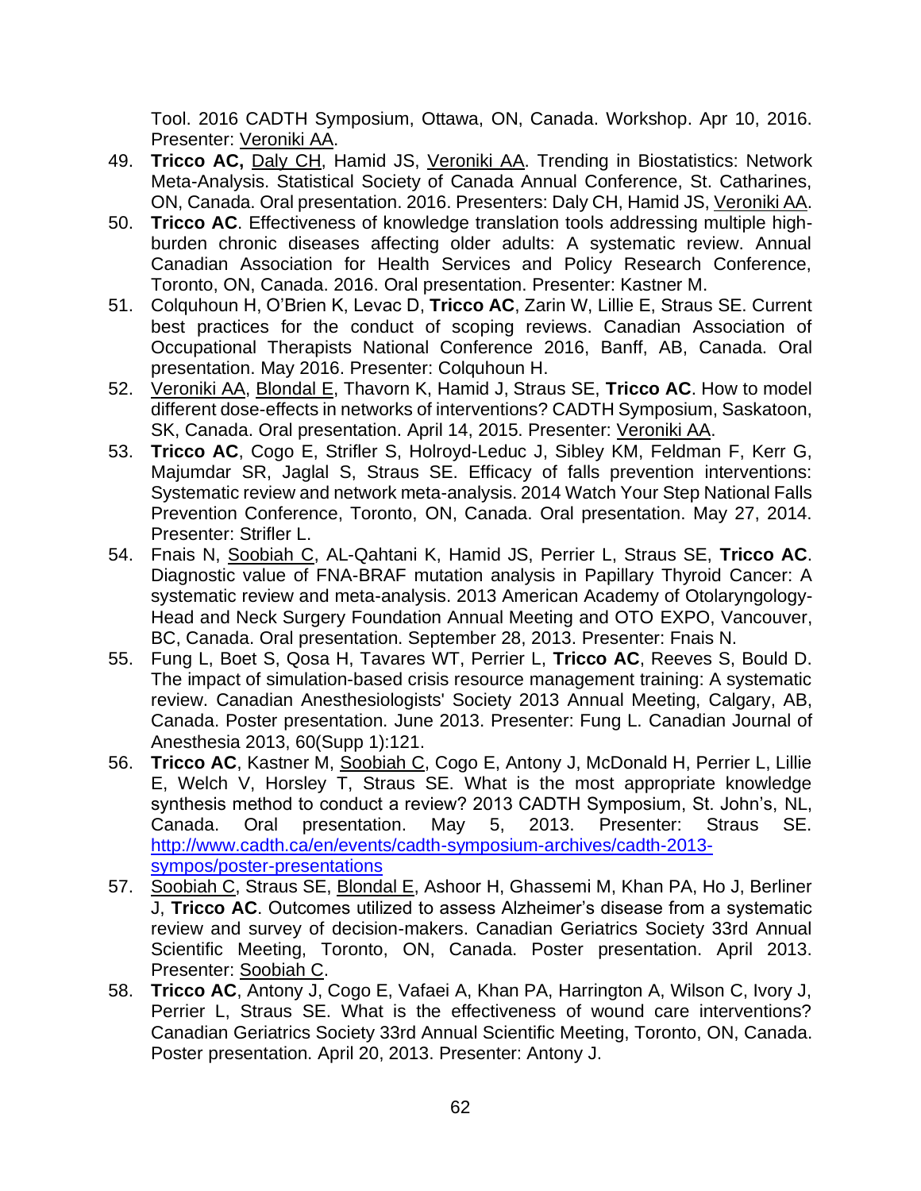Tool. 2016 CADTH Symposium, Ottawa, ON, Canada. Workshop. Apr 10, 2016. Presenter: <u>Veroniki AA</u>.

49. **Tricco AC,** <u>Daly CH</u>, Hamid JS, <u>Veroniki AA</u>. Trending in Biostatistics: Network Meta-Analysis. Statistical Society of Canada Annual Conference, St. Catharines, ON, Canada. Oral presentation. 2016. Presenters: Daly CH, Hamid JS, <u>Veroniki AA</u>.
50. **Tricco AC**. Effectiveness of knowledge translation tools addressing multiple high-burden chronic diseases affecting older adults: A systematic review. Annual Canadian Association for Health Services and Policy Research Conference, Toronto, ON, Canada. 2016. Oral presentation. Presenter: Kastner M.
51. Colquhoun H, O'Brien K, Levac D, **Tricco AC**, Zarin W, Lillie E, Straus SE. Current best practices for the conduct of scoping reviews. Canadian Association of Occupational Therapists National Conference 2016, Banff, AB, Canada. Oral presentation. May 2016. Presenter: Colquhoun H.
52. <u>Veroniki AA</u>, <u>Blondal E</u>, Thavorn K, Hamid J, Straus SE, **Tricco AC**. How to model different dose-effects in networks of interventions? CADTH Symposium, Saskatoon, SK, Canada. Oral presentation. April 14, 2015. Presenter: <u>Veroniki AA</u>.
53. **Tricco AC**, Cogo E, Strifler S, Holroyd-Leduc J, Sibley KM, Feldman F, Kerr G, Majumdar SR, Jaglal S, Straus SE. Efficacy of falls prevention interventions: Systematic review and network meta-analysis. 2014 Watch Your Step National Falls Prevention Conference, Toronto, ON, Canada. Oral presentation. May 27, 2014. Presenter: Strifler L.
54. Fnais N, <u>Soobiah C</u>, AL-Qahtani K, Hamid JS, Perrier L, Straus SE, **Tricco AC**. Diagnostic value of FNA-BRAF mutation analysis in Papillary Thyroid Cancer: A systematic review and meta-analysis. 2013 American Academy of Otolaryngology-Head and Neck Surgery Foundation Annual Meeting and OTO EXPO, Vancouver, BC, Canada. Oral presentation. September 28, 2013. Presenter: Fnais N.
55. Fung L, Boet S, Qosa H, Tavares WT, Perrier L, **Tricco AC**, Reeves S, Bould D. The impact of simulation-based crisis resource management training: A systematic review. Canadian Anesthesiologists' Society 2013 Annual Meeting, Calgary, AB, Canada. Poster presentation. June 2013. Presenter: Fung L. Canadian Journal of Anesthesia 2013, 60(Supp 1):121.
56. **Tricco AC**, Kastner M, <u>Soobiah C</u>, Cogo E, Antony J, McDonald H, Perrier L, Lillie E, Welch V, Horsley T, Straus SE. What is the most appropriate knowledge synthesis method to conduct a review? 2013 CADTH Symposium, St. John's, NL, Canada. Oral presentation. May 5, 2013. Presenter: Straus SE. http://www.cadth.ca/en/events/cadth-symposium-archives/cadth-2013-sympos/poster-presentations
57. <u>Soobiah C</u>, Straus SE, <u>Blondal E</u>, Ashoor H, Ghassemi M, Khan PA, Ho J, Berliner J, **Tricco AC**. Outcomes utilized to assess Alzheimer's disease from a systematic review and survey of decision-makers. Canadian Geriatrics Society 33rd Annual Scientific Meeting, Toronto, ON, Canada. Poster presentation. April 2013. Presenter: <u>Soobiah C</u>.
58. **Tricco AC**, Antony J, Cogo E, Vafaei A, Khan PA, Harrington A, Wilson C, Ivory J, Perrier L, Straus SE. What is the effectiveness of wound care interventions? Canadian Geriatrics Society 33rd Annual Scientific Meeting, Toronto, ON, Canada. Poster presentation. April 20, 2013. Presenter: Antony J.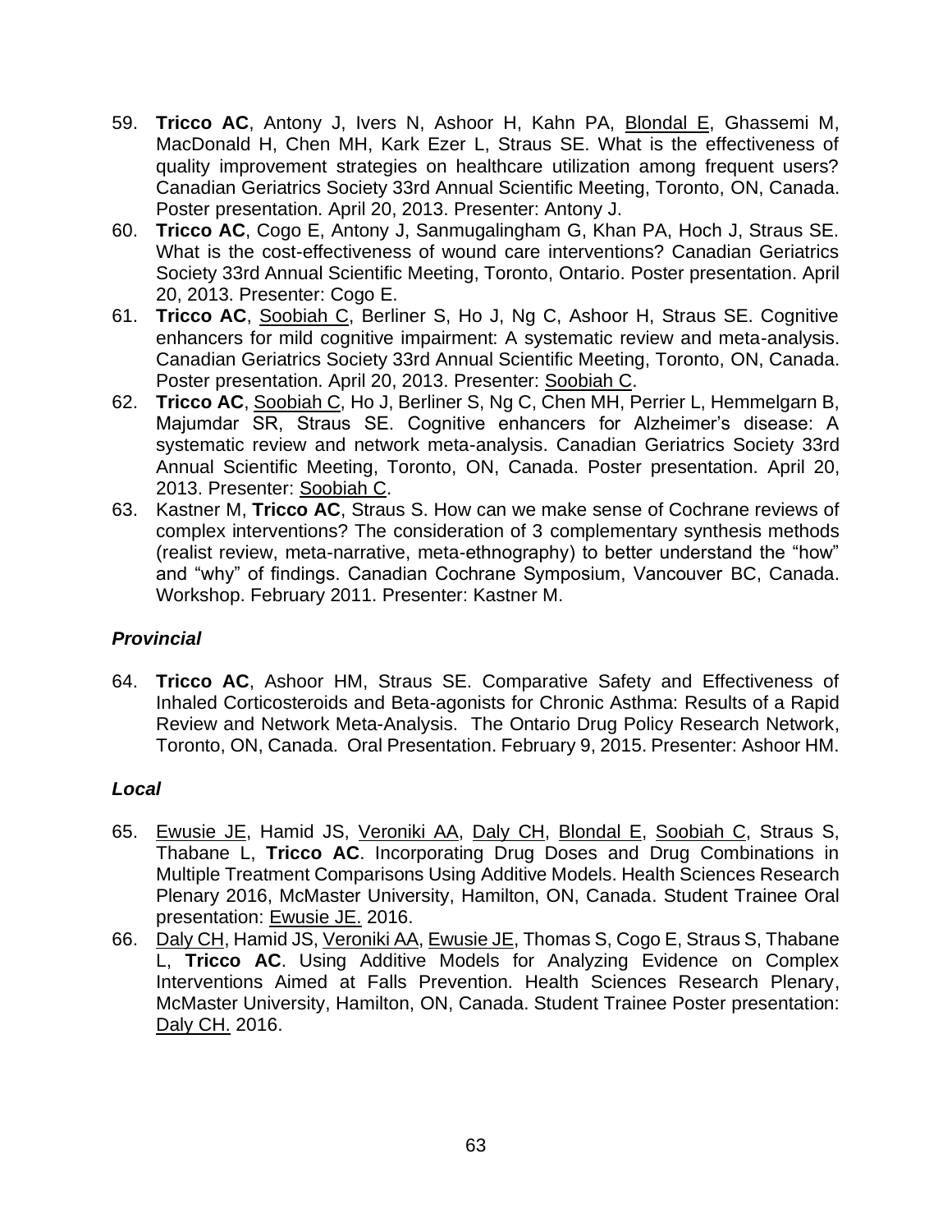59. **Tricco AC**, Antony J, Ivers N, Ashoor H, Kahn PA, <u>Blondal E</u>, Ghassemi M, MacDonald H, Chen MH, Kark Ezer L, Straus SE. What is the effectiveness of quality improvement strategies on healthcare utilization among frequent users? Canadian Geriatrics Society 33rd Annual Scientific Meeting, Toronto, ON, Canada. Poster presentation. April 20, 2013. Presenter: Antony J.
60. **Tricco AC**, Cogo E, Antony J, Sanmugalingham G, Khan PA, Hoch J, Straus SE. What is the cost-effectiveness of wound care interventions? Canadian Geriatrics Society 33rd Annual Scientific Meeting, Toronto, Ontario. Poster presentation. April 20, 2013. Presenter: Cogo E.
61. **Tricco AC**, <u>Soobiah C</u>, Berliner S, Ho J, Ng C, Ashoor H, Straus SE. Cognitive enhancers for mild cognitive impairment: A systematic review and meta-analysis. Canadian Geriatrics Society 33rd Annual Scientific Meeting, Toronto, ON, Canada. Poster presentation. April 20, 2013. Presenter: <u>Soobiah C</u>.
62. **Tricco AC**, <u>Soobiah C</u>, Ho J, Berliner S, Ng C, Chen MH, Perrier L, Hemmelgarn B, Majumdar SR, Straus SE. Cognitive enhancers for Alzheimer's disease: A systematic review and network meta-analysis. Canadian Geriatrics Society 33rd Annual Scientific Meeting, Toronto, ON, Canada. Poster presentation. April 20, 2013. Presenter: <u>Soobiah C</u>.
63. Kastner M, **Tricco AC**, Straus S. How can we make sense of Cochrane reviews of complex interventions? The consideration of 3 complementary synthesis methods (realist review, meta-narrative, meta-ethnography) to better understand the "how" and "why" of findings. Canadian Cochrane Symposium, Vancouver BC, Canada. Workshop. February 2011. Presenter: Kastner M.

### *Provincial*

64. **Tricco AC**, Ashoor HM, Straus SE. Comparative Safety and Effectiveness of Inhaled Corticosteroids and Beta-agonists for Chronic Asthma: Results of a Rapid Review and Network Meta-Analysis. The Ontario Drug Policy Research Network, Toronto, ON, Canada. Oral Presentation. February 9, 2015. Presenter: Ashoor HM.

### *Local*

65. <u>Ewusie JE</u>, Hamid JS, <u>Veroniki AA</u>, <u>Daly CH</u>, <u>Blondal E</u>, <u>Soobiah C</u>, Straus S, Thabane L, **Tricco AC**. Incorporating Drug Doses and Drug Combinations in Multiple Treatment Comparisons Using Additive Models. Health Sciences Research Plenary 2016, McMaster University, Hamilton, ON, Canada. Student Trainee Oral presentation: <u>Ewusie JE.</u> 2016.
66. <u>Daly CH</u>, Hamid JS, <u>Veroniki AA</u>, <u>Ewusie JE</u>, Thomas S, Cogo E, Straus S, Thabane L, **Tricco AC**. Using Additive Models for Analyzing Evidence on Complex Interventions Aimed at Falls Prevention. Health Sciences Research Plenary, McMaster University, Hamilton, ON, Canada. Student Trainee Poster presentation: <u>Daly CH.</u> 2016.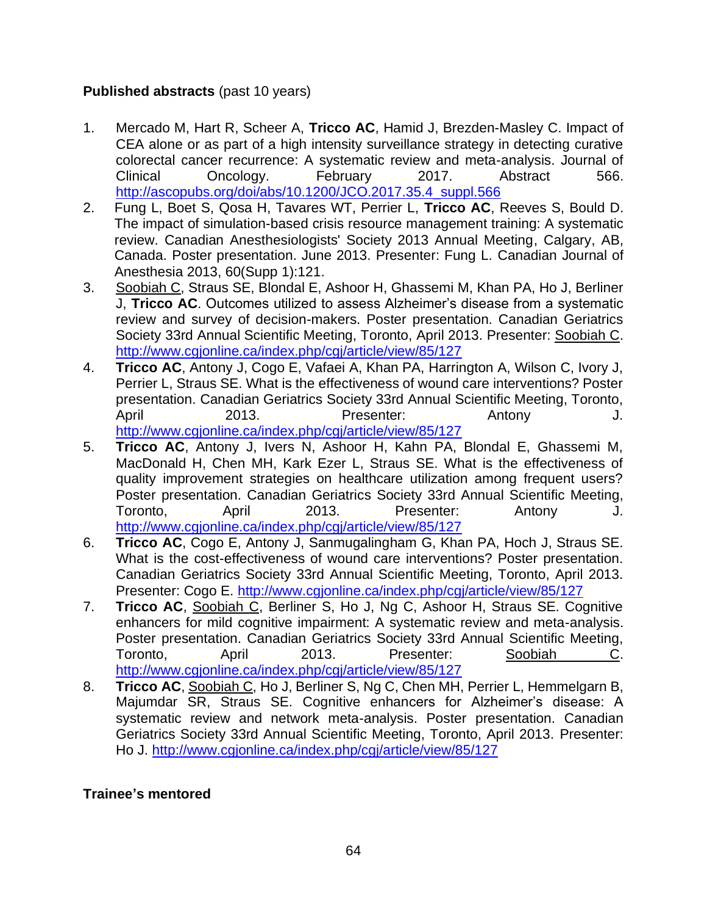**Published abstracts** (past 10 years)

1. Mercado M, Hart R, Scheer A, **Tricco AC**, Hamid J, Brezden-Masley C. Impact of CEA alone or as part of a high intensity surveillance strategy in detecting curative colorectal cancer recurrence: A systematic review and meta-analysis. Journal of Clinical Oncology. February 2017. Abstract 566. http://ascopubs.org/doi/abs/10.1200/JCO.2017.35.4_suppl.566
2. Fung L, Boet S, Qosa H, Tavares WT, Perrier L, **Tricco AC**, Reeves S, Bould D. The impact of simulation-based crisis resource management training: A systematic review. Canadian Anesthesiologists' Society 2013 Annual Meeting, Calgary, AB, Canada. Poster presentation. June 2013. Presenter: Fung L. Canadian Journal of Anesthesia 2013, 60(Supp 1):121.
3. <u>Soobiah C</u>, Straus SE, Blondal E, Ashoor H, Ghassemi M, Khan PA, Ho J, Berliner J, **Tricco AC**. Outcomes utilized to assess Alzheimer's disease from a systematic review and survey of decision-makers. Poster presentation. Canadian Geriatrics Society 33rd Annual Scientific Meeting, Toronto, April 2013. Presenter: <u>Soobiah C</u>. http://www.cgjonline.ca/index.php/cgj/article/view/85/127
4. **Tricco AC**, Antony J, Cogo E, Vafaei A, Khan PA, Harrington A, Wilson C, Ivory J, Perrier L, Straus SE. What is the effectiveness of wound care interventions? Poster presentation. Canadian Geriatrics Society 33rd Annual Scientific Meeting, Toronto, April 2013. Presenter: Antony J. http://www.cgjonline.ca/index.php/cgj/article/view/85/127
5. **Tricco AC**, Antony J, Ivers N, Ashoor H, Kahn PA, Blondal E, Ghassemi M, MacDonald H, Chen MH, Kark Ezer L, Straus SE. What is the effectiveness of quality improvement strategies on healthcare utilization among frequent users? Poster presentation. Canadian Geriatrics Society 33rd Annual Scientific Meeting, Toronto, April 2013. Presenter: Antony J. http://www.cgjonline.ca/index.php/cgj/article/view/85/127
6. **Tricco AC**, Cogo E, Antony J, Sanmugalingham G, Khan PA, Hoch J, Straus SE. What is the cost-effectiveness of wound care interventions? Poster presentation. Canadian Geriatrics Society 33rd Annual Scientific Meeting, Toronto, April 2013. Presenter: Cogo E. http://www.cgjonline.ca/index.php/cgj/article/view/85/127
7. **Tricco AC**, <u>Soobiah C</u>, Berliner S, Ho J, Ng C, Ashoor H, Straus SE. Cognitive enhancers for mild cognitive impairment: A systematic review and meta-analysis. Poster presentation. Canadian Geriatrics Society 33rd Annual Scientific Meeting, Toronto, April 2013. Presenter: <u>Soobiah C</u>. http://www.cgjonline.ca/index.php/cgj/article/view/85/127
8. **Tricco AC**, <u>Soobiah C</u>, Ho J, Berliner S, Ng C, Chen MH, Perrier L, Hemmelgarn B, Majumdar SR, Straus SE. Cognitive enhancers for Alzheimer's disease: A systematic review and network meta-analysis. Poster presentation. Canadian Geriatrics Society 33rd Annual Scientific Meeting, Toronto, April 2013. Presenter: Ho J. http://www.cgjonline.ca/index.php/cgj/article/view/85/127

**Trainee's mentored**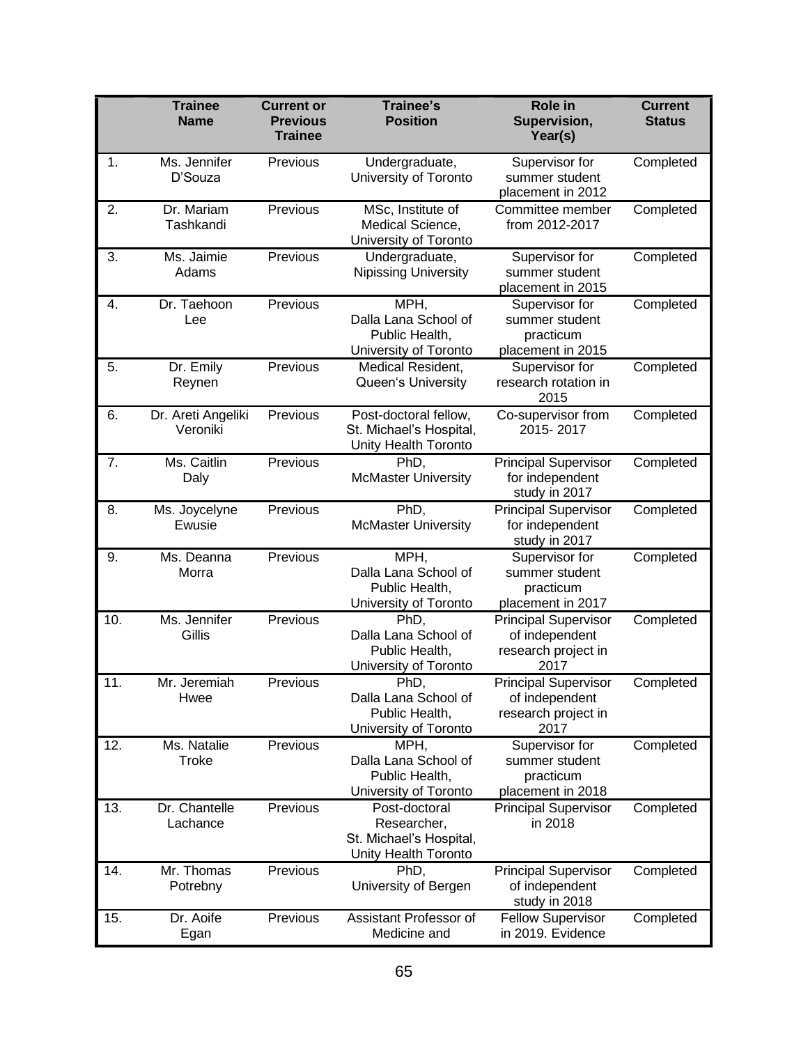| | Trainee Name | Current or Previous Trainee | Trainee's Position | Role in Supervision, Year(s) | Current Status |
|---|---|---|---|---|---|
| 1. | Ms. Jennifer D'Souza | Previous | Undergraduate, University of Toronto | Supervisor for summer student placement in 2012 | Completed |
| 2. | Dr. Mariam Tashkandi | Previous | MSc, Institute of Medical Science, University of Toronto | Committee member from 2012-2017 | Completed |
| 3. | Ms. Jaimie Adams | Previous | Undergraduate, Nipissing University | Supervisor for summer student placement in 2015 | Completed |
| 4. | Dr. Taehoon Lee | Previous | MPH, Dalla Lana School of Public Health, University of Toronto | Supervisor for summer student practicum placement in 2015 | Completed |
| 5. | Dr. Emily Reynen | Previous | Medical Resident, Queen's University | Supervisor for research rotation in 2015 | Completed |
| 6. | Dr. Areti Angeliki Veroniki | Previous | Post-doctoral fellow, St. Michael's Hospital, Unity Health Toronto | Co-supervisor from 2015- 2017 | Completed |
| 7. | Ms. Caitlin Daly | Previous | PhD, McMaster University | Principal Supervisor for independent study in 2017 | Completed |
| 8. | Ms. Joycelyne Ewusie | Previous | PhD, McMaster University | Principal Supervisor for independent study in 2017 | Completed |
| 9. | Ms. Deanna Morra | Previous | MPH, Dalla Lana School of Public Health, University of Toronto | Supervisor for summer student practicum placement in 2017 | Completed |
| 10. | Ms. Jennifer Gillis | Previous | PhD, Dalla Lana School of Public Health, University of Toronto | Principal Supervisor of independent research project in 2017 | Completed |
| 11. | Mr. Jeremiah Hwee | Previous | PhD, Dalla Lana School of Public Health, University of Toronto | Principal Supervisor of independent research project in 2017 | Completed |
| 12. | Ms. Natalie Troke | Previous | MPH, Dalla Lana School of Public Health, University of Toronto | Supervisor for summer student practicum placement in 2018 | Completed |
| 13. | Dr. Chantelle Lachance | Previous | Post-doctoral Researcher, St. Michael's Hospital, Unity Health Toronto | Principal Supervisor in 2018 | Completed |
| 14. | Mr. Thomas Potrebny | Previous | PhD, University of Bergen | Principal Supervisor of independent study in 2018 | Completed |
| 15. | Dr. Aoife Egan | Previous | Assistant Professor of Medicine and | Fellow Supervisor in 2019. Evidence | Completed |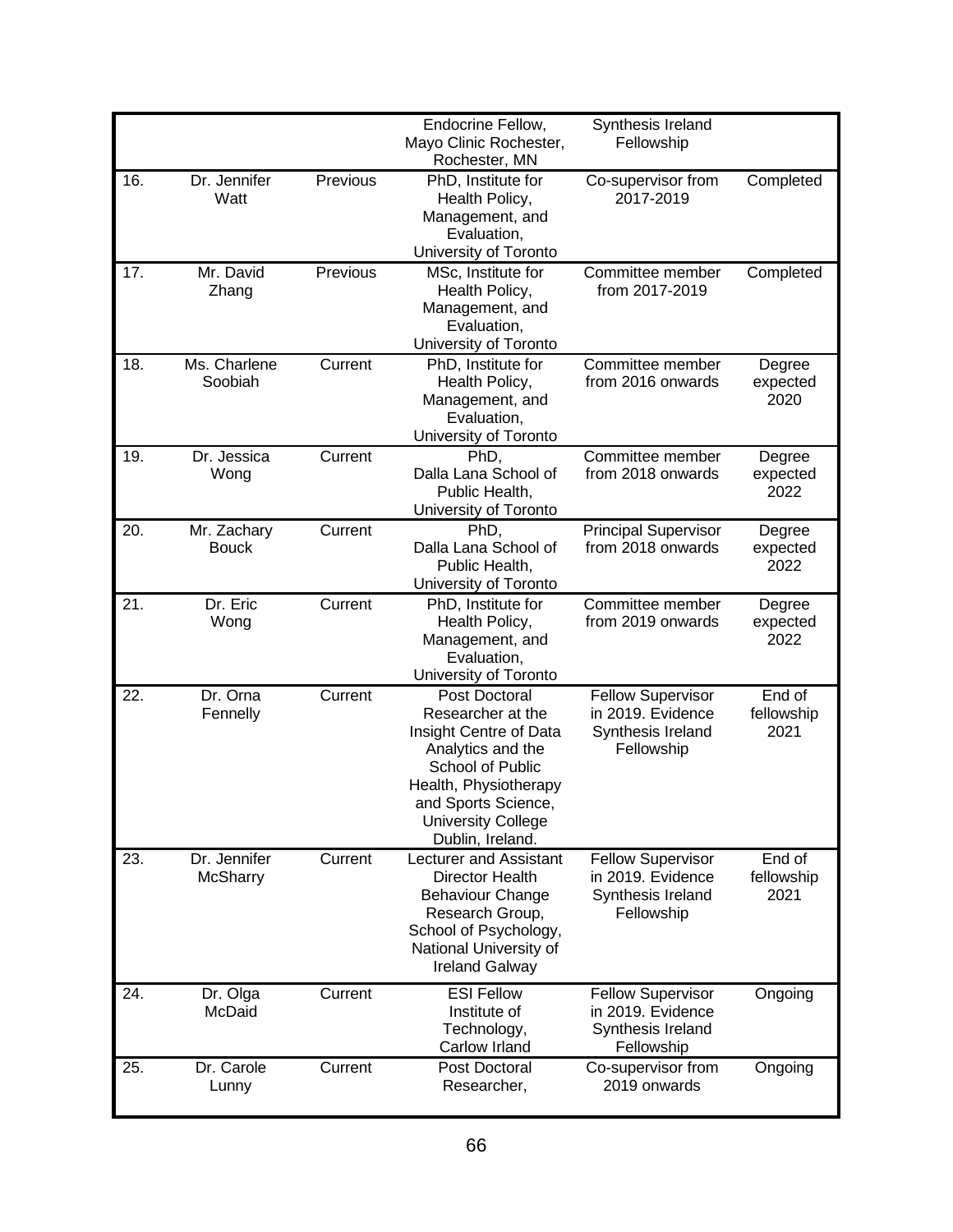| | | | | | |
|---|---|---|---|---|---|
| | | | Endocrine Fellow, Mayo Clinic Rochester, Rochester, MN | Synthesis Ireland Fellowship | |
| 16. | Dr. Jennifer Watt | Previous | PhD, Institute for Health Policy, Management, and Evaluation, University of Toronto | Co-supervisor from 2017-2019 | Completed |
| 17. | Mr. David Zhang | Previous | MSc, Institute for Health Policy, Management, and Evaluation, University of Toronto | Committee member from 2017-2019 | Completed |
| 18. | Ms. Charlene Soobiah | Current | PhD, Institute for Health Policy, Management, and Evaluation, University of Toronto | Committee member from 2016 onwards | Degree expected 2020 |
| 19. | Dr. Jessica Wong | Current | PhD, Dalla Lana School of Public Health, University of Toronto | Committee member from 2018 onwards | Degree expected 2022 |
| 20. | Mr. Zachary Bouck | Current | PhD, Dalla Lana School of Public Health, University of Toronto | Principal Supervisor from 2018 onwards | Degree expected 2022 |
| 21. | Dr. Eric Wong | Current | PhD, Institute for Health Policy, Management, and Evaluation, University of Toronto | Committee member from 2019 onwards | Degree expected 2022 |
| 22. | Dr. Orna Fennelly | Current | Post Doctoral Researcher at the Insight Centre of Data Analytics and the School of Public Health, Physiotherapy and Sports Science, University College Dublin, Ireland. | Fellow Supervisor in 2019. Evidence Synthesis Ireland Fellowship | End of fellowship 2021 |
| 23. | Dr. Jennifer McSharry | Current | Lecturer and Assistant Director Health Behaviour Change Research Group, School of Psychology, National University of Ireland Galway | Fellow Supervisor in 2019. Evidence Synthesis Ireland Fellowship | End of fellowship 2021 |
| 24. | Dr. Olga McDaid | Current | ESI Fellow Institute of Technology, Carlow Irland | Fellow Supervisor in 2019. Evidence Synthesis Ireland Fellowship | Ongoing |
| 25. | Dr. Carole Lunny | Current | Post Doctoral Researcher, | Co-supervisor from 2019 onwards | Ongoing |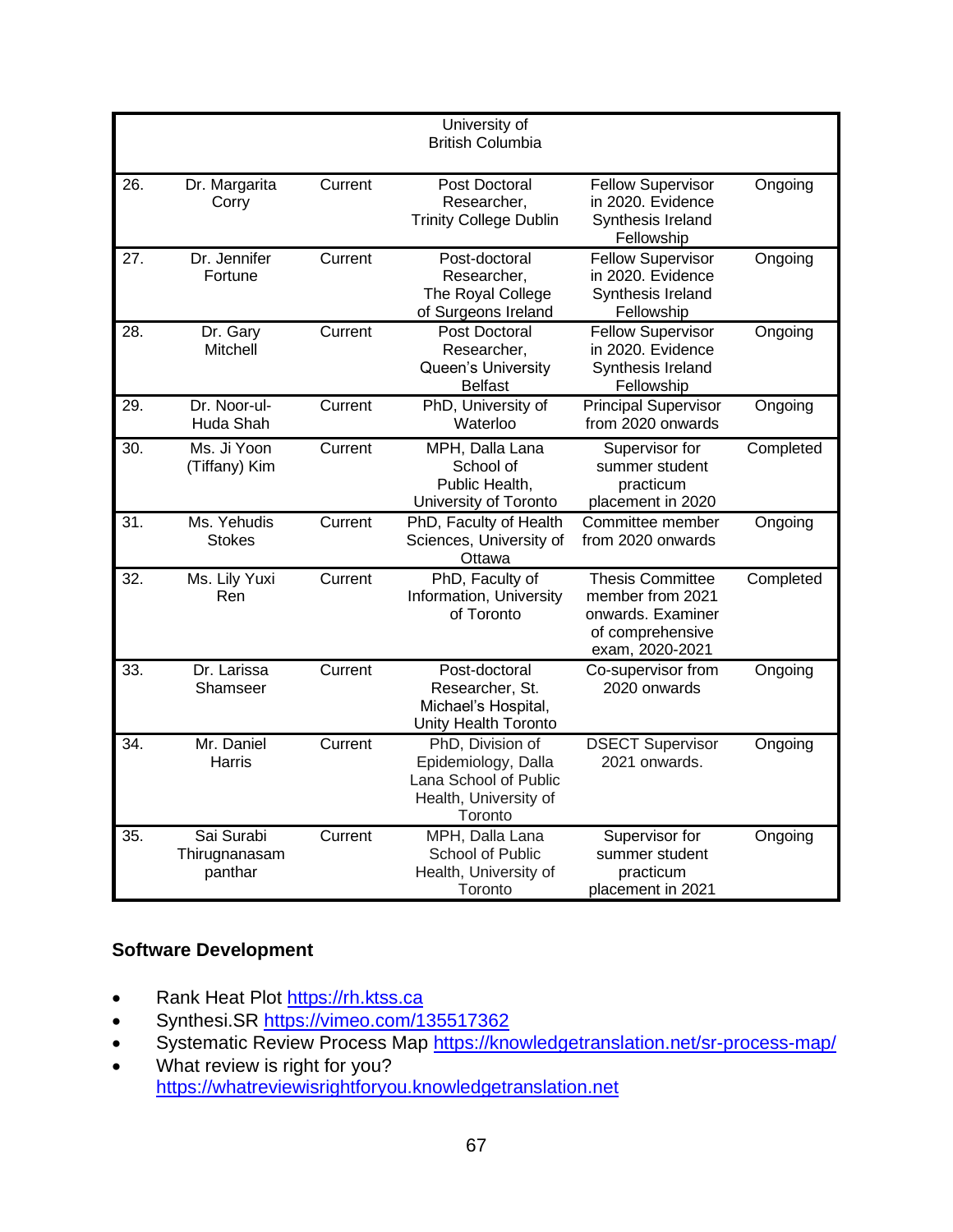| | | | University of British Columbia | | |
|---|---|---|---|---|---|
| 26. | Dr. Margarita Corry | Current | Post Doctoral Researcher, Trinity College Dublin | Fellow Supervisor in 2020. Evidence Synthesis Ireland Fellowship | Ongoing |
| 27. | Dr. Jennifer Fortune | Current | Post-doctoral Researcher, The Royal College of Surgeons Ireland | Fellow Supervisor in 2020. Evidence Synthesis Ireland Fellowship | Ongoing |
| 28. | Dr. Gary Mitchell | Current | Post Doctoral Researcher, Queen's University Belfast | Fellow Supervisor in 2020. Evidence Synthesis Ireland Fellowship | Ongoing |
| 29. | Dr. Noor-ul-Huda Shah | Current | PhD, University of Waterloo | Principal Supervisor from 2020 onwards | Ongoing |
| 30. | Ms. Ji Yoon (Tiffany) Kim | Current | MPH, Dalla Lana School of Public Health, University of Toronto | Supervisor for summer student practicum placement in 2020 | Completed |
| 31. | Ms. Yehudis Stokes | Current | PhD, Faculty of Health Sciences, University of Ottawa | Committee member from 2020 onwards | Ongoing |
| 32. | Ms. Lily Yuxi Ren | Current | PhD, Faculty of Information, University of Toronto | Thesis Committee member from 2021 onwards. Examiner of comprehensive exam, 2020-2021 | Completed |
| 33. | Dr. Larissa Shamseer | Current | Post-doctoral Researcher, St. Michael's Hospital, Unity Health Toronto | Co-supervisor from 2020 onwards | Ongoing |
| 34. | Mr. Daniel Harris | Current | PhD, Division of Epidemiology, Dalla Lana School of Public Health, University of Toronto | DSECT Supervisor 2021 onwards. | Ongoing |
| 35. | Sai Surabi Thirugnanasam panthar | Current | MPH, Dalla Lana School of Public Health, University of Toronto | Supervisor for summer student practicum placement in 2021 | Ongoing |

**Software Development**

- Rank Heat Plot https://rh.ktss.ca
- Synthesi.SR https://vimeo.com/135517362
- Systematic Review Process Map https://knowledgetranslation.net/sr-process-map/
- What review is right for you? https://whatreviewisrightforyou.knowledgetranslation.net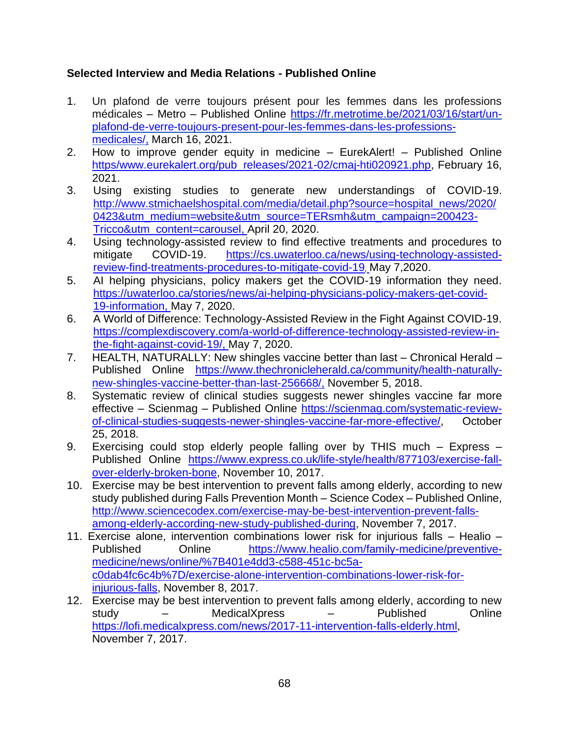**Selected Interview and Media Relations - Published Online**

1. Un plafond de verre toujours présent pour les femmes dans les professions médicales – Metro – Published Online https://fr.metrotime.be/2021/03/16/start/un-plafond-de-verre-toujours-present-pour-les-femmes-dans-les-professions-medicales/, March 16, 2021.
2. How to improve gender equity in medicine – EurekAlert! – Published Online https/www.eurekalert.org/pub_releases/2021-02/cmaj-hti020921.php, February 16, 2021.
3. Using existing studies to generate new understandings of COVID-19. http://www.stmichaelshospital.com/media/detail.php?source=hospital_news/2020/0423&utm_medium=website&utm_source=TERsmh&utm_campaign=200423-Tricco&utm_content=carousel, April 20, 2020.
4. Using technology-assisted review to find effective treatments and procedures to mitigate COVID-19. https://cs.uwaterloo.ca/news/using-technology-assisted-review-find-treatments-procedures-to-mitigate-covid-19, May 7,2020.
5. AI helping physicians, policy makers get the COVID-19 information they need. https://uwaterloo.ca/stories/news/ai-helping-physicians-policy-makers-get-covid-19-information, May 7, 2020.
6. A World of Difference: Technology-Assisted Review in the Fight Against COVID-19. https://complexdiscovery.com/a-world-of-difference-technology-assisted-review-in-the-fight-against-covid-19/, May 7, 2020.
7. HEALTH, NATURALLY: New shingles vaccine better than last – Chronical Herald – Published Online https://www.thechronicleherald.ca/community/health-naturally-new-shingles-vaccine-better-than-last-256668/, November 5, 2018.
8. Systematic review of clinical studies suggests newer shingles vaccine far more effective – Scienmag – Published Online https://scienmag.com/systematic-review-of-clinical-studies-suggests-newer-shingles-vaccine-far-more-effective/, October 25, 2018.
9. Exercising could stop elderly people falling over by THIS much – Express – Published Online https://www.express.co.uk/life-style/health/877103/exercise-fall-over-elderly-broken-bone, November 10, 2017.
10. Exercise may be best intervention to prevent falls among elderly, according to new study published during Falls Prevention Month – Science Codex – Published Online, http://www.sciencecodex.com/exercise-may-be-best-intervention-prevent-falls-among-elderly-according-new-study-published-during, November 7, 2017.
11. Exercise alone, intervention combinations lower risk for injurious falls – Healio – Published Online https://www.healio.com/family-medicine/preventive-medicine/news/online/%7B401e4dd3-c588-451c-bc5a-c0dab4fc6c4b%7D/exercise-alone-intervention-combinations-lower-risk-for-injurious-falls, November 8, 2017.
12. Exercise may be best intervention to prevent falls among elderly, according to new study – MedicalXpress – Published Online https://lofi.medicalxpress.com/news/2017-11-intervention-falls-elderly.html, November 7, 2017.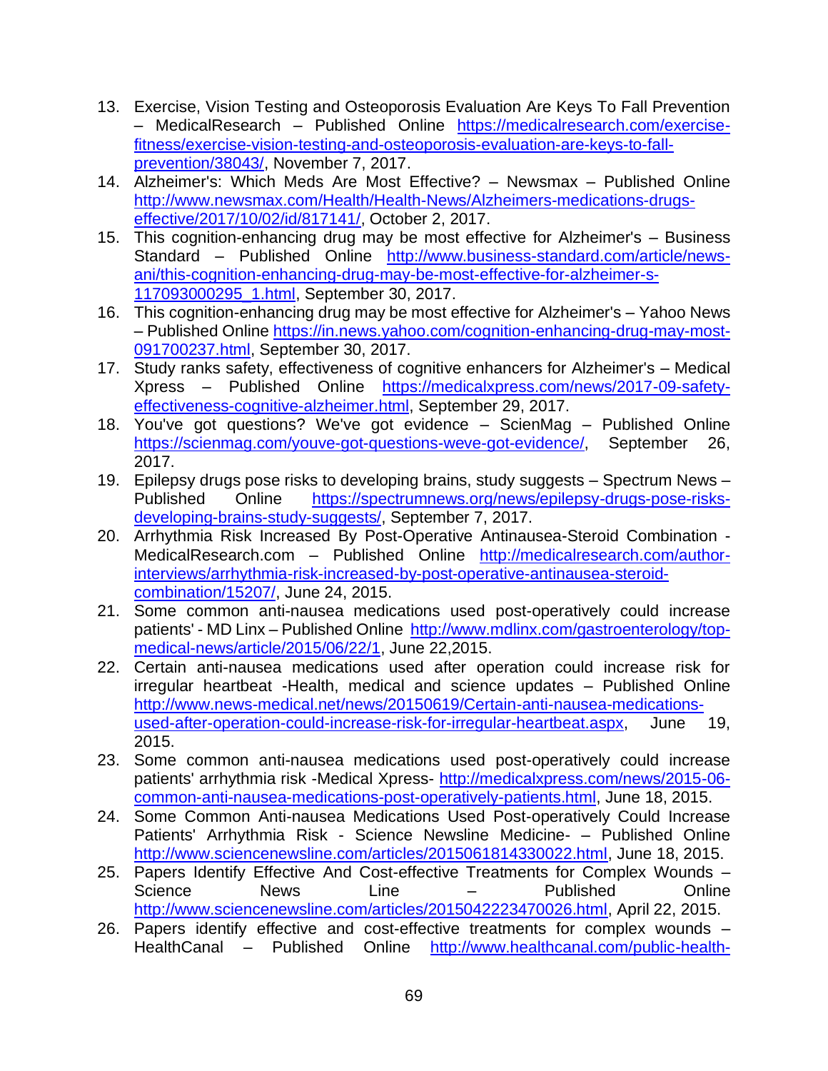13. Exercise, Vision Testing and Osteoporosis Evaluation Are Keys To Fall Prevention – MedicalResearch – Published Online https://medicalresearch.com/exercise-fitness/exercise-vision-testing-and-osteoporosis-evaluation-are-keys-to-fall-prevention/38043/, November 7, 2017.
14. Alzheimer's: Which Meds Are Most Effective? – Newsmax – Published Online http://www.newsmax.com/Health/Health-News/Alzheimers-medications-drugs-effective/2017/10/02/id/817141/, October 2, 2017.
15. This cognition-enhancing drug may be most effective for Alzheimer's – Business Standard – Published Online http://www.business-standard.com/article/news-ani/this-cognition-enhancing-drug-may-be-most-effective-for-alzheimer-s-117093000295_1.html, September 30, 2017.
16. This cognition-enhancing drug may be most effective for Alzheimer's – Yahoo News – Published Online https://in.news.yahoo.com/cognition-enhancing-drug-may-most-091700237.html, September 30, 2017.
17. Study ranks safety, effectiveness of cognitive enhancers for Alzheimer's – Medical Xpress – Published Online https://medicalxpress.com/news/2017-09-safety-effectiveness-cognitive-alzheimer.html, September 29, 2017.
18. You've got questions? We've got evidence – ScienMag – Published Online https://scienmag.com/youve-got-questions-weve-got-evidence/, September 26, 2017.
19. Epilepsy drugs pose risks to developing brains, study suggests – Spectrum News – Published Online https://spectrumnews.org/news/epilepsy-drugs-pose-risks-developing-brains-study-suggests/, September 7, 2017.
20. Arrhythmia Risk Increased By Post-Operative Antinausea-Steroid Combination - MedicalResearch.com – Published Online http://medicalresearch.com/author-interviews/arrhythmia-risk-increased-by-post-operative-antinausea-steroid-combination/15207/, June 24, 2015.
21. Some common anti-nausea medications used post-operatively could increase patients' - MD Linx – Published Online http://www.mdlinx.com/gastroenterology/top-medical-news/article/2015/06/22/1, June 22,2015.
22. Certain anti-nausea medications used after operation could increase risk for irregular heartbeat -Health, medical and science updates – Published Online http://www.news-medical.net/news/20150619/Certain-anti-nausea-medications-used-after-operation-could-increase-risk-for-irregular-heartbeat.aspx, June 19, 2015.
23. Some common anti-nausea medications used post-operatively could increase patients' arrhythmia risk -Medical Xpress- http://medicalxpress.com/news/2015-06-common-anti-nausea-medications-post-operatively-patients.html, June 18, 2015.
24. Some Common Anti-nausea Medications Used Post-operatively Could Increase Patients' Arrhythmia Risk - Science Newsline Medicine- – Published Online http://www.sciencenewsline.com/articles/2015061814330022.html, June 18, 2015.
25. Papers Identify Effective And Cost-effective Treatments for Complex Wounds – Science News Line – Published Online http://www.sciencenewsline.com/articles/2015042223470026.html, April 22, 2015.
26. Papers identify effective and cost-effective treatments for complex wounds – HealthCanal – Published Online http://www.healthcanal.com/public-health-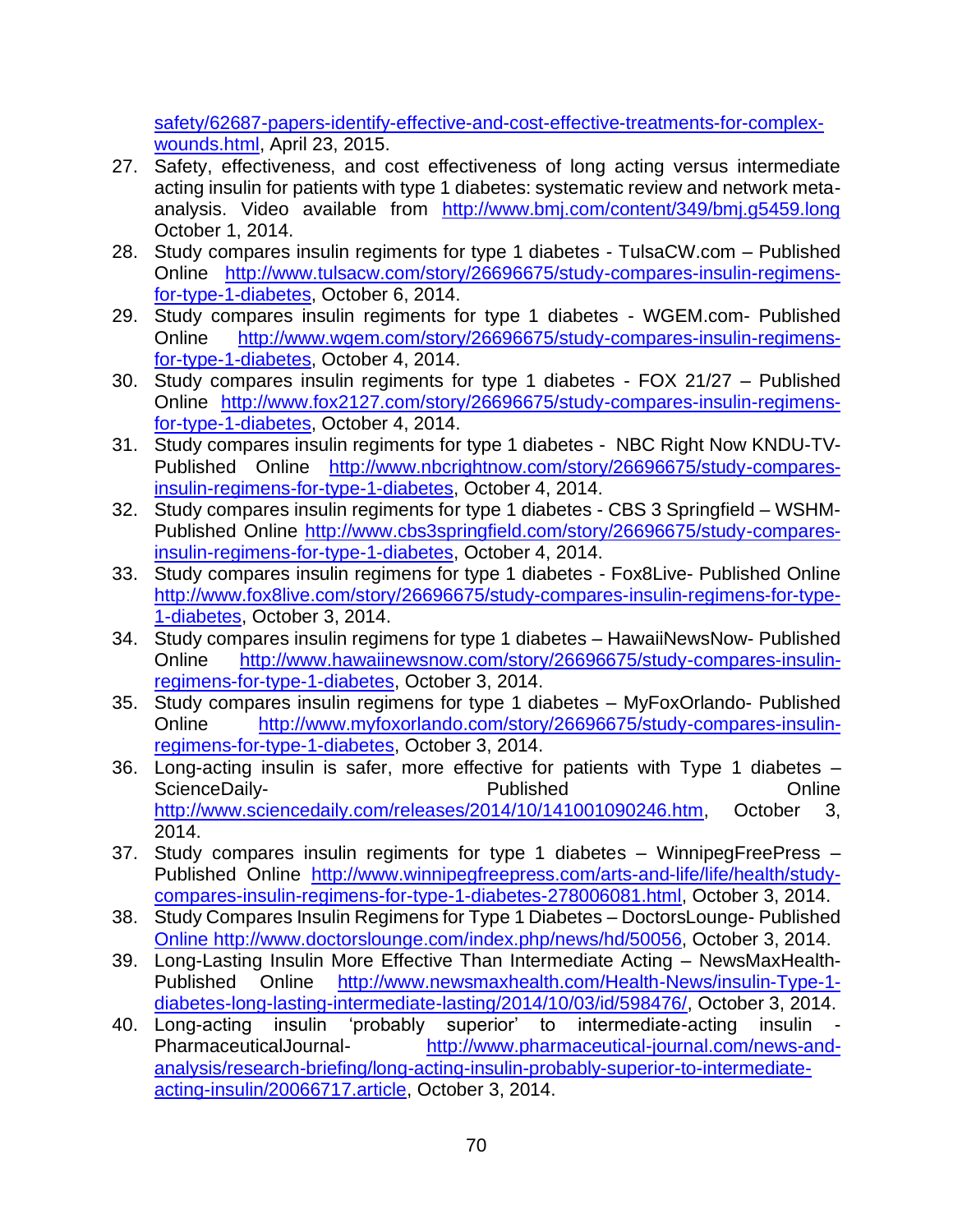safety/62687-papers-identify-effective-and-cost-effective-treatments-for-complex-wounds.html, April 23, 2015.

27. Safety, effectiveness, and cost effectiveness of long acting versus intermediate acting insulin for patients with type 1 diabetes: systematic review and network meta-analysis. Video available from http://www.bmj.com/content/349/bmj.g5459.long October 1, 2014.
28. Study compares insulin regiments for type 1 diabetes - TulsaCW.com – Published Online http://www.tulsacw.com/story/26696675/study-compares-insulin-regimens-for-type-1-diabetes, October 6, 2014.
29. Study compares insulin regiments for type 1 diabetes - WGEM.com- Published Online http://www.wgem.com/story/26696675/study-compares-insulin-regimens-for-type-1-diabetes, October 4, 2014.
30. Study compares insulin regiments for type 1 diabetes - FOX 21/27 – Published Online http://www.fox2127.com/story/26696675/study-compares-insulin-regimens-for-type-1-diabetes, October 4, 2014.
31. Study compares insulin regiments for type 1 diabetes - NBC Right Now KNDU-TV- Published Online http://www.nbcrightnow.com/story/26696675/study-compares-insulin-regimens-for-type-1-diabetes, October 4, 2014.
32. Study compares insulin regiments for type 1 diabetes - CBS 3 Springfield – WSHM- Published Online http://www.cbs3springfield.com/story/26696675/study-compares-insulin-regimens-for-type-1-diabetes, October 4, 2014.
33. Study compares insulin regimens for type 1 diabetes - Fox8Live- Published Online http://www.fox8live.com/story/26696675/study-compares-insulin-regimens-for-type-1-diabetes, October 3, 2014.
34. Study compares insulin regimens for type 1 diabetes – HawaiiNewsNow- Published Online http://www.hawaiinewsnow.com/story/26696675/study-compares-insulin-regimens-for-type-1-diabetes, October 3, 2014.
35. Study compares insulin regimens for type 1 diabetes – MyFoxOrlando- Published Online http://www.myfoxorlando.com/story/26696675/study-compares-insulin-regimens-for-type-1-diabetes, October 3, 2014.
36. Long-acting insulin is safer, more effective for patients with Type 1 diabetes – ScienceDaily- Published Online http://www.sciencedaily.com/releases/2014/10/141001090246.htm, October 3, 2014.
37. Study compares insulin regiments for type 1 diabetes – WinnipegFreePress – Published Online http://www.winnipegfreepress.com/arts-and-life/life/health/study-compares-insulin-regimens-for-type-1-diabetes-278006081.html, October 3, 2014.
38. Study Compares Insulin Regimens for Type 1 Diabetes – DoctorsLounge- Published Online http://www.doctorslounge.com/index.php/news/hd/50056, October 3, 2014.
39. Long-Lasting Insulin More Effective Than Intermediate Acting – NewsMaxHealth- Published Online http://www.newsmaxhealth.com/Health-News/insulin-Type-1-diabetes-long-lasting-intermediate-lasting/2014/10/03/id/598476/, October 3, 2014.
40. Long-acting insulin 'probably superior' to intermediate-acting insulin - PharmaceuticalJournal- http://www.pharmaceutical-journal.com/news-and-analysis/research-briefing/long-acting-insulin-probably-superior-to-intermediate-acting-insulin/20066717.article, October 3, 2014.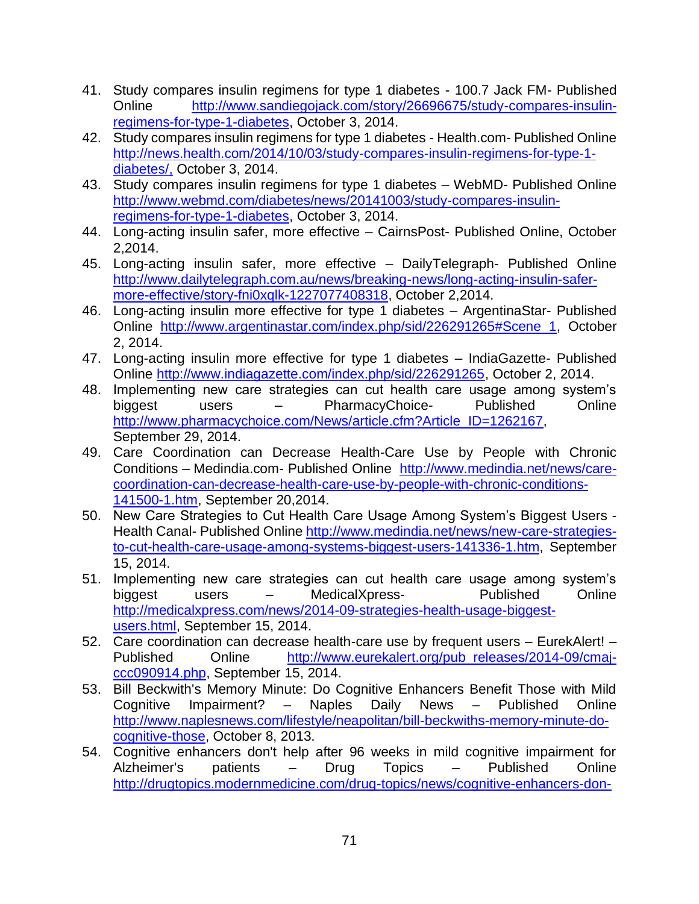41. Study compares insulin regimens for type 1 diabetes - 100.7 Jack FM- Published Online http://www.sandiegojack.com/story/26696675/study-compares-insulin-regimens-for-type-1-diabetes, October 3, 2014.
42. Study compares insulin regimens for type 1 diabetes - Health.com- Published Online http://news.health.com/2014/10/03/study-compares-insulin-regimens-for-type-1-diabetes/, October 3, 2014.
43. Study compares insulin regimens for type 1 diabetes – WebMD- Published Online http://www.webmd.com/diabetes/news/20141003/study-compares-insulin-regimens-for-type-1-diabetes, October 3, 2014.
44. Long-acting insulin safer, more effective – CairnsPost- Published Online, October 2,2014.
45. Long-acting insulin safer, more effective – DailyTelegraph- Published Online http://www.dailytelegraph.com.au/news/breaking-news/long-acting-insulin-safer-more-effective/story-fni0xqlk-1227077408318, October 2,2014.
46. Long-acting insulin more effective for type 1 diabetes – ArgentinaStar- Published Online http://www.argentinastar.com/index.php/sid/226291265#Scene_1, October 2, 2014.
47. Long-acting insulin more effective for type 1 diabetes – IndiaGazette- Published Online http://www.indiagazette.com/index.php/sid/226291265, October 2, 2014.
48. Implementing new care strategies can cut health care usage among system's biggest users – PharmacyChoice- Published Online http://www.pharmacychoice.com/News/article.cfm?Article_ID=1262167, September 29, 2014.
49. Care Coordination can Decrease Health-Care Use by People with Chronic Conditions – Medindia.com- Published Online http://www.medindia.net/news/care-coordination-can-decrease-health-care-use-by-people-with-chronic-conditions-141500-1.htm, September 20,2014.
50. New Care Strategies to Cut Health Care Usage Among System's Biggest Users - Health Canal- Published Online http://www.medindia.net/news/new-care-strategies-to-cut-health-care-usage-among-systems-biggest-users-141336-1.htm, September 15, 2014.
51. Implementing new care strategies can cut health care usage among system's biggest users – MedicalXpress- Published Online http://medicalxpress.com/news/2014-09-strategies-health-usage-biggest-users.html, September 15, 2014.
52. Care coordination can decrease health-care use by frequent users – EurekAlert! – Published Online http://www.eurekalert.org/pub_releases/2014-09/cmaj-ccc090914.php, September 15, 2014.
53. Bill Beckwith's Memory Minute: Do Cognitive Enhancers Benefit Those with Mild Cognitive Impairment? – Naples Daily News – Published Online http://www.naplesnews.com/lifestyle/neapolitan/bill-beckwiths-memory-minute-do-cognitive-those, October 8, 2013.
54. Cognitive enhancers don't help after 96 weeks in mild cognitive impairment for Alzheimer's patients – Drug Topics – Published Online http://drugtopics.modernmedicine.com/drug-topics/news/cognitive-enhancers-don-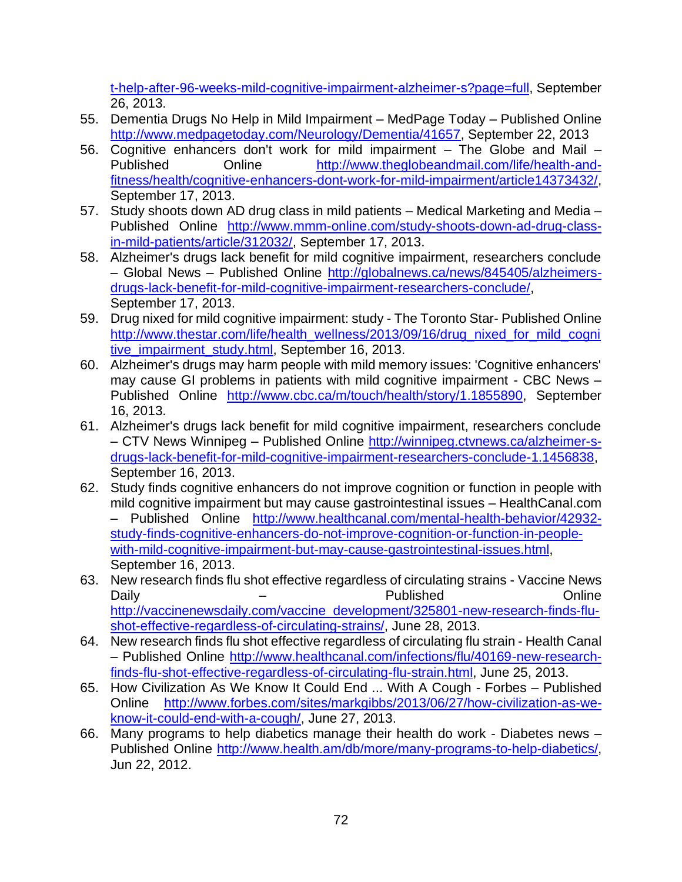t-help-after-96-weeks-mild-cognitive-impairment-alzheimer-s?page=full, September 26, 2013.

55. Dementia Drugs No Help in Mild Impairment – MedPage Today – Published Online http://www.medpagetoday.com/Neurology/Dementia/41657, September 22, 2013
56. Cognitive enhancers don't work for mild impairment – The Globe and Mail – Published Online http://www.theglobeandmail.com/life/health-and-fitness/health/cognitive-enhancers-dont-work-for-mild-impairment/article14373432/, September 17, 2013.
57. Study shoots down AD drug class in mild patients – Medical Marketing and Media – Published Online http://www.mmm-online.com/study-shoots-down-ad-drug-class-in-mild-patients/article/312032/, September 17, 2013.
58. Alzheimer's drugs lack benefit for mild cognitive impairment, researchers conclude – Global News – Published Online http://globalnews.ca/news/845405/alzheimers-drugs-lack-benefit-for-mild-cognitive-impairment-researchers-conclude/, September 17, 2013.
59. Drug nixed for mild cognitive impairment: study - The Toronto Star- Published Online http://www.thestar.com/life/health_wellness/2013/09/16/drug_nixed_for_mild_cognitive_impairment_study.html, September 16, 2013.
60. Alzheimer's drugs may harm people with mild memory issues: 'Cognitive enhancers' may cause GI problems in patients with mild cognitive impairment - CBC News – Published Online http://www.cbc.ca/m/touch/health/story/1.1855890, September 16, 2013.
61. Alzheimer's drugs lack benefit for mild cognitive impairment, researchers conclude – CTV News Winnipeg – Published Online http://winnipeg.ctvnews.ca/alzheimer-s-drugs-lack-benefit-for-mild-cognitive-impairment-researchers-conclude-1.1456838, September 16, 2013.
62. Study finds cognitive enhancers do not improve cognition or function in people with mild cognitive impairment but may cause gastrointestinal issues – HealthCanal.com – Published Online http://www.healthcanal.com/mental-health-behavior/42932-study-finds-cognitive-enhancers-do-not-improve-cognition-or-function-in-people-with-mild-cognitive-impairment-but-may-cause-gastrointestinal-issues.html, September 16, 2013.
63. New research finds flu shot effective regardless of circulating strains - Vaccine News Daily – Published Online http://vaccinenewsdaily.com/vaccine_development/325801-new-research-finds-flu-shot-effective-regardless-of-circulating-strains/, June 28, 2013.
64. New research finds flu shot effective regardless of circulating flu strain - Health Canal – Published Online http://www.healthcanal.com/infections/flu/40169-new-research-finds-flu-shot-effective-regardless-of-circulating-flu-strain.html, June 25, 2013.
65. How Civilization As We Know It Could End ... With A Cough - Forbes – Published Online http://www.forbes.com/sites/markgibbs/2013/06/27/how-civilization-as-we-know-it-could-end-with-a-cough/, June 27, 2013.
66. Many programs to help diabetics manage their health do work - Diabetes news – Published Online http://www.health.am/db/more/many-programs-to-help-diabetics/, Jun 22, 2012.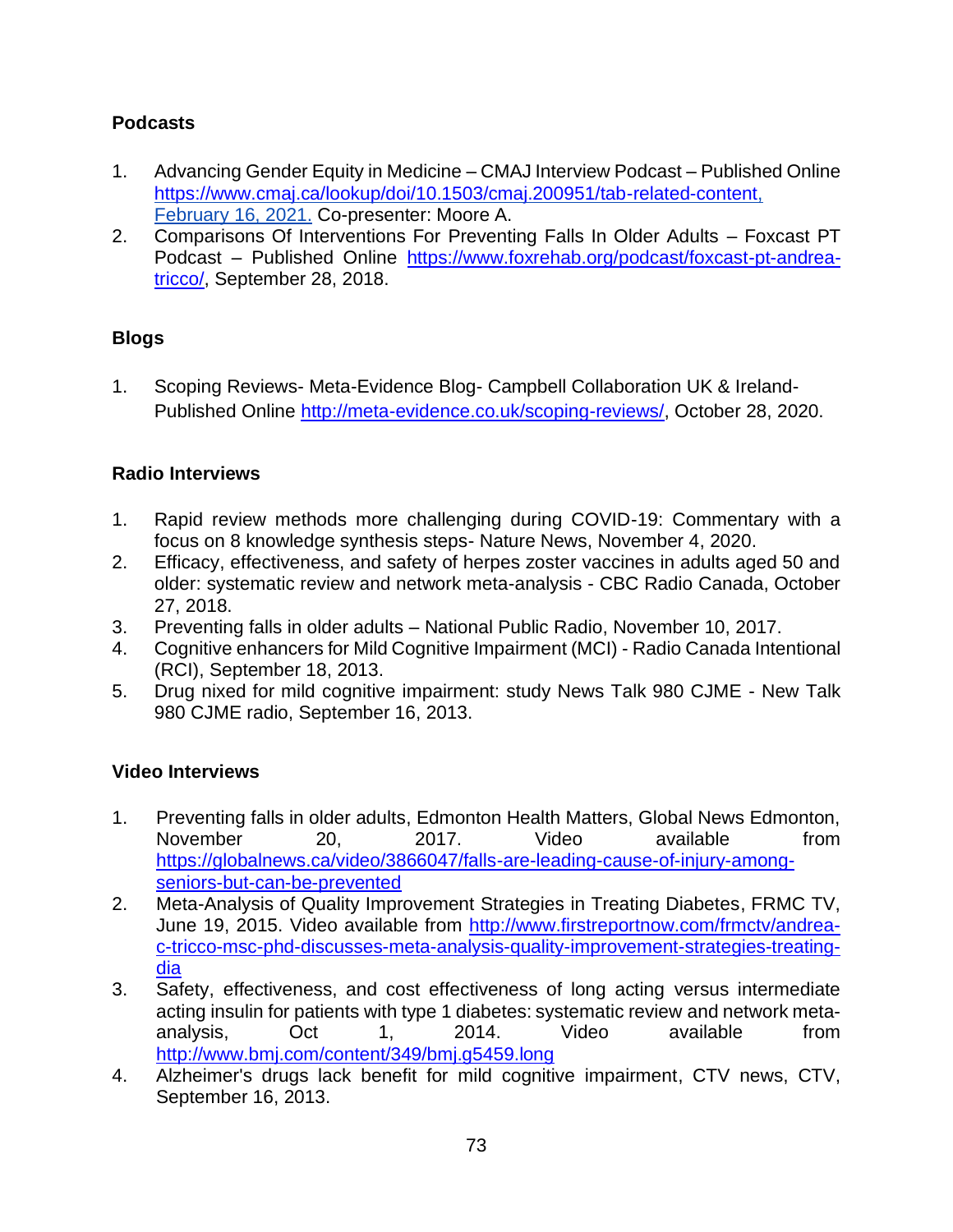**Podcasts**

1. Advancing Gender Equity in Medicine – CMAJ Interview Podcast – Published Online https://www.cmaj.ca/lookup/doi/10.1503/cmaj.200951/tab-related-content, February 16, 2021. Co-presenter: Moore A.
2. Comparisons Of Interventions For Preventing Falls In Older Adults – Foxcast PT Podcast – Published Online https://www.foxrehab.org/podcast/foxcast-pt-andrea-tricco/, September 28, 2018.

**Blogs**

1. Scoping Reviews- Meta-Evidence Blog- Campbell Collaboration UK & Ireland- Published Online http://meta-evidence.co.uk/scoping-reviews/, October 28, 2020.

**Radio Interviews**

1. Rapid review methods more challenging during COVID-19: Commentary with a focus on 8 knowledge synthesis steps- Nature News, November 4, 2020.
2. Efficacy, effectiveness, and safety of herpes zoster vaccines in adults aged 50 and older: systematic review and network meta-analysis - CBC Radio Canada, October 27, 2018.
3. Preventing falls in older adults – National Public Radio, November 10, 2017.
4. Cognitive enhancers for Mild Cognitive Impairment (MCI) - Radio Canada Intentional (RCI), September 18, 2013.
5. Drug nixed for mild cognitive impairment: study News Talk 980 CJME - New Talk 980 CJME radio, September 16, 2013.

**Video Interviews**

1. Preventing falls in older adults, Edmonton Health Matters, Global News Edmonton, November 20, 2017. Video available from https://globalnews.ca/video/3866047/falls-are-leading-cause-of-injury-among-seniors-but-can-be-prevented
2. Meta-Analysis of Quality Improvement Strategies in Treating Diabetes, FRMC TV, June 19, 2015. Video available from http://www.firstreportnow.com/frmctv/andrea-c-tricco-msc-phd-discusses-meta-analysis-quality-improvement-strategies-treating-dia
3. Safety, effectiveness, and cost effectiveness of long acting versus intermediate acting insulin for patients with type 1 diabetes: systematic review and network meta-analysis, Oct 1, 2014. Video available from http://www.bmj.com/content/349/bmj.g5459.long
4. Alzheimer's drugs lack benefit for mild cognitive impairment, CTV news, CTV, September 16, 2013.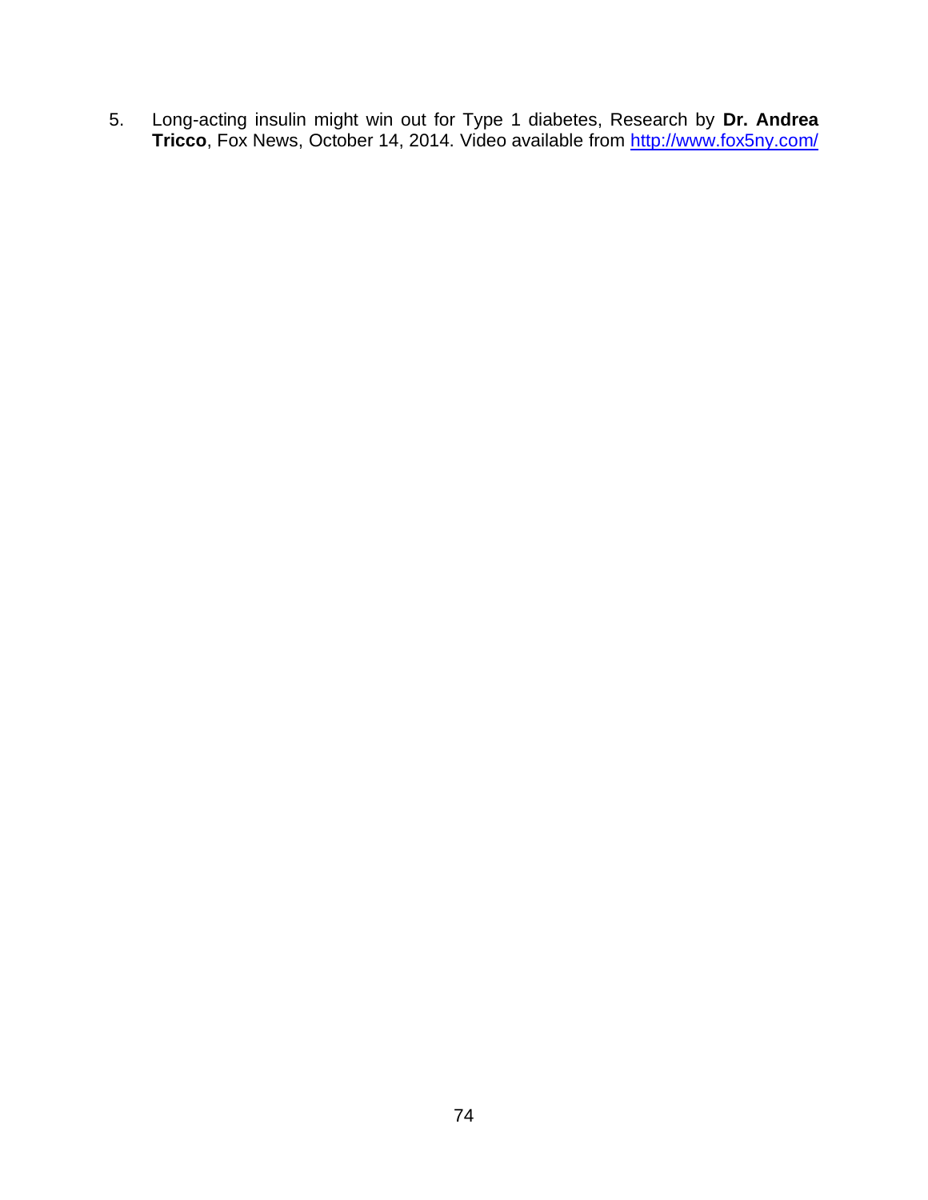5. Long-acting insulin might win out for Type 1 diabetes, Research by **Dr. Andrea Tricco**, Fox News, October 14, 2014. Video available from http://www.fox5ny.com/